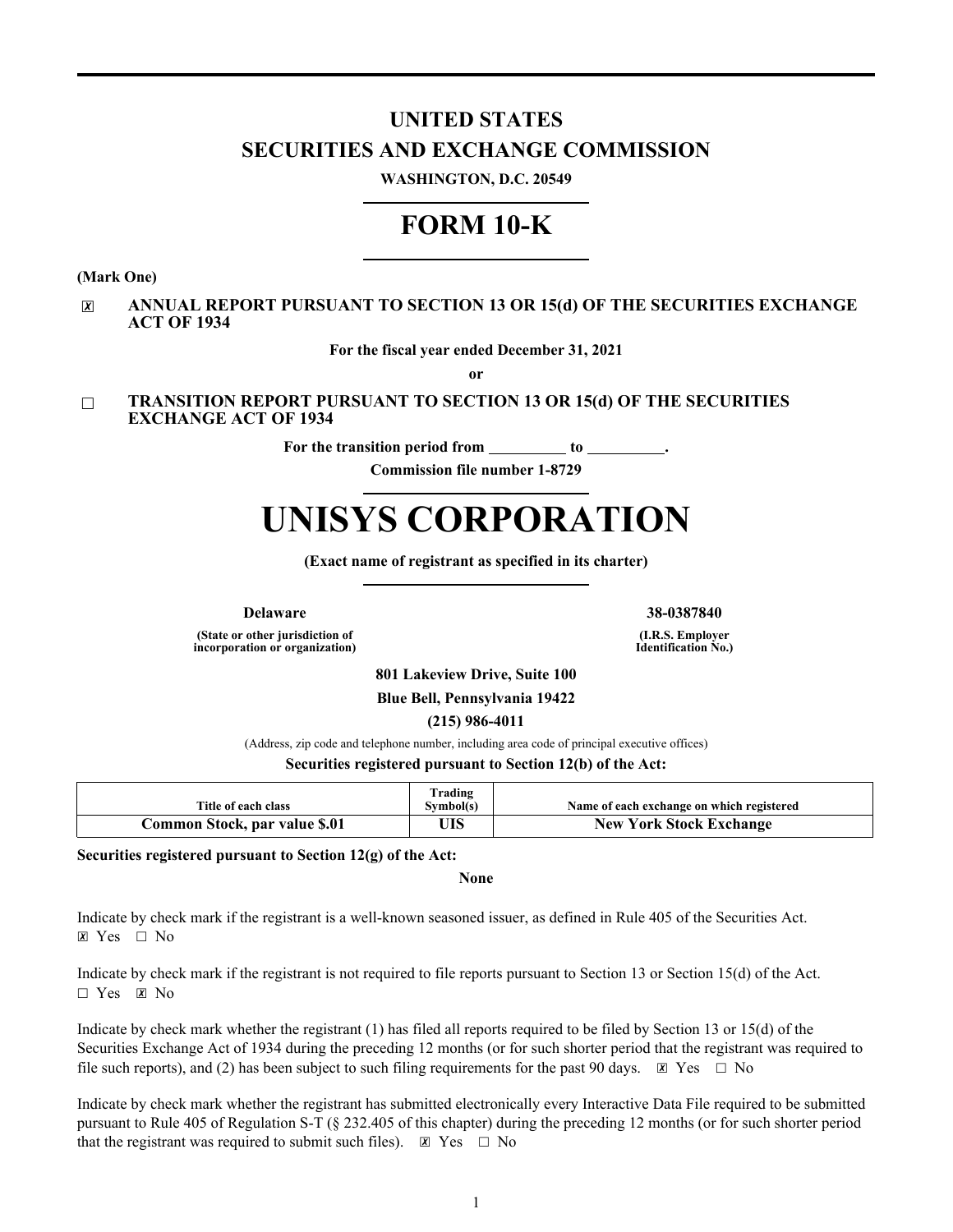# UNITED STATES
# SECURITIES AND EXCHANGE COMMISSION

**WASHINGTON, D.C. 20549**

# FORM 10-K

**(Mark One)**

☒ **ANNUAL REPORT PURSUANT TO SECTION 13 OR 15(d) OF THE SECURITIES EXCHANGE ACT OF 1934**

**For the fiscal year ended December 31, 2021**

**or**

☐ **TRANSITION REPORT PURSUANT TO SECTION 13 OR 15(d) OF THE SECURITIES EXCHANGE ACT OF 1934**

**For the transition period from \_\_\_\_\_\_\_\_\_\_ to \_\_\_\_\_\_\_\_\_\_.**

**Commission file number 1-8729**

# UNISYS CORPORATION

**(Exact name of registrant as specified in its charter)**

| **Delaware** | **38-0387840** |
|---|---|
| **(State or other jurisdiction of incorporation or organization)** | **(I.R.S. Employer Identification No.)** |

**801 Lakeview Drive, Suite 100**

**Blue Bell, Pennsylvania 19422**

**(215) 986-4011**

(Address, zip code and telephone number, including area code of principal executive offices)

**Securities registered pursuant to Section 12(b) of the Act:**

| Title of each class | Trading Symbol(s) | Name of each exchange on which registered |
|---|---|---|
| **Common Stock, par value $.01** | **UIS** | **New York Stock Exchange** |

**Securities registered pursuant to Section 12(g) of the Act:**

**None**

Indicate by check mark if the registrant is a well-known seasoned issuer, as defined in Rule 405 of the Securities Act.
☒ Yes ☐ No

Indicate by check mark if the registrant is not required to file reports pursuant to Section 13 or Section 15(d) of the Act.
☐ Yes ☒ No

Indicate by check mark whether the registrant (1) has filed all reports required to be filed by Section 13 or 15(d) of the Securities Exchange Act of 1934 during the preceding 12 months (or for such shorter period that the registrant was required to file such reports), and (2) has been subject to such filing requirements for the past 90 days. ☒ Yes ☐ No

Indicate by check mark whether the registrant has submitted electronically every Interactive Data File required to be submitted pursuant to Rule 405 of Regulation S-T (§ 232.405 of this chapter) during the preceding 12 months (or for such shorter period that the registrant was required to submit such files). ☒ Yes ☐ No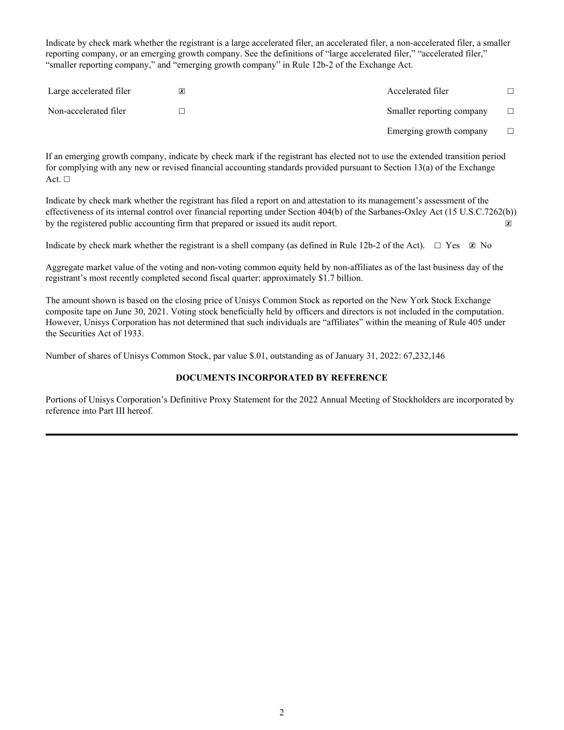Indicate by check mark whether the registrant is a large accelerated filer, an accelerated filer, a non-accelerated filer, a smaller reporting company, or an emerging growth company. See the definitions of "large accelerated filer," "accelerated filer," "smaller reporting company," and "emerging growth company" in Rule 12b-2 of the Exchange Act.

| | | | |
|---|---|---|---|
| Large accelerated filer | ☒ | Accelerated filer | ☐ |
| Non-accelerated filer | ☐ | Smaller reporting company | ☐ |
| | | Emerging growth company | ☐ |

If an emerging growth company, indicate by check mark if the registrant has elected not to use the extended transition period for complying with any new or revised financial accounting standards provided pursuant to Section 13(a) of the Exchange Act. ☐

Indicate by check mark whether the registrant has filed a report on and attestation to its management's assessment of the effectiveness of its internal control over financial reporting under Section 404(b) of the Sarbanes-Oxley Act (15 U.S.C.7262(b)) by the registered public accounting firm that prepared or issued its audit report. ☒

Indicate by check mark whether the registrant is a shell company (as defined in Rule 12b-2 of the Act). ☐ Yes ☒ No

Aggregate market value of the voting and non-voting common equity held by non-affiliates as of the last business day of the registrant's most recently completed second fiscal quarter: approximately $1.7 billion.

The amount shown is based on the closing price of Unisys Common Stock as reported on the New York Stock Exchange composite tape on June 30, 2021. Voting stock beneficially held by officers and directors is not included in the computation. However, Unisys Corporation has not determined that such individuals are "affiliates" within the meaning of Rule 405 under the Securities Act of 1933.

Number of shares of Unisys Common Stock, par value $.01, outstanding as of January 31, 2022: 67,232,146

**DOCUMENTS INCORPORATED BY REFERENCE**

Portions of Unisys Corporation's Definitive Proxy Statement for the 2022 Annual Meeting of Stockholders are incorporated by reference into Part III hereof.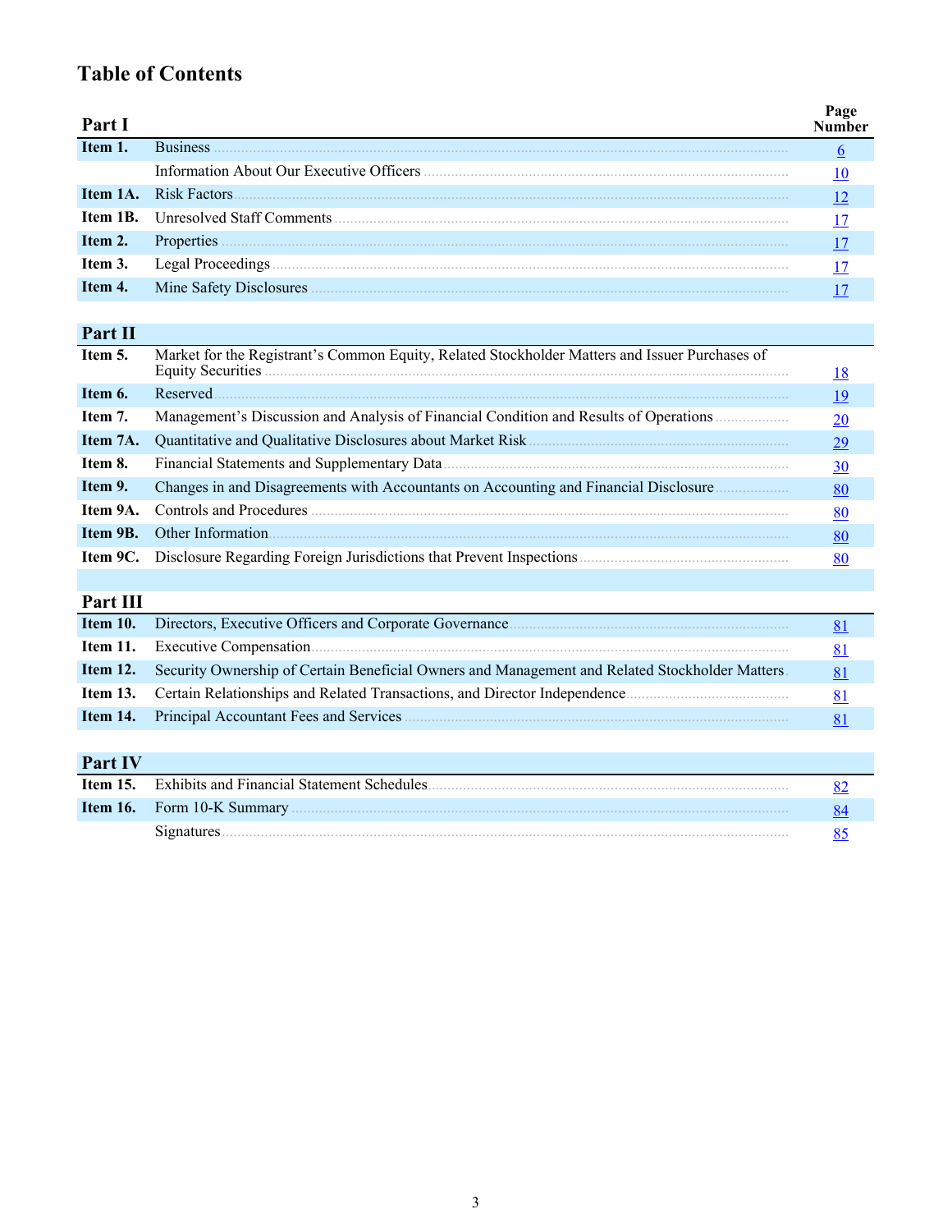# Table of Contents

| Part I | | Page Number |
|---|---|---|
| **Item 1.** | Business | 6 |
| | Information About Our Executive Officers | 10 |
| **Item 1A.** | Risk Factors | 12 |
| **Item 1B.** | Unresolved Staff Comments | 17 |
| **Item 2.** | Properties | 17 |
| **Item 3.** | Legal Proceedings | 17 |
| **Item 4.** | Mine Safety Disclosures | 17 |
| **Part II** | | |
| **Item 5.** | Market for the Registrant's Common Equity, Related Stockholder Matters and Issuer Purchases of Equity Securities | 18 |
| **Item 6.** | Reserved | 19 |
| **Item 7.** | Management's Discussion and Analysis of Financial Condition and Results of Operations | 20 |
| **Item 7A.** | Quantitative and Qualitative Disclosures about Market Risk | 29 |
| **Item 8.** | Financial Statements and Supplementary Data | 30 |
| **Item 9.** | Changes in and Disagreements with Accountants on Accounting and Financial Disclosure | 80 |
| **Item 9A.** | Controls and Procedures | 80 |
| **Item 9B.** | Other Information | 80 |
| **Item 9C.** | Disclosure Regarding Foreign Jurisdictions that Prevent Inspections | 80 |
| **Part III** | | |
| **Item 10.** | Directors, Executive Officers and Corporate Governance | 81 |
| **Item 11.** | Executive Compensation | 81 |
| **Item 12.** | Security Ownership of Certain Beneficial Owners and Management and Related Stockholder Matters | 81 |
| **Item 13.** | Certain Relationships and Related Transactions, and Director Independence | 81 |
| **Item 14.** | Principal Accountant Fees and Services | 81 |
| **Part IV** | | |
| **Item 15.** | Exhibits and Financial Statement Schedules | 82 |
| **Item 16.** | Form 10-K Summary | 84 |
| | Signatures | 85 |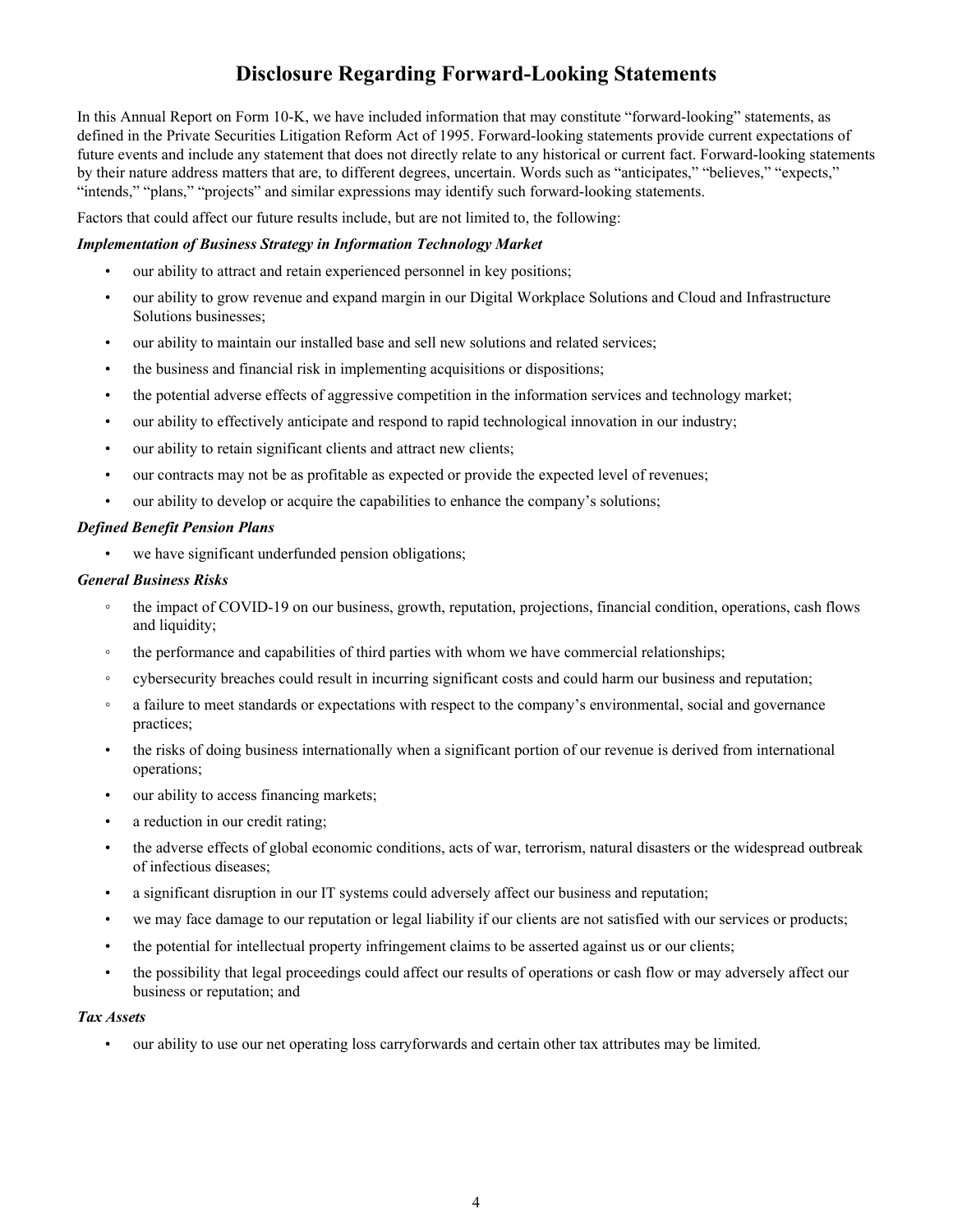# Disclosure Regarding Forward-Looking Statements

In this Annual Report on Form 10-K, we have included information that may constitute "forward-looking" statements, as defined in the Private Securities Litigation Reform Act of 1995. Forward-looking statements provide current expectations of future events and include any statement that does not directly relate to any historical or current fact. Forward-looking statements by their nature address matters that are, to different degrees, uncertain. Words such as "anticipates," "believes," "expects," "intends," "plans," "projects" and similar expressions may identify such forward-looking statements.

Factors that could affect our future results include, but are not limited to, the following:

***Implementation of Business Strategy in Information Technology Market***

- our ability to attract and retain experienced personnel in key positions;
- our ability to grow revenue and expand margin in our Digital Workplace Solutions and Cloud and Infrastructure Solutions businesses;
- our ability to maintain our installed base and sell new solutions and related services;
- the business and financial risk in implementing acquisitions or dispositions;
- the potential adverse effects of aggressive competition in the information services and technology market;
- our ability to effectively anticipate and respond to rapid technological innovation in our industry;
- our ability to retain significant clients and attract new clients;
- our contracts may not be as profitable as expected or provide the expected level of revenues;
- our ability to develop or acquire the capabilities to enhance the company's solutions;

***Defined Benefit Pension Plans***

- we have significant underfunded pension obligations;

***General Business Risks***

- the impact of COVID-19 on our business, growth, reputation, projections, financial condition, operations, cash flows and liquidity;
- the performance and capabilities of third parties with whom we have commercial relationships;
- cybersecurity breaches could result in incurring significant costs and could harm our business and reputation;
- a failure to meet standards or expectations with respect to the company's environmental, social and governance practices;
- the risks of doing business internationally when a significant portion of our revenue is derived from international operations;
- our ability to access financing markets;
- a reduction in our credit rating;
- the adverse effects of global economic conditions, acts of war, terrorism, natural disasters or the widespread outbreak of infectious diseases;
- a significant disruption in our IT systems could adversely affect our business and reputation;
- we may face damage to our reputation or legal liability if our clients are not satisfied with our services or products;
- the potential for intellectual property infringement claims to be asserted against us or our clients;
- the possibility that legal proceedings could affect our results of operations or cash flow or may adversely affect our business or reputation; and

***Tax Assets***

- our ability to use our net operating loss carryforwards and certain other tax attributes may be limited.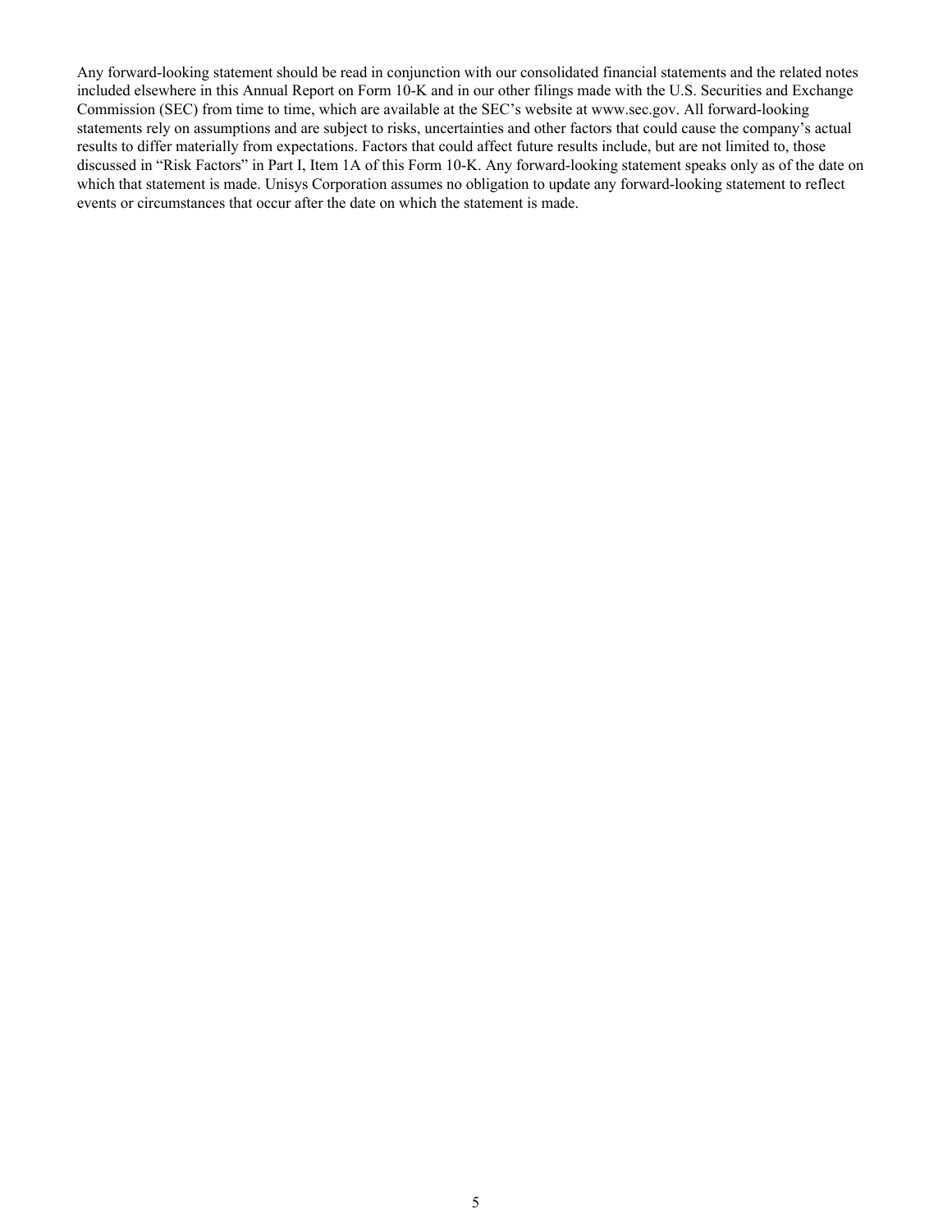Any forward-looking statement should be read in conjunction with our consolidated financial statements and the related notes included elsewhere in this Annual Report on Form 10-K and in our other filings made with the U.S. Securities and Exchange Commission (SEC) from time to time, which are available at the SEC's website at www.sec.gov. All forward-looking statements rely on assumptions and are subject to risks, uncertainties and other factors that could cause the company's actual results to differ materially from expectations. Factors that could affect future results include, but are not limited to, those discussed in "Risk Factors" in Part I, Item 1A of this Form 10-K. Any forward-looking statement speaks only as of the date on which that statement is made. Unisys Corporation assumes no obligation to update any forward-looking statement to reflect events or circumstances that occur after the date on which the statement is made.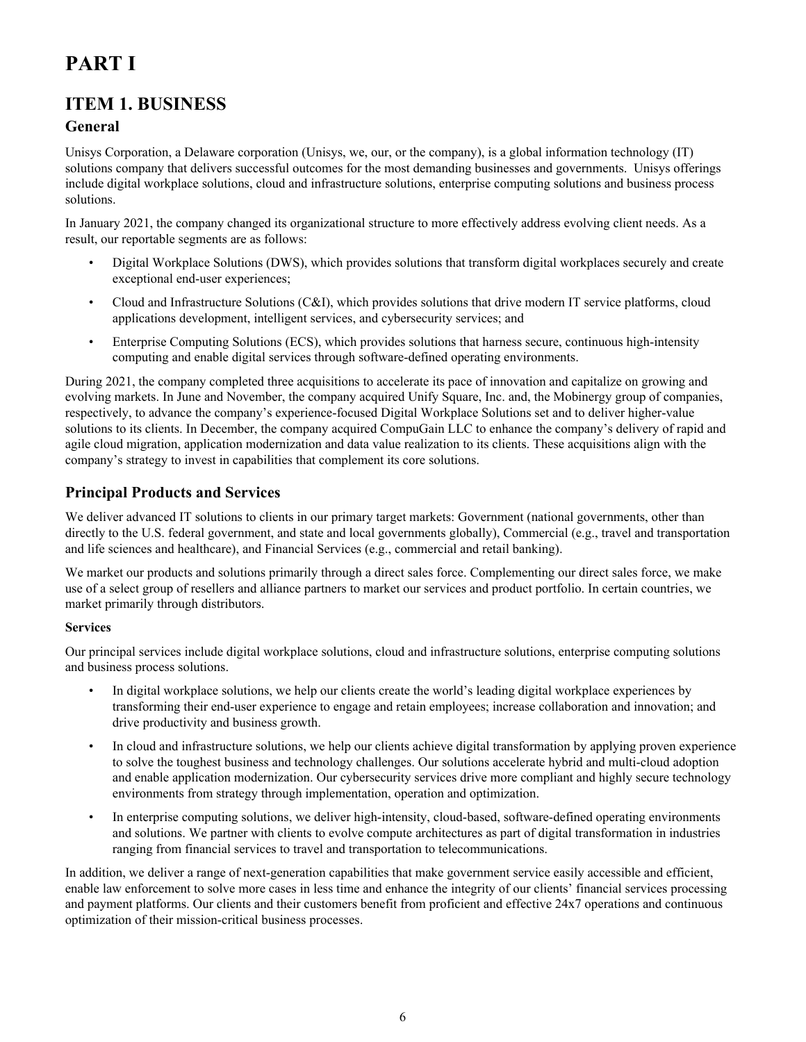# PART I

## ITEM 1. BUSINESS

### General

Unisys Corporation, a Delaware corporation (Unisys, we, our, or the company), is a global information technology (IT) solutions company that delivers successful outcomes for the most demanding businesses and governments. Unisys offerings include digital workplace solutions, cloud and infrastructure solutions, enterprise computing solutions and business process solutions.

In January 2021, the company changed its organizational structure to more effectively address evolving client needs. As a result, our reportable segments are as follows:

- Digital Workplace Solutions (DWS), which provides solutions that transform digital workplaces securely and create exceptional end-user experiences;
- Cloud and Infrastructure Solutions (C&I), which provides solutions that drive modern IT service platforms, cloud applications development, intelligent services, and cybersecurity services; and
- Enterprise Computing Solutions (ECS), which provides solutions that harness secure, continuous high-intensity computing and enable digital services through software-defined operating environments.

During 2021, the company completed three acquisitions to accelerate its pace of innovation and capitalize on growing and evolving markets. In June and November, the company acquired Unify Square, Inc. and, the Mobinergy group of companies, respectively, to advance the company's experience-focused Digital Workplace Solutions set and to deliver higher-value solutions to its clients. In December, the company acquired CompuGain LLC to enhance the company's delivery of rapid and agile cloud migration, application modernization and data value realization to its clients. These acquisitions align with the company's strategy to invest in capabilities that complement its core solutions.

### Principal Products and Services

We deliver advanced IT solutions to clients in our primary target markets: Government (national governments, other than directly to the U.S. federal government, and state and local governments globally), Commercial (e.g., travel and transportation and life sciences and healthcare), and Financial Services (e.g., commercial and retail banking).

We market our products and solutions primarily through a direct sales force. Complementing our direct sales force, we make use of a select group of resellers and alliance partners to market our services and product portfolio. In certain countries, we market primarily through distributors.

**Services**

Our principal services include digital workplace solutions, cloud and infrastructure solutions, enterprise computing solutions and business process solutions.

- In digital workplace solutions, we help our clients create the world's leading digital workplace experiences by transforming their end-user experience to engage and retain employees; increase collaboration and innovation; and drive productivity and business growth.
- In cloud and infrastructure solutions, we help our clients achieve digital transformation by applying proven experience to solve the toughest business and technology challenges. Our solutions accelerate hybrid and multi-cloud adoption and enable application modernization. Our cybersecurity services drive more compliant and highly secure technology environments from strategy through implementation, operation and optimization.
- In enterprise computing solutions, we deliver high-intensity, cloud-based, software-defined operating environments and solutions. We partner with clients to evolve compute architectures as part of digital transformation in industries ranging from financial services to travel and transportation to telecommunications.

In addition, we deliver a range of next-generation capabilities that make government service easily accessible and efficient, enable law enforcement to solve more cases in less time and enhance the integrity of our clients' financial services processing and payment platforms. Our clients and their customers benefit from proficient and effective 24x7 operations and continuous optimization of their mission-critical business processes.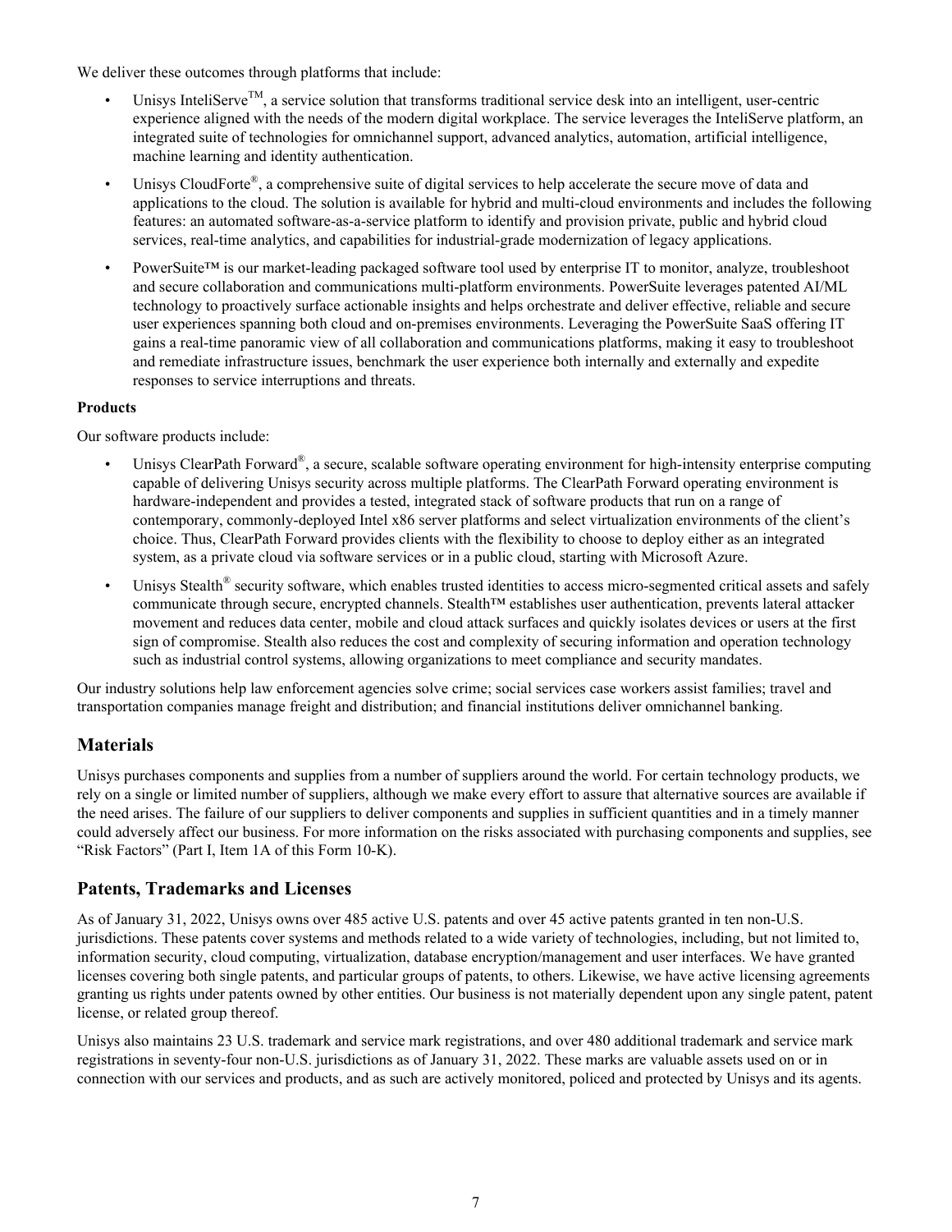We deliver these outcomes through platforms that include:

- Unisys InteliServe™, a service solution that transforms traditional service desk into an intelligent, user-centric experience aligned with the needs of the modern digital workplace. The service leverages the InteliServe platform, an integrated suite of technologies for omnichannel support, advanced analytics, automation, artificial intelligence, machine learning and identity authentication.
- Unisys CloudForte®, a comprehensive suite of digital services to help accelerate the secure move of data and applications to the cloud. The solution is available for hybrid and multi-cloud environments and includes the following features: an automated software-as-a-service platform to identify and provision private, public and hybrid cloud services, real-time analytics, and capabilities for industrial-grade modernization of legacy applications.
- PowerSuite™ is our market-leading packaged software tool used by enterprise IT to monitor, analyze, troubleshoot and secure collaboration and communications multi-platform environments. PowerSuite leverages patented AI/ML technology to proactively surface actionable insights and helps orchestrate and deliver effective, reliable and secure user experiences spanning both cloud and on-premises environments. Leveraging the PowerSuite SaaS offering IT gains a real-time panoramic view of all collaboration and communications platforms, making it easy to troubleshoot and remediate infrastructure issues, benchmark the user experience both internally and externally and expedite responses to service interruptions and threats.

**Products**

Our software products include:

- Unisys ClearPath Forward®, a secure, scalable software operating environment for high-intensity enterprise computing capable of delivering Unisys security across multiple platforms. The ClearPath Forward operating environment is hardware-independent and provides a tested, integrated stack of software products that run on a range of contemporary, commonly-deployed Intel x86 server platforms and select virtualization environments of the client's choice. Thus, ClearPath Forward provides clients with the flexibility to choose to deploy either as an integrated system, as a private cloud via software services or in a public cloud, starting with Microsoft Azure.
- Unisys Stealth® security software, which enables trusted identities to access micro-segmented critical assets and safely communicate through secure, encrypted channels. Stealth™ establishes user authentication, prevents lateral attacker movement and reduces data center, mobile and cloud attack surfaces and quickly isolates devices or users at the first sign of compromise. Stealth also reduces the cost and complexity of securing information and operation technology such as industrial control systems, allowing organizations to meet compliance and security mandates.

Our industry solutions help law enforcement agencies solve crime; social services case workers assist families; travel and transportation companies manage freight and distribution; and financial institutions deliver omnichannel banking.

## Materials

Unisys purchases components and supplies from a number of suppliers around the world. For certain technology products, we rely on a single or limited number of suppliers, although we make every effort to assure that alternative sources are available if the need arises. The failure of our suppliers to deliver components and supplies in sufficient quantities and in a timely manner could adversely affect our business. For more information on the risks associated with purchasing components and supplies, see "Risk Factors" (Part I, Item 1A of this Form 10-K).

## Patents, Trademarks and Licenses

As of January 31, 2022, Unisys owns over 485 active U.S. patents and over 45 active patents granted in ten non-U.S. jurisdictions. These patents cover systems and methods related to a wide variety of technologies, including, but not limited to, information security, cloud computing, virtualization, database encryption/management and user interfaces. We have granted licenses covering both single patents, and particular groups of patents, to others. Likewise, we have active licensing agreements granting us rights under patents owned by other entities. Our business is not materially dependent upon any single patent, patent license, or related group thereof.

Unisys also maintains 23 U.S. trademark and service mark registrations, and over 480 additional trademark and service mark registrations in seventy-four non-U.S. jurisdictions as of January 31, 2022. These marks are valuable assets used on or in connection with our services and products, and as such are actively monitored, policed and protected by Unisys and its agents.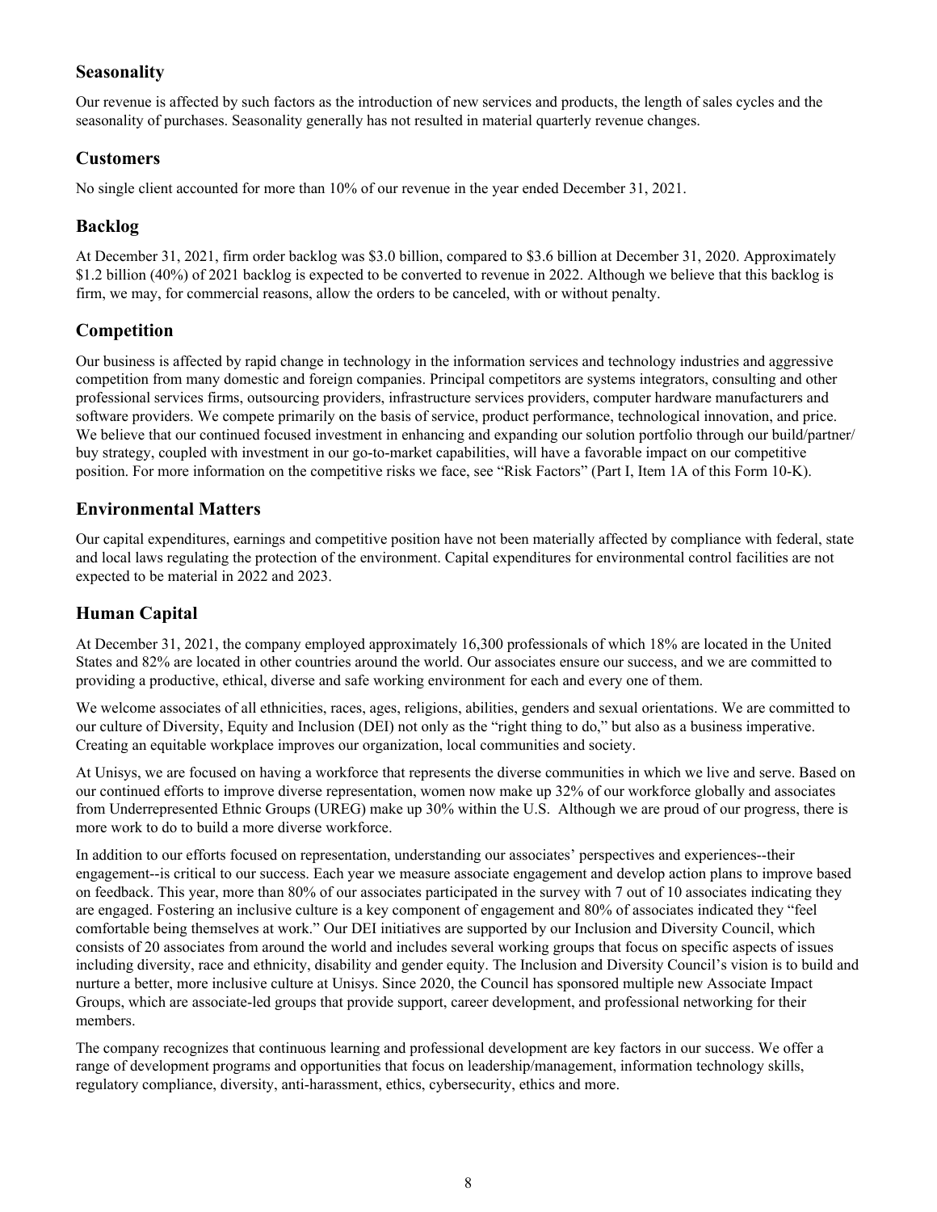## Seasonality

Our revenue is affected by such factors as the introduction of new services and products, the length of sales cycles and the seasonality of purchases. Seasonality generally has not resulted in material quarterly revenue changes.

## Customers

No single client accounted for more than 10% of our revenue in the year ended December 31, 2021.

## Backlog

At December 31, 2021, firm order backlog was $3.0 billion, compared to $3.6 billion at December 31, 2020. Approximately $1.2 billion (40%) of 2021 backlog is expected to be converted to revenue in 2022. Although we believe that this backlog is firm, we may, for commercial reasons, allow the orders to be canceled, with or without penalty.

## Competition

Our business is affected by rapid change in technology in the information services and technology industries and aggressive competition from many domestic and foreign companies. Principal competitors are systems integrators, consulting and other professional services firms, outsourcing providers, infrastructure services providers, computer hardware manufacturers and software providers. We compete primarily on the basis of service, product performance, technological innovation, and price. We believe that our continued focused investment in enhancing and expanding our solution portfolio through our build/partner/buy strategy, coupled with investment in our go-to-market capabilities, will have a favorable impact on our competitive position. For more information on the competitive risks we face, see "Risk Factors" (Part I, Item 1A of this Form 10-K).

## Environmental Matters

Our capital expenditures, earnings and competitive position have not been materially affected by compliance with federal, state and local laws regulating the protection of the environment. Capital expenditures for environmental control facilities are not expected to be material in 2022 and 2023.

## Human Capital

At December 31, 2021, the company employed approximately 16,300 professionals of which 18% are located in the United States and 82% are located in other countries around the world. Our associates ensure our success, and we are committed to providing a productive, ethical, diverse and safe working environment for each and every one of them.

We welcome associates of all ethnicities, races, ages, religions, abilities, genders and sexual orientations. We are committed to our culture of Diversity, Equity and Inclusion (DEI) not only as the "right thing to do," but also as a business imperative. Creating an equitable workplace improves our organization, local communities and society.

At Unisys, we are focused on having a workforce that represents the diverse communities in which we live and serve. Based on our continued efforts to improve diverse representation, women now make up 32% of our workforce globally and associates from Underrepresented Ethnic Groups (UREG) make up 30% within the U.S. Although we are proud of our progress, there is more work to do to build a more diverse workforce.

In addition to our efforts focused on representation, understanding our associates' perspectives and experiences--their engagement--is critical to our success. Each year we measure associate engagement and develop action plans to improve based on feedback. This year, more than 80% of our associates participated in the survey with 7 out of 10 associates indicating they are engaged. Fostering an inclusive culture is a key component of engagement and 80% of associates indicated they "feel comfortable being themselves at work." Our DEI initiatives are supported by our Inclusion and Diversity Council, which consists of 20 associates from around the world and includes several working groups that focus on specific aspects of issues including diversity, race and ethnicity, disability and gender equity. The Inclusion and Diversity Council's vision is to build and nurture a better, more inclusive culture at Unisys. Since 2020, the Council has sponsored multiple new Associate Impact Groups, which are associate-led groups that provide support, career development, and professional networking for their members.

The company recognizes that continuous learning and professional development are key factors in our success. We offer a range of development programs and opportunities that focus on leadership/management, information technology skills, regulatory compliance, diversity, anti-harassment, ethics, cybersecurity, ethics and more.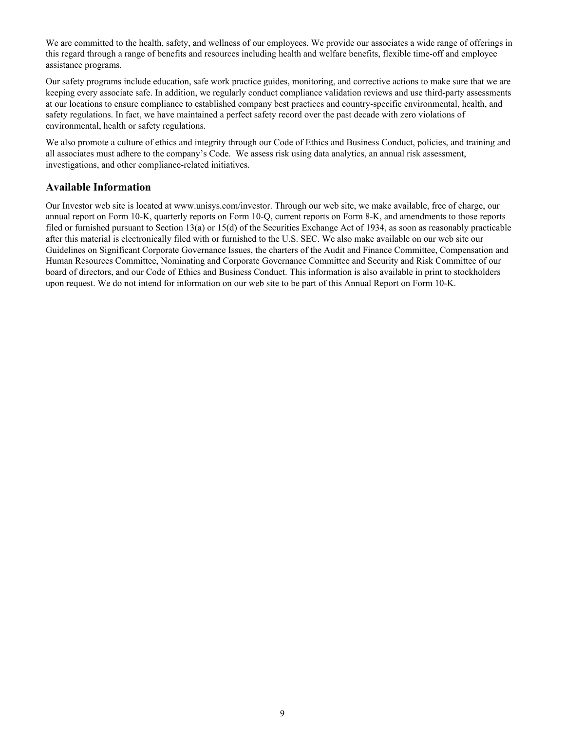We are committed to the health, safety, and wellness of our employees. We provide our associates a wide range of offerings in this regard through a range of benefits and resources including health and welfare benefits, flexible time-off and employee assistance programs.

Our safety programs include education, safe work practice guides, monitoring, and corrective actions to make sure that we are keeping every associate safe. In addition, we regularly conduct compliance validation reviews and use third-party assessments at our locations to ensure compliance to established company best practices and country-specific environmental, health, and safety regulations. In fact, we have maintained a perfect safety record over the past decade with zero violations of environmental, health or safety regulations.

We also promote a culture of ethics and integrity through our Code of Ethics and Business Conduct, policies, and training and all associates must adhere to the company's Code. We assess risk using data analytics, an annual risk assessment, investigations, and other compliance-related initiatives.

## Available Information

Our Investor web site is located at www.unisys.com/investor. Through our web site, we make available, free of charge, our annual report on Form 10-K, quarterly reports on Form 10-Q, current reports on Form 8-K, and amendments to those reports filed or furnished pursuant to Section 13(a) or 15(d) of the Securities Exchange Act of 1934, as soon as reasonably practicable after this material is electronically filed with or furnished to the U.S. SEC. We also make available on our web site our Guidelines on Significant Corporate Governance Issues, the charters of the Audit and Finance Committee, Compensation and Human Resources Committee, Nominating and Corporate Governance Committee and Security and Risk Committee of our board of directors, and our Code of Ethics and Business Conduct. This information is also available in print to stockholders upon request. We do not intend for information on our web site to be part of this Annual Report on Form 10-K.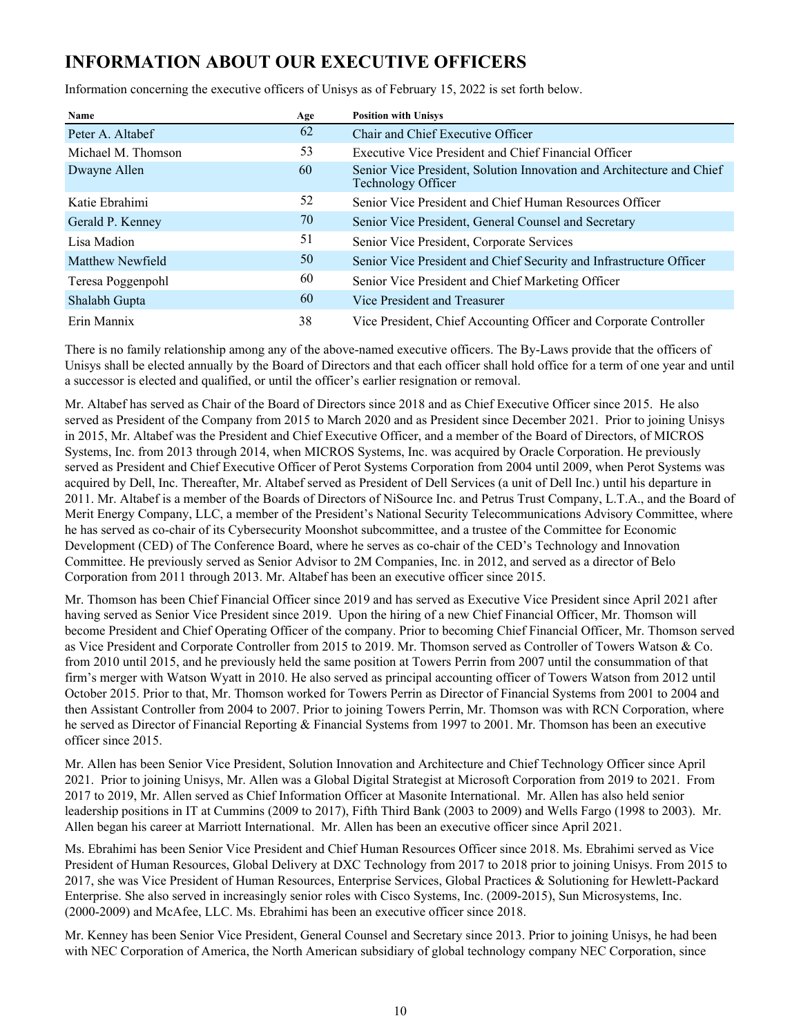# INFORMATION ABOUT OUR EXECUTIVE OFFICERS

Information concerning the executive officers of Unisys as of February 15, 2022 is set forth below.

| Name | Age | Position with Unisys |
|---|---|---|
| Peter A. Altabef | 62 | Chair and Chief Executive Officer |
| Michael M. Thomson | 53 | Executive Vice President and Chief Financial Officer |
| Dwayne Allen | 60 | Senior Vice President, Solution Innovation and Architecture and Chief Technology Officer |
| Katie Ebrahimi | 52 | Senior Vice President and Chief Human Resources Officer |
| Gerald P. Kenney | 70 | Senior Vice President, General Counsel and Secretary |
| Lisa Madion | 51 | Senior Vice President, Corporate Services |
| Matthew Newfield | 50 | Senior Vice President and Chief Security and Infrastructure Officer |
| Teresa Poggenpohl | 60 | Senior Vice President and Chief Marketing Officer |
| Shalabh Gupta | 60 | Vice President and Treasurer |
| Erin Mannix | 38 | Vice President, Chief Accounting Officer and Corporate Controller |

There is no family relationship among any of the above-named executive officers. The By-Laws provide that the officers of Unisys shall be elected annually by the Board of Directors and that each officer shall hold office for a term of one year and until a successor is elected and qualified, or until the officer's earlier resignation or removal.

Mr. Altabef has served as Chair of the Board of Directors since 2018 and as Chief Executive Officer since 2015. He also served as President of the Company from 2015 to March 2020 and as President since December 2021. Prior to joining Unisys in 2015, Mr. Altabef was the President and Chief Executive Officer, and a member of the Board of Directors, of MICROS Systems, Inc. from 2013 through 2014, when MICROS Systems, Inc. was acquired by Oracle Corporation. He previously served as President and Chief Executive Officer of Perot Systems Corporation from 2004 until 2009, when Perot Systems was acquired by Dell, Inc. Thereafter, Mr. Altabef served as President of Dell Services (a unit of Dell Inc.) until his departure in 2011. Mr. Altabef is a member of the Boards of Directors of NiSource Inc. and Petrus Trust Company, L.T.A., and the Board of Merit Energy Company, LLC, a member of the President's National Security Telecommunications Advisory Committee, where he has served as co-chair of its Cybersecurity Moonshot subcommittee, and a trustee of the Committee for Economic Development (CED) of The Conference Board, where he serves as co-chair of the CED's Technology and Innovation Committee. He previously served as Senior Advisor to 2M Companies, Inc. in 2012, and served as a director of Belo Corporation from 2011 through 2013. Mr. Altabef has been an executive officer since 2015.

Mr. Thomson has been Chief Financial Officer since 2019 and has served as Executive Vice President since April 2021 after having served as Senior Vice President since 2019. Upon the hiring of a new Chief Financial Officer, Mr. Thomson will become President and Chief Operating Officer of the company. Prior to becoming Chief Financial Officer, Mr. Thomson served as Vice President and Corporate Controller from 2015 to 2019. Mr. Thomson served as Controller of Towers Watson & Co. from 2010 until 2015, and he previously held the same position at Towers Perrin from 2007 until the consummation of that firm's merger with Watson Wyatt in 2010. He also served as principal accounting officer of Towers Watson from 2012 until October 2015. Prior to that, Mr. Thomson worked for Towers Perrin as Director of Financial Systems from 2001 to 2004 and then Assistant Controller from 2004 to 2007. Prior to joining Towers Perrin, Mr. Thomson was with RCN Corporation, where he served as Director of Financial Reporting & Financial Systems from 1997 to 2001. Mr. Thomson has been an executive officer since 2015.

Mr. Allen has been Senior Vice President, Solution Innovation and Architecture and Chief Technology Officer since April 2021. Prior to joining Unisys, Mr. Allen was a Global Digital Strategist at Microsoft Corporation from 2019 to 2021. From 2017 to 2019, Mr. Allen served as Chief Information Officer at Masonite International. Mr. Allen has also held senior leadership positions in IT at Cummins (2009 to 2017), Fifth Third Bank (2003 to 2009) and Wells Fargo (1998 to 2003). Mr. Allen began his career at Marriott International. Mr. Allen has been an executive officer since April 2021.

Ms. Ebrahimi has been Senior Vice President and Chief Human Resources Officer since 2018. Ms. Ebrahimi served as Vice President of Human Resources, Global Delivery at DXC Technology from 2017 to 2018 prior to joining Unisys. From 2015 to 2017, she was Vice President of Human Resources, Enterprise Services, Global Practices & Solutioning for Hewlett-Packard Enterprise. She also served in increasingly senior roles with Cisco Systems, Inc. (2009-2015), Sun Microsystems, Inc. (2000-2009) and McAfee, LLC. Ms. Ebrahimi has been an executive officer since 2018.

Mr. Kenney has been Senior Vice President, General Counsel and Secretary since 2013. Prior to joining Unisys, he had been with NEC Corporation of America, the North American subsidiary of global technology company NEC Corporation, since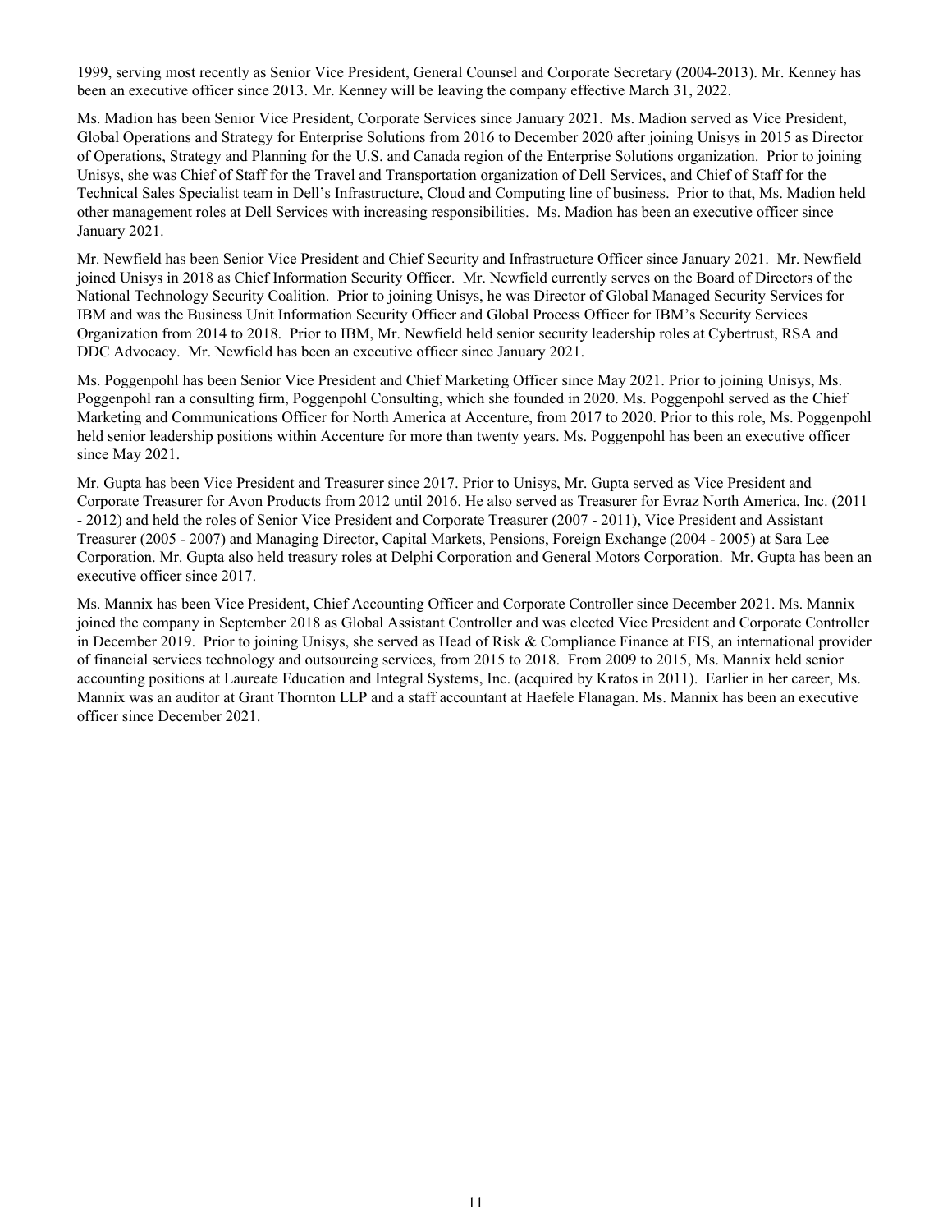1999, serving most recently as Senior Vice President, General Counsel and Corporate Secretary (2004-2013). Mr. Kenney has been an executive officer since 2013. Mr. Kenney will be leaving the company effective March 31, 2022.

Ms. Madion has been Senior Vice President, Corporate Services since January 2021. Ms. Madion served as Vice President, Global Operations and Strategy for Enterprise Solutions from 2016 to December 2020 after joining Unisys in 2015 as Director of Operations, Strategy and Planning for the U.S. and Canada region of the Enterprise Solutions organization. Prior to joining Unisys, she was Chief of Staff for the Travel and Transportation organization of Dell Services, and Chief of Staff for the Technical Sales Specialist team in Dell's Infrastructure, Cloud and Computing line of business. Prior to that, Ms. Madion held other management roles at Dell Services with increasing responsibilities. Ms. Madion has been an executive officer since January 2021.

Mr. Newfield has been Senior Vice President and Chief Security and Infrastructure Officer since January 2021. Mr. Newfield joined Unisys in 2018 as Chief Information Security Officer. Mr. Newfield currently serves on the Board of Directors of the National Technology Security Coalition. Prior to joining Unisys, he was Director of Global Managed Security Services for IBM and was the Business Unit Information Security Officer and Global Process Officer for IBM's Security Services Organization from 2014 to 2018. Prior to IBM, Mr. Newfield held senior security leadership roles at Cybertrust, RSA and DDC Advocacy. Mr. Newfield has been an executive officer since January 2021.

Ms. Poggenpohl has been Senior Vice President and Chief Marketing Officer since May 2021. Prior to joining Unisys, Ms. Poggenpohl ran a consulting firm, Poggenpohl Consulting, which she founded in 2020. Ms. Poggenpohl served as the Chief Marketing and Communications Officer for North America at Accenture, from 2017 to 2020. Prior to this role, Ms. Poggenpohl held senior leadership positions within Accenture for more than twenty years. Ms. Poggenpohl has been an executive officer since May 2021.

Mr. Gupta has been Vice President and Treasurer since 2017. Prior to Unisys, Mr. Gupta served as Vice President and Corporate Treasurer for Avon Products from 2012 until 2016. He also served as Treasurer for Evraz North America, Inc. (2011 - 2012) and held the roles of Senior Vice President and Corporate Treasurer (2007 - 2011), Vice President and Assistant Treasurer (2005 - 2007) and Managing Director, Capital Markets, Pensions, Foreign Exchange (2004 - 2005) at Sara Lee Corporation. Mr. Gupta also held treasury roles at Delphi Corporation and General Motors Corporation. Mr. Gupta has been an executive officer since 2017.

Ms. Mannix has been Vice President, Chief Accounting Officer and Corporate Controller since December 2021. Ms. Mannix joined the company in September 2018 as Global Assistant Controller and was elected Vice President and Corporate Controller in December 2019. Prior to joining Unisys, she served as Head of Risk & Compliance Finance at FIS, an international provider of financial services technology and outsourcing services, from 2015 to 2018. From 2009 to 2015, Ms. Mannix held senior accounting positions at Laureate Education and Integral Systems, Inc. (acquired by Kratos in 2011). Earlier in her career, Ms. Mannix was an auditor at Grant Thornton LLP and a staff accountant at Haefele Flanagan. Ms. Mannix has been an executive officer since December 2021.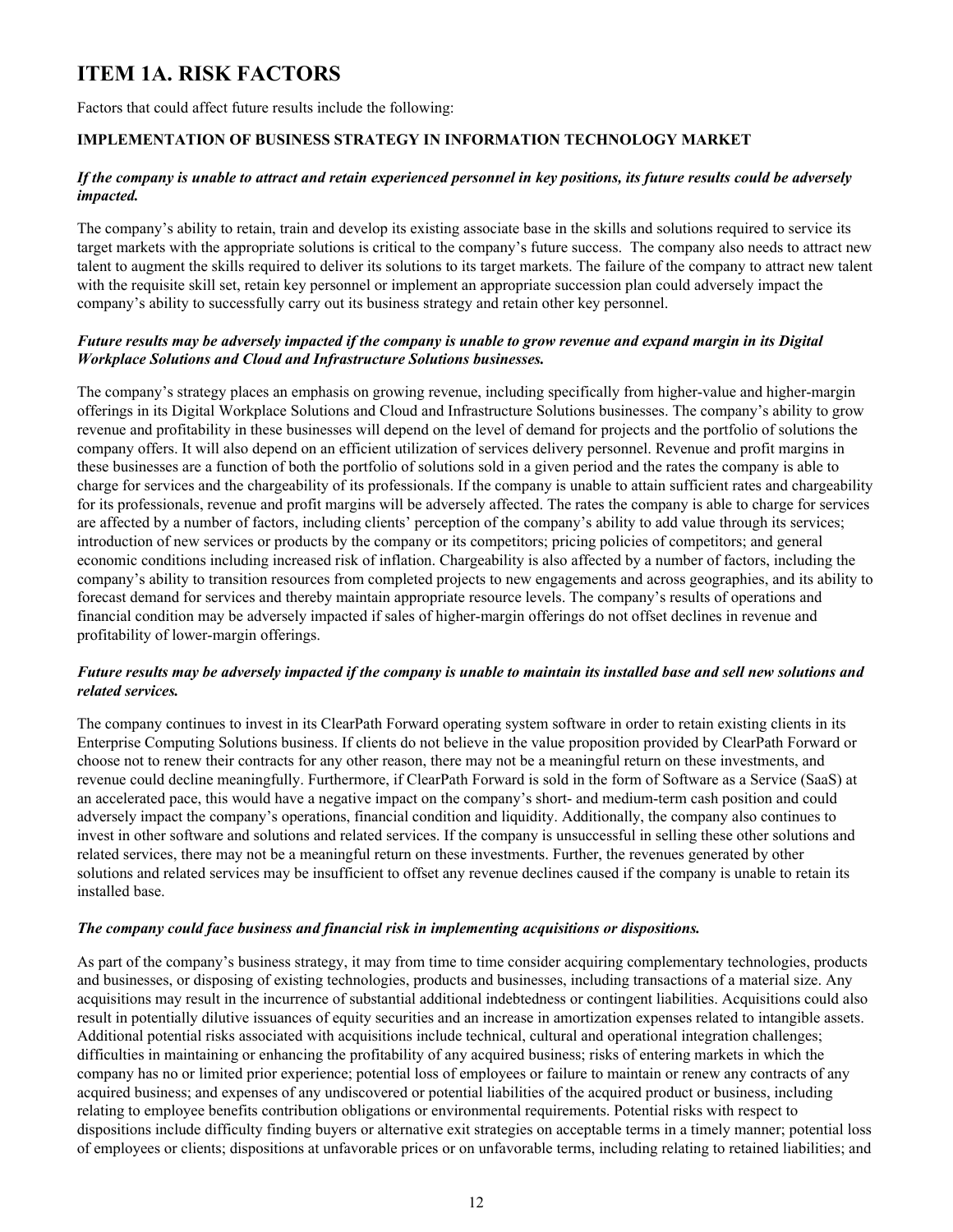# ITEM 1A. RISK FACTORS

Factors that could affect future results include the following:

## IMPLEMENTATION OF BUSINESS STRATEGY IN INFORMATION TECHNOLOGY MARKET

***If the company is unable to attract and retain experienced personnel in key positions, its future results could be adversely impacted.***

The company's ability to retain, train and develop its existing associate base in the skills and solutions required to service its target markets with the appropriate solutions is critical to the company's future success. The company also needs to attract new talent to augment the skills required to deliver its solutions to its target markets. The failure of the company to attract new talent with the requisite skill set, retain key personnel or implement an appropriate succession plan could adversely impact the company's ability to successfully carry out its business strategy and retain other key personnel.

***Future results may be adversely impacted if the company is unable to grow revenue and expand margin in its Digital Workplace Solutions and Cloud and Infrastructure Solutions businesses.***

The company's strategy places an emphasis on growing revenue, including specifically from higher-value and higher-margin offerings in its Digital Workplace Solutions and Cloud and Infrastructure Solutions businesses. The company's ability to grow revenue and profitability in these businesses will depend on the level of demand for projects and the portfolio of solutions the company offers. It will also depend on an efficient utilization of services delivery personnel. Revenue and profit margins in these businesses are a function of both the portfolio of solutions sold in a given period and the rates the company is able to charge for services and the chargeability of its professionals. If the company is unable to attain sufficient rates and chargeability for its professionals, revenue and profit margins will be adversely affected. The rates the company is able to charge for services are affected by a number of factors, including clients' perception of the company's ability to add value through its services; introduction of new services or products by the company or its competitors; pricing policies of competitors; and general economic conditions including increased risk of inflation. Chargeability is also affected by a number of factors, including the company's ability to transition resources from completed projects to new engagements and across geographies, and its ability to forecast demand for services and thereby maintain appropriate resource levels. The company's results of operations and financial condition may be adversely impacted if sales of higher-margin offerings do not offset declines in revenue and profitability of lower-margin offerings.

***Future results may be adversely impacted if the company is unable to maintain its installed base and sell new solutions and related services.***

The company continues to invest in its ClearPath Forward operating system software in order to retain existing clients in its Enterprise Computing Solutions business. If clients do not believe in the value proposition provided by ClearPath Forward or choose not to renew their contracts for any other reason, there may not be a meaningful return on these investments, and revenue could decline meaningfully. Furthermore, if ClearPath Forward is sold in the form of Software as a Service (SaaS) at an accelerated pace, this would have a negative impact on the company's short- and medium-term cash position and could adversely impact the company's operations, financial condition and liquidity. Additionally, the company also continues to invest in other software and solutions and related services. If the company is unsuccessful in selling these other solutions and related services, there may not be a meaningful return on these investments. Further, the revenues generated by other solutions and related services may be insufficient to offset any revenue declines caused if the company is unable to retain its installed base.

***The company could face business and financial risk in implementing acquisitions or dispositions.***

As part of the company's business strategy, it may from time to time consider acquiring complementary technologies, products and businesses, or disposing of existing technologies, products and businesses, including transactions of a material size. Any acquisitions may result in the incurrence of substantial additional indebtedness or contingent liabilities. Acquisitions could also result in potentially dilutive issuances of equity securities and an increase in amortization expenses related to intangible assets. Additional potential risks associated with acquisitions include technical, cultural and operational integration challenges; difficulties in maintaining or enhancing the profitability of any acquired business; risks of entering markets in which the company has no or limited prior experience; potential loss of employees or failure to maintain or renew any contracts of any acquired business; and expenses of any undiscovered or potential liabilities of the acquired product or business, including relating to employee benefits contribution obligations or environmental requirements. Potential risks with respect to dispositions include difficulty finding buyers or alternative exit strategies on acceptable terms in a timely manner; potential loss of employees or clients; dispositions at unfavorable prices or on unfavorable terms, including relating to retained liabilities; and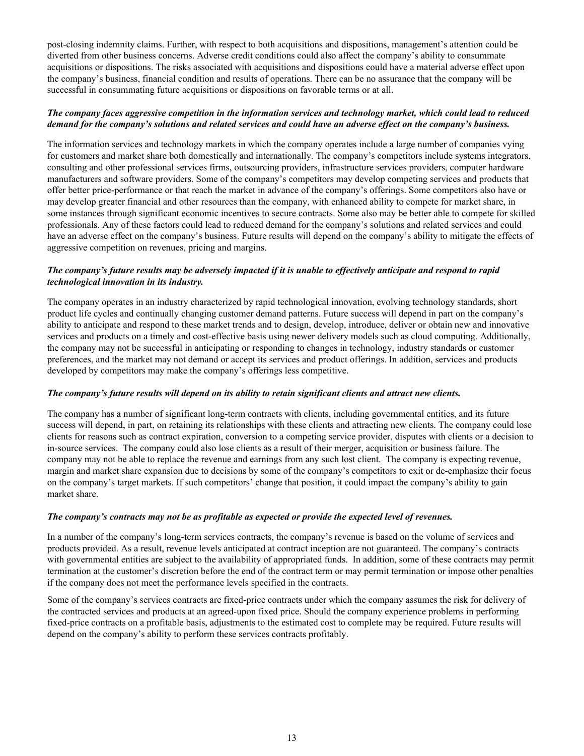post-closing indemnity claims. Further, with respect to both acquisitions and dispositions, management's attention could be diverted from other business concerns. Adverse credit conditions could also affect the company's ability to consummate acquisitions or dispositions. The risks associated with acquisitions and dispositions could have a material adverse effect upon the company's business, financial condition and results of operations. There can be no assurance that the company will be successful in consummating future acquisitions or dispositions on favorable terms or at all.

***The company faces aggressive competition in the information services and technology market, which could lead to reduced demand for the company's solutions and related services and could have an adverse effect on the company's business.***

The information services and technology markets in which the company operates include a large number of companies vying for customers and market share both domestically and internationally. The company's competitors include systems integrators, consulting and other professional services firms, outsourcing providers, infrastructure services providers, computer hardware manufacturers and software providers. Some of the company's competitors may develop competing services and products that offer better price-performance or that reach the market in advance of the company's offerings. Some competitors also have or may develop greater financial and other resources than the company, with enhanced ability to compete for market share, in some instances through significant economic incentives to secure contracts. Some also may be better able to compete for skilled professionals. Any of these factors could lead to reduced demand for the company's solutions and related services and could have an adverse effect on the company's business. Future results will depend on the company's ability to mitigate the effects of aggressive competition on revenues, pricing and margins.

***The company's future results may be adversely impacted if it is unable to effectively anticipate and respond to rapid technological innovation in its industry.***

The company operates in an industry characterized by rapid technological innovation, evolving technology standards, short product life cycles and continually changing customer demand patterns. Future success will depend in part on the company's ability to anticipate and respond to these market trends and to design, develop, introduce, deliver or obtain new and innovative services and products on a timely and cost-effective basis using newer delivery models such as cloud computing. Additionally, the company may not be successful in anticipating or responding to changes in technology, industry standards or customer preferences, and the market may not demand or accept its services and product offerings. In addition, services and products developed by competitors may make the company's offerings less competitive.

***The company's future results will depend on its ability to retain significant clients and attract new clients.***

The company has a number of significant long-term contracts with clients, including governmental entities, and its future success will depend, in part, on retaining its relationships with these clients and attracting new clients. The company could lose clients for reasons such as contract expiration, conversion to a competing service provider, disputes with clients or a decision to in-source services. The company could also lose clients as a result of their merger, acquisition or business failure. The company may not be able to replace the revenue and earnings from any such lost client. The company is expecting revenue, margin and market share expansion due to decisions by some of the company's competitors to exit or de-emphasize their focus on the company's target markets. If such competitors' change that position, it could impact the company's ability to gain market share.

***The company's contracts may not be as profitable as expected or provide the expected level of revenues.***

In a number of the company's long-term services contracts, the company's revenue is based on the volume of services and products provided. As a result, revenue levels anticipated at contract inception are not guaranteed. The company's contracts with governmental entities are subject to the availability of appropriated funds. In addition, some of these contracts may permit termination at the customer's discretion before the end of the contract term or may permit termination or impose other penalties if the company does not meet the performance levels specified in the contracts.

Some of the company's services contracts are fixed-price contracts under which the company assumes the risk for delivery of the contracted services and products at an agreed-upon fixed price. Should the company experience problems in performing fixed-price contracts on a profitable basis, adjustments to the estimated cost to complete may be required. Future results will depend on the company's ability to perform these services contracts profitably.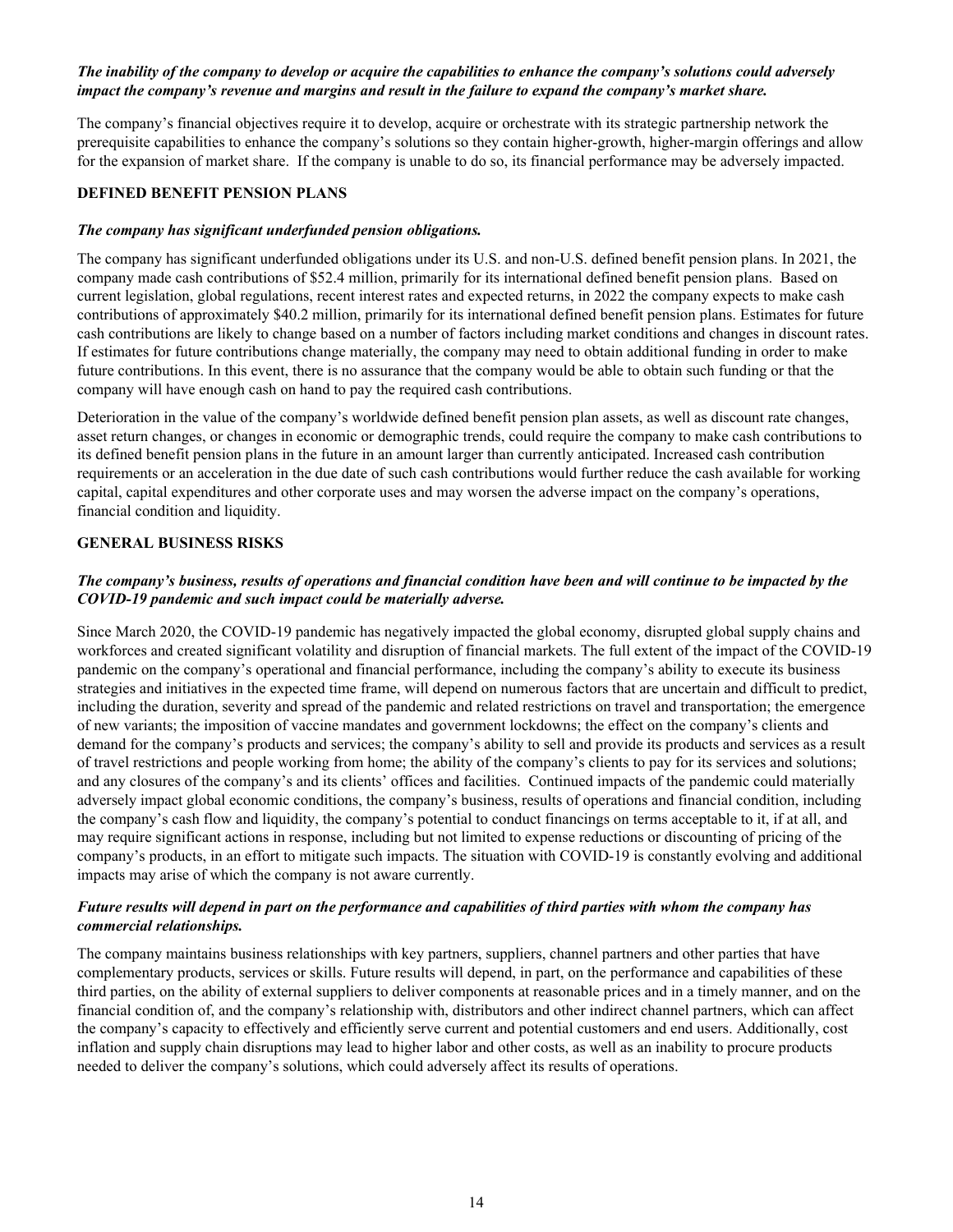***The inability of the company to develop or acquire the capabilities to enhance the company's solutions could adversely impact the company's revenue and margins and result in the failure to expand the company's market share.***

The company's financial objectives require it to develop, acquire or orchestrate with its strategic partnership network the prerequisite capabilities to enhance the company's solutions so they contain higher-growth, higher-margin offerings and allow for the expansion of market share. If the company is unable to do so, its financial performance may be adversely impacted.

**DEFINED BENEFIT PENSION PLANS**

***The company has significant underfunded pension obligations.***

The company has significant underfunded obligations under its U.S. and non-U.S. defined benefit pension plans. In 2021, the company made cash contributions of $52.4 million, primarily for its international defined benefit pension plans. Based on current legislation, global regulations, recent interest rates and expected returns, in 2022 the company expects to make cash contributions of approximately $40.2 million, primarily for its international defined benefit pension plans. Estimates for future cash contributions are likely to change based on a number of factors including market conditions and changes in discount rates. If estimates for future contributions change materially, the company may need to obtain additional funding in order to make future contributions. In this event, there is no assurance that the company would be able to obtain such funding or that the company will have enough cash on hand to pay the required cash contributions.

Deterioration in the value of the company's worldwide defined benefit pension plan assets, as well as discount rate changes, asset return changes, or changes in economic or demographic trends, could require the company to make cash contributions to its defined benefit pension plans in the future in an amount larger than currently anticipated. Increased cash contribution requirements or an acceleration in the due date of such cash contributions would further reduce the cash available for working capital, capital expenditures and other corporate uses and may worsen the adverse impact on the company's operations, financial condition and liquidity.

**GENERAL BUSINESS RISKS**

***The company's business, results of operations and financial condition have been and will continue to be impacted by the COVID-19 pandemic and such impact could be materially adverse.***

Since March 2020, the COVID-19 pandemic has negatively impacted the global economy, disrupted global supply chains and workforces and created significant volatility and disruption of financial markets. The full extent of the impact of the COVID-19 pandemic on the company's operational and financial performance, including the company's ability to execute its business strategies and initiatives in the expected time frame, will depend on numerous factors that are uncertain and difficult to predict, including the duration, severity and spread of the pandemic and related restrictions on travel and transportation; the emergence of new variants; the imposition of vaccine mandates and government lockdowns; the effect on the company's clients and demand for the company's products and services; the company's ability to sell and provide its products and services as a result of travel restrictions and people working from home; the ability of the company's clients to pay for its services and solutions; and any closures of the company's and its clients' offices and facilities. Continued impacts of the pandemic could materially adversely impact global economic conditions, the company's business, results of operations and financial condition, including the company's cash flow and liquidity, the company's potential to conduct financings on terms acceptable to it, if at all, and may require significant actions in response, including but not limited to expense reductions or discounting of pricing of the company's products, in an effort to mitigate such impacts. The situation with COVID-19 is constantly evolving and additional impacts may arise of which the company is not aware currently.

***Future results will depend in part on the performance and capabilities of third parties with whom the company has commercial relationships.***

The company maintains business relationships with key partners, suppliers, channel partners and other parties that have complementary products, services or skills. Future results will depend, in part, on the performance and capabilities of these third parties, on the ability of external suppliers to deliver components at reasonable prices and in a timely manner, and on the financial condition of, and the company's relationship with, distributors and other indirect channel partners, which can affect the company's capacity to effectively and efficiently serve current and potential customers and end users. Additionally, cost inflation and supply chain disruptions may lead to higher labor and other costs, as well as an inability to procure products needed to deliver the company's solutions, which could adversely affect its results of operations.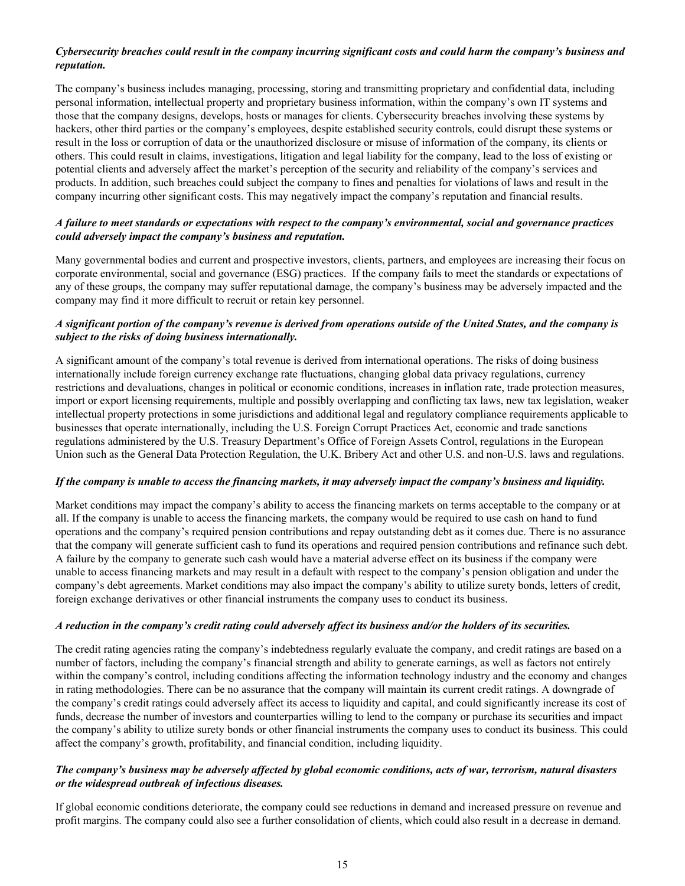***Cybersecurity breaches could result in the company incurring significant costs and could harm the company's business and reputation.***

The company's business includes managing, processing, storing and transmitting proprietary and confidential data, including personal information, intellectual property and proprietary business information, within the company's own IT systems and those that the company designs, develops, hosts or manages for clients. Cybersecurity breaches involving these systems by hackers, other third parties or the company's employees, despite established security controls, could disrupt these systems or result in the loss or corruption of data or the unauthorized disclosure or misuse of information of the company, its clients or others. This could result in claims, investigations, litigation and legal liability for the company, lead to the loss of existing or potential clients and adversely affect the market's perception of the security and reliability of the company's services and products. In addition, such breaches could subject the company to fines and penalties for violations of laws and result in the company incurring other significant costs. This may negatively impact the company's reputation and financial results.

***A failure to meet standards or expectations with respect to the company's environmental, social and governance practices could adversely impact the company's business and reputation.***

Many governmental bodies and current and prospective investors, clients, partners, and employees are increasing their focus on corporate environmental, social and governance (ESG) practices. If the company fails to meet the standards or expectations of any of these groups, the company may suffer reputational damage, the company's business may be adversely impacted and the company may find it more difficult to recruit or retain key personnel.

***A significant portion of the company's revenue is derived from operations outside of the United States, and the company is subject to the risks of doing business internationally.***

A significant amount of the company's total revenue is derived from international operations. The risks of doing business internationally include foreign currency exchange rate fluctuations, changing global data privacy regulations, currency restrictions and devaluations, changes in political or economic conditions, increases in inflation rate, trade protection measures, import or export licensing requirements, multiple and possibly overlapping and conflicting tax laws, new tax legislation, weaker intellectual property protections in some jurisdictions and additional legal and regulatory compliance requirements applicable to businesses that operate internationally, including the U.S. Foreign Corrupt Practices Act, economic and trade sanctions regulations administered by the U.S. Treasury Department's Office of Foreign Assets Control, regulations in the European Union such as the General Data Protection Regulation, the U.K. Bribery Act and other U.S. and non-U.S. laws and regulations.

***If the company is unable to access the financing markets, it may adversely impact the company's business and liquidity.***

Market conditions may impact the company's ability to access the financing markets on terms acceptable to the company or at all. If the company is unable to access the financing markets, the company would be required to use cash on hand to fund operations and the company's required pension contributions and repay outstanding debt as it comes due. There is no assurance that the company will generate sufficient cash to fund its operations and required pension contributions and refinance such debt. A failure by the company to generate such cash would have a material adverse effect on its business if the company were unable to access financing markets and may result in a default with respect to the company's pension obligation and under the company's debt agreements. Market conditions may also impact the company's ability to utilize surety bonds, letters of credit, foreign exchange derivatives or other financial instruments the company uses to conduct its business.

***A reduction in the company's credit rating could adversely affect its business and/or the holders of its securities.***

The credit rating agencies rating the company's indebtedness regularly evaluate the company, and credit ratings are based on a number of factors, including the company's financial strength and ability to generate earnings, as well as factors not entirely within the company's control, including conditions affecting the information technology industry and the economy and changes in rating methodologies. There can be no assurance that the company will maintain its current credit ratings. A downgrade of the company's credit ratings could adversely affect its access to liquidity and capital, and could significantly increase its cost of funds, decrease the number of investors and counterparties willing to lend to the company or purchase its securities and impact the company's ability to utilize surety bonds or other financial instruments the company uses to conduct its business. This could affect the company's growth, profitability, and financial condition, including liquidity.

***The company's business may be adversely affected by global economic conditions, acts of war, terrorism, natural disasters or the widespread outbreak of infectious diseases.***

If global economic conditions deteriorate, the company could see reductions in demand and increased pressure on revenue and profit margins. The company could also see a further consolidation of clients, which could also result in a decrease in demand.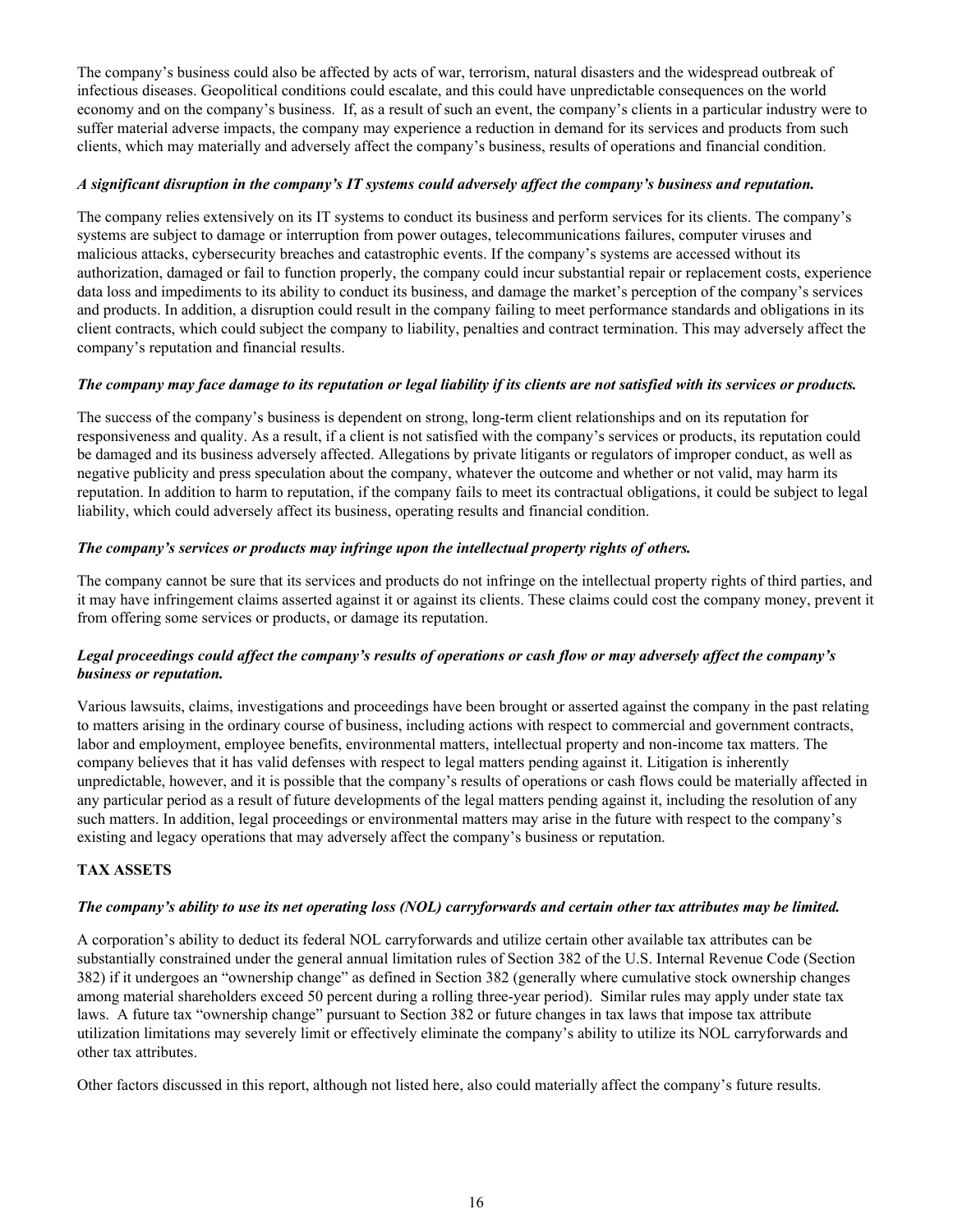The company's business could also be affected by acts of war, terrorism, natural disasters and the widespread outbreak of infectious diseases. Geopolitical conditions could escalate, and this could have unpredictable consequences on the world economy and on the company's business. If, as a result of such an event, the company's clients in a particular industry were to suffer material adverse impacts, the company may experience a reduction in demand for its services and products from such clients, which may materially and adversely affect the company's business, results of operations and financial condition.

***A significant disruption in the company's IT systems could adversely affect the company's business and reputation.***

The company relies extensively on its IT systems to conduct its business and perform services for its clients. The company's systems are subject to damage or interruption from power outages, telecommunications failures, computer viruses and malicious attacks, cybersecurity breaches and catastrophic events. If the company's systems are accessed without its authorization, damaged or fail to function properly, the company could incur substantial repair or replacement costs, experience data loss and impediments to its ability to conduct its business, and damage the market's perception of the company's services and products. In addition, a disruption could result in the company failing to meet performance standards and obligations in its client contracts, which could subject the company to liability, penalties and contract termination. This may adversely affect the company's reputation and financial results.

***The company may face damage to its reputation or legal liability if its clients are not satisfied with its services or products.***

The success of the company's business is dependent on strong, long-term client relationships and on its reputation for responsiveness and quality. As a result, if a client is not satisfied with the company's services or products, its reputation could be damaged and its business adversely affected. Allegations by private litigants or regulators of improper conduct, as well as negative publicity and press speculation about the company, whatever the outcome and whether or not valid, may harm its reputation. In addition to harm to reputation, if the company fails to meet its contractual obligations, it could be subject to legal liability, which could adversely affect its business, operating results and financial condition.

***The company's services or products may infringe upon the intellectual property rights of others.***

The company cannot be sure that its services and products do not infringe on the intellectual property rights of third parties, and it may have infringement claims asserted against it or against its clients. These claims could cost the company money, prevent it from offering some services or products, or damage its reputation.

***Legal proceedings could affect the company's results of operations or cash flow or may adversely affect the company's business or reputation.***

Various lawsuits, claims, investigations and proceedings have been brought or asserted against the company in the past relating to matters arising in the ordinary course of business, including actions with respect to commercial and government contracts, labor and employment, employee benefits, environmental matters, intellectual property and non-income tax matters. The company believes that it has valid defenses with respect to legal matters pending against it. Litigation is inherently unpredictable, however, and it is possible that the company's results of operations or cash flows could be materially affected in any particular period as a result of future developments of the legal matters pending against it, including the resolution of any such matters. In addition, legal proceedings or environmental matters may arise in the future with respect to the company's existing and legacy operations that may adversely affect the company's business or reputation.

**TAX ASSETS**

***The company's ability to use its net operating loss (NOL) carryforwards and certain other tax attributes may be limited.***

A corporation's ability to deduct its federal NOL carryforwards and utilize certain other available tax attributes can be substantially constrained under the general annual limitation rules of Section 382 of the U.S. Internal Revenue Code (Section 382) if it undergoes an "ownership change" as defined in Section 382 (generally where cumulative stock ownership changes among material shareholders exceed 50 percent during a rolling three-year period). Similar rules may apply under state tax laws. A future tax "ownership change" pursuant to Section 382 or future changes in tax laws that impose tax attribute utilization limitations may severely limit or effectively eliminate the company's ability to utilize its NOL carryforwards and other tax attributes.

Other factors discussed in this report, although not listed here, also could materially affect the company's future results.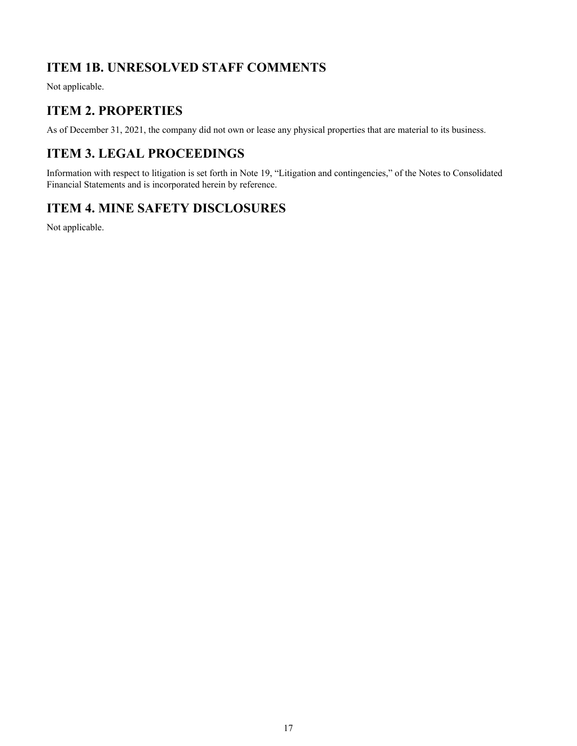## ITEM 1B. UNRESOLVED STAFF COMMENTS

Not applicable.

## ITEM 2. PROPERTIES

As of December 31, 2021, the company did not own or lease any physical properties that are material to its business.

## ITEM 3. LEGAL PROCEEDINGS

Information with respect to litigation is set forth in Note 19, "Litigation and contingencies," of the Notes to Consolidated Financial Statements and is incorporated herein by reference.

## ITEM 4. MINE SAFETY DISCLOSURES

Not applicable.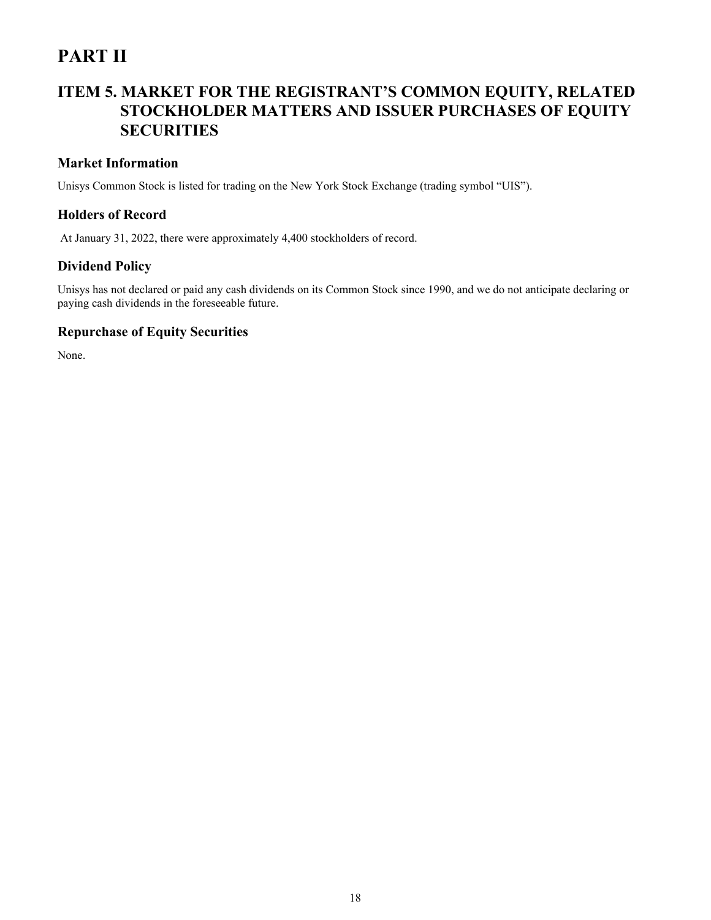# PART II

## ITEM 5. MARKET FOR THE REGISTRANT'S COMMON EQUITY, RELATED STOCKHOLDER MATTERS AND ISSUER PURCHASES OF EQUITY SECURITIES

### Market Information

Unisys Common Stock is listed for trading on the New York Stock Exchange (trading symbol "UIS").

### Holders of Record

At January 31, 2022, there were approximately 4,400 stockholders of record.

### Dividend Policy

Unisys has not declared or paid any cash dividends on its Common Stock since 1990, and we do not anticipate declaring or paying cash dividends in the foreseeable future.

### Repurchase of Equity Securities

None.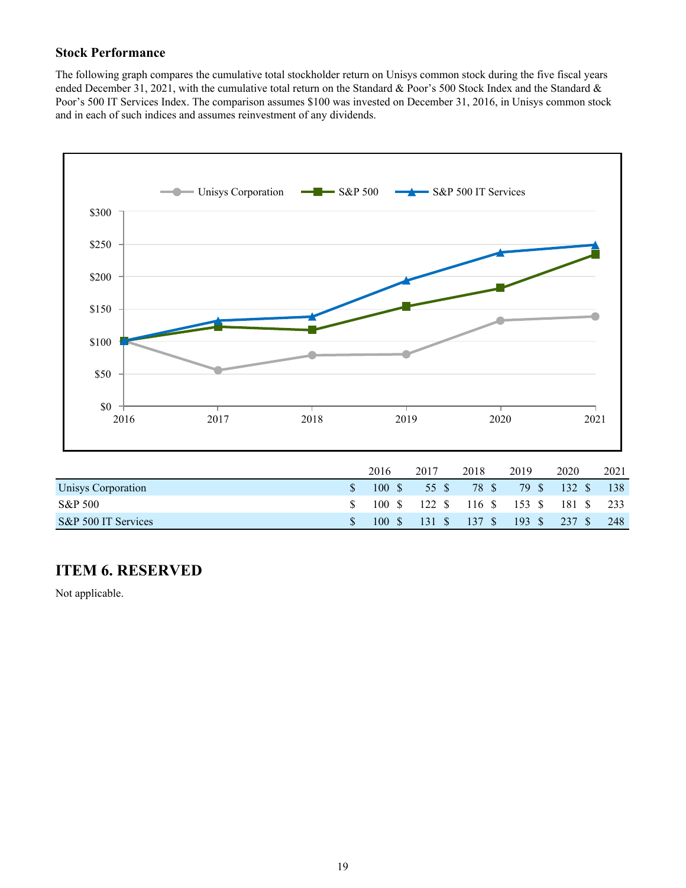### Stock Performance

The following graph compares the cumulative total stockholder return on Unisys common stock during the five fiscal years ended December 31, 2021, with the cumulative total return on the Standard & Poor's 500 Stock Index and the Standard & Poor's 500 IT Services Index. The comparison assumes $100 was invested on December 31, 2016, in Unisys common stock and in each of such indices and assumes reinvestment of any dividends.

| | 2016 | 2017 | 2018 | 2019 | 2020 | 2021 |
|---|---|---|---|---|---|---|
| Unisys Corporation | $ 100 | $ 55 | $ 78 | $ 79 | $ 132 | $ 138 |
| S&P 500 | $ 100 | $ 122 | $ 116 | $ 153 | $ 181 | $ 233 |
| S&P 500 IT Services | $ 100 | $ 131 | $ 137 | $ 193 | $ 237 | $ 248 |

## ITEM 6. RESERVED

Not applicable.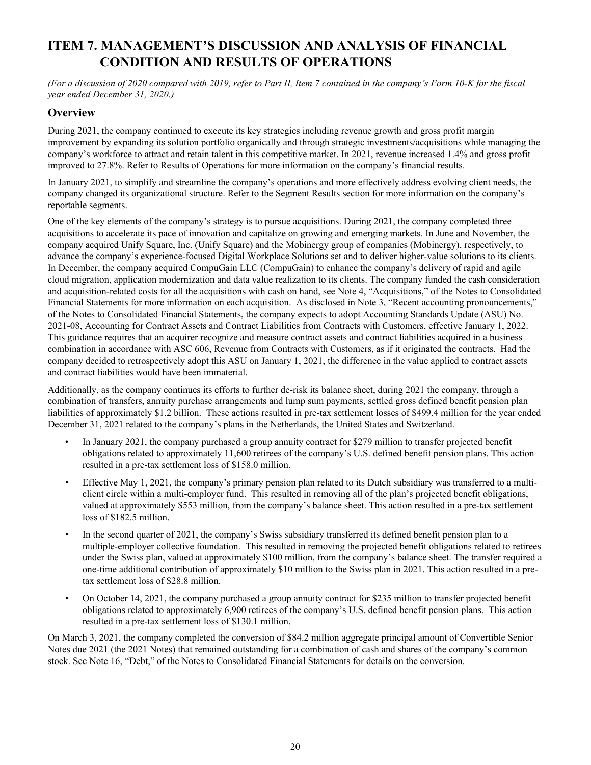# ITEM 7. MANAGEMENT'S DISCUSSION AND ANALYSIS OF FINANCIAL CONDITION AND RESULTS OF OPERATIONS

*(For a discussion of 2020 compared with 2019, refer to Part II, Item 7 contained in the company's Form 10-K for the fiscal year ended December 31, 2020.)*

## Overview

During 2021, the company continued to execute its key strategies including revenue growth and gross profit margin improvement by expanding its solution portfolio organically and through strategic investments/acquisitions while managing the company's workforce to attract and retain talent in this competitive market. In 2021, revenue increased 1.4% and gross profit improved to 27.8%. Refer to Results of Operations for more information on the company's financial results.

In January 2021, to simplify and streamline the company's operations and more effectively address evolving client needs, the company changed its organizational structure. Refer to the Segment Results section for more information on the company's reportable segments.

One of the key elements of the company's strategy is to pursue acquisitions. During 2021, the company completed three acquisitions to accelerate its pace of innovation and capitalize on growing and emerging markets. In June and November, the company acquired Unify Square, Inc. (Unify Square) and the Mobinergy group of companies (Mobinergy), respectively, to advance the company's experience-focused Digital Workplace Solutions set and to deliver higher-value solutions to its clients. In December, the company acquired CompuGain LLC (CompuGain) to enhance the company's delivery of rapid and agile cloud migration, application modernization and data value realization to its clients. The company funded the cash consideration and acquisition-related costs for all the acquisitions with cash on hand, see Note 4, "Acquisitions," of the Notes to Consolidated Financial Statements for more information on each acquisition. As disclosed in Note 3, "Recent accounting pronouncements," of the Notes to Consolidated Financial Statements, the company expects to adopt Accounting Standards Update (ASU) No. 2021-08, Accounting for Contract Assets and Contract Liabilities from Contracts with Customers, effective January 1, 2022. This guidance requires that an acquirer recognize and measure contract assets and contract liabilities acquired in a business combination in accordance with ASC 606, Revenue from Contracts with Customers, as if it originated the contracts. Had the company decided to retrospectively adopt this ASU on January 1, 2021, the difference in the value applied to contract assets and contract liabilities would have been immaterial.

Additionally, as the company continues its efforts to further de-risk its balance sheet, during 2021 the company, through a combination of transfers, annuity purchase arrangements and lump sum payments, settled gross defined benefit pension plan liabilities of approximately $1.2 billion. These actions resulted in pre-tax settlement losses of $499.4 million for the year ended December 31, 2021 related to the company's plans in the Netherlands, the United States and Switzerland.

- In January 2021, the company purchased a group annuity contract for $279 million to transfer projected benefit obligations related to approximately 11,600 retirees of the company's U.S. defined benefit pension plans. This action resulted in a pre-tax settlement loss of $158.0 million.
- Effective May 1, 2021, the company's primary pension plan related to its Dutch subsidiary was transferred to a multi-client circle within a multi-employer fund. This resulted in removing all of the plan's projected benefit obligations, valued at approximately $553 million, from the company's balance sheet. This action resulted in a pre-tax settlement loss of $182.5 million.
- In the second quarter of 2021, the company's Swiss subsidiary transferred its defined benefit pension plan to a multiple-employer collective foundation. This resulted in removing the projected benefit obligations related to retirees under the Swiss plan, valued at approximately $100 million, from the company's balance sheet. The transfer required a one-time additional contribution of approximately $10 million to the Swiss plan in 2021. This action resulted in a pre-tax settlement loss of $28.8 million.
- On October 14, 2021, the company purchased a group annuity contract for $235 million to transfer projected benefit obligations related to approximately 6,900 retirees of the company's U.S. defined benefit pension plans. This action resulted in a pre-tax settlement loss of $130.1 million.

On March 3, 2021, the company completed the conversion of $84.2 million aggregate principal amount of Convertible Senior Notes due 2021 (the 2021 Notes) that remained outstanding for a combination of cash and shares of the company's common stock. See Note 16, "Debt," of the Notes to Consolidated Financial Statements for details on the conversion.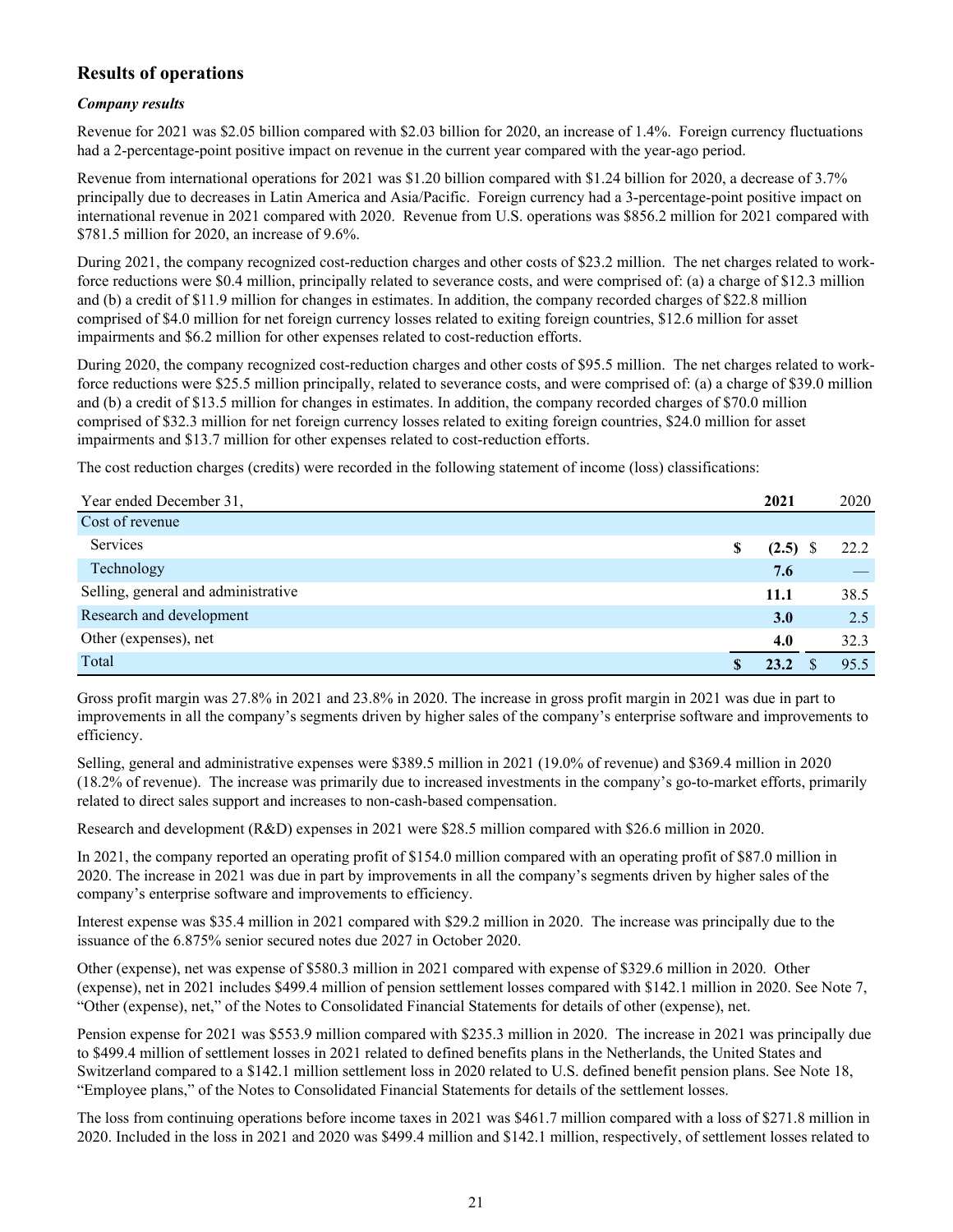## Results of operations

### *Company results*

Revenue for 2021 was $2.05 billion compared with $2.03 billion for 2020, an increase of 1.4%. Foreign currency fluctuations had a 2-percentage-point positive impact on revenue in the current year compared with the year-ago period.

Revenue from international operations for 2021 was $1.20 billion compared with $1.24 billion for 2020, a decrease of 3.7% principally due to decreases in Latin America and Asia/Pacific. Foreign currency had a 3-percentage-point positive impact on international revenue in 2021 compared with 2020. Revenue from U.S. operations was $856.2 million for 2021 compared with $781.5 million for 2020, an increase of 9.6%.

During 2021, the company recognized cost-reduction charges and other costs of $23.2 million. The net charges related to work-force reductions were $0.4 million, principally related to severance costs, and were comprised of: (a) a charge of $12.3 million and (b) a credit of $11.9 million for changes in estimates. In addition, the company recorded charges of $22.8 million comprised of $4.0 million for net foreign currency losses related to exiting foreign countries, $12.6 million for asset impairments and $6.2 million for other expenses related to cost-reduction efforts.

During 2020, the company recognized cost-reduction charges and other costs of $95.5 million. The net charges related to work-force reductions were $25.5 million principally, related to severance costs, and were comprised of: (a) a charge of $39.0 million and (b) a credit of $13.5 million for changes in estimates. In addition, the company recorded charges of $70.0 million comprised of $32.3 million for net foreign currency losses related to exiting foreign countries, $24.0 million for asset impairments and $13.7 million for other expenses related to cost-reduction efforts.

The cost reduction charges (credits) were recorded in the following statement of income (loss) classifications:

| Year ended December 31, | **2021** | 2020 |
|---|---|---|
| Cost of revenue | | |
| Services | **$ (2.5)** | $ 22.2 |
| Technology | **7.6** | — |
| Selling, general and administrative | **11.1** | 38.5 |
| Research and development | **3.0** | 2.5 |
| Other (expenses), net | **4.0** | 32.3 |
| Total | **$ 23.2** | $ 95.5 |

Gross profit margin was 27.8% in 2021 and 23.8% in 2020. The increase in gross profit margin in 2021 was due in part to improvements in all the company's segments driven by higher sales of the company's enterprise software and improvements to efficiency.

Selling, general and administrative expenses were $389.5 million in 2021 (19.0% of revenue) and $369.4 million in 2020 (18.2% of revenue). The increase was primarily due to increased investments in the company's go-to-market efforts, primarily related to direct sales support and increases to non-cash-based compensation.

Research and development (R&D) expenses in 2021 were $28.5 million compared with $26.6 million in 2020.

In 2021, the company reported an operating profit of $154.0 million compared with an operating profit of $87.0 million in 2020. The increase in 2021 was due in part by improvements in all the company's segments driven by higher sales of the company's enterprise software and improvements to efficiency.

Interest expense was $35.4 million in 2021 compared with $29.2 million in 2020. The increase was principally due to the issuance of the 6.875% senior secured notes due 2027 in October 2020.

Other (expense), net was expense of $580.3 million in 2021 compared with expense of $329.6 million in 2020. Other (expense), net in 2021 includes $499.4 million of pension settlement losses compared with $142.1 million in 2020. See Note 7, "Other (expense), net," of the Notes to Consolidated Financial Statements for details of other (expense), net.

Pension expense for 2021 was $553.9 million compared with $235.3 million in 2020. The increase in 2021 was principally due to $499.4 million of settlement losses in 2021 related to defined benefits plans in the Netherlands, the United States and Switzerland compared to a $142.1 million settlement loss in 2020 related to U.S. defined benefit pension plans. See Note 18, "Employee plans," of the Notes to Consolidated Financial Statements for details of the settlement losses.

The loss from continuing operations before income taxes in 2021 was $461.7 million compared with a loss of $271.8 million in 2020. Included in the loss in 2021 and 2020 was $499.4 million and $142.1 million, respectively, of settlement losses related to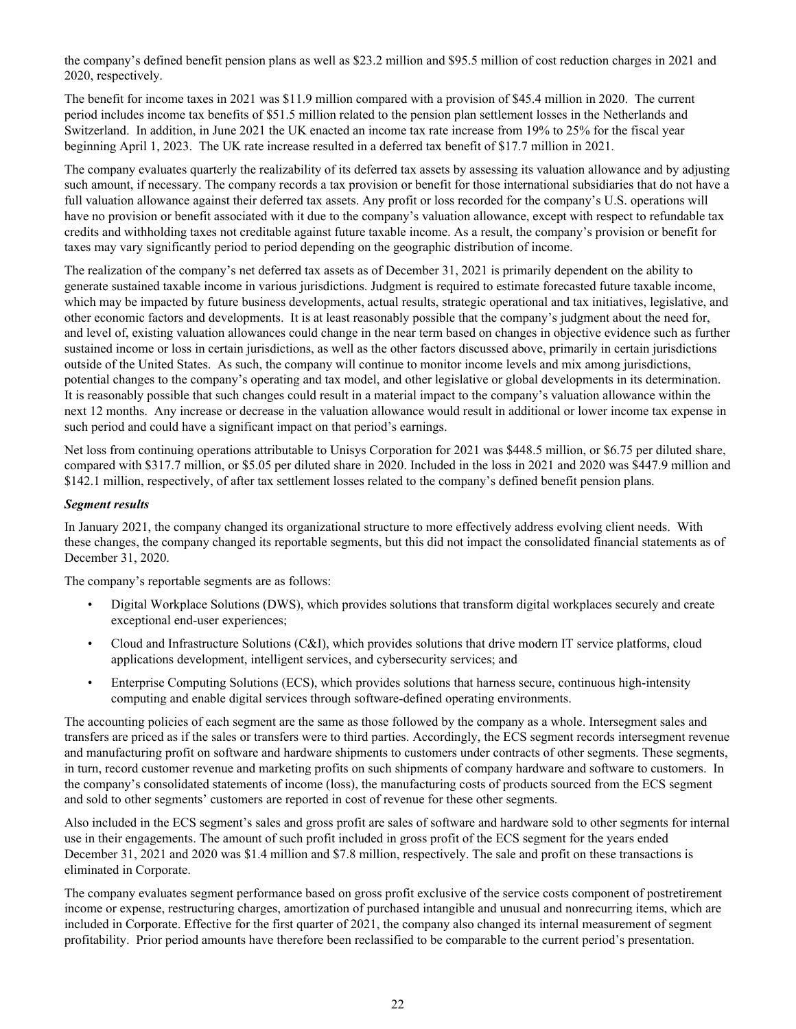the company's defined benefit pension plans as well as $23.2 million and $95.5 million of cost reduction charges in 2021 and 2020, respectively.

The benefit for income taxes in 2021 was $11.9 million compared with a provision of $45.4 million in 2020. The current period includes income tax benefits of $51.5 million related to the pension plan settlement losses in the Netherlands and Switzerland. In addition, in June 2021 the UK enacted an income tax rate increase from 19% to 25% for the fiscal year beginning April 1, 2023. The UK rate increase resulted in a deferred tax benefit of $17.7 million in 2021.

The company evaluates quarterly the realizability of its deferred tax assets by assessing its valuation allowance and by adjusting such amount, if necessary. The company records a tax provision or benefit for those international subsidiaries that do not have a full valuation allowance against their deferred tax assets. Any profit or loss recorded for the company's U.S. operations will have no provision or benefit associated with it due to the company's valuation allowance, except with respect to refundable tax credits and withholding taxes not creditable against future taxable income. As a result, the company's provision or benefit for taxes may vary significantly period to period depending on the geographic distribution of income.

The realization of the company's net deferred tax assets as of December 31, 2021 is primarily dependent on the ability to generate sustained taxable income in various jurisdictions. Judgment is required to estimate forecasted future taxable income, which may be impacted by future business developments, actual results, strategic operational and tax initiatives, legislative, and other economic factors and developments. It is at least reasonably possible that the company's judgment about the need for, and level of, existing valuation allowances could change in the near term based on changes in objective evidence such as further sustained income or loss in certain jurisdictions, as well as the other factors discussed above, primarily in certain jurisdictions outside of the United States. As such, the company will continue to monitor income levels and mix among jurisdictions, potential changes to the company's operating and tax model, and other legislative or global developments in its determination. It is reasonably possible that such changes could result in a material impact to the company's valuation allowance within the next 12 months. Any increase or decrease in the valuation allowance would result in additional or lower income tax expense in such period and could have a significant impact on that period's earnings.

Net loss from continuing operations attributable to Unisys Corporation for 2021 was $448.5 million, or $6.75 per diluted share, compared with $317.7 million, or $5.05 per diluted share in 2020. Included in the loss in 2021 and 2020 was $447.9 million and $142.1 million, respectively, of after tax settlement losses related to the company's defined benefit pension plans.

***Segment results***

In January 2021, the company changed its organizational structure to more effectively address evolving client needs. With these changes, the company changed its reportable segments, but this did not impact the consolidated financial statements as of December 31, 2020.

The company's reportable segments are as follows:

- Digital Workplace Solutions (DWS), which provides solutions that transform digital workplaces securely and create exceptional end-user experiences;
- Cloud and Infrastructure Solutions (C&I), which provides solutions that drive modern IT service platforms, cloud applications development, intelligent services, and cybersecurity services; and
- Enterprise Computing Solutions (ECS), which provides solutions that harness secure, continuous high-intensity computing and enable digital services through software-defined operating environments.

The accounting policies of each segment are the same as those followed by the company as a whole. Intersegment sales and transfers are priced as if the sales or transfers were to third parties. Accordingly, the ECS segment records intersegment revenue and manufacturing profit on software and hardware shipments to customers under contracts of other segments. These segments, in turn, record customer revenue and marketing profits on such shipments of company hardware and software to customers. In the company's consolidated statements of income (loss), the manufacturing costs of products sourced from the ECS segment and sold to other segments' customers are reported in cost of revenue for these other segments.

Also included in the ECS segment's sales and gross profit are sales of software and hardware sold to other segments for internal use in their engagements. The amount of such profit included in gross profit of the ECS segment for the years ended December 31, 2021 and 2020 was $1.4 million and $7.8 million, respectively. The sale and profit on these transactions is eliminated in Corporate.

The company evaluates segment performance based on gross profit exclusive of the service costs component of postretirement income or expense, restructuring charges, amortization of purchased intangible and unusual and nonrecurring items, which are included in Corporate. Effective for the first quarter of 2021, the company also changed its internal measurement of segment profitability. Prior period amounts have therefore been reclassified to be comparable to the current period's presentation.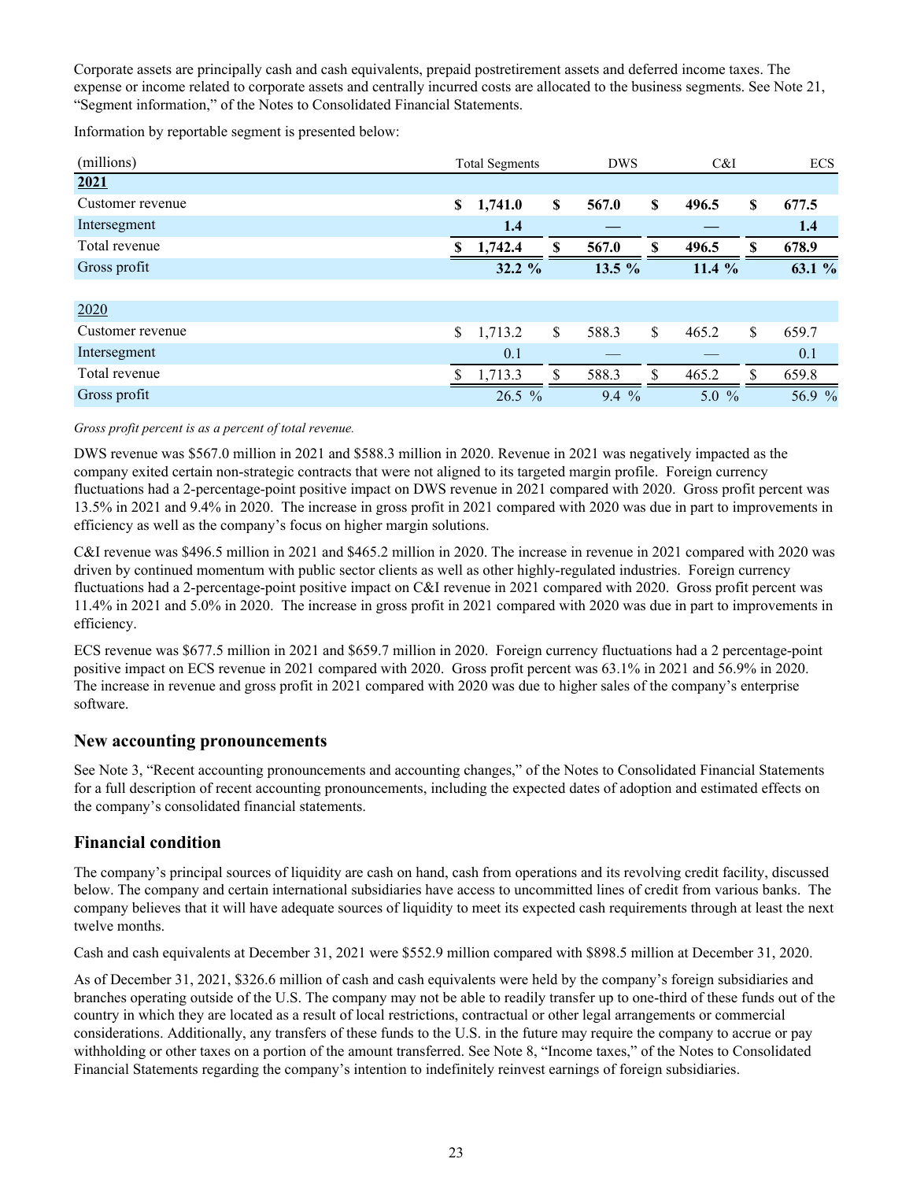Corporate assets are principally cash and cash equivalents, prepaid postretirement assets and deferred income taxes. The expense or income related to corporate assets and centrally incurred costs are allocated to the business segments. See Note 21, "Segment information," of the Notes to Consolidated Financial Statements.

Information by reportable segment is presented below:

| (millions) | Total Segments | DWS | C&I | ECS |
|---|---|---|---|---|
| **2021** | | | | |
| Customer revenue | **$ 1,741.0** | **$ 567.0** | **$ 496.5** | **$ 677.5** |
| Intersegment | **1.4** | **—** | **—** | **1.4** |
| Total revenue | **$ 1,742.4** | **$ 567.0** | **$ 496.5** | **$ 678.9** |
| Gross profit | **32.2 %** | **13.5 %** | **11.4 %** | **63.1 %** |
| | | | | |
| 2020 | | | | |
| Customer revenue | $ 1,713.2 | $ 588.3 | $ 465.2 | $ 659.7 |
| Intersegment | 0.1 | — | — | 0.1 |
| Total revenue | $ 1,713.3 | $ 588.3 | $ 465.2 | $ 659.8 |
| Gross profit | 26.5 % | 9.4 % | 5.0 % | 56.9 % |

*Gross profit percent is as a percent of total revenue.*

DWS revenue was $567.0 million in 2021 and $588.3 million in 2020. Revenue in 2021 was negatively impacted as the company exited certain non-strategic contracts that were not aligned to its targeted margin profile. Foreign currency fluctuations had a 2-percentage-point positive impact on DWS revenue in 2021 compared with 2020. Gross profit percent was 13.5% in 2021 and 9.4% in 2020. The increase in gross profit in 2021 compared with 2020 was due in part to improvements in efficiency as well as the company's focus on higher margin solutions.

C&I revenue was $496.5 million in 2021 and $465.2 million in 2020. The increase in revenue in 2021 compared with 2020 was driven by continued momentum with public sector clients as well as other highly-regulated industries. Foreign currency fluctuations had a 2-percentage-point positive impact on C&I revenue in 2021 compared with 2020. Gross profit percent was 11.4% in 2021 and 5.0% in 2020. The increase in gross profit in 2021 compared with 2020 was due in part to improvements in efficiency.

ECS revenue was $677.5 million in 2021 and $659.7 million in 2020. Foreign currency fluctuations had a 2 percentage-point positive impact on ECS revenue in 2021 compared with 2020. Gross profit percent was 63.1% in 2021 and 56.9% in 2020. The increase in revenue and gross profit in 2021 compared with 2020 was due to higher sales of the company's enterprise software.

## New accounting pronouncements

See Note 3, "Recent accounting pronouncements and accounting changes," of the Notes to Consolidated Financial Statements for a full description of recent accounting pronouncements, including the expected dates of adoption and estimated effects on the company's consolidated financial statements.

## Financial condition

The company's principal sources of liquidity are cash on hand, cash from operations and its revolving credit facility, discussed below. The company and certain international subsidiaries have access to uncommitted lines of credit from various banks. The company believes that it will have adequate sources of liquidity to meet its expected cash requirements through at least the next twelve months.

Cash and cash equivalents at December 31, 2021 were $552.9 million compared with $898.5 million at December 31, 2020.

As of December 31, 2021, $326.6 million of cash and cash equivalents were held by the company's foreign subsidiaries and branches operating outside of the U.S. The company may not be able to readily transfer up to one-third of these funds out of the country in which they are located as a result of local restrictions, contractual or other legal arrangements or commercial considerations. Additionally, any transfers of these funds to the U.S. in the future may require the company to accrue or pay withholding or other taxes on a portion of the amount transferred. See Note 8, "Income taxes," of the Notes to Consolidated Financial Statements regarding the company's intention to indefinitely reinvest earnings of foreign subsidiaries.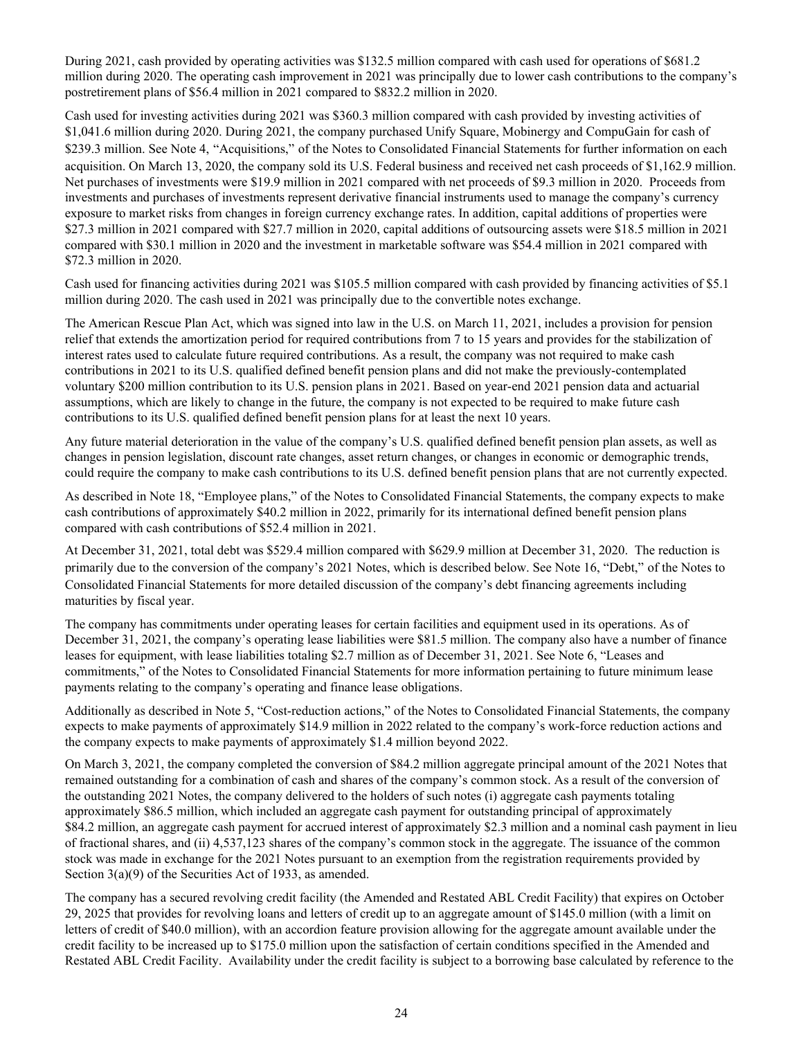During 2021, cash provided by operating activities was $132.5 million compared with cash used for operations of $681.2 million during 2020. The operating cash improvement in 2021 was principally due to lower cash contributions to the company's postretirement plans of $56.4 million in 2021 compared to $832.2 million in 2020.

Cash used for investing activities during 2021 was $360.3 million compared with cash provided by investing activities of $1,041.6 million during 2020. During 2021, the company purchased Unify Square, Mobinergy and CompuGain for cash of $239.3 million. See Note 4, "Acquisitions," of the Notes to Consolidated Financial Statements for further information on each acquisition. On March 13, 2020, the company sold its U.S. Federal business and received net cash proceeds of $1,162.9 million. Net purchases of investments were $19.9 million in 2021 compared with net proceeds of $9.3 million in 2020. Proceeds from investments and purchases of investments represent derivative financial instruments used to manage the company's currency exposure to market risks from changes in foreign currency exchange rates. In addition, capital additions of properties were $27.3 million in 2021 compared with $27.7 million in 2020, capital additions of outsourcing assets were $18.5 million in 2021 compared with $30.1 million in 2020 and the investment in marketable software was $54.4 million in 2021 compared with $72.3 million in 2020.

Cash used for financing activities during 2021 was $105.5 million compared with cash provided by financing activities of $5.1 million during 2020. The cash used in 2021 was principally due to the convertible notes exchange.

The American Rescue Plan Act, which was signed into law in the U.S. on March 11, 2021, includes a provision for pension relief that extends the amortization period for required contributions from 7 to 15 years and provides for the stabilization of interest rates used to calculate future required contributions. As a result, the company was not required to make cash contributions in 2021 to its U.S. qualified defined benefit pension plans and did not make the previously-contemplated voluntary $200 million contribution to its U.S. pension plans in 2021. Based on year-end 2021 pension data and actuarial assumptions, which are likely to change in the future, the company is not expected to be required to make future cash contributions to its U.S. qualified defined benefit pension plans for at least the next 10 years.

Any future material deterioration in the value of the company's U.S. qualified defined benefit pension plan assets, as well as changes in pension legislation, discount rate changes, asset return changes, or changes in economic or demographic trends, could require the company to make cash contributions to its U.S. defined benefit pension plans that are not currently expected.

As described in Note 18, "Employee plans," of the Notes to Consolidated Financial Statements, the company expects to make cash contributions of approximately $40.2 million in 2022, primarily for its international defined benefit pension plans compared with cash contributions of $52.4 million in 2021.

At December 31, 2021, total debt was $529.4 million compared with $629.9 million at December 31, 2020. The reduction is primarily due to the conversion of the company's 2021 Notes, which is described below. See Note 16, "Debt," of the Notes to Consolidated Financial Statements for more detailed discussion of the company's debt financing agreements including maturities by fiscal year.

The company has commitments under operating leases for certain facilities and equipment used in its operations. As of December 31, 2021, the company's operating lease liabilities were $81.5 million. The company also have a number of finance leases for equipment, with lease liabilities totaling $2.7 million as of December 31, 2021. See Note 6, "Leases and commitments," of the Notes to Consolidated Financial Statements for more information pertaining to future minimum lease payments relating to the company's operating and finance lease obligations.

Additionally as described in Note 5, "Cost-reduction actions," of the Notes to Consolidated Financial Statements, the company expects to make payments of approximately $14.9 million in 2022 related to the company's work-force reduction actions and the company expects to make payments of approximately $1.4 million beyond 2022.

On March 3, 2021, the company completed the conversion of $84.2 million aggregate principal amount of the 2021 Notes that remained outstanding for a combination of cash and shares of the company's common stock. As a result of the conversion of the outstanding 2021 Notes, the company delivered to the holders of such notes (i) aggregate cash payments totaling approximately $86.5 million, which included an aggregate cash payment for outstanding principal of approximately $84.2 million, an aggregate cash payment for accrued interest of approximately $2.3 million and a nominal cash payment in lieu of fractional shares, and (ii) 4,537,123 shares of the company's common stock in the aggregate. The issuance of the common stock was made in exchange for the 2021 Notes pursuant to an exemption from the registration requirements provided by Section 3(a)(9) of the Securities Act of 1933, as amended.

The company has a secured revolving credit facility (the Amended and Restated ABL Credit Facility) that expires on October 29, 2025 that provides for revolving loans and letters of credit up to an aggregate amount of $145.0 million (with a limit on letters of credit of $40.0 million), with an accordion feature provision allowing for the aggregate amount available under the credit facility to be increased up to $175.0 million upon the satisfaction of certain conditions specified in the Amended and Restated ABL Credit Facility. Availability under the credit facility is subject to a borrowing base calculated by reference to the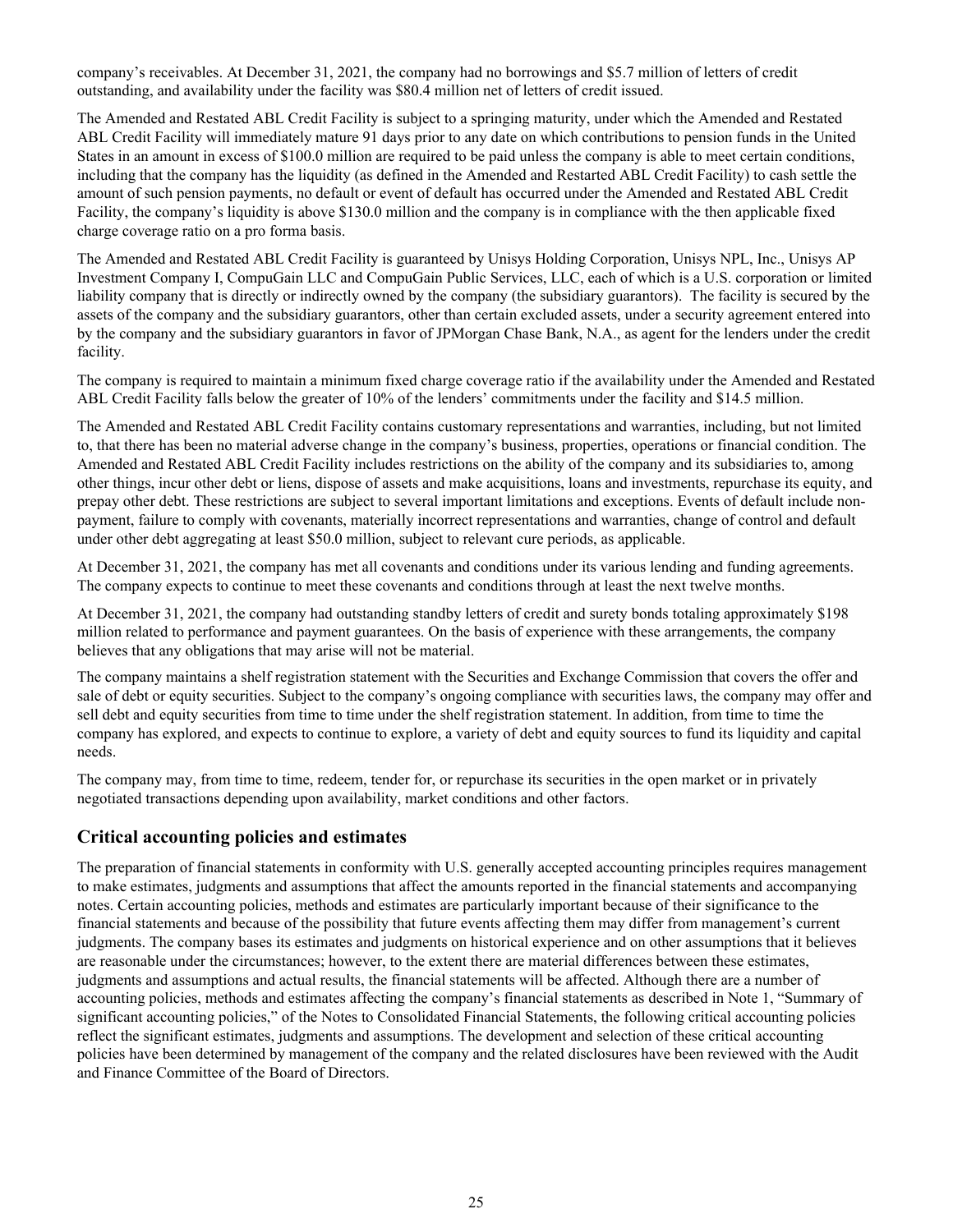company's receivables. At December 31, 2021, the company had no borrowings and $5.7 million of letters of credit outstanding, and availability under the facility was $80.4 million net of letters of credit issued.

The Amended and Restated ABL Credit Facility is subject to a springing maturity, under which the Amended and Restated ABL Credit Facility will immediately mature 91 days prior to any date on which contributions to pension funds in the United States in an amount in excess of $100.0 million are required to be paid unless the company is able to meet certain conditions, including that the company has the liquidity (as defined in the Amended and Restarted ABL Credit Facility) to cash settle the amount of such pension payments, no default or event of default has occurred under the Amended and Restated ABL Credit Facility, the company's liquidity is above $130.0 million and the company is in compliance with the then applicable fixed charge coverage ratio on a pro forma basis.

The Amended and Restated ABL Credit Facility is guaranteed by Unisys Holding Corporation, Unisys NPL, Inc., Unisys AP Investment Company I, CompuGain LLC and CompuGain Public Services, LLC, each of which is a U.S. corporation or limited liability company that is directly or indirectly owned by the company (the subsidiary guarantors). The facility is secured by the assets of the company and the subsidiary guarantors, other than certain excluded assets, under a security agreement entered into by the company and the subsidiary guarantors in favor of JPMorgan Chase Bank, N.A., as agent for the lenders under the credit facility.

The company is required to maintain a minimum fixed charge coverage ratio if the availability under the Amended and Restated ABL Credit Facility falls below the greater of 10% of the lenders' commitments under the facility and $14.5 million.

The Amended and Restated ABL Credit Facility contains customary representations and warranties, including, but not limited to, that there has been no material adverse change in the company's business, properties, operations or financial condition. The Amended and Restated ABL Credit Facility includes restrictions on the ability of the company and its subsidiaries to, among other things, incur other debt or liens, dispose of assets and make acquisitions, loans and investments, repurchase its equity, and prepay other debt. These restrictions are subject to several important limitations and exceptions. Events of default include non-payment, failure to comply with covenants, materially incorrect representations and warranties, change of control and default under other debt aggregating at least $50.0 million, subject to relevant cure periods, as applicable.

At December 31, 2021, the company has met all covenants and conditions under its various lending and funding agreements. The company expects to continue to meet these covenants and conditions through at least the next twelve months.

At December 31, 2021, the company had outstanding standby letters of credit and surety bonds totaling approximately $198 million related to performance and payment guarantees. On the basis of experience with these arrangements, the company believes that any obligations that may arise will not be material.

The company maintains a shelf registration statement with the Securities and Exchange Commission that covers the offer and sale of debt or equity securities. Subject to the company's ongoing compliance with securities laws, the company may offer and sell debt and equity securities from time to time under the shelf registration statement. In addition, from time to time the company has explored, and expects to continue to explore, a variety of debt and equity sources to fund its liquidity and capital needs.

The company may, from time to time, redeem, tender for, or repurchase its securities in the open market or in privately negotiated transactions depending upon availability, market conditions and other factors.

## Critical accounting policies and estimates

The preparation of financial statements in conformity with U.S. generally accepted accounting principles requires management to make estimates, judgments and assumptions that affect the amounts reported in the financial statements and accompanying notes. Certain accounting policies, methods and estimates are particularly important because of their significance to the financial statements and because of the possibility that future events affecting them may differ from management's current judgments. The company bases its estimates and judgments on historical experience and on other assumptions that it believes are reasonable under the circumstances; however, to the extent there are material differences between these estimates, judgments and assumptions and actual results, the financial statements will be affected. Although there are a number of accounting policies, methods and estimates affecting the company's financial statements as described in Note 1, "Summary of significant accounting policies," of the Notes to Consolidated Financial Statements, the following critical accounting policies reflect the significant estimates, judgments and assumptions. The development and selection of these critical accounting policies have been determined by management of the company and the related disclosures have been reviewed with the Audit and Finance Committee of the Board of Directors.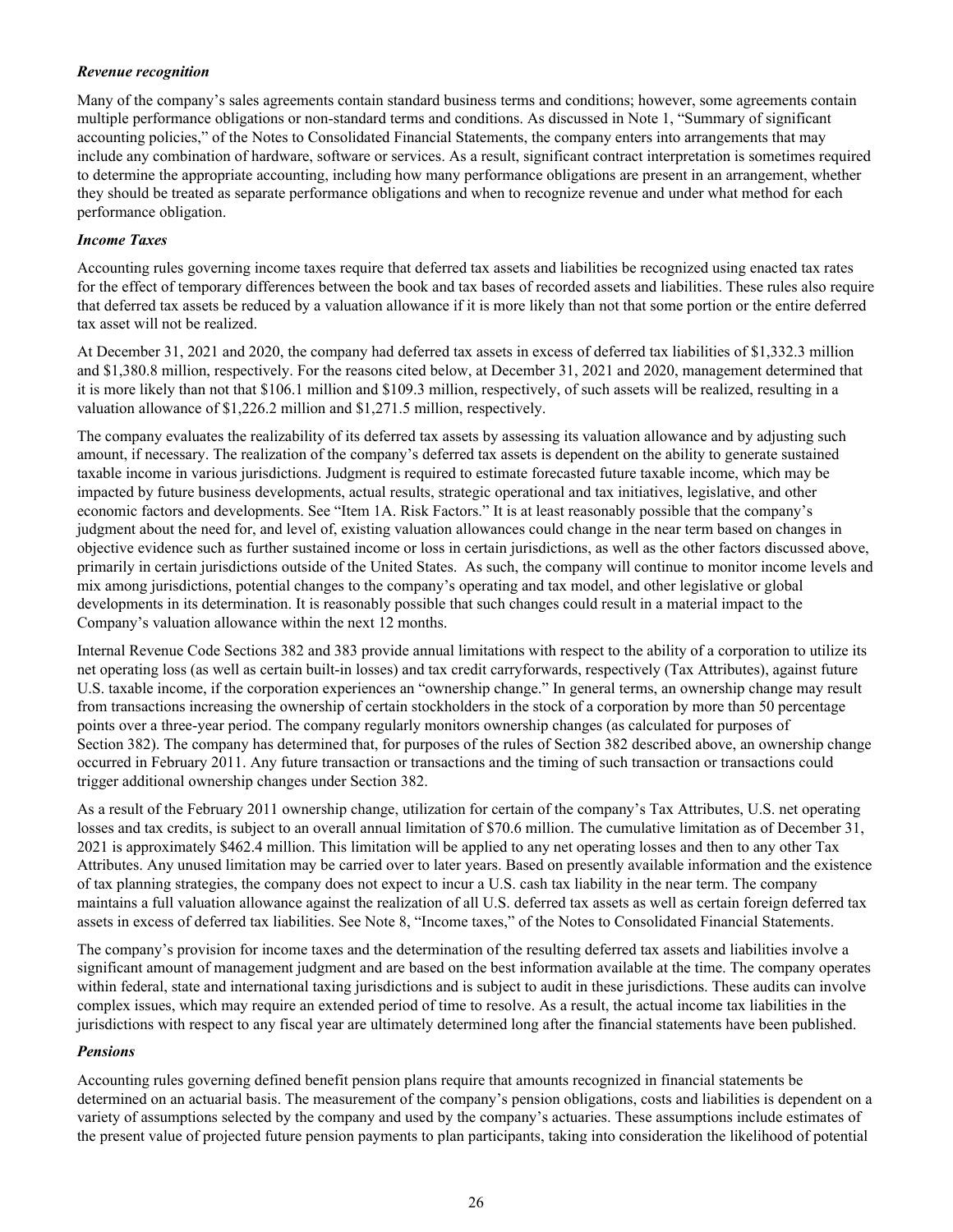***Revenue recognition***

Many of the company's sales agreements contain standard business terms and conditions; however, some agreements contain multiple performance obligations or non-standard terms and conditions. As discussed in Note 1, "Summary of significant accounting policies," of the Notes to Consolidated Financial Statements, the company enters into arrangements that may include any combination of hardware, software or services. As a result, significant contract interpretation is sometimes required to determine the appropriate accounting, including how many performance obligations are present in an arrangement, whether they should be treated as separate performance obligations and when to recognize revenue and under what method for each performance obligation.

***Income Taxes***

Accounting rules governing income taxes require that deferred tax assets and liabilities be recognized using enacted tax rates for the effect of temporary differences between the book and tax bases of recorded assets and liabilities. These rules also require that deferred tax assets be reduced by a valuation allowance if it is more likely than not that some portion or the entire deferred tax asset will not be realized.

At December 31, 2021 and 2020, the company had deferred tax assets in excess of deferred tax liabilities of $1,332.3 million and $1,380.8 million, respectively. For the reasons cited below, at December 31, 2021 and 2020, management determined that it is more likely than not that $106.1 million and $109.3 million, respectively, of such assets will be realized, resulting in a valuation allowance of $1,226.2 million and $1,271.5 million, respectively.

The company evaluates the realizability of its deferred tax assets by assessing its valuation allowance and by adjusting such amount, if necessary. The realization of the company's deferred tax assets is dependent on the ability to generate sustained taxable income in various jurisdictions. Judgment is required to estimate forecasted future taxable income, which may be impacted by future business developments, actual results, strategic operational and tax initiatives, legislative, and other economic factors and developments. See "Item 1A. Risk Factors." It is at least reasonably possible that the company's judgment about the need for, and level of, existing valuation allowances could change in the near term based on changes in objective evidence such as further sustained income or loss in certain jurisdictions, as well as the other factors discussed above, primarily in certain jurisdictions outside of the United States. As such, the company will continue to monitor income levels and mix among jurisdictions, potential changes to the company's operating and tax model, and other legislative or global developments in its determination. It is reasonably possible that such changes could result in a material impact to the Company's valuation allowance within the next 12 months.

Internal Revenue Code Sections 382 and 383 provide annual limitations with respect to the ability of a corporation to utilize its net operating loss (as well as certain built-in losses) and tax credit carryforwards, respectively (Tax Attributes), against future U.S. taxable income, if the corporation experiences an "ownership change." In general terms, an ownership change may result from transactions increasing the ownership of certain stockholders in the stock of a corporation by more than 50 percentage points over a three-year period. The company regularly monitors ownership changes (as calculated for purposes of Section 382). The company has determined that, for purposes of the rules of Section 382 described above, an ownership change occurred in February 2011. Any future transaction or transactions and the timing of such transaction or transactions could trigger additional ownership changes under Section 382.

As a result of the February 2011 ownership change, utilization for certain of the company's Tax Attributes, U.S. net operating losses and tax credits, is subject to an overall annual limitation of $70.6 million. The cumulative limitation as of December 31, 2021 is approximately $462.4 million. This limitation will be applied to any net operating losses and then to any other Tax Attributes. Any unused limitation may be carried over to later years. Based on presently available information and the existence of tax planning strategies, the company does not expect to incur a U.S. cash tax liability in the near term. The company maintains a full valuation allowance against the realization of all U.S. deferred tax assets as well as certain foreign deferred tax assets in excess of deferred tax liabilities. See Note 8, "Income taxes," of the Notes to Consolidated Financial Statements.

The company's provision for income taxes and the determination of the resulting deferred tax assets and liabilities involve a significant amount of management judgment and are based on the best information available at the time. The company operates within federal, state and international taxing jurisdictions and is subject to audit in these jurisdictions. These audits can involve complex issues, which may require an extended period of time to resolve. As a result, the actual income tax liabilities in the jurisdictions with respect to any fiscal year are ultimately determined long after the financial statements have been published.

***Pensions***

Accounting rules governing defined benefit pension plans require that amounts recognized in financial statements be determined on an actuarial basis. The measurement of the company's pension obligations, costs and liabilities is dependent on a variety of assumptions selected by the company and used by the company's actuaries. These assumptions include estimates of the present value of projected future pension payments to plan participants, taking into consideration the likelihood of potential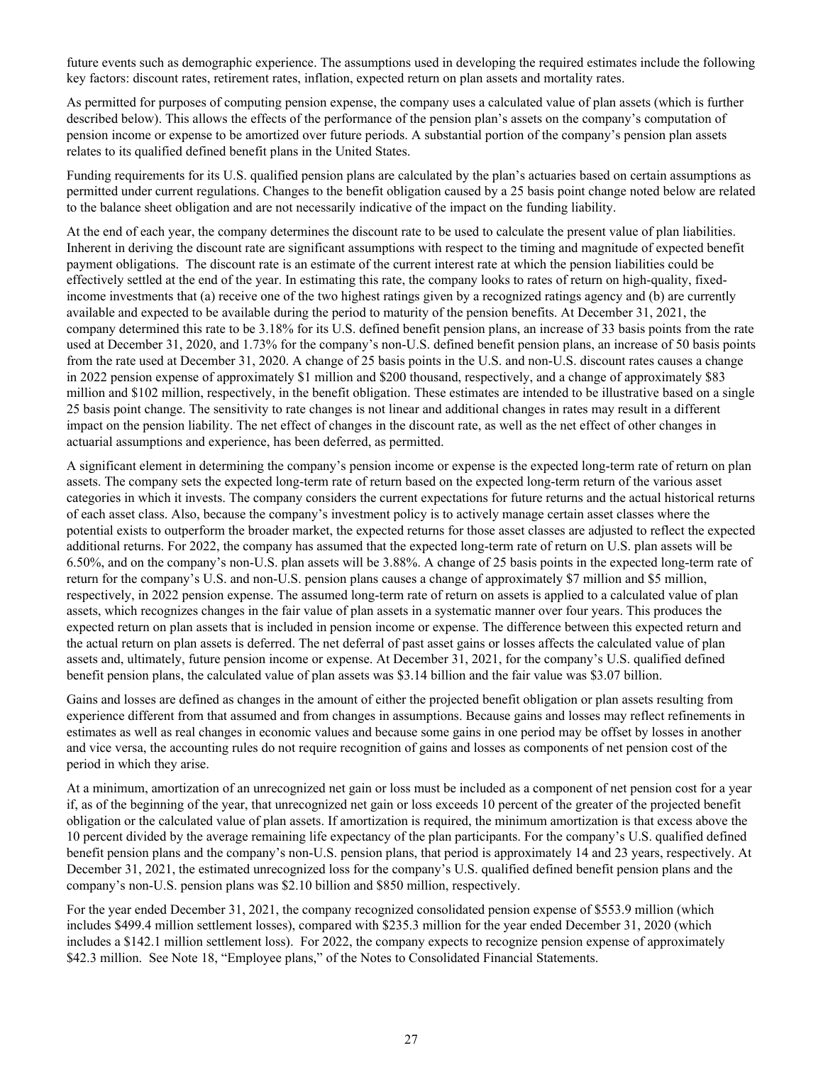future events such as demographic experience. The assumptions used in developing the required estimates include the following key factors: discount rates, retirement rates, inflation, expected return on plan assets and mortality rates.

As permitted for purposes of computing pension expense, the company uses a calculated value of plan assets (which is further described below). This allows the effects of the performance of the pension plan's assets on the company's computation of pension income or expense to be amortized over future periods. A substantial portion of the company's pension plan assets relates to its qualified defined benefit plans in the United States.

Funding requirements for its U.S. qualified pension plans are calculated by the plan's actuaries based on certain assumptions as permitted under current regulations. Changes to the benefit obligation caused by a 25 basis point change noted below are related to the balance sheet obligation and are not necessarily indicative of the impact on the funding liability.

At the end of each year, the company determines the discount rate to be used to calculate the present value of plan liabilities. Inherent in deriving the discount rate are significant assumptions with respect to the timing and magnitude of expected benefit payment obligations. The discount rate is an estimate of the current interest rate at which the pension liabilities could be effectively settled at the end of the year. In estimating this rate, the company looks to rates of return on high-quality, fixed-income investments that (a) receive one of the two highest ratings given by a recognized ratings agency and (b) are currently available and expected to be available during the period to maturity of the pension benefits. At December 31, 2021, the company determined this rate to be 3.18% for its U.S. defined benefit pension plans, an increase of 33 basis points from the rate used at December 31, 2020, and 1.73% for the company's non-U.S. defined benefit pension plans, an increase of 50 basis points from the rate used at December 31, 2020. A change of 25 basis points in the U.S. and non-U.S. discount rates causes a change in 2022 pension expense of approximately $1 million and $200 thousand, respectively, and a change of approximately $83 million and $102 million, respectively, in the benefit obligation. These estimates are intended to be illustrative based on a single 25 basis point change. The sensitivity to rate changes is not linear and additional changes in rates may result in a different impact on the pension liability. The net effect of changes in the discount rate, as well as the net effect of other changes in actuarial assumptions and experience, has been deferred, as permitted.

A significant element in determining the company's pension income or expense is the expected long-term rate of return on plan assets. The company sets the expected long-term rate of return based on the expected long-term return of the various asset categories in which it invests. The company considers the current expectations for future returns and the actual historical returns of each asset class. Also, because the company's investment policy is to actively manage certain asset classes where the potential exists to outperform the broader market, the expected returns for those asset classes are adjusted to reflect the expected additional returns. For 2022, the company has assumed that the expected long-term rate of return on U.S. plan assets will be 6.50%, and on the company's non-U.S. plan assets will be 3.88%. A change of 25 basis points in the expected long-term rate of return for the company's U.S. and non-U.S. pension plans causes a change of approximately $7 million and $5 million, respectively, in 2022 pension expense. The assumed long-term rate of return on assets is applied to a calculated value of plan assets, which recognizes changes in the fair value of plan assets in a systematic manner over four years. This produces the expected return on plan assets that is included in pension income or expense. The difference between this expected return and the actual return on plan assets is deferred. The net deferral of past asset gains or losses affects the calculated value of plan assets and, ultimately, future pension income or expense. At December 31, 2021, for the company's U.S. qualified defined benefit pension plans, the calculated value of plan assets was $3.14 billion and the fair value was $3.07 billion.

Gains and losses are defined as changes in the amount of either the projected benefit obligation or plan assets resulting from experience different from that assumed and from changes in assumptions. Because gains and losses may reflect refinements in estimates as well as real changes in economic values and because some gains in one period may be offset by losses in another and vice versa, the accounting rules do not require recognition of gains and losses as components of net pension cost of the period in which they arise.

At a minimum, amortization of an unrecognized net gain or loss must be included as a component of net pension cost for a year if, as of the beginning of the year, that unrecognized net gain or loss exceeds 10 percent of the greater of the projected benefit obligation or the calculated value of plan assets. If amortization is required, the minimum amortization is that excess above the 10 percent divided by the average remaining life expectancy of the plan participants. For the company's U.S. qualified defined benefit pension plans and the company's non-U.S. pension plans, that period is approximately 14 and 23 years, respectively. At December 31, 2021, the estimated unrecognized loss for the company's U.S. qualified defined benefit pension plans and the company's non-U.S. pension plans was $2.10 billion and $850 million, respectively.

For the year ended December 31, 2021, the company recognized consolidated pension expense of $553.9 million (which includes $499.4 million settlement losses), compared with $235.3 million for the year ended December 31, 2020 (which includes a $142.1 million settlement loss). For 2022, the company expects to recognize pension expense of approximately $42.3 million. See Note 18, "Employee plans," of the Notes to Consolidated Financial Statements.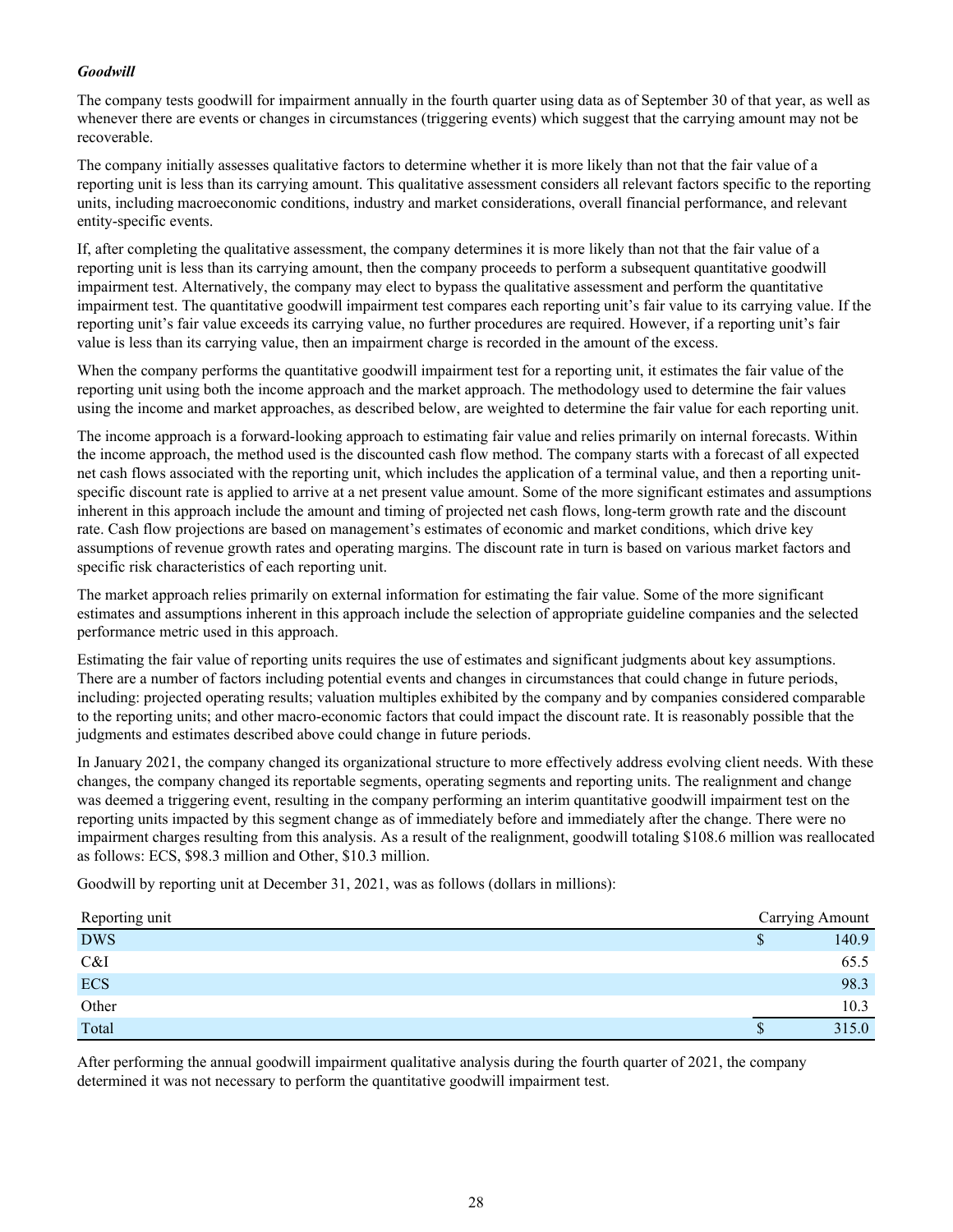***Goodwill***

The company tests goodwill for impairment annually in the fourth quarter using data as of September 30 of that year, as well as whenever there are events or changes in circumstances (triggering events) which suggest that the carrying amount may not be recoverable.

The company initially assesses qualitative factors to determine whether it is more likely than not that the fair value of a reporting unit is less than its carrying amount. This qualitative assessment considers all relevant factors specific to the reporting units, including macroeconomic conditions, industry and market considerations, overall financial performance, and relevant entity-specific events.

If, after completing the qualitative assessment, the company determines it is more likely than not that the fair value of a reporting unit is less than its carrying amount, then the company proceeds to perform a subsequent quantitative goodwill impairment test. Alternatively, the company may elect to bypass the qualitative assessment and perform the quantitative impairment test. The quantitative goodwill impairment test compares each reporting unit's fair value to its carrying value. If the reporting unit's fair value exceeds its carrying value, no further procedures are required. However, if a reporting unit's fair value is less than its carrying value, then an impairment charge is recorded in the amount of the excess.

When the company performs the quantitative goodwill impairment test for a reporting unit, it estimates the fair value of the reporting unit using both the income approach and the market approach. The methodology used to determine the fair values using the income and market approaches, as described below, are weighted to determine the fair value for each reporting unit.

The income approach is a forward-looking approach to estimating fair value and relies primarily on internal forecasts. Within the income approach, the method used is the discounted cash flow method. The company starts with a forecast of all expected net cash flows associated with the reporting unit, which includes the application of a terminal value, and then a reporting unit-specific discount rate is applied to arrive at a net present value amount. Some of the more significant estimates and assumptions inherent in this approach include the amount and timing of projected net cash flows, long-term growth rate and the discount rate. Cash flow projections are based on management's estimates of economic and market conditions, which drive key assumptions of revenue growth rates and operating margins. The discount rate in turn is based on various market factors and specific risk characteristics of each reporting unit.

The market approach relies primarily on external information for estimating the fair value. Some of the more significant estimates and assumptions inherent in this approach include the selection of appropriate guideline companies and the selected performance metric used in this approach.

Estimating the fair value of reporting units requires the use of estimates and significant judgments about key assumptions. There are a number of factors including potential events and changes in circumstances that could change in future periods, including: projected operating results; valuation multiples exhibited by the company and by companies considered comparable to the reporting units; and other macro-economic factors that could impact the discount rate. It is reasonably possible that the judgments and estimates described above could change in future periods.

In January 2021, the company changed its organizational structure to more effectively address evolving client needs. With these changes, the company changed its reportable segments, operating segments and reporting units. The realignment and change was deemed a triggering event, resulting in the company performing an interim quantitative goodwill impairment test on the reporting units impacted by this segment change as of immediately before and immediately after the change. There were no impairment charges resulting from this analysis. As a result of the realignment, goodwill totaling $108.6 million was reallocated as follows: ECS, $98.3 million and Other, $10.3 million.

Goodwill by reporting unit at December 31, 2021, was as follows (dollars in millions):

| Reporting unit | Carrying Amount |
|---|---|
| DWS | $ 140.9 |
| C&I | 65.5 |
| ECS | 98.3 |
| Other | 10.3 |
| Total | $ 315.0 |

After performing the annual goodwill impairment qualitative analysis during the fourth quarter of 2021, the company determined it was not necessary to perform the quantitative goodwill impairment test.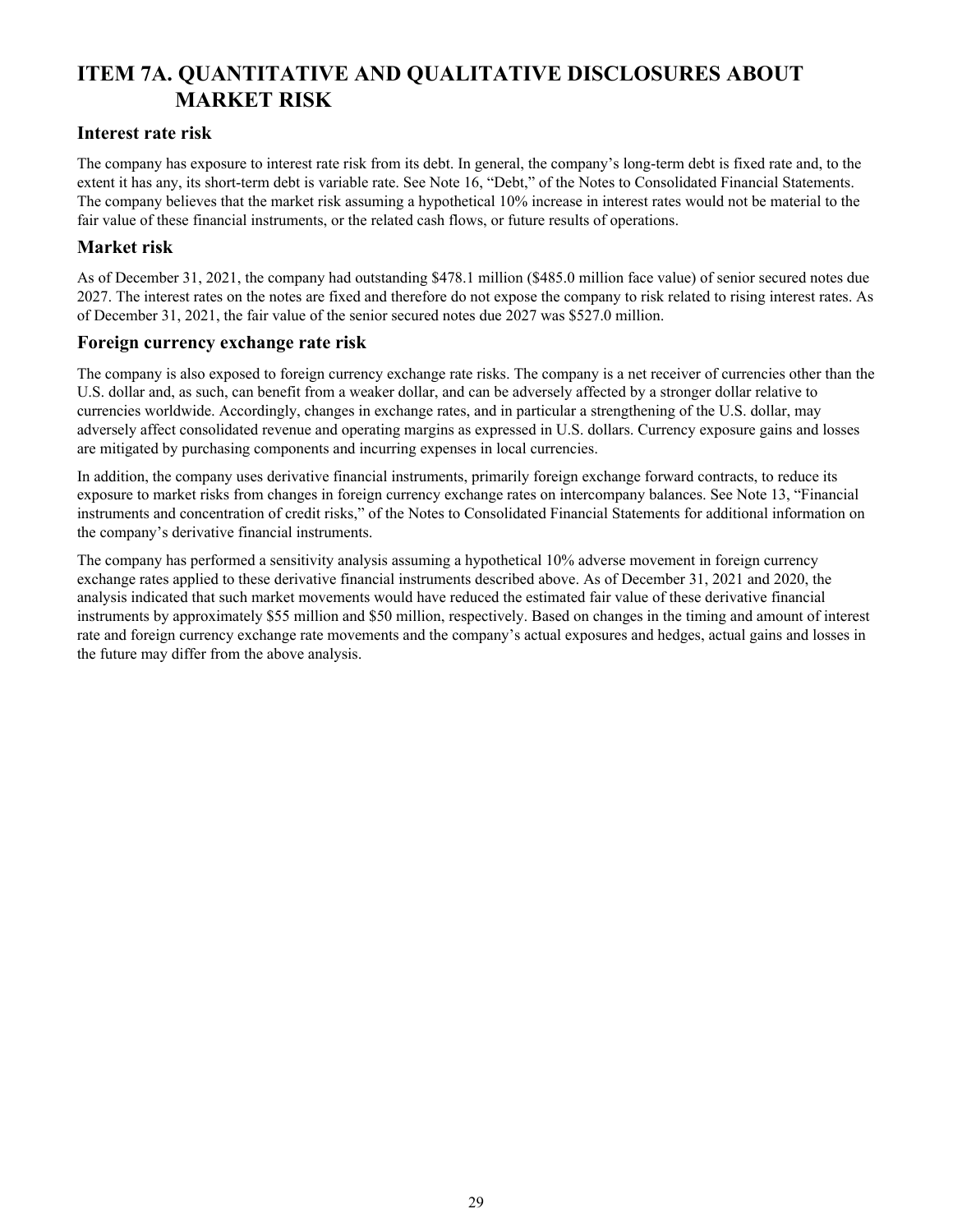# ITEM 7A. QUANTITATIVE AND QUALITATIVE DISCLOSURES ABOUT MARKET RISK

## Interest rate risk

The company has exposure to interest rate risk from its debt. In general, the company's long-term debt is fixed rate and, to the extent it has any, its short-term debt is variable rate. See Note 16, "Debt," of the Notes to Consolidated Financial Statements. The company believes that the market risk assuming a hypothetical 10% increase in interest rates would not be material to the fair value of these financial instruments, or the related cash flows, or future results of operations.

## Market risk

As of December 31, 2021, the company had outstanding $478.1 million ($485.0 million face value) of senior secured notes due 2027. The interest rates on the notes are fixed and therefore do not expose the company to risk related to rising interest rates. As of December 31, 2021, the fair value of the senior secured notes due 2027 was $527.0 million.

## Foreign currency exchange rate risk

The company is also exposed to foreign currency exchange rate risks. The company is a net receiver of currencies other than the U.S. dollar and, as such, can benefit from a weaker dollar, and can be adversely affected by a stronger dollar relative to currencies worldwide. Accordingly, changes in exchange rates, and in particular a strengthening of the U.S. dollar, may adversely affect consolidated revenue and operating margins as expressed in U.S. dollars. Currency exposure gains and losses are mitigated by purchasing components and incurring expenses in local currencies.

In addition, the company uses derivative financial instruments, primarily foreign exchange forward contracts, to reduce its exposure to market risks from changes in foreign currency exchange rates on intercompany balances. See Note 13, "Financial instruments and concentration of credit risks," of the Notes to Consolidated Financial Statements for additional information on the company's derivative financial instruments.

The company has performed a sensitivity analysis assuming a hypothetical 10% adverse movement in foreign currency exchange rates applied to these derivative financial instruments described above. As of December 31, 2021 and 2020, the analysis indicated that such market movements would have reduced the estimated fair value of these derivative financial instruments by approximately $55 million and $50 million, respectively. Based on changes in the timing and amount of interest rate and foreign currency exchange rate movements and the company's actual exposures and hedges, actual gains and losses in the future may differ from the above analysis.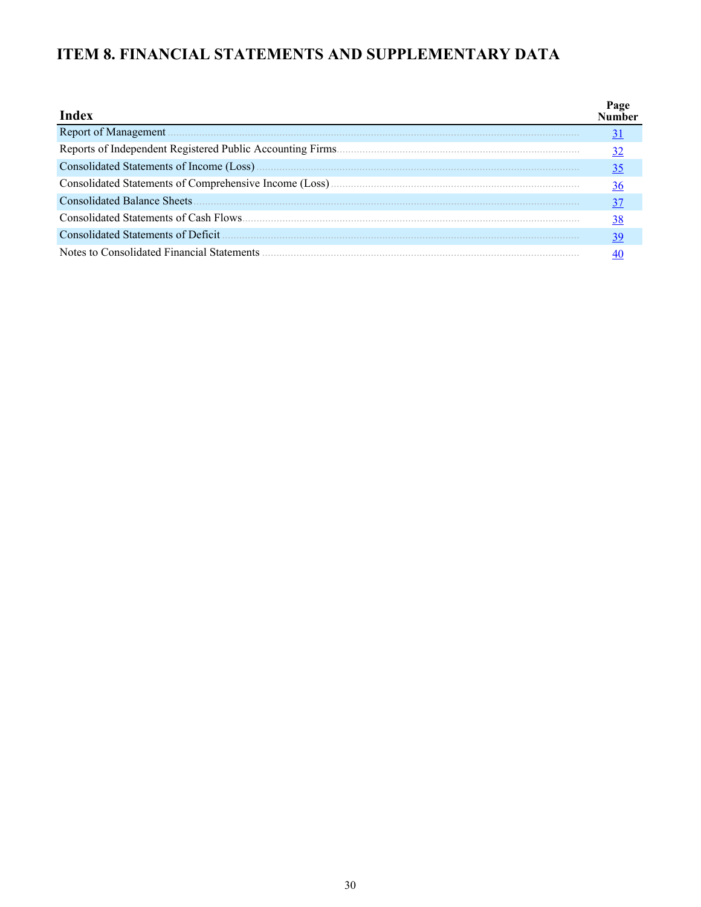# ITEM 8. FINANCIAL STATEMENTS AND SUPPLEMENTARY DATA

| Index | Page Number |
|---|---|
| Report of Management | 31 |
| Reports of Independent Registered Public Accounting Firms | 32 |
| Consolidated Statements of Income (Loss) | 35 |
| Consolidated Statements of Comprehensive Income (Loss) | 36 |
| Consolidated Balance Sheets | 37 |
| Consolidated Statements of Cash Flows | 38 |
| Consolidated Statements of Deficit | 39 |
| Notes to Consolidated Financial Statements | 40 |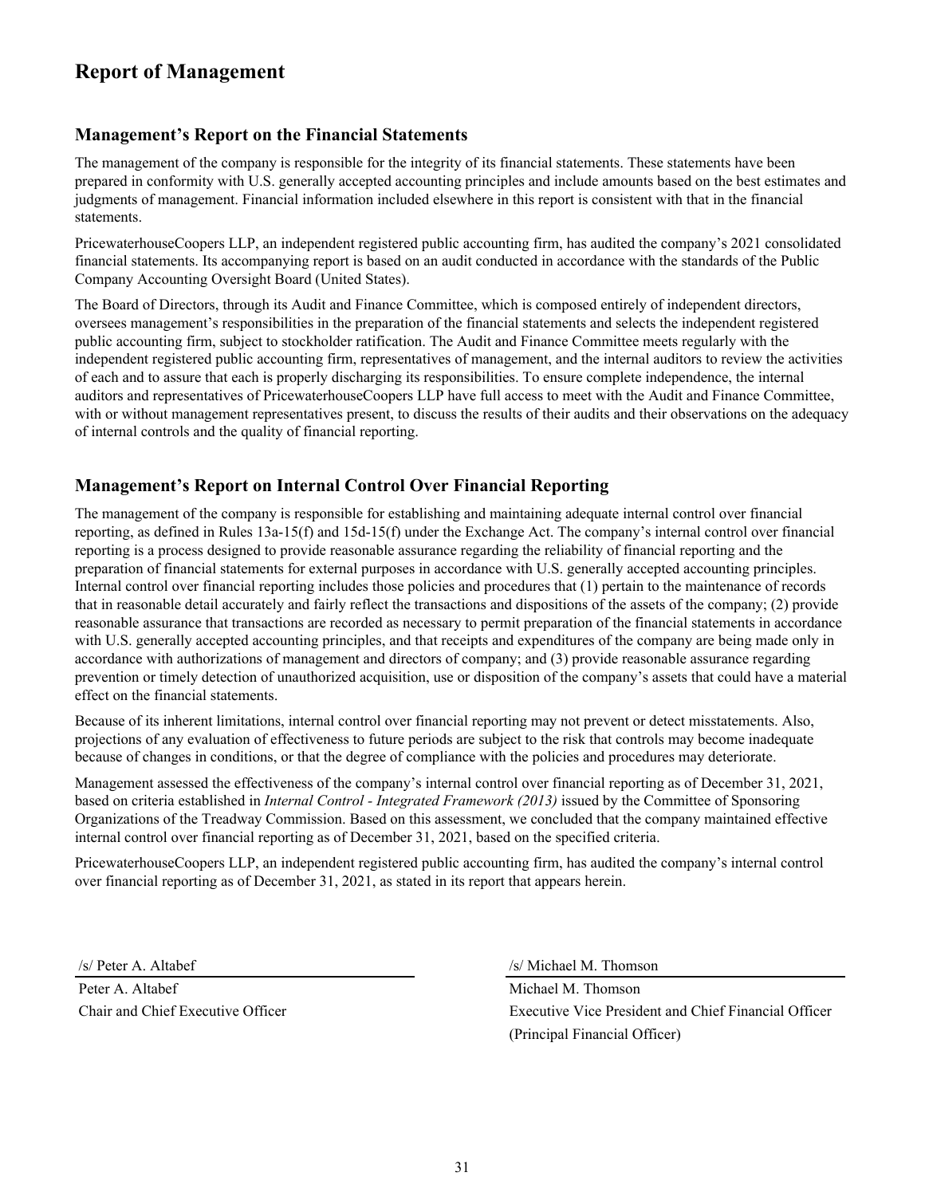# Report of Management

## Management's Report on the Financial Statements

The management of the company is responsible for the integrity of its financial statements. These statements have been prepared in conformity with U.S. generally accepted accounting principles and include amounts based on the best estimates and judgments of management. Financial information included elsewhere in this report is consistent with that in the financial statements.

PricewaterhouseCoopers LLP, an independent registered public accounting firm, has audited the company's 2021 consolidated financial statements. Its accompanying report is based on an audit conducted in accordance with the standards of the Public Company Accounting Oversight Board (United States).

The Board of Directors, through its Audit and Finance Committee, which is composed entirely of independent directors, oversees management's responsibilities in the preparation of the financial statements and selects the independent registered public accounting firm, subject to stockholder ratification. The Audit and Finance Committee meets regularly with the independent registered public accounting firm, representatives of management, and the internal auditors to review the activities of each and to assure that each is properly discharging its responsibilities. To ensure complete independence, the internal auditors and representatives of PricewaterhouseCoopers LLP have full access to meet with the Audit and Finance Committee, with or without management representatives present, to discuss the results of their audits and their observations on the adequacy of internal controls and the quality of financial reporting.

## Management's Report on Internal Control Over Financial Reporting

The management of the company is responsible for establishing and maintaining adequate internal control over financial reporting, as defined in Rules 13a-15(f) and 15d-15(f) under the Exchange Act. The company's internal control over financial reporting is a process designed to provide reasonable assurance regarding the reliability of financial reporting and the preparation of financial statements for external purposes in accordance with U.S. generally accepted accounting principles. Internal control over financial reporting includes those policies and procedures that (1) pertain to the maintenance of records that in reasonable detail accurately and fairly reflect the transactions and dispositions of the assets of the company; (2) provide reasonable assurance that transactions are recorded as necessary to permit preparation of the financial statements in accordance with U.S. generally accepted accounting principles, and that receipts and expenditures of the company are being made only in accordance with authorizations of management and directors of company; and (3) provide reasonable assurance regarding prevention or timely detection of unauthorized acquisition, use or disposition of the company's assets that could have a material effect on the financial statements.

Because of its inherent limitations, internal control over financial reporting may not prevent or detect misstatements. Also, projections of any evaluation of effectiveness to future periods are subject to the risk that controls may become inadequate because of changes in conditions, or that the degree of compliance with the policies and procedures may deteriorate.

Management assessed the effectiveness of the company's internal control over financial reporting as of December 31, 2021, based on criteria established in *Internal Control - Integrated Framework (2013)* issued by the Committee of Sponsoring Organizations of the Treadway Commission. Based on this assessment, we concluded that the company maintained effective internal control over financial reporting as of December 31, 2021, based on the specified criteria.

PricewaterhouseCoopers LLP, an independent registered public accounting firm, has audited the company's internal control over financial reporting as of December 31, 2021, as stated in its report that appears herein.

/s/ Peter A. Altabef

Peter A. Altabef
Chair and Chief Executive Officer

/s/ Michael M. Thomson

Michael M. Thomson
Executive Vice President and Chief Financial Officer
(Principal Financial Officer)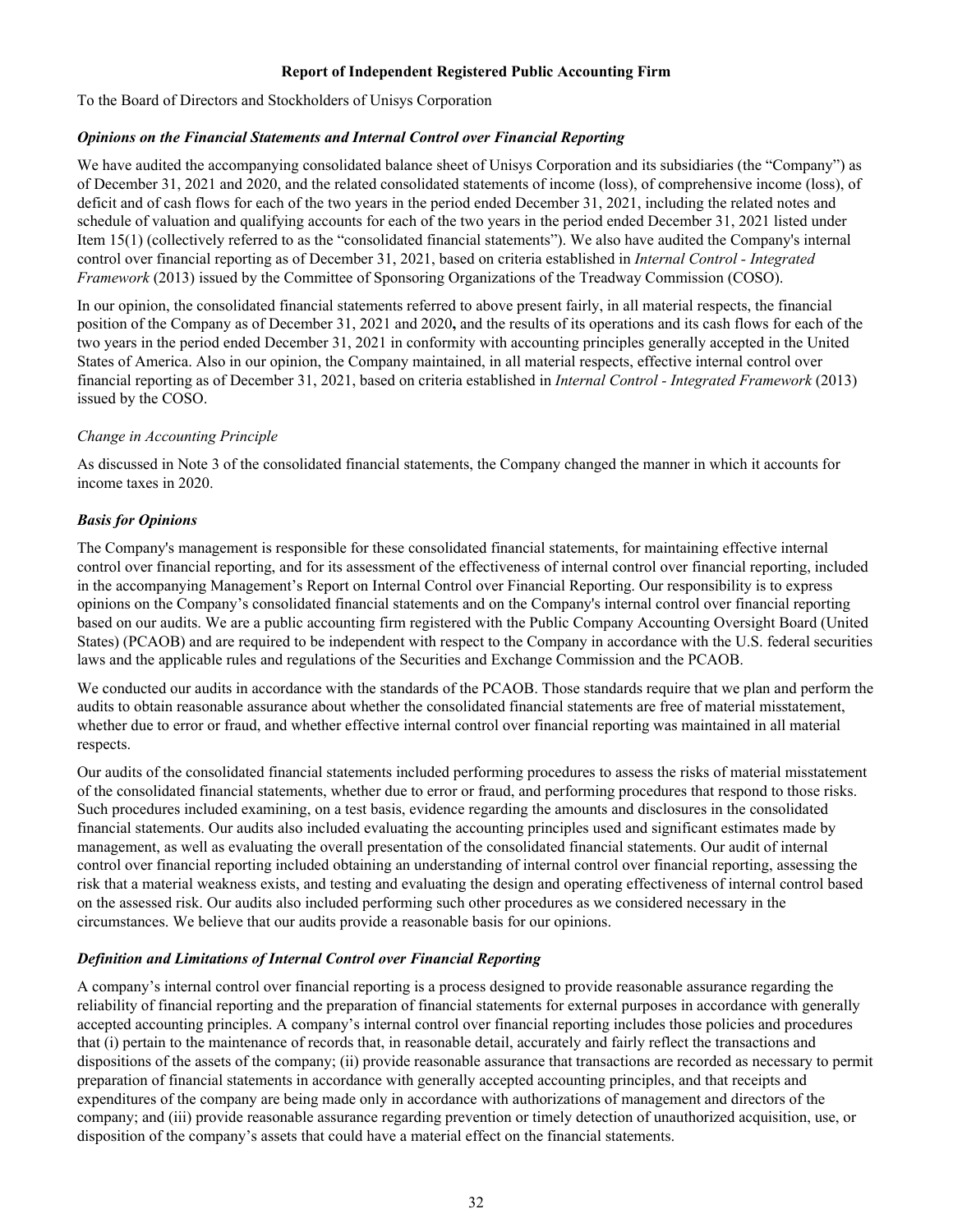**Report of Independent Registered Public Accounting Firm**

To the Board of Directors and Stockholders of Unisys Corporation

***Opinions on the Financial Statements and Internal Control over Financial Reporting***

We have audited the accompanying consolidated balance sheet of Unisys Corporation and its subsidiaries (the "Company") as of December 31, 2021 and 2020, and the related consolidated statements of income (loss), of comprehensive income (loss), of deficit and of cash flows for each of the two years in the period ended December 31, 2021, including the related notes and schedule of valuation and qualifying accounts for each of the two years in the period ended December 31, 2021 listed under Item 15(1) (collectively referred to as the "consolidated financial statements"). We also have audited the Company's internal control over financial reporting as of December 31, 2021, based on criteria established in *Internal Control - Integrated Framework* (2013) issued by the Committee of Sponsoring Organizations of the Treadway Commission (COSO).

In our opinion, the consolidated financial statements referred to above present fairly, in all material respects, the financial position of the Company as of December 31, 2021 and 2020**,** and the results of its operations and its cash flows for each of the two years in the period ended December 31, 2021 in conformity with accounting principles generally accepted in the United States of America. Also in our opinion, the Company maintained, in all material respects, effective internal control over financial reporting as of December 31, 2021, based on criteria established in *Internal Control - Integrated Framework* (2013) issued by the COSO.

*Change in Accounting Principle*

As discussed in Note 3 of the consolidated financial statements, the Company changed the manner in which it accounts for income taxes in 2020.

***Basis for Opinions***

The Company's management is responsible for these consolidated financial statements, for maintaining effective internal control over financial reporting, and for its assessment of the effectiveness of internal control over financial reporting, included in the accompanying Management's Report on Internal Control over Financial Reporting. Our responsibility is to express opinions on the Company's consolidated financial statements and on the Company's internal control over financial reporting based on our audits. We are a public accounting firm registered with the Public Company Accounting Oversight Board (United States) (PCAOB) and are required to be independent with respect to the Company in accordance with the U.S. federal securities laws and the applicable rules and regulations of the Securities and Exchange Commission and the PCAOB.

We conducted our audits in accordance with the standards of the PCAOB. Those standards require that we plan and perform the audits to obtain reasonable assurance about whether the consolidated financial statements are free of material misstatement, whether due to error or fraud, and whether effective internal control over financial reporting was maintained in all material respects.

Our audits of the consolidated financial statements included performing procedures to assess the risks of material misstatement of the consolidated financial statements, whether due to error or fraud, and performing procedures that respond to those risks. Such procedures included examining, on a test basis, evidence regarding the amounts and disclosures in the consolidated financial statements. Our audits also included evaluating the accounting principles used and significant estimates made by management, as well as evaluating the overall presentation of the consolidated financial statements. Our audit of internal control over financial reporting included obtaining an understanding of internal control over financial reporting, assessing the risk that a material weakness exists, and testing and evaluating the design and operating effectiveness of internal control based on the assessed risk. Our audits also included performing such other procedures as we considered necessary in the circumstances. We believe that our audits provide a reasonable basis for our opinions.

***Definition and Limitations of Internal Control over Financial Reporting***

A company's internal control over financial reporting is a process designed to provide reasonable assurance regarding the reliability of financial reporting and the preparation of financial statements for external purposes in accordance with generally accepted accounting principles. A company's internal control over financial reporting includes those policies and procedures that (i) pertain to the maintenance of records that, in reasonable detail, accurately and fairly reflect the transactions and dispositions of the assets of the company; (ii) provide reasonable assurance that transactions are recorded as necessary to permit preparation of financial statements in accordance with generally accepted accounting principles, and that receipts and expenditures of the company are being made only in accordance with authorizations of management and directors of the company; and (iii) provide reasonable assurance regarding prevention or timely detection of unauthorized acquisition, use, or disposition of the company's assets that could have a material effect on the financial statements.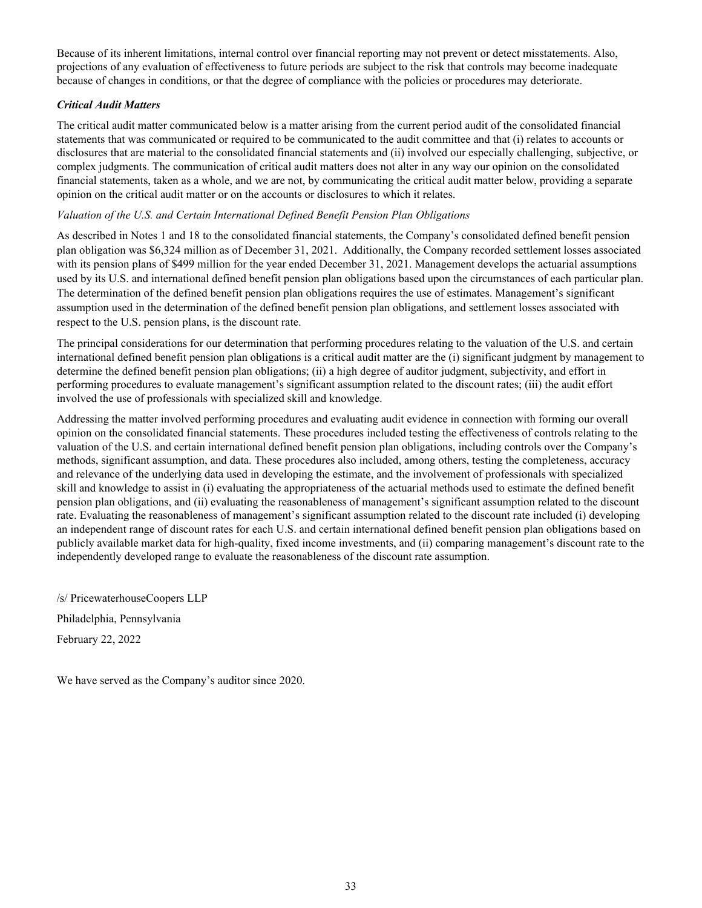Because of its inherent limitations, internal control over financial reporting may not prevent or detect misstatements. Also, projections of any evaluation of effectiveness to future periods are subject to the risk that controls may become inadequate because of changes in conditions, or that the degree of compliance with the policies or procedures may deteriorate.

***Critical Audit Matters***

The critical audit matter communicated below is a matter arising from the current period audit of the consolidated financial statements that was communicated or required to be communicated to the audit committee and that (i) relates to accounts or disclosures that are material to the consolidated financial statements and (ii) involved our especially challenging, subjective, or complex judgments. The communication of critical audit matters does not alter in any way our opinion on the consolidated financial statements, taken as a whole, and we are not, by communicating the critical audit matter below, providing a separate opinion on the critical audit matter or on the accounts or disclosures to which it relates.

*Valuation of the U.S. and Certain International Defined Benefit Pension Plan Obligations*

As described in Notes 1 and 18 to the consolidated financial statements, the Company's consolidated defined benefit pension plan obligation was $6,324 million as of December 31, 2021. Additionally, the Company recorded settlement losses associated with its pension plans of $499 million for the year ended December 31, 2021. Management develops the actuarial assumptions used by its U.S. and international defined benefit pension plan obligations based upon the circumstances of each particular plan. The determination of the defined benefit pension plan obligations requires the use of estimates. Management's significant assumption used in the determination of the defined benefit pension plan obligations, and settlement losses associated with respect to the U.S. pension plans, is the discount rate.

The principal considerations for our determination that performing procedures relating to the valuation of the U.S. and certain international defined benefit pension plan obligations is a critical audit matter are the (i) significant judgment by management to determine the defined benefit pension plan obligations; (ii) a high degree of auditor judgment, subjectivity, and effort in performing procedures to evaluate management's significant assumption related to the discount rates; (iii) the audit effort involved the use of professionals with specialized skill and knowledge.

Addressing the matter involved performing procedures and evaluating audit evidence in connection with forming our overall opinion on the consolidated financial statements. These procedures included testing the effectiveness of controls relating to the valuation of the U.S. and certain international defined benefit pension plan obligations, including controls over the Company's methods, significant assumption, and data. These procedures also included, among others, testing the completeness, accuracy and relevance of the underlying data used in developing the estimate, and the involvement of professionals with specialized skill and knowledge to assist in (i) evaluating the appropriateness of the actuarial methods used to estimate the defined benefit pension plan obligations, and (ii) evaluating the reasonableness of management's significant assumption related to the discount rate. Evaluating the reasonableness of management's significant assumption related to the discount rate included (i) developing an independent range of discount rates for each U.S. and certain international defined benefit pension plan obligations based on publicly available market data for high-quality, fixed income investments, and (ii) comparing management's discount rate to the independently developed range to evaluate the reasonableness of the discount rate assumption.

/s/ PricewaterhouseCoopers LLP

Philadelphia, Pennsylvania

February 22, 2022

We have served as the Company's auditor since 2020.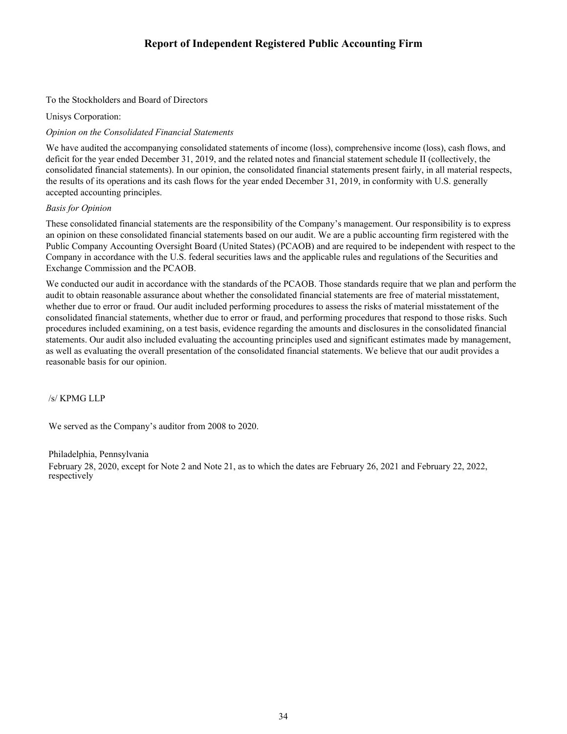# Report of Independent Registered Public Accounting Firm

To the Stockholders and Board of Directors

Unisys Corporation:

*Opinion on the Consolidated Financial Statements*

We have audited the accompanying consolidated statements of income (loss), comprehensive income (loss), cash flows, and deficit for the year ended December 31, 2019, and the related notes and financial statement schedule II (collectively, the consolidated financial statements). In our opinion, the consolidated financial statements present fairly, in all material respects, the results of its operations and its cash flows for the year ended December 31, 2019, in conformity with U.S. generally accepted accounting principles.

*Basis for Opinion*

These consolidated financial statements are the responsibility of the Company's management. Our responsibility is to express an opinion on these consolidated financial statements based on our audit. We are a public accounting firm registered with the Public Company Accounting Oversight Board (United States) (PCAOB) and are required to be independent with respect to the Company in accordance with the U.S. federal securities laws and the applicable rules and regulations of the Securities and Exchange Commission and the PCAOB.

We conducted our audit in accordance with the standards of the PCAOB. Those standards require that we plan and perform the audit to obtain reasonable assurance about whether the consolidated financial statements are free of material misstatement, whether due to error or fraud. Our audit included performing procedures to assess the risks of material misstatement of the consolidated financial statements, whether due to error or fraud, and performing procedures that respond to those risks. Such procedures included examining, on a test basis, evidence regarding the amounts and disclosures in the consolidated financial statements. Our audit also included evaluating the accounting principles used and significant estimates made by management, as well as evaluating the overall presentation of the consolidated financial statements. We believe that our audit provides a reasonable basis for our opinion.

/s/ KPMG LLP

We served as the Company's auditor from 2008 to 2020.

Philadelphia, Pennsylvania

February 28, 2020, except for Note 2 and Note 21, as to which the dates are February 26, 2021 and February 22, 2022, respectively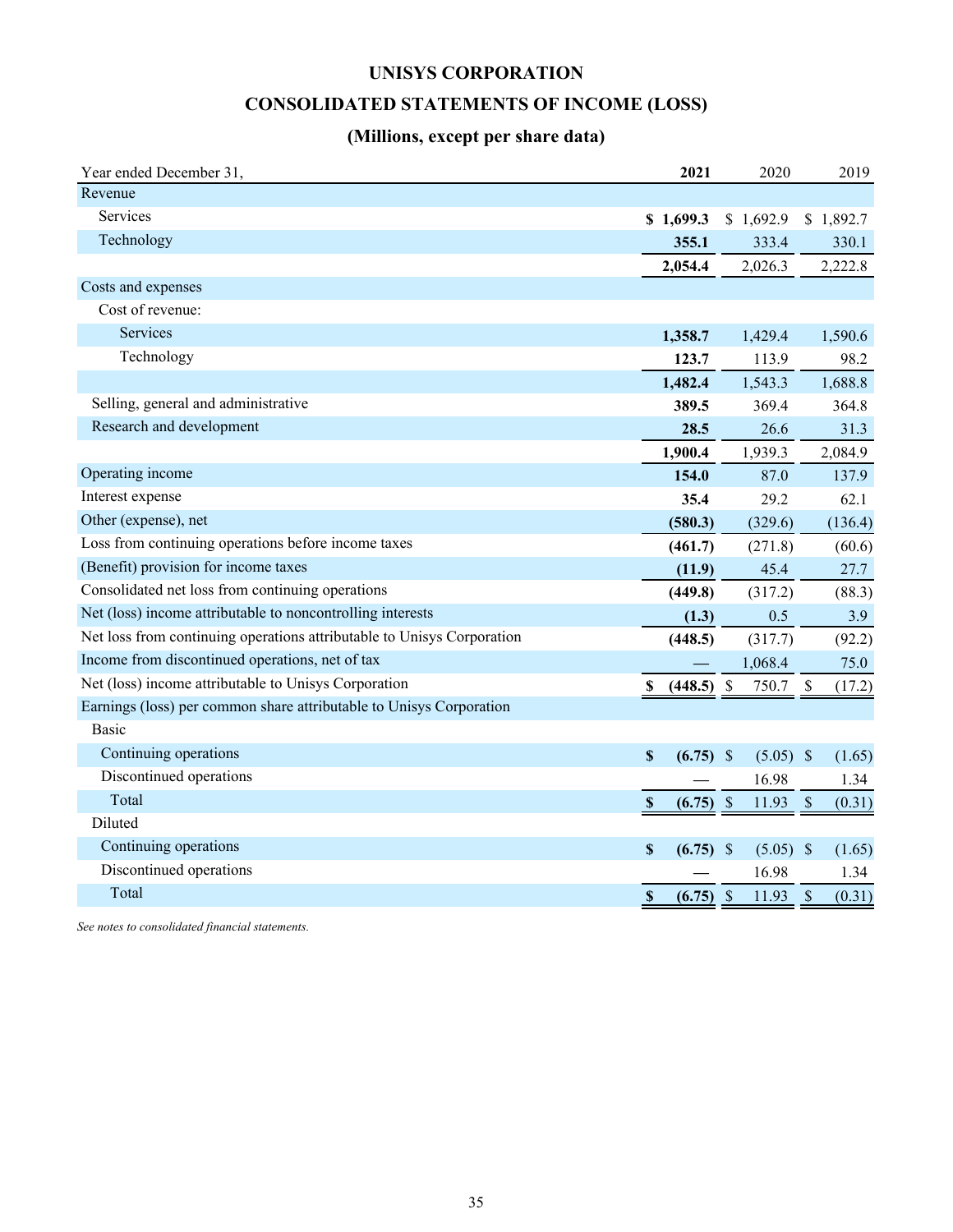# UNISYS CORPORATION

## CONSOLIDATED STATEMENTS OF INCOME (LOSS)

### (Millions, except per share data)

| Year ended December 31, | **2021** | 2020 | 2019 |
|---|---|---|---|
| Revenue | | | |
| Services | **$ 1,699.3** | $ 1,692.9 | $ 1,892.7 |
| Technology | **355.1** | 333.4 | 330.1 |
| | **2,054.4** | 2,026.3 | 2,222.8 |
| Costs and expenses | | | |
| Cost of revenue: | | | |
| Services | **1,358.7** | 1,429.4 | 1,590.6 |
| Technology | **123.7** | 113.9 | 98.2 |
| | **1,482.4** | 1,543.3 | 1,688.8 |
| Selling, general and administrative | **389.5** | 369.4 | 364.8 |
| Research and development | **28.5** | 26.6 | 31.3 |
| | **1,900.4** | 1,939.3 | 2,084.9 |
| Operating income | **154.0** | 87.0 | 137.9 |
| Interest expense | **35.4** | 29.2 | 62.1 |
| Other (expense), net | **(580.3)** | (329.6) | (136.4) |
| Loss from continuing operations before income taxes | **(461.7)** | (271.8) | (60.6) |
| (Benefit) provision for income taxes | **(11.9)** | 45.4 | 27.7 |
| Consolidated net loss from continuing operations | **(449.8)** | (317.2) | (88.3) |
| Net (loss) income attributable to noncontrolling interests | **(1.3)** | 0.5 | 3.9 |
| Net loss from continuing operations attributable to Unisys Corporation | **(448.5)** | (317.7) | (92.2) |
| Income from discontinued operations, net of tax | **—** | 1,068.4 | 75.0 |
| Net (loss) income attributable to Unisys Corporation | **$ (448.5)** | $ 750.7 | $ (17.2) |
| Earnings (loss) per common share attributable to Unisys Corporation | | | |
| Basic | | | |
| Continuing operations | **$ (6.75)** | $ (5.05) | $ (1.65) |
| Discontinued operations | **—** | 16.98 | 1.34 |
| Total | **$ (6.75)** | $ 11.93 | $ (0.31) |
| Diluted | | | |
| Continuing operations | **$ (6.75)** | $ (5.05) | $ (1.65) |
| Discontinued operations | **—** | 16.98 | 1.34 |
| Total | **$ (6.75)** | $ 11.93 | $ (0.31) |

*See notes to consolidated financial statements.*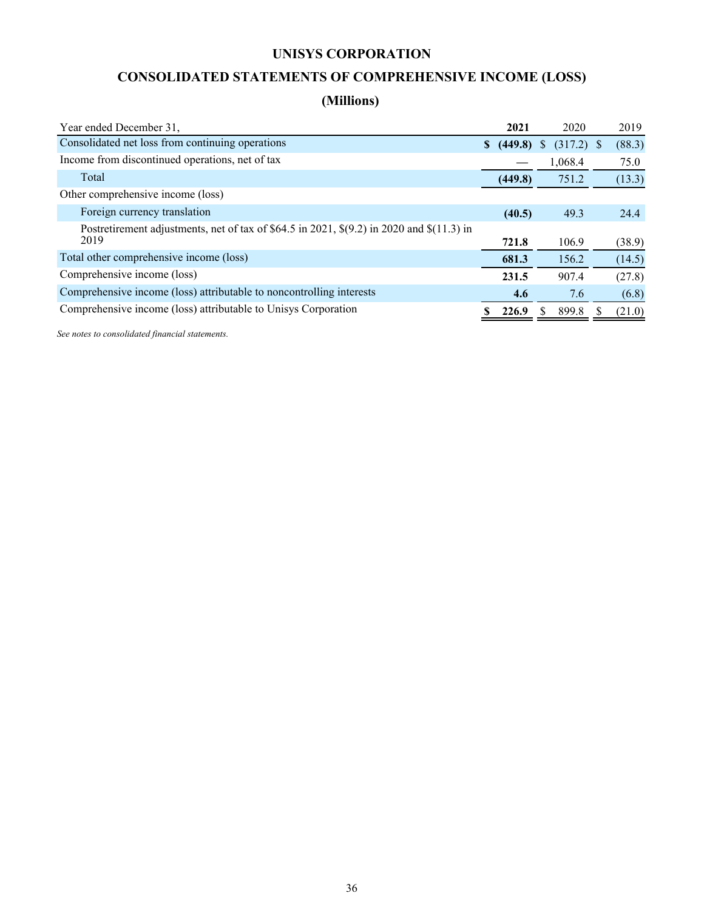# UNISYS CORPORATION

## CONSOLIDATED STATEMENTS OF COMPREHENSIVE INCOME (LOSS)

### (Millions)

| Year ended December 31, | **2021** | 2020 | 2019 |
|---|---|---|---|
| Consolidated net loss from continuing operations | **$ (449.8)** | $ (317.2) | $ (88.3) |
| Income from discontinued operations, net of tax | **—** | 1,068.4 | 75.0 |
| Total | **(449.8)** | 751.2 | (13.3) |
| Other comprehensive income (loss) | | | |
| Foreign currency translation | **(40.5)** | 49.3 | 24.4 |
| Postretirement adjustments, net of tax of $64.5 in 2021, $(9.2) in 2020 and $(11.3) in 2019 | **721.8** | 106.9 | (38.9) |
| Total other comprehensive income (loss) | **681.3** | 156.2 | (14.5) |
| Comprehensive income (loss) | **231.5** | 907.4 | (27.8) |
| Comprehensive income (loss) attributable to noncontrolling interests | **4.6** | 7.6 | (6.8) |
| Comprehensive income (loss) attributable to Unisys Corporation | **$ 226.9** | $ 899.8 | $ (21.0) |

*See notes to consolidated financial statements.*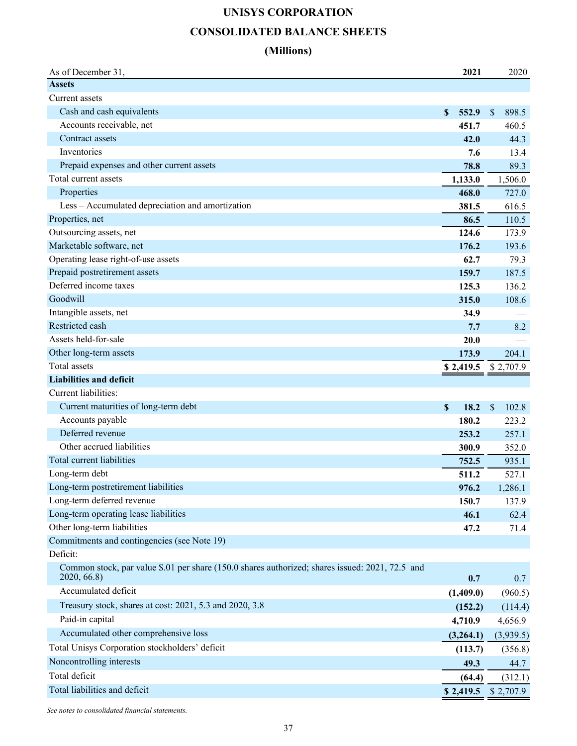# UNISYS CORPORATION

## CONSOLIDATED BALANCE SHEETS

### (Millions)

| As of December 31, | **2021** | 2020 |
|---|---|---|
| **Assets** | | |
| Current assets | | |
| Cash and cash equivalents | **$ 552.9** | $ 898.5 |
| Accounts receivable, net | **451.7** | 460.5 |
| Contract assets | **42.0** | 44.3 |
| Inventories | **7.6** | 13.4 |
| Prepaid expenses and other current assets | **78.8** | 89.3 |
| Total current assets | **1,133.0** | 1,506.0 |
| Properties | **468.0** | 727.0 |
| Less – Accumulated depreciation and amortization | **381.5** | 616.5 |
| Properties, net | **86.5** | 110.5 |
| Outsourcing assets, net | **124.6** | 173.9 |
| Marketable software, net | **176.2** | 193.6 |
| Operating lease right-of-use assets | **62.7** | 79.3 |
| Prepaid postretirement assets | **159.7** | 187.5 |
| Deferred income taxes | **125.3** | 136.2 |
| Goodwill | **315.0** | 108.6 |
| Intangible assets, net | **34.9** | — |
| Restricted cash | **7.7** | 8.2 |
| Assets held-for-sale | **20.0** | — |
| Other long-term assets | **173.9** | 204.1 |
| Total assets | **$ 2,419.5** | $ 2,707.9 |
| **Liabilities and deficit** | | |
| Current liabilities: | | |
| Current maturities of long-term debt | **$ 18.2** | $ 102.8 |
| Accounts payable | **180.2** | 223.2 |
| Deferred revenue | **253.2** | 257.1 |
| Other accrued liabilities | **300.9** | 352.0 |
| Total current liabilities | **752.5** | 935.1 |
| Long-term debt | **511.2** | 527.1 |
| Long-term postretirement liabilities | **976.2** | 1,286.1 |
| Long-term deferred revenue | **150.7** | 137.9 |
| Long-term operating lease liabilities | **46.1** | 62.4 |
| Other long-term liabilities | **47.2** | 71.4 |
| Commitments and contingencies (see Note 19) | | |
| Deficit: | | |
| Common stock, par value $.01 per share (150.0 shares authorized; shares issued: 2021, 72.5 and 2020, 66.8) | **0.7** | 0.7 |
| Accumulated deficit | **(1,409.0)** | (960.5) |
| Treasury stock, shares at cost: 2021, 5.3 and 2020, 3.8 | **(152.2)** | (114.4) |
| Paid-in capital | **4,710.9** | 4,656.9 |
| Accumulated other comprehensive loss | **(3,264.1)** | (3,939.5) |
| Total Unisys Corporation stockholders' deficit | **(113.7)** | (356.8) |
| Noncontrolling interests | **49.3** | 44.7 |
| Total deficit | **(64.4)** | (312.1) |
| Total liabilities and deficit | **$ 2,419.5** | $ 2,707.9 |

*See notes to consolidated financial statements.*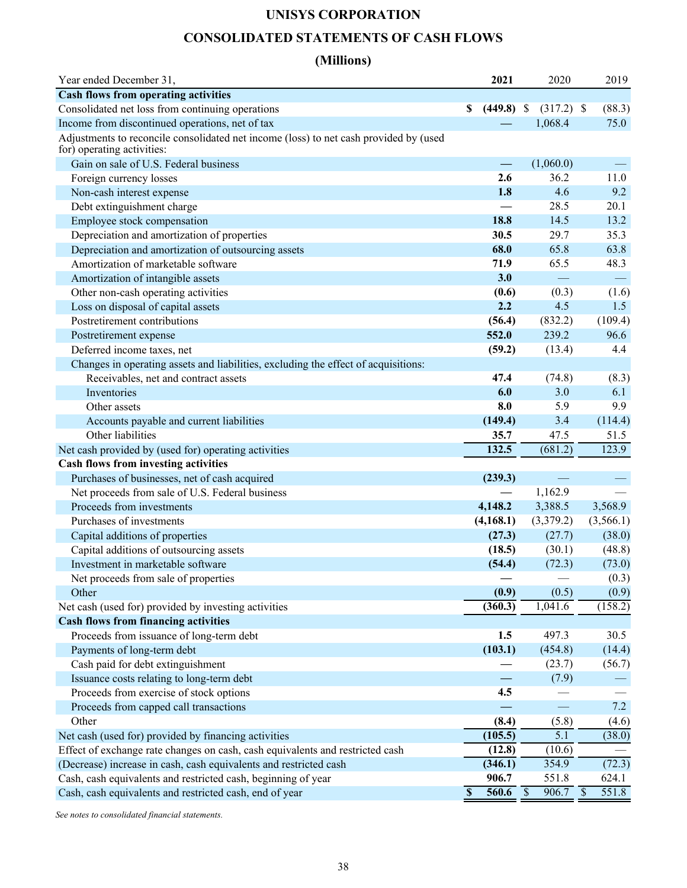# UNISYS CORPORATION

## CONSOLIDATED STATEMENTS OF CASH FLOWS

### (Millions)

| Year ended December 31, | **2021** | 2020 | 2019 |
|---|---|---|---|
| **Cash flows from operating activities** | | | |
| Consolidated net loss from continuing operations | **$ (449.8)** | $ (317.2) | $ (88.3) |
| Income from discontinued operations, net of tax | **—** | 1,068.4 | 75.0 |
| Adjustments to reconcile consolidated net income (loss) to net cash provided by (used for) operating activities: | | | |
| Gain on sale of U.S. Federal business | **—** | (1,060.0) | — |
| Foreign currency losses | **2.6** | 36.2 | 11.0 |
| Non-cash interest expense | **1.8** | 4.6 | 9.2 |
| Debt extinguishment charge | **—** | 28.5 | 20.1 |
| Employee stock compensation | **18.8** | 14.5 | 13.2 |
| Depreciation and amortization of properties | **30.5** | 29.7 | 35.3 |
| Depreciation and amortization of outsourcing assets | **68.0** | 65.8 | 63.8 |
| Amortization of marketable software | **71.9** | 65.5 | 48.3 |
| Amortization of intangible assets | **3.0** | — | — |
| Other non-cash operating activities | **(0.6)** | (0.3) | (1.6) |
| Loss on disposal of capital assets | **2.2** | 4.5 | 1.5 |
| Postretirement contributions | **(56.4)** | (832.2) | (109.4) |
| Postretirement expense | **552.0** | 239.2 | 96.6 |
| Deferred income taxes, net | **(59.2)** | (13.4) | 4.4 |
| Changes in operating assets and liabilities, excluding the effect of acquisitions: | | | |
| Receivables, net and contract assets | **47.4** | (74.8) | (8.3) |
| Inventories | **6.0** | 3.0 | 6.1 |
| Other assets | **8.0** | 5.9 | 9.9 |
| Accounts payable and current liabilities | **(149.4)** | 3.4 | (114.4) |
| Other liabilities | **35.7** | 47.5 | 51.5 |
| Net cash provided by (used for) operating activities | **132.5** | (681.2) | 123.9 |
| **Cash flows from investing activities** | | | |
| Purchases of businesses, net of cash acquired | **(239.3)** | — | — |
| Net proceeds from sale of U.S. Federal business | **—** | 1,162.9 | — |
| Proceeds from investments | **4,148.2** | 3,388.5 | 3,568.9 |
| Purchases of investments | **(4,168.1)** | (3,379.2) | (3,566.1) |
| Capital additions of properties | **(27.3)** | (27.7) | (38.0) |
| Capital additions of outsourcing assets | **(18.5)** | (30.1) | (48.8) |
| Investment in marketable software | **(54.4)** | (72.3) | (73.0) |
| Net proceeds from sale of properties | **—** | — | (0.3) |
| Other | **(0.9)** | (0.5) | (0.9) |
| Net cash (used for) provided by investing activities | **(360.3)** | 1,041.6 | (158.2) |
| **Cash flows from financing activities** | | | |
| Proceeds from issuance of long-term debt | **1.5** | 497.3 | 30.5 |
| Payments of long-term debt | **(103.1)** | (454.8) | (14.4) |
| Cash paid for debt extinguishment | **—** | (23.7) | (56.7) |
| Issuance costs relating to long-term debt | **—** | (7.9) | — |
| Proceeds from exercise of stock options | **4.5** | — | — |
| Proceeds from capped call transactions | **—** | — | 7.2 |
| Other | **(8.4)** | (5.8) | (4.6) |
| Net cash (used for) provided by financing activities | **(105.5)** | 5.1 | (38.0) |
| Effect of exchange rate changes on cash, cash equivalents and restricted cash | **(12.8)** | (10.6) | — |
| (Decrease) increase in cash, cash equivalents and restricted cash | **(346.1)** | 354.9 | (72.3) |
| Cash, cash equivalents and restricted cash, beginning of year | **906.7** | 551.8 | 624.1 |
| Cash, cash equivalents and restricted cash, end of year | **$ 560.6** | $ 906.7 | $ 551.8 |

*See notes to consolidated financial statements.*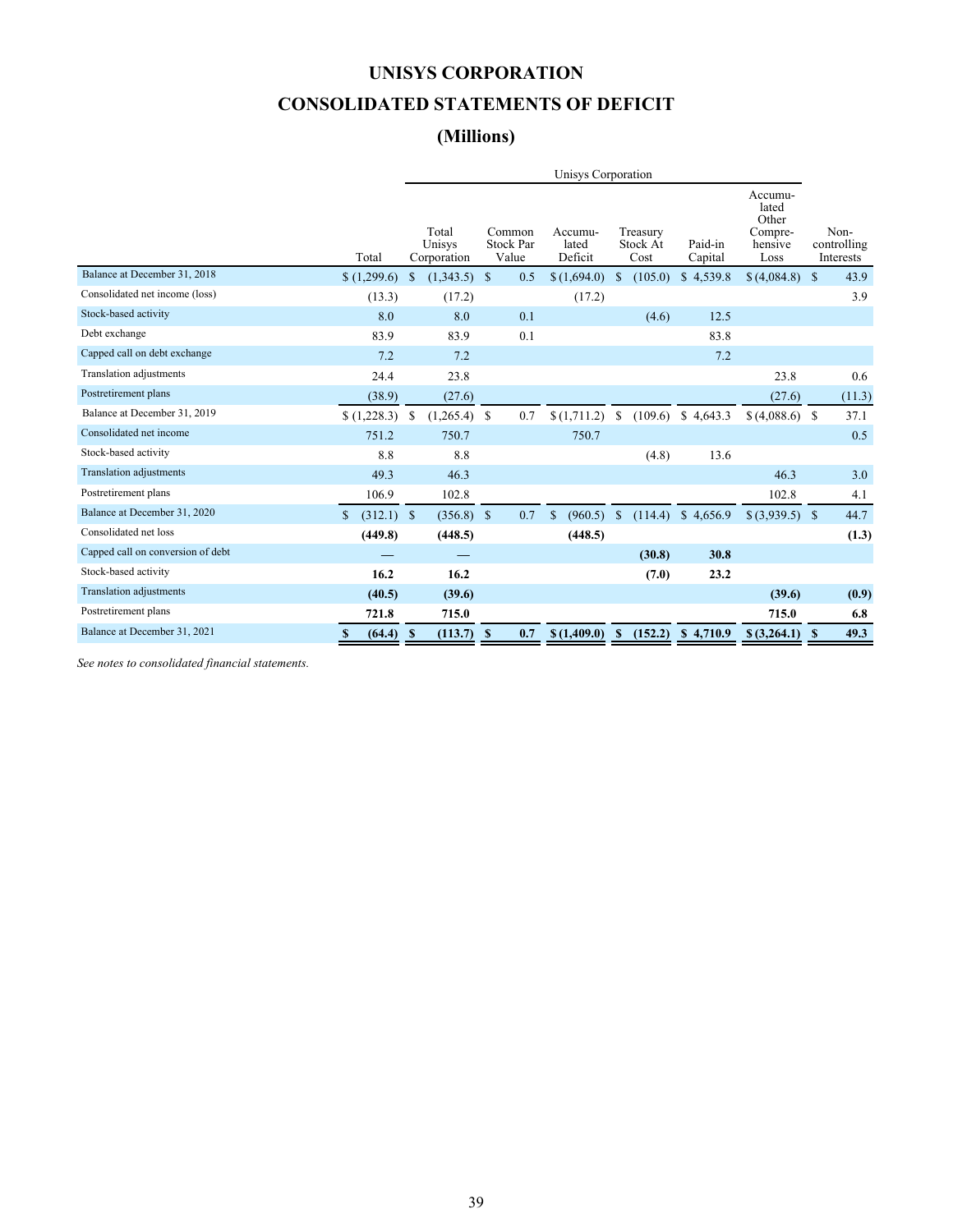# UNISYS CORPORATION

# CONSOLIDATED STATEMENTS OF DEFICIT

# (Millions)

| | | Unisys Corporation | | | | | | |
|---|---|---|---|---|---|---|---|---|
| | Total | Total Unisys Corporation | Common Stock Par Value | Accumulated Deficit | Treasury Stock At Cost | Paid-in Capital | Accumulated Other Comprehensive Loss | Non-controlling Interests |
| Balance at December 31, 2018 | $ (1,299.6) | $ (1,343.5) | $ 0.5 | $ (1,694.0) | $ (105.0) | $ 4,539.8 | $ (4,084.8) | $ 43.9 |
| Consolidated net income (loss) | (13.3) | (17.2) | | (17.2) | | | | 3.9 |
| Stock-based activity | 8.0 | 8.0 | 0.1 | | (4.6) | 12.5 | | |
| Debt exchange | 83.9 | 83.9 | 0.1 | | | 83.8 | | |
| Capped call on debt exchange | 7.2 | 7.2 | | | | 7.2 | | |
| Translation adjustments | 24.4 | 23.8 | | | | | 23.8 | 0.6 |
| Postretirement plans | (38.9) | (27.6) | | | | | (27.6) | (11.3) |
| Balance at December 31, 2019 | $ (1,228.3) | $ (1,265.4) | $ 0.7 | $ (1,711.2) | $ (109.6) | $ 4,643.3 | $ (4,088.6) | $ 37.1 |
| Consolidated net income | 751.2 | 750.7 | | 750.7 | | | | 0.5 |
| Stock-based activity | 8.8 | 8.8 | | | (4.8) | 13.6 | | |
| Translation adjustments | 49.3 | 46.3 | | | | | 46.3 | 3.0 |
| Postretirement plans | 106.9 | 102.8 | | | | | 102.8 | 4.1 |
| Balance at December 31, 2020 | $ (312.1) | $ (356.8) | $ 0.7 | $ (960.5) | $ (114.4) | $ 4,656.9 | $ (3,939.5) | $ 44.7 |
| Consolidated net loss | **(449.8)** | **(448.5)** | | **(448.5)** | | | | **(1.3)** |
| Capped call on conversion of debt | **—** | **—** | | | **(30.8)** | **30.8** | | |
| Stock-based activity | **16.2** | **16.2** | | | **(7.0)** | **23.2** | | |
| Translation adjustments | **(40.5)** | **(39.6)** | | | | | **(39.6)** | **(0.9)** |
| Postretirement plans | **721.8** | **715.0** | | | | | **715.0** | **6.8** |
| Balance at December 31, 2021 | **$ (64.4)** | **$ (113.7)** | **$ 0.7** | **$ (1,409.0)** | **$ (152.2)** | **$ 4,710.9** | **$ (3,264.1)** | **$ 49.3** |

*See notes to consolidated financial statements.*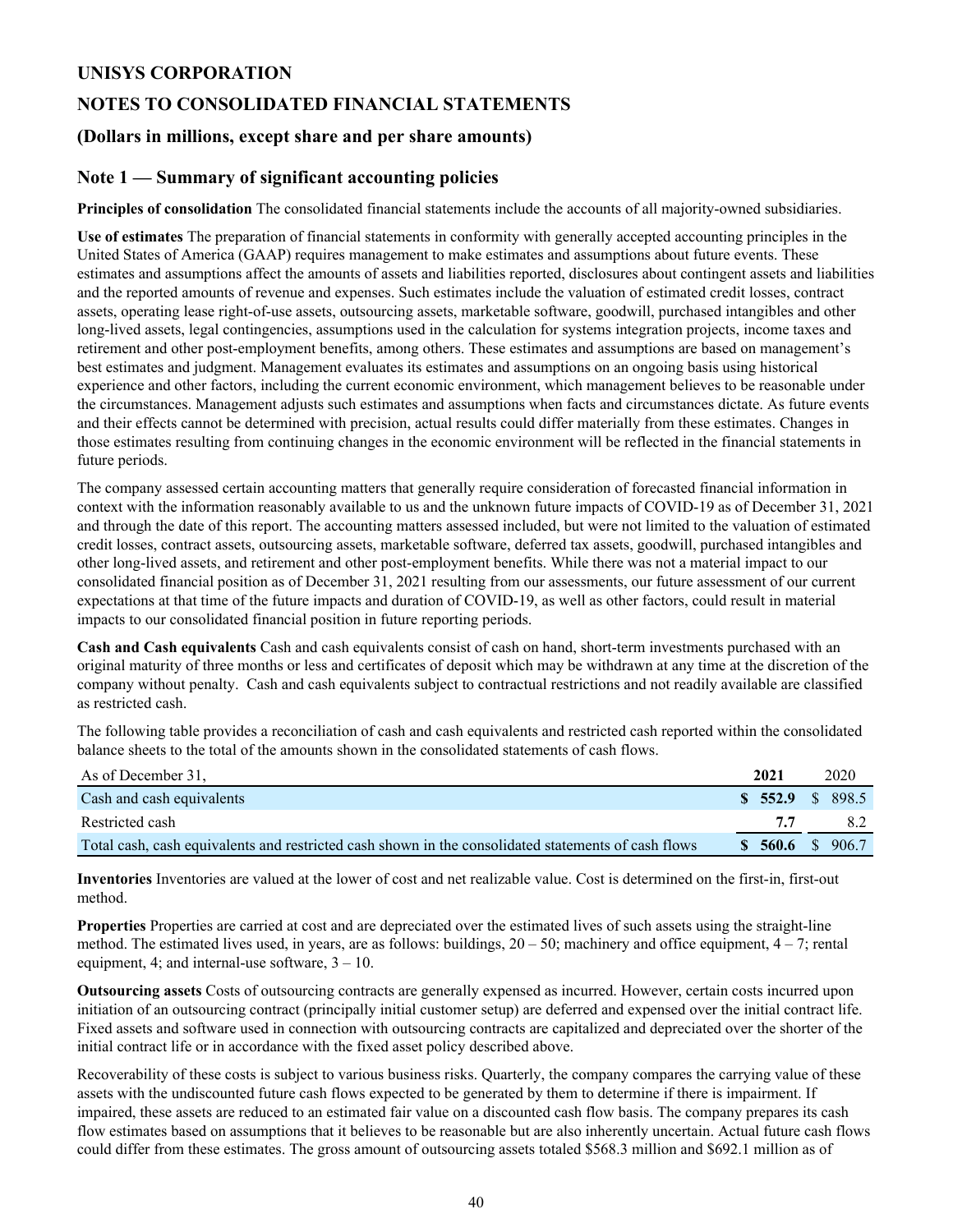# UNISYS CORPORATION

## NOTES TO CONSOLIDATED FINANCIAL STATEMENTS

### (Dollars in millions, except share and per share amounts)

## Note 1 — Summary of significant accounting policies

**Principles of consolidation** The consolidated financial statements include the accounts of all majority-owned subsidiaries.

**Use of estimates** The preparation of financial statements in conformity with generally accepted accounting principles in the United States of America (GAAP) requires management to make estimates and assumptions about future events. These estimates and assumptions affect the amounts of assets and liabilities reported, disclosures about contingent assets and liabilities and the reported amounts of revenue and expenses. Such estimates include the valuation of estimated credit losses, contract assets, operating lease right-of-use assets, outsourcing assets, marketable software, goodwill, purchased intangibles and other long-lived assets, legal contingencies, assumptions used in the calculation for systems integration projects, income taxes and retirement and other post-employment benefits, among others. These estimates and assumptions are based on management's best estimates and judgment. Management evaluates its estimates and assumptions on an ongoing basis using historical experience and other factors, including the current economic environment, which management believes to be reasonable under the circumstances. Management adjusts such estimates and assumptions when facts and circumstances dictate. As future events and their effects cannot be determined with precision, actual results could differ materially from these estimates. Changes in those estimates resulting from continuing changes in the economic environment will be reflected in the financial statements in future periods.

The company assessed certain accounting matters that generally require consideration of forecasted financial information in context with the information reasonably available to us and the unknown future impacts of COVID-19 as of December 31, 2021 and through the date of this report. The accounting matters assessed included, but were not limited to the valuation of estimated credit losses, contract assets, outsourcing assets, marketable software, deferred tax assets, goodwill, purchased intangibles and other long-lived assets, and retirement and other post-employment benefits. While there was not a material impact to our consolidated financial position as of December 31, 2021 resulting from our assessments, our future assessment of our current expectations at that time of the future impacts and duration of COVID-19, as well as other factors, could result in material impacts to our consolidated financial position in future reporting periods.

**Cash and Cash equivalents** Cash and cash equivalents consist of cash on hand, short-term investments purchased with an original maturity of three months or less and certificates of deposit which may be withdrawn at any time at the discretion of the company without penalty. Cash and cash equivalents subject to contractual restrictions and not readily available are classified as restricted cash.

The following table provides a reconciliation of cash and cash equivalents and restricted cash reported within the consolidated balance sheets to the total of the amounts shown in the consolidated statements of cash flows.

| As of December 31, | **2021** | 2020 |
|---|---|---|
| Cash and cash equivalents | **$ 552.9** | $ 898.5 |
| Restricted cash | **7.7** | 8.2 |
| Total cash, cash equivalents and restricted cash shown in the consolidated statements of cash flows | **$ 560.6** | $ 906.7 |

**Inventories** Inventories are valued at the lower of cost and net realizable value. Cost is determined on the first-in, first-out method.

**Properties** Properties are carried at cost and are depreciated over the estimated lives of such assets using the straight-line method. The estimated lives used, in years, are as follows: buildings, 20 – 50; machinery and office equipment, 4 – 7; rental equipment, 4; and internal-use software, 3 – 10.

**Outsourcing assets** Costs of outsourcing contracts are generally expensed as incurred. However, certain costs incurred upon initiation of an outsourcing contract (principally initial customer setup) are deferred and expensed over the initial contract life. Fixed assets and software used in connection with outsourcing contracts are capitalized and depreciated over the shorter of the initial contract life or in accordance with the fixed asset policy described above.

Recoverability of these costs is subject to various business risks. Quarterly, the company compares the carrying value of these assets with the undiscounted future cash flows expected to be generated by them to determine if there is impairment. If impaired, these assets are reduced to an estimated fair value on a discounted cash flow basis. The company prepares its cash flow estimates based on assumptions that it believes to be reasonable but are also inherently uncertain. Actual future cash flows could differ from these estimates. The gross amount of outsourcing assets totaled $568.3 million and $692.1 million as of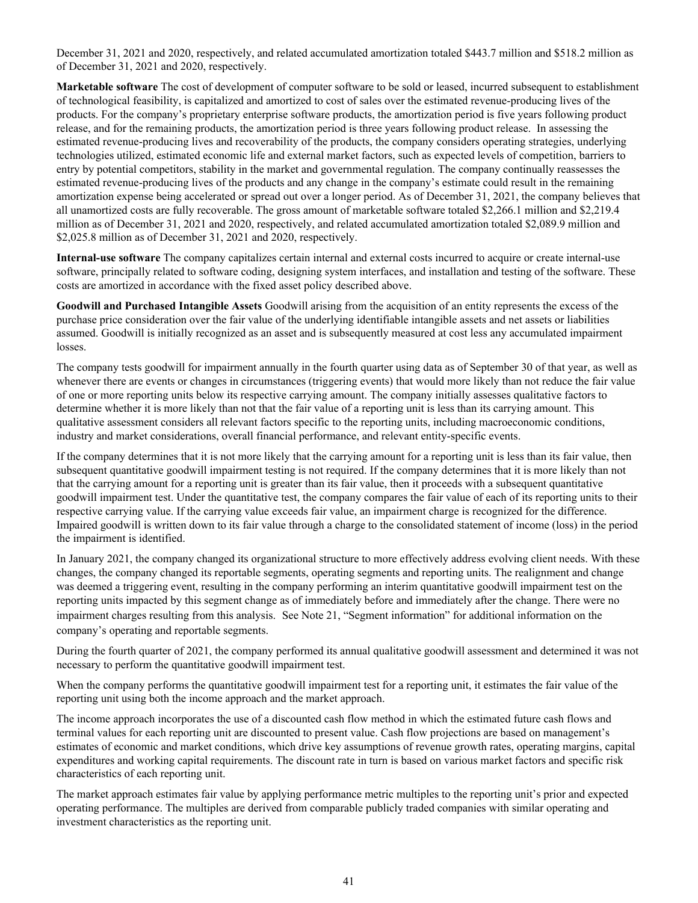December 31, 2021 and 2020, respectively, and related accumulated amortization totaled $443.7 million and $518.2 million as of December 31, 2021 and 2020, respectively.

**Marketable software** The cost of development of computer software to be sold or leased, incurred subsequent to establishment of technological feasibility, is capitalized and amortized to cost of sales over the estimated revenue-producing lives of the products. For the company's proprietary enterprise software products, the amortization period is five years following product release, and for the remaining products, the amortization period is three years following product release. In assessing the estimated revenue-producing lives and recoverability of the products, the company considers operating strategies, underlying technologies utilized, estimated economic life and external market factors, such as expected levels of competition, barriers to entry by potential competitors, stability in the market and governmental regulation. The company continually reassesses the estimated revenue-producing lives of the products and any change in the company's estimate could result in the remaining amortization expense being accelerated or spread out over a longer period. As of December 31, 2021, the company believes that all unamortized costs are fully recoverable. The gross amount of marketable software totaled $2,266.1 million and $2,219.4 million as of December 31, 2021 and 2020, respectively, and related accumulated amortization totaled $2,089.9 million and $2,025.8 million as of December 31, 2021 and 2020, respectively.

**Internal-use software** The company capitalizes certain internal and external costs incurred to acquire or create internal-use software, principally related to software coding, designing system interfaces, and installation and testing of the software. These costs are amortized in accordance with the fixed asset policy described above.

**Goodwill and Purchased Intangible Assets** Goodwill arising from the acquisition of an entity represents the excess of the purchase price consideration over the fair value of the underlying identifiable intangible assets and net assets or liabilities assumed. Goodwill is initially recognized as an asset and is subsequently measured at cost less any accumulated impairment losses.

The company tests goodwill for impairment annually in the fourth quarter using data as of September 30 of that year, as well as whenever there are events or changes in circumstances (triggering events) that would more likely than not reduce the fair value of one or more reporting units below its respective carrying amount. The company initially assesses qualitative factors to determine whether it is more likely than not that the fair value of a reporting unit is less than its carrying amount. This qualitative assessment considers all relevant factors specific to the reporting units, including macroeconomic conditions, industry and market considerations, overall financial performance, and relevant entity-specific events.

If the company determines that it is not more likely that the carrying amount for a reporting unit is less than its fair value, then subsequent quantitative goodwill impairment testing is not required. If the company determines that it is more likely than not that the carrying amount for a reporting unit is greater than its fair value, then it proceeds with a subsequent quantitative goodwill impairment test. Under the quantitative test, the company compares the fair value of each of its reporting units to their respective carrying value. If the carrying value exceeds fair value, an impairment charge is recognized for the difference. Impaired goodwill is written down to its fair value through a charge to the consolidated statement of income (loss) in the period the impairment is identified.

In January 2021, the company changed its organizational structure to more effectively address evolving client needs. With these changes, the company changed its reportable segments, operating segments and reporting units. The realignment and change was deemed a triggering event, resulting in the company performing an interim quantitative goodwill impairment test on the reporting units impacted by this segment change as of immediately before and immediately after the change. There were no impairment charges resulting from this analysis. See Note 21, "Segment information" for additional information on the company's operating and reportable segments.

During the fourth quarter of 2021, the company performed its annual qualitative goodwill assessment and determined it was not necessary to perform the quantitative goodwill impairment test.

When the company performs the quantitative goodwill impairment test for a reporting unit, it estimates the fair value of the reporting unit using both the income approach and the market approach.

The income approach incorporates the use of a discounted cash flow method in which the estimated future cash flows and terminal values for each reporting unit are discounted to present value. Cash flow projections are based on management's estimates of economic and market conditions, which drive key assumptions of revenue growth rates, operating margins, capital expenditures and working capital requirements. The discount rate in turn is based on various market factors and specific risk characteristics of each reporting unit.

The market approach estimates fair value by applying performance metric multiples to the reporting unit's prior and expected operating performance. The multiples are derived from comparable publicly traded companies with similar operating and investment characteristics as the reporting unit.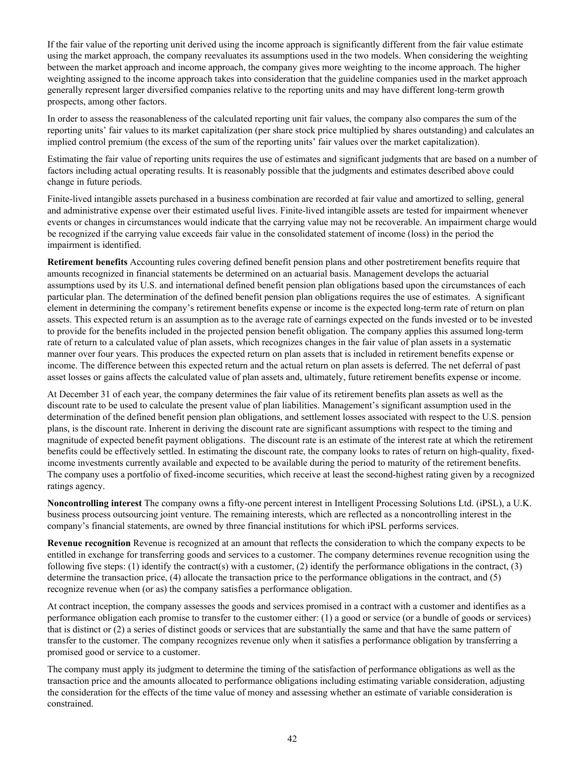If the fair value of the reporting unit derived using the income approach is significantly different from the fair value estimate using the market approach, the company reevaluates its assumptions used in the two models. When considering the weighting between the market approach and income approach, the company gives more weighting to the income approach. The higher weighting assigned to the income approach takes into consideration that the guideline companies used in the market approach generally represent larger diversified companies relative to the reporting units and may have different long-term growth prospects, among other factors.

In order to assess the reasonableness of the calculated reporting unit fair values, the company also compares the sum of the reporting units' fair values to its market capitalization (per share stock price multiplied by shares outstanding) and calculates an implied control premium (the excess of the sum of the reporting units' fair values over the market capitalization).

Estimating the fair value of reporting units requires the use of estimates and significant judgments that are based on a number of factors including actual operating results. It is reasonably possible that the judgments and estimates described above could change in future periods.

Finite-lived intangible assets purchased in a business combination are recorded at fair value and amortized to selling, general and administrative expense over their estimated useful lives. Finite-lived intangible assets are tested for impairment whenever events or changes in circumstances would indicate that the carrying value may not be recoverable. An impairment charge would be recognized if the carrying value exceeds fair value in the consolidated statement of income (loss) in the period the impairment is identified.

**Retirement benefits** Accounting rules covering defined benefit pension plans and other postretirement benefits require that amounts recognized in financial statements be determined on an actuarial basis. Management develops the actuarial assumptions used by its U.S. and international defined benefit pension plan obligations based upon the circumstances of each particular plan. The determination of the defined benefit pension plan obligations requires the use of estimates. A significant element in determining the company's retirement benefits expense or income is the expected long-term rate of return on plan assets. This expected return is an assumption as to the average rate of earnings expected on the funds invested or to be invested to provide for the benefits included in the projected pension benefit obligation. The company applies this assumed long-term rate of return to a calculated value of plan assets, which recognizes changes in the fair value of plan assets in a systematic manner over four years. This produces the expected return on plan assets that is included in retirement benefits expense or income. The difference between this expected return and the actual return on plan assets is deferred. The net deferral of past asset losses or gains affects the calculated value of plan assets and, ultimately, future retirement benefits expense or income.

At December 31 of each year, the company determines the fair value of its retirement benefits plan assets as well as the discount rate to be used to calculate the present value of plan liabilities. Management's significant assumption used in the determination of the defined benefit pension plan obligations, and settlement losses associated with respect to the U.S. pension plans, is the discount rate. Inherent in deriving the discount rate are significant assumptions with respect to the timing and magnitude of expected benefit payment obligations. The discount rate is an estimate of the interest rate at which the retirement benefits could be effectively settled. In estimating the discount rate, the company looks to rates of return on high-quality, fixed-income investments currently available and expected to be available during the period to maturity of the retirement benefits. The company uses a portfolio of fixed-income securities, which receive at least the second-highest rating given by a recognized ratings agency.

**Noncontrolling interest** The company owns a fifty-one percent interest in Intelligent Processing Solutions Ltd. (iPSL), a U.K. business process outsourcing joint venture. The remaining interests, which are reflected as a noncontrolling interest in the company's financial statements, are owned by three financial institutions for which iPSL performs services.

**Revenue recognition** Revenue is recognized at an amount that reflects the consideration to which the company expects to be entitled in exchange for transferring goods and services to a customer. The company determines revenue recognition using the following five steps: (1) identify the contract(s) with a customer, (2) identify the performance obligations in the contract, (3) determine the transaction price, (4) allocate the transaction price to the performance obligations in the contract, and (5) recognize revenue when (or as) the company satisfies a performance obligation.

At contract inception, the company assesses the goods and services promised in a contract with a customer and identifies as a performance obligation each promise to transfer to the customer either: (1) a good or service (or a bundle of goods or services) that is distinct or (2) a series of distinct goods or services that are substantially the same and that have the same pattern of transfer to the customer. The company recognizes revenue only when it satisfies a performance obligation by transferring a promised good or service to a customer.

The company must apply its judgment to determine the timing of the satisfaction of performance obligations as well as the transaction price and the amounts allocated to performance obligations including estimating variable consideration, adjusting the consideration for the effects of the time value of money and assessing whether an estimate of variable consideration is constrained.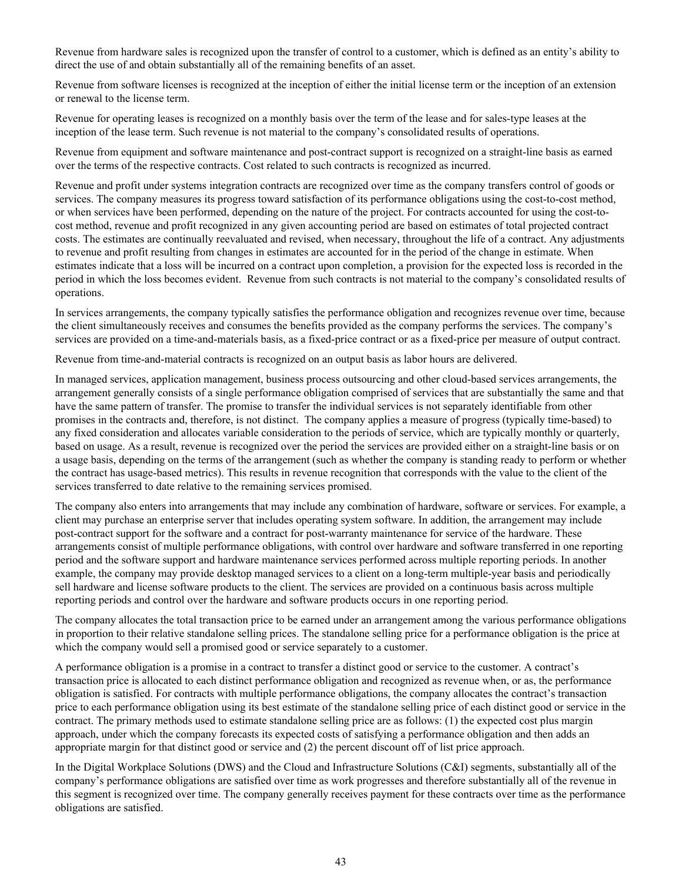Revenue from hardware sales is recognized upon the transfer of control to a customer, which is defined as an entity's ability to direct the use of and obtain substantially all of the remaining benefits of an asset.

Revenue from software licenses is recognized at the inception of either the initial license term or the inception of an extension or renewal to the license term.

Revenue for operating leases is recognized on a monthly basis over the term of the lease and for sales-type leases at the inception of the lease term. Such revenue is not material to the company's consolidated results of operations.

Revenue from equipment and software maintenance and post-contract support is recognized on a straight-line basis as earned over the terms of the respective contracts. Cost related to such contracts is recognized as incurred.

Revenue and profit under systems integration contracts are recognized over time as the company transfers control of goods or services. The company measures its progress toward satisfaction of its performance obligations using the cost-to-cost method, or when services have been performed, depending on the nature of the project. For contracts accounted for using the cost-to-cost method, revenue and profit recognized in any given accounting period are based on estimates of total projected contract costs. The estimates are continually reevaluated and revised, when necessary, throughout the life of a contract. Any adjustments to revenue and profit resulting from changes in estimates are accounted for in the period of the change in estimate. When estimates indicate that a loss will be incurred on a contract upon completion, a provision for the expected loss is recorded in the period in which the loss becomes evident. Revenue from such contracts is not material to the company's consolidated results of operations.

In services arrangements, the company typically satisfies the performance obligation and recognizes revenue over time, because the client simultaneously receives and consumes the benefits provided as the company performs the services. The company's services are provided on a time-and-materials basis, as a fixed-price contract or as a fixed-price per measure of output contract.

Revenue from time-and-material contracts is recognized on an output basis as labor hours are delivered.

In managed services, application management, business process outsourcing and other cloud-based services arrangements, the arrangement generally consists of a single performance obligation comprised of services that are substantially the same and that have the same pattern of transfer. The promise to transfer the individual services is not separately identifiable from other promises in the contracts and, therefore, is not distinct. The company applies a measure of progress (typically time-based) to any fixed consideration and allocates variable consideration to the periods of service, which are typically monthly or quarterly, based on usage. As a result, revenue is recognized over the period the services are provided either on a straight-line basis or on a usage basis, depending on the terms of the arrangement (such as whether the company is standing ready to perform or whether the contract has usage-based metrics). This results in revenue recognition that corresponds with the value to the client of the services transferred to date relative to the remaining services promised.

The company also enters into arrangements that may include any combination of hardware, software or services. For example, a client may purchase an enterprise server that includes operating system software. In addition, the arrangement may include post-contract support for the software and a contract for post-warranty maintenance for service of the hardware. These arrangements consist of multiple performance obligations, with control over hardware and software transferred in one reporting period and the software support and hardware maintenance services performed across multiple reporting periods. In another example, the company may provide desktop managed services to a client on a long-term multiple-year basis and periodically sell hardware and license software products to the client. The services are provided on a continuous basis across multiple reporting periods and control over the hardware and software products occurs in one reporting period.

The company allocates the total transaction price to be earned under an arrangement among the various performance obligations in proportion to their relative standalone selling prices. The standalone selling price for a performance obligation is the price at which the company would sell a promised good or service separately to a customer.

A performance obligation is a promise in a contract to transfer a distinct good or service to the customer. A contract's transaction price is allocated to each distinct performance obligation and recognized as revenue when, or as, the performance obligation is satisfied. For contracts with multiple performance obligations, the company allocates the contract's transaction price to each performance obligation using its best estimate of the standalone selling price of each distinct good or service in the contract. The primary methods used to estimate standalone selling price are as follows: (1) the expected cost plus margin approach, under which the company forecasts its expected costs of satisfying a performance obligation and then adds an appropriate margin for that distinct good or service and (2) the percent discount off of list price approach.

In the Digital Workplace Solutions (DWS) and the Cloud and Infrastructure Solutions (C&I) segments, substantially all of the company's performance obligations are satisfied over time as work progresses and therefore substantially all of the revenue in this segment is recognized over time. The company generally receives payment for these contracts over time as the performance obligations are satisfied.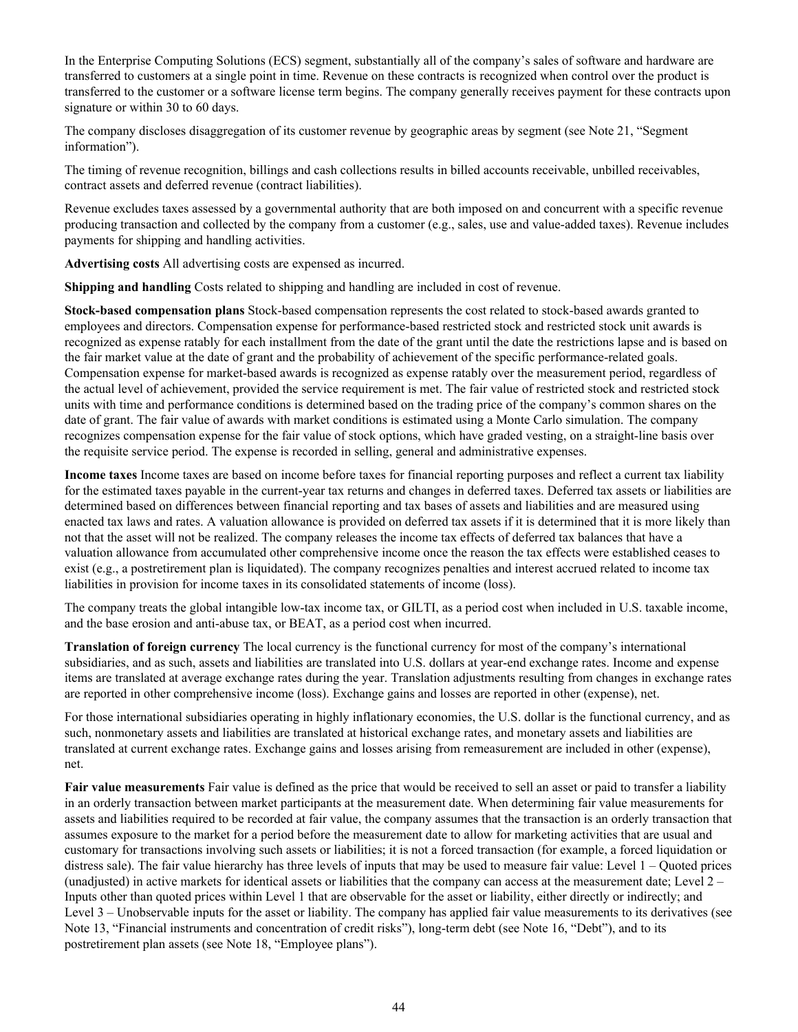In the Enterprise Computing Solutions (ECS) segment, substantially all of the company's sales of software and hardware are transferred to customers at a single point in time. Revenue on these contracts is recognized when control over the product is transferred to the customer or a software license term begins. The company generally receives payment for these contracts upon signature or within 30 to 60 days.

The company discloses disaggregation of its customer revenue by geographic areas by segment (see Note 21, "Segment information").

The timing of revenue recognition, billings and cash collections results in billed accounts receivable, unbilled receivables, contract assets and deferred revenue (contract liabilities).

Revenue excludes taxes assessed by a governmental authority that are both imposed on and concurrent with a specific revenue producing transaction and collected by the company from a customer (e.g., sales, use and value-added taxes). Revenue includes payments for shipping and handling activities.

**Advertising costs** All advertising costs are expensed as incurred.

**Shipping and handling** Costs related to shipping and handling are included in cost of revenue.

**Stock-based compensation plans** Stock-based compensation represents the cost related to stock-based awards granted to employees and directors. Compensation expense for performance-based restricted stock and restricted stock unit awards is recognized as expense ratably for each installment from the date of the grant until the date the restrictions lapse and is based on the fair market value at the date of grant and the probability of achievement of the specific performance-related goals. Compensation expense for market-based awards is recognized as expense ratably over the measurement period, regardless of the actual level of achievement, provided the service requirement is met. The fair value of restricted stock and restricted stock units with time and performance conditions is determined based on the trading price of the company's common shares on the date of grant. The fair value of awards with market conditions is estimated using a Monte Carlo simulation. The company recognizes compensation expense for the fair value of stock options, which have graded vesting, on a straight-line basis over the requisite service period. The expense is recorded in selling, general and administrative expenses.

**Income taxes** Income taxes are based on income before taxes for financial reporting purposes and reflect a current tax liability for the estimated taxes payable in the current-year tax returns and changes in deferred taxes. Deferred tax assets or liabilities are determined based on differences between financial reporting and tax bases of assets and liabilities and are measured using enacted tax laws and rates. A valuation allowance is provided on deferred tax assets if it is determined that it is more likely than not that the asset will not be realized. The company releases the income tax effects of deferred tax balances that have a valuation allowance from accumulated other comprehensive income once the reason the tax effects were established ceases to exist (e.g., a postretirement plan is liquidated). The company recognizes penalties and interest accrued related to income tax liabilities in provision for income taxes in its consolidated statements of income (loss).

The company treats the global intangible low-tax income tax, or GILTI, as a period cost when included in U.S. taxable income, and the base erosion and anti-abuse tax, or BEAT, as a period cost when incurred.

**Translation of foreign currency** The local currency is the functional currency for most of the company's international subsidiaries, and as such, assets and liabilities are translated into U.S. dollars at year-end exchange rates. Income and expense items are translated at average exchange rates during the year. Translation adjustments resulting from changes in exchange rates are reported in other comprehensive income (loss). Exchange gains and losses are reported in other (expense), net.

For those international subsidiaries operating in highly inflationary economies, the U.S. dollar is the functional currency, and as such, nonmonetary assets and liabilities are translated at historical exchange rates, and monetary assets and liabilities are translated at current exchange rates. Exchange gains and losses arising from remeasurement are included in other (expense), net.

**Fair value measurements** Fair value is defined as the price that would be received to sell an asset or paid to transfer a liability in an orderly transaction between market participants at the measurement date. When determining fair value measurements for assets and liabilities required to be recorded at fair value, the company assumes that the transaction is an orderly transaction that assumes exposure to the market for a period before the measurement date to allow for marketing activities that are usual and customary for transactions involving such assets or liabilities; it is not a forced transaction (for example, a forced liquidation or distress sale). The fair value hierarchy has three levels of inputs that may be used to measure fair value: Level 1 – Quoted prices (unadjusted) in active markets for identical assets or liabilities that the company can access at the measurement date; Level 2 – Inputs other than quoted prices within Level 1 that are observable for the asset or liability, either directly or indirectly; and Level 3 – Unobservable inputs for the asset or liability. The company has applied fair value measurements to its derivatives (see Note 13, "Financial instruments and concentration of credit risks"), long-term debt (see Note 16, "Debt"), and to its postretirement plan assets (see Note 18, "Employee plans").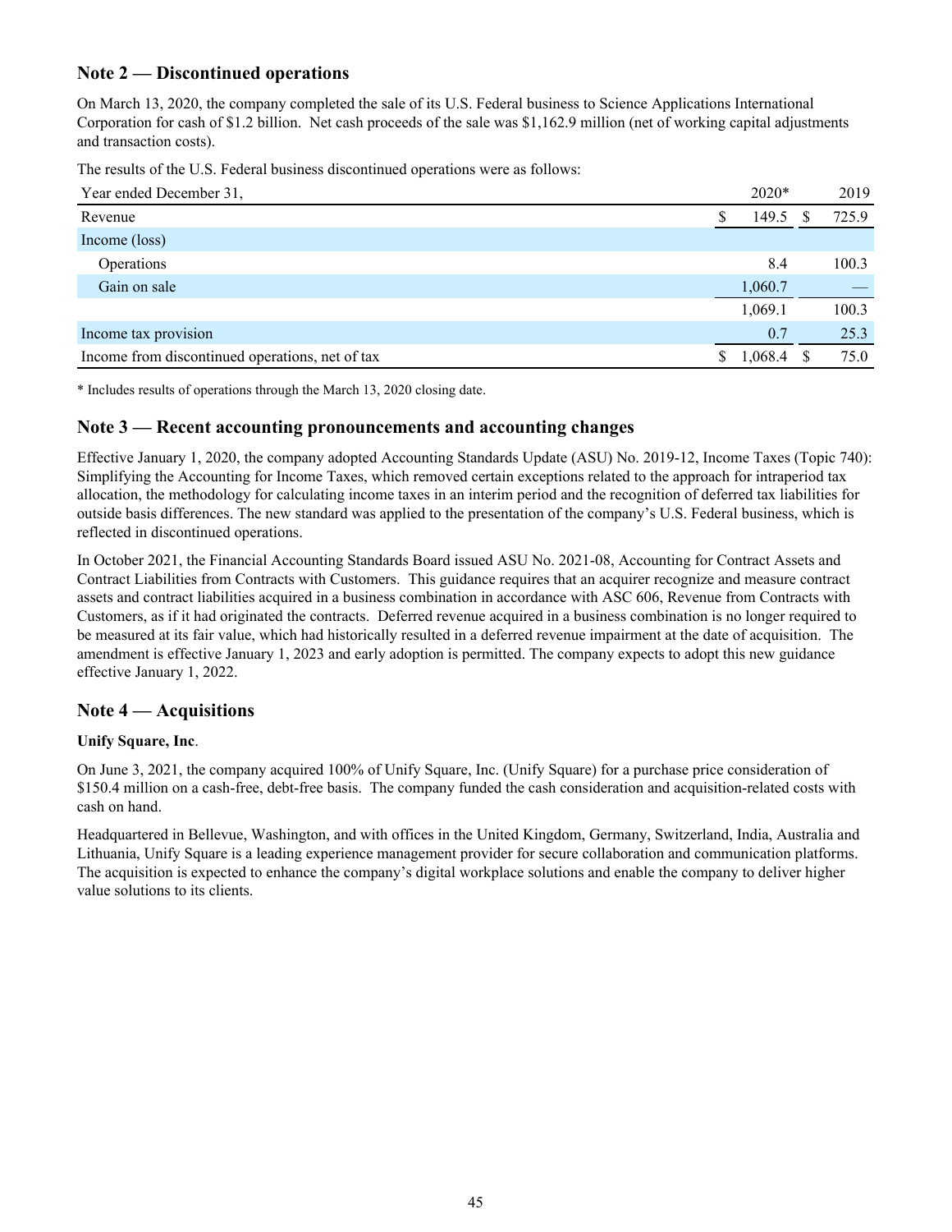## Note 2 — Discontinued operations

On March 13, 2020, the company completed the sale of its U.S. Federal business to Science Applications International Corporation for cash of $1.2 billion. Net cash proceeds of the sale was $1,162.9 million (net of working capital adjustments and transaction costs).

The results of the U.S. Federal business discontinued operations were as follows:

| Year ended December 31, | 2020* | 2019 |
|---|---|---|
| Revenue | $ 149.5 | $ 725.9 |
| Income (loss) | | |
| Operations | 8.4 | 100.3 |
| Gain on sale | 1,060.7 | — |
| | 1,069.1 | 100.3 |
| Income tax provision | 0.7 | 25.3 |
| Income from discontinued operations, net of tax | $ 1,068.4 | $ 75.0 |

* Includes results of operations through the March 13, 2020 closing date.

## Note 3 — Recent accounting pronouncements and accounting changes

Effective January 1, 2020, the company adopted Accounting Standards Update (ASU) No. 2019-12, Income Taxes (Topic 740): Simplifying the Accounting for Income Taxes, which removed certain exceptions related to the approach for intraperiod tax allocation, the methodology for calculating income taxes in an interim period and the recognition of deferred tax liabilities for outside basis differences. The new standard was applied to the presentation of the company's U.S. Federal business, which is reflected in discontinued operations.

In October 2021, the Financial Accounting Standards Board issued ASU No. 2021-08, Accounting for Contract Assets and Contract Liabilities from Contracts with Customers. This guidance requires that an acquirer recognize and measure contract assets and contract liabilities acquired in a business combination in accordance with ASC 606, Revenue from Contracts with Customers, as if it had originated the contracts. Deferred revenue acquired in a business combination is no longer required to be measured at its fair value, which had historically resulted in a deferred revenue impairment at the date of acquisition. The amendment is effective January 1, 2023 and early adoption is permitted. The company expects to adopt this new guidance effective January 1, 2022.

## Note 4 — Acquisitions

**Unify Square, Inc**.

On June 3, 2021, the company acquired 100% of Unify Square, Inc. (Unify Square) for a purchase price consideration of $150.4 million on a cash-free, debt-free basis. The company funded the cash consideration and acquisition-related costs with cash on hand.

Headquartered in Bellevue, Washington, and with offices in the United Kingdom, Germany, Switzerland, India, Australia and Lithuania, Unify Square is a leading experience management provider for secure collaboration and communication platforms. The acquisition is expected to enhance the company's digital workplace solutions and enable the company to deliver higher value solutions to its clients.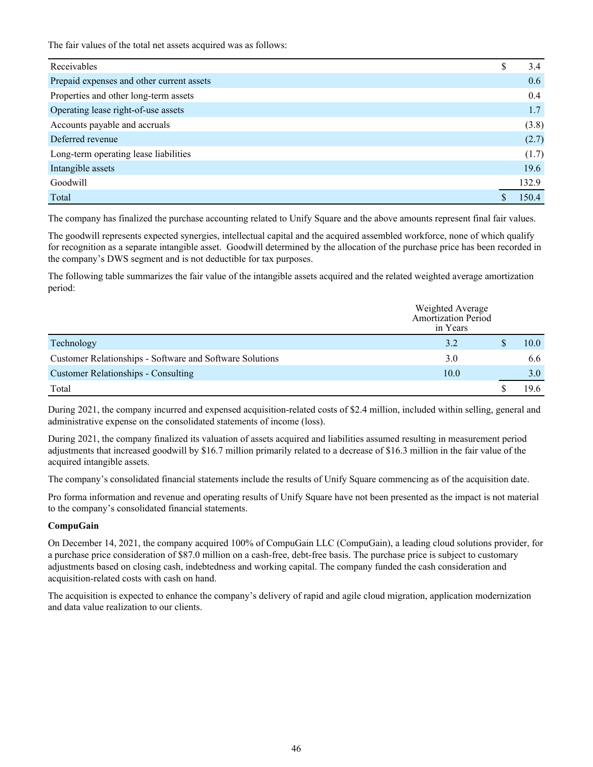The fair values of the total net assets acquired was as follows:

| | |
|---|---|
| Receivables | $ 3.4 |
| Prepaid expenses and other current assets | 0.6 |
| Properties and other long-term assets | 0.4 |
| Operating lease right-of-use assets | 1.7 |
| Accounts payable and accruals | (3.8) |
| Deferred revenue | (2.7) |
| Long-term operating lease liabilities | (1.7) |
| Intangible assets | 19.6 |
| Goodwill | 132.9 |
| Total | $ 150.4 |

The company has finalized the purchase accounting related to Unify Square and the above amounts represent final fair values.

The goodwill represents expected synergies, intellectual capital and the acquired assembled workforce, none of which qualify for recognition as a separate intangible asset. Goodwill determined by the allocation of the purchase price has been recorded in the company's DWS segment and is not deductible for tax purposes.

The following table summarizes the fair value of the intangible assets acquired and the related weighted average amortization period:

| | Weighted Average Amortization Period in Years | |
|---|---|---|
| Technology | 3.2 | $ 10.0 |
| Customer Relationships - Software and Software Solutions | 3.0 | 6.6 |
| Customer Relationships - Consulting | 10.0 | 3.0 |
| Total | | $ 19.6 |

During 2021, the company incurred and expensed acquisition-related costs of $2.4 million, included within selling, general and administrative expense on the consolidated statements of income (loss).

During 2021, the company finalized its valuation of assets acquired and liabilities assumed resulting in measurement period adjustments that increased goodwill by $16.7 million primarily related to a decrease of $16.3 million in the fair value of the acquired intangible assets.

The company's consolidated financial statements include the results of Unify Square commencing as of the acquisition date.

Pro forma information and revenue and operating results of Unify Square have not been presented as the impact is not material to the company's consolidated financial statements.

**CompuGain**

On December 14, 2021, the company acquired 100% of CompuGain LLC (CompuGain), a leading cloud solutions provider, for a purchase price consideration of $87.0 million on a cash-free, debt-free basis. The purchase price is subject to customary adjustments based on closing cash, indebtedness and working capital. The company funded the cash consideration and acquisition-related costs with cash on hand.

The acquisition is expected to enhance the company's delivery of rapid and agile cloud migration, application modernization and data value realization to our clients.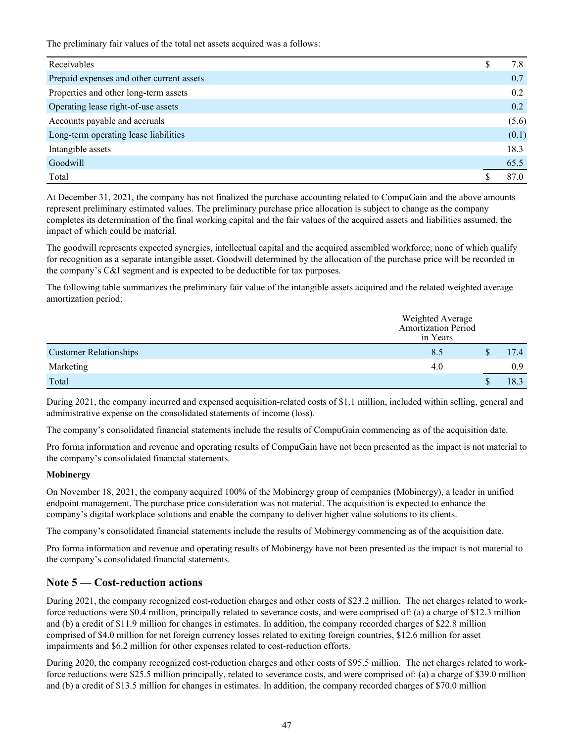The preliminary fair values of the total net assets acquired was a follows:

| | | |
|---|---|---|
| Receivables | $ | 7.8 |
| Prepaid expenses and other current assets | | 0.7 |
| Properties and other long-term assets | | 0.2 |
| Operating lease right-of-use assets | | 0.2 |
| Accounts payable and accruals | | (5.6) |
| Long-term operating lease liabilities | | (0.1) |
| Intangible assets | | 18.3 |
| Goodwill | | 65.5 |
| Total | $ | 87.0 |

At December 31, 2021, the company has not finalized the purchase accounting related to CompuGain and the above amounts represent preliminary estimated values. The preliminary purchase price allocation is subject to change as the company completes its determination of the final working capital and the fair values of the acquired assets and liabilities assumed, the impact of which could be material.

The goodwill represents expected synergies, intellectual capital and the acquired assembled workforce, none of which qualify for recognition as a separate intangible asset. Goodwill determined by the allocation of the purchase price will be recorded in the company's C&I segment and is expected to be deductible for tax purposes.

The following table summarizes the preliminary fair value of the intangible assets acquired and the related weighted average amortization period:

| | Weighted Average Amortization Period in Years | | |
|---|---|---|---|
| Customer Relationships | 8.5 | $ | 17.4 |
| Marketing | 4.0 | | 0.9 |
| Total | | $ | 18.3 |

During 2021, the company incurred and expensed acquisition-related costs of $1.1 million, included within selling, general and administrative expense on the consolidated statements of income (loss).

The company's consolidated financial statements include the results of CompuGain commencing as of the acquisition date.

Pro forma information and revenue and operating results of CompuGain have not been presented as the impact is not material to the company's consolidated financial statements.

**Mobinergy**

On November 18, 2021, the company acquired 100% of the Mobinergy group of companies (Mobinergy), a leader in unified endpoint management. The purchase price consideration was not material. The acquisition is expected to enhance the company's digital workplace solutions and enable the company to deliver higher value solutions to its clients.

The company's consolidated financial statements include the results of Mobinergy commencing as of the acquisition date.

Pro forma information and revenue and operating results of Mobinergy have not been presented as the impact is not material to the company's consolidated financial statements.

## Note 5 — Cost-reduction actions

During 2021, the company recognized cost-reduction charges and other costs of $23.2 million. The net charges related to work-force reductions were $0.4 million, principally related to severance costs, and were comprised of: (a) a charge of $12.3 million and (b) a credit of $11.9 million for changes in estimates. In addition, the company recorded charges of $22.8 million comprised of $4.0 million for net foreign currency losses related to exiting foreign countries, $12.6 million for asset impairments and $6.2 million for other expenses related to cost-reduction efforts.

During 2020, the company recognized cost-reduction charges and other costs of $95.5 million. The net charges related to work-force reductions were $25.5 million principally, related to severance costs, and were comprised of: (a) a charge of $39.0 million and (b) a credit of $13.5 million for changes in estimates. In addition, the company recorded charges of $70.0 million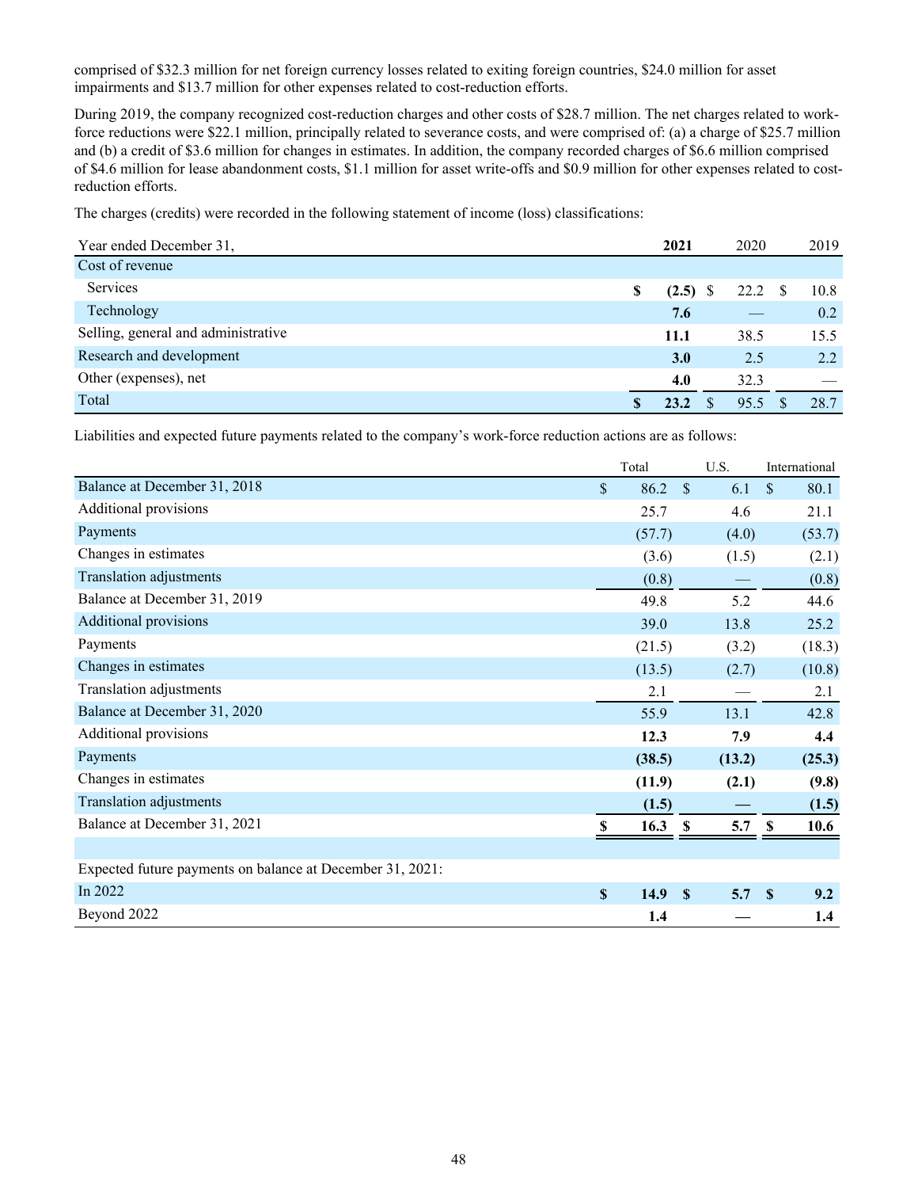comprised of $32.3 million for net foreign currency losses related to exiting foreign countries, $24.0 million for asset impairments and $13.7 million for other expenses related to cost-reduction efforts.

During 2019, the company recognized cost-reduction charges and other costs of $28.7 million. The net charges related to work-force reductions were $22.1 million, principally related to severance costs, and were comprised of: (a) a charge of $25.7 million and (b) a credit of $3.6 million for changes in estimates. In addition, the company recorded charges of $6.6 million comprised of $4.6 million for lease abandonment costs, $1.1 million for asset write-offs and $0.9 million for other expenses related to cost-reduction efforts.

The charges (credits) were recorded in the following statement of income (loss) classifications:

| Year ended December 31, | **2021** | 2020 | 2019 |
|---|---|---|---|
| Cost of revenue | | | |
| Services | **$ (2.5)** | $ 22.2 | $ 10.8 |
| Technology | **7.6** | — | 0.2 |
| Selling, general and administrative | **11.1** | 38.5 | 15.5 |
| Research and development | **3.0** | 2.5 | 2.2 |
| Other (expenses), net | **4.0** | 32.3 | — |
| Total | **$ 23.2** | $ 95.5 | $ 28.7 |

Liabilities and expected future payments related to the company's work-force reduction actions are as follows:

| | Total | U.S. | International |
|---|---|---|---|
| Balance at December 31, 2018 | $ 86.2 | $ 6.1 | $ 80.1 |
| Additional provisions | 25.7 | 4.6 | 21.1 |
| Payments | (57.7) | (4.0) | (53.7) |
| Changes in estimates | (3.6) | (1.5) | (2.1) |
| Translation adjustments | (0.8) | — | (0.8) |
| Balance at December 31, 2019 | 49.8 | 5.2 | 44.6 |
| Additional provisions | 39.0 | 13.8 | 25.2 |
| Payments | (21.5) | (3.2) | (18.3) |
| Changes in estimates | (13.5) | (2.7) | (10.8) |
| Translation adjustments | 2.1 | — | 2.1 |
| Balance at December 31, 2020 | 55.9 | 13.1 | 42.8 |
| Additional provisions | **12.3** | **7.9** | **4.4** |
| Payments | **(38.5)** | **(13.2)** | **(25.3)** |
| Changes in estimates | **(11.9)** | **(2.1)** | **(9.8)** |
| Translation adjustments | **(1.5)** | **—** | **(1.5)** |
| Balance at December 31, 2021 | **$ 16.3** | **$ 5.7** | **$ 10.6** |
| | | | |
| Expected future payments on balance at December 31, 2021: | | | |
| In 2022 | **$ 14.9** | **$ 5.7** | **$ 9.2** |
| Beyond 2022 | **1.4** | **—** | **1.4** |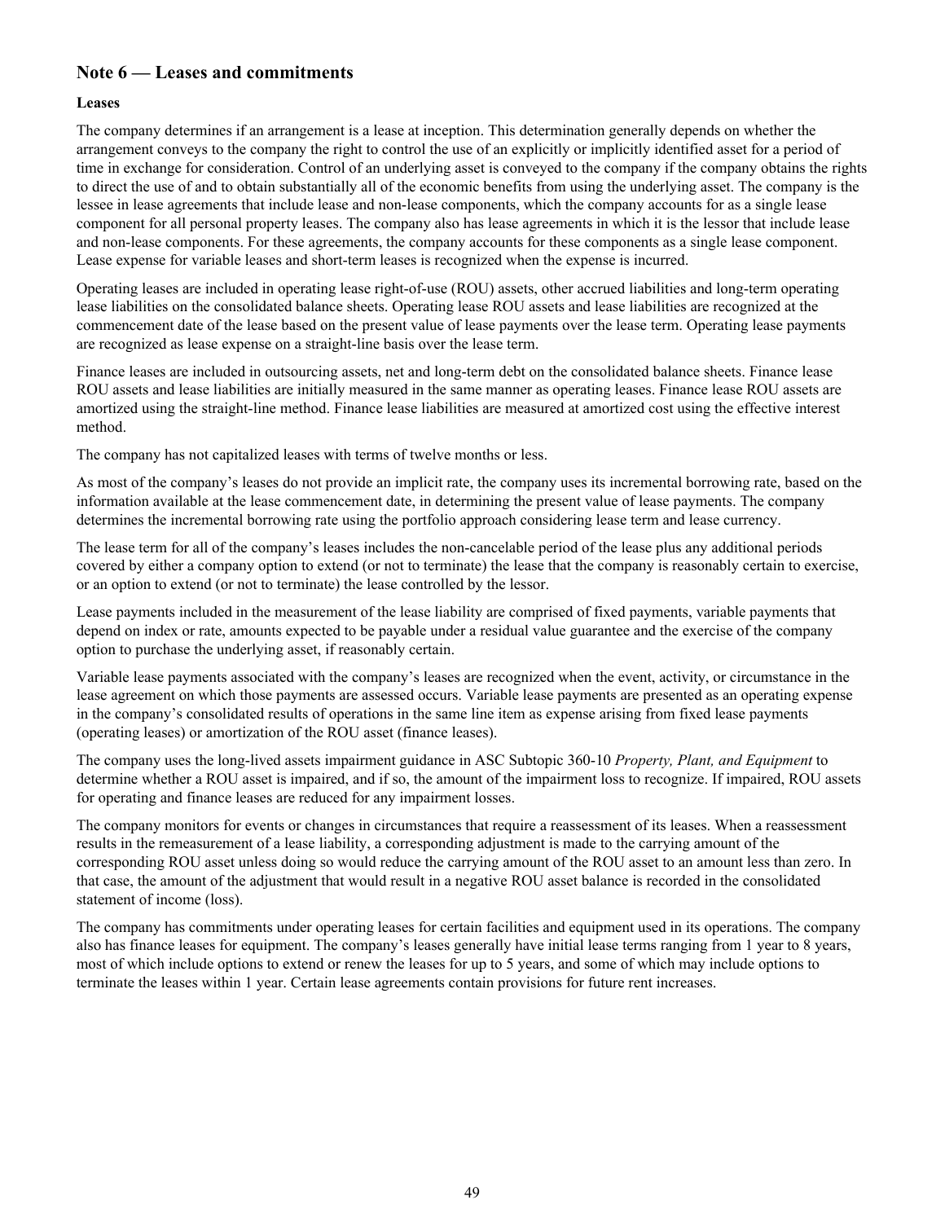## Note 6 — Leases and commitments

**Leases**

The company determines if an arrangement is a lease at inception. This determination generally depends on whether the arrangement conveys to the company the right to control the use of an explicitly or implicitly identified asset for a period of time in exchange for consideration. Control of an underlying asset is conveyed to the company if the company obtains the rights to direct the use of and to obtain substantially all of the economic benefits from using the underlying asset. The company is the lessee in lease agreements that include lease and non-lease components, which the company accounts for as a single lease component for all personal property leases. The company also has lease agreements in which it is the lessor that include lease and non-lease components. For these agreements, the company accounts for these components as a single lease component. Lease expense for variable leases and short-term leases is recognized when the expense is incurred.

Operating leases are included in operating lease right-of-use (ROU) assets, other accrued liabilities and long-term operating lease liabilities on the consolidated balance sheets. Operating lease ROU assets and lease liabilities are recognized at the commencement date of the lease based on the present value of lease payments over the lease term. Operating lease payments are recognized as lease expense on a straight-line basis over the lease term.

Finance leases are included in outsourcing assets, net and long-term debt on the consolidated balance sheets. Finance lease ROU assets and lease liabilities are initially measured in the same manner as operating leases. Finance lease ROU assets are amortized using the straight-line method. Finance lease liabilities are measured at amortized cost using the effective interest method.

The company has not capitalized leases with terms of twelve months or less.

As most of the company's leases do not provide an implicit rate, the company uses its incremental borrowing rate, based on the information available at the lease commencement date, in determining the present value of lease payments. The company determines the incremental borrowing rate using the portfolio approach considering lease term and lease currency.

The lease term for all of the company's leases includes the non-cancelable period of the lease plus any additional periods covered by either a company option to extend (or not to terminate) the lease that the company is reasonably certain to exercise, or an option to extend (or not to terminate) the lease controlled by the lessor.

Lease payments included in the measurement of the lease liability are comprised of fixed payments, variable payments that depend on index or rate, amounts expected to be payable under a residual value guarantee and the exercise of the company option to purchase the underlying asset, if reasonably certain.

Variable lease payments associated with the company's leases are recognized when the event, activity, or circumstance in the lease agreement on which those payments are assessed occurs. Variable lease payments are presented as an operating expense in the company's consolidated results of operations in the same line item as expense arising from fixed lease payments (operating leases) or amortization of the ROU asset (finance leases).

The company uses the long-lived assets impairment guidance in ASC Subtopic 360-10 *Property, Plant, and Equipment* to determine whether a ROU asset is impaired, and if so, the amount of the impairment loss to recognize. If impaired, ROU assets for operating and finance leases are reduced for any impairment losses.

The company monitors for events or changes in circumstances that require a reassessment of its leases. When a reassessment results in the remeasurement of a lease liability, a corresponding adjustment is made to the carrying amount of the corresponding ROU asset unless doing so would reduce the carrying amount of the ROU asset to an amount less than zero. In that case, the amount of the adjustment that would result in a negative ROU asset balance is recorded in the consolidated statement of income (loss).

The company has commitments under operating leases for certain facilities and equipment used in its operations. The company also has finance leases for equipment. The company's leases generally have initial lease terms ranging from 1 year to 8 years, most of which include options to extend or renew the leases for up to 5 years, and some of which may include options to terminate the leases within 1 year. Certain lease agreements contain provisions for future rent increases.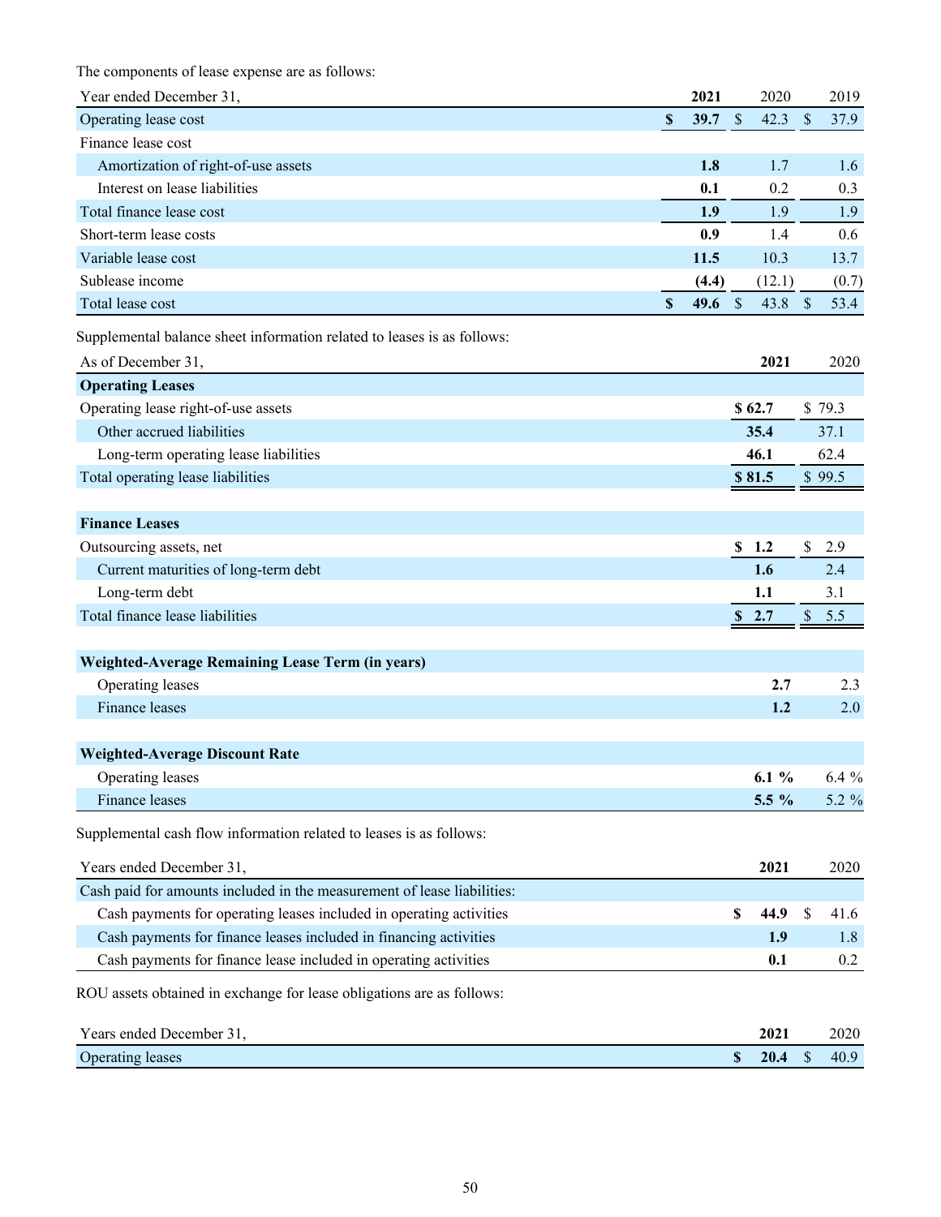The components of lease expense are as follows:

| Year ended December 31, | 2021 | 2020 | 2019 |
|---|---|---|---|
| Operating lease cost | $ 39.7 | $ 42.3 | $ 37.9 |
| Finance lease cost | | | |
| Amortization of right-of-use assets | 1.8 | 1.7 | 1.6 |
| Interest on lease liabilities | 0.1 | 0.2 | 0.3 |
| Total finance lease cost | 1.9 | 1.9 | 1.9 |
| Short-term lease costs | 0.9 | 1.4 | 0.6 |
| Variable lease cost | 11.5 | 10.3 | 13.7 |
| Sublease income | (4.4) | (12.1) | (0.7) |
| Total lease cost | $ 49.6 | $ 43.8 | $ 53.4 |

Supplemental balance sheet information related to leases is as follows:

| As of December 31, | 2021 | 2020 |
|---|---|---|
| **Operating Leases** | | |
| Operating lease right-of-use assets | $ 62.7 | $ 79.3 |
| Other accrued liabilities | 35.4 | 37.1 |
| Long-term operating lease liabilities | 46.1 | 62.4 |
| Total operating lease liabilities | $ 81.5 | $ 99.5 |
| | | |
| **Finance Leases** | | |
| Outsourcing assets, net | $ 1.2 | $ 2.9 |
| Current maturities of long-term debt | 1.6 | 2.4 |
| Long-term debt | 1.1 | 3.1 |
| Total finance lease liabilities | $ 2.7 | $ 5.5 |
| | | |
| **Weighted-Average Remaining Lease Term (in years)** | | |
| Operating leases | 2.7 | 2.3 |
| Finance leases | 1.2 | 2.0 |
| | | |
| **Weighted-Average Discount Rate** | | |
| Operating leases | 6.1 % | 6.4 % |
| Finance leases | 5.5 % | 5.2 % |

Supplemental cash flow information related to leases is as follows:

| Years ended December 31, | 2021 | 2020 |
|---|---|---|
| Cash paid for amounts included in the measurement of lease liabilities: | | |
| Cash payments for operating leases included in operating activities | $ 44.9 | $ 41.6 |
| Cash payments for finance leases included in financing activities | 1.9 | 1.8 |
| Cash payments for finance lease included in operating activities | 0.1 | 0.2 |

ROU assets obtained in exchange for lease obligations are as follows:

| Years ended December 31, | 2021 | 2020 |
|---|---|---|
| Operating leases | $ 20.4 | $ 40.9 |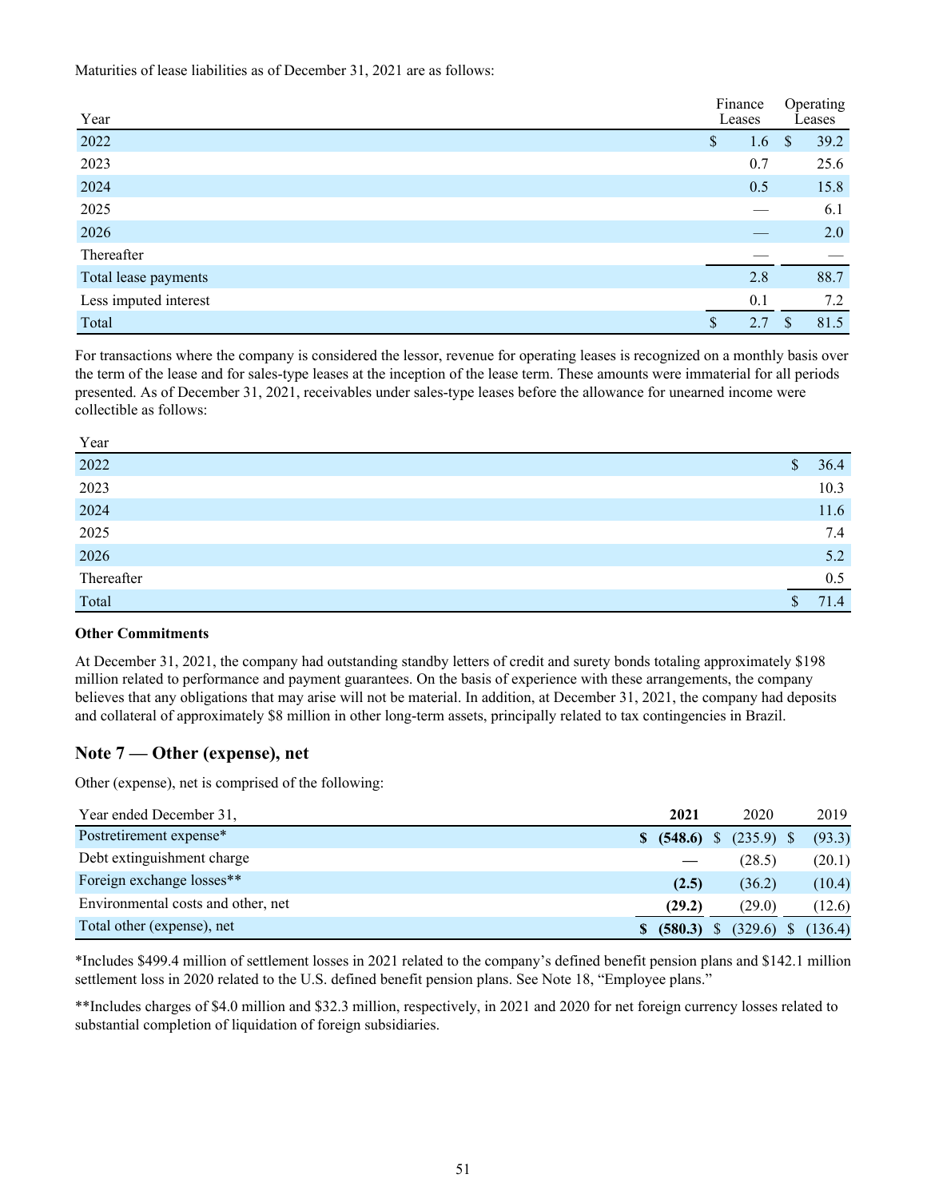Maturities of lease liabilities as of December 31, 2021 are as follows:

| Year | Finance Leases | Operating Leases |
|---|---|---|
| 2022 | $ 1.6 | $ 39.2 |
| 2023 | 0.7 | 25.6 |
| 2024 | 0.5 | 15.8 |
| 2025 | — | 6.1 |
| 2026 | — | 2.0 |
| Thereafter | — | — |
| Total lease payments | 2.8 | 88.7 |
| Less imputed interest | 0.1 | 7.2 |
| Total | $ 2.7 | $ 81.5 |

For transactions where the company is considered the lessor, revenue for operating leases is recognized on a monthly basis over the term of the lease and for sales-type leases at the inception of the lease term. These amounts were immaterial for all periods presented. As of December 31, 2021, receivables under sales-type leases before the allowance for unearned income were collectible as follows:

| Year | |
|---|---|
| 2022 | $ 36.4 |
| 2023 | 10.3 |
| 2024 | 11.6 |
| 2025 | 7.4 |
| 2026 | 5.2 |
| Thereafter | 0.5 |
| Total | $ 71.4 |

**Other Commitments**

At December 31, 2021, the company had outstanding standby letters of credit and surety bonds totaling approximately $198 million related to performance and payment guarantees. On the basis of experience with these arrangements, the company believes that any obligations that may arise will not be material. In addition, at December 31, 2021, the company had deposits and collateral of approximately $8 million in other long-term assets, principally related to tax contingencies in Brazil.

## Note 7 — Other (expense), net

Other (expense), net is comprised of the following:

| Year ended December 31, | **2021** | 2020 | 2019 |
|---|---|---|---|
| Postretirement expense* | **$ (548.6)** | $ (235.9) | $ (93.3) |
| Debt extinguishment charge | **—** | (28.5) | (20.1) |
| Foreign exchange losses** | **(2.5)** | (36.2) | (10.4) |
| Environmental costs and other, net | **(29.2)** | (29.0) | (12.6) |
| Total other (expense), net | **$ (580.3)** | $ (329.6) | $ (136.4) |

*Includes $499.4 million of settlement losses in 2021 related to the company's defined benefit pension plans and $142.1 million settlement loss in 2020 related to the U.S. defined benefit pension plans. See Note 18, "Employee plans."

**Includes charges of $4.0 million and $32.3 million, respectively, in 2021 and 2020 for net foreign currency losses related to substantial completion of liquidation of foreign subsidiaries.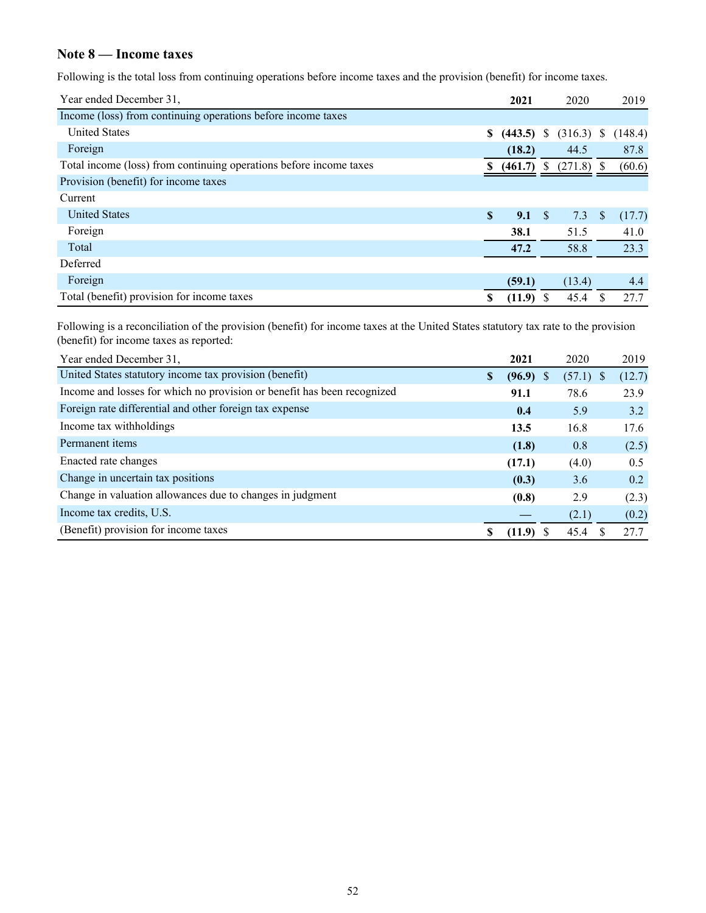## Note 8 — Income taxes

Following is the total loss from continuing operations before income taxes and the provision (benefit) for income taxes.

| Year ended December 31, | 2021 | 2020 | 2019 |
|---|---|---|---|
| Income (loss) from continuing operations before income taxes | | | |
| United States | $ (443.5) | $ (316.3) | $ (148.4) |
| Foreign | (18.2) | 44.5 | 87.8 |
| Total income (loss) from continuing operations before income taxes | $ (461.7) | $ (271.8) | $ (60.6) |
| Provision (benefit) for income taxes | | | |
| Current | | | |
| United States | $ 9.1 | $ 7.3 | $ (17.7) |
| Foreign | 38.1 | 51.5 | 41.0 |
| Total | 47.2 | 58.8 | 23.3 |
| Deferred | | | |
| Foreign | (59.1) | (13.4) | 4.4 |
| Total (benefit) provision for income taxes | $ (11.9) | $ 45.4 | $ 27.7 |

Following is a reconciliation of the provision (benefit) for income taxes at the United States statutory tax rate to the provision (benefit) for income taxes as reported:

| Year ended December 31, | 2021 | 2020 | 2019 |
|---|---|---|---|
| United States statutory income tax provision (benefit) | $ (96.9) | $ (57.1) | $ (12.7) |
| Income and losses for which no provision or benefit has been recognized | 91.1 | 78.6 | 23.9 |
| Foreign rate differential and other foreign tax expense | 0.4 | 5.9 | 3.2 |
| Income tax withholdings | 13.5 | 16.8 | 17.6 |
| Permanent items | (1.8) | 0.8 | (2.5) |
| Enacted rate changes | (17.1) | (4.0) | 0.5 |
| Change in uncertain tax positions | (0.3) | 3.6 | 0.2 |
| Change in valuation allowances due to changes in judgment | (0.8) | 2.9 | (2.3) |
| Income tax credits, U.S. | — | (2.1) | (0.2) |
| (Benefit) provision for income taxes | $ (11.9) | $ 45.4 | $ 27.7 |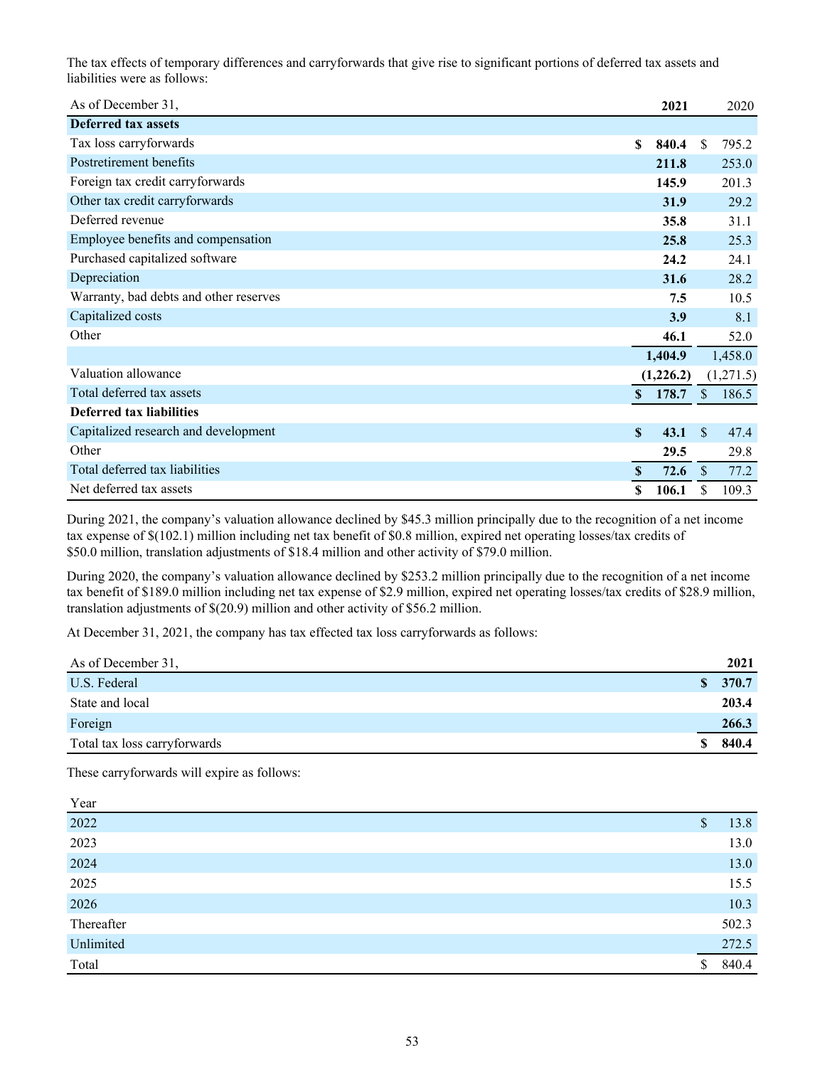The tax effects of temporary differences and carryforwards that give rise to significant portions of deferred tax assets and liabilities were as follows:

| As of December 31, | 2021 | 2020 |
|---|---|---|
| **Deferred tax assets** | | |
| Tax loss carryforwards | $ 840.4 | $ 795.2 |
| Postretirement benefits | 211.8 | 253.0 |
| Foreign tax credit carryforwards | 145.9 | 201.3 |
| Other tax credit carryforwards | 31.9 | 29.2 |
| Deferred revenue | 35.8 | 31.1 |
| Employee benefits and compensation | 25.8 | 25.3 |
| Purchased capitalized software | 24.2 | 24.1 |
| Depreciation | 31.6 | 28.2 |
| Warranty, bad debts and other reserves | 7.5 | 10.5 |
| Capitalized costs | 3.9 | 8.1 |
| Other | 46.1 | 52.0 |
| | 1,404.9 | 1,458.0 |
| Valuation allowance | (1,226.2) | (1,271.5) |
| Total deferred tax assets | $ 178.7 | $ 186.5 |
| **Deferred tax liabilities** | | |
| Capitalized research and development | $ 43.1 | $ 47.4 |
| Other | 29.5 | 29.8 |
| Total deferred tax liabilities | $ 72.6 | $ 77.2 |
| Net deferred tax assets | $ 106.1 | $ 109.3 |

During 2021, the company's valuation allowance declined by $45.3 million principally due to the recognition of a net income tax expense of $(102.1) million including net tax benefit of $0.8 million, expired net operating losses/tax credits of $50.0 million, translation adjustments of $18.4 million and other activity of $79.0 million.

During 2020, the company's valuation allowance declined by $253.2 million principally due to the recognition of a net income tax benefit of $189.0 million including net tax expense of $2.9 million, expired net operating losses/tax credits of $28.9 million, translation adjustments of $(20.9) million and other activity of $56.2 million.

At December 31, 2021, the company has tax effected tax loss carryforwards as follows:

| As of December 31, | 2021 |
|---|---|
| U.S. Federal | $ 370.7 |
| State and local | 203.4 |
| Foreign | 266.3 |
| Total tax loss carryforwards | $ 840.4 |

These carryforwards will expire as follows:

| Year | |
|---|---|
| 2022 | $ 13.8 |
| 2023 | 13.0 |
| 2024 | 13.0 |
| 2025 | 15.5 |
| 2026 | 10.3 |
| Thereafter | 502.3 |
| Unlimited | 272.5 |
| Total | $ 840.4 |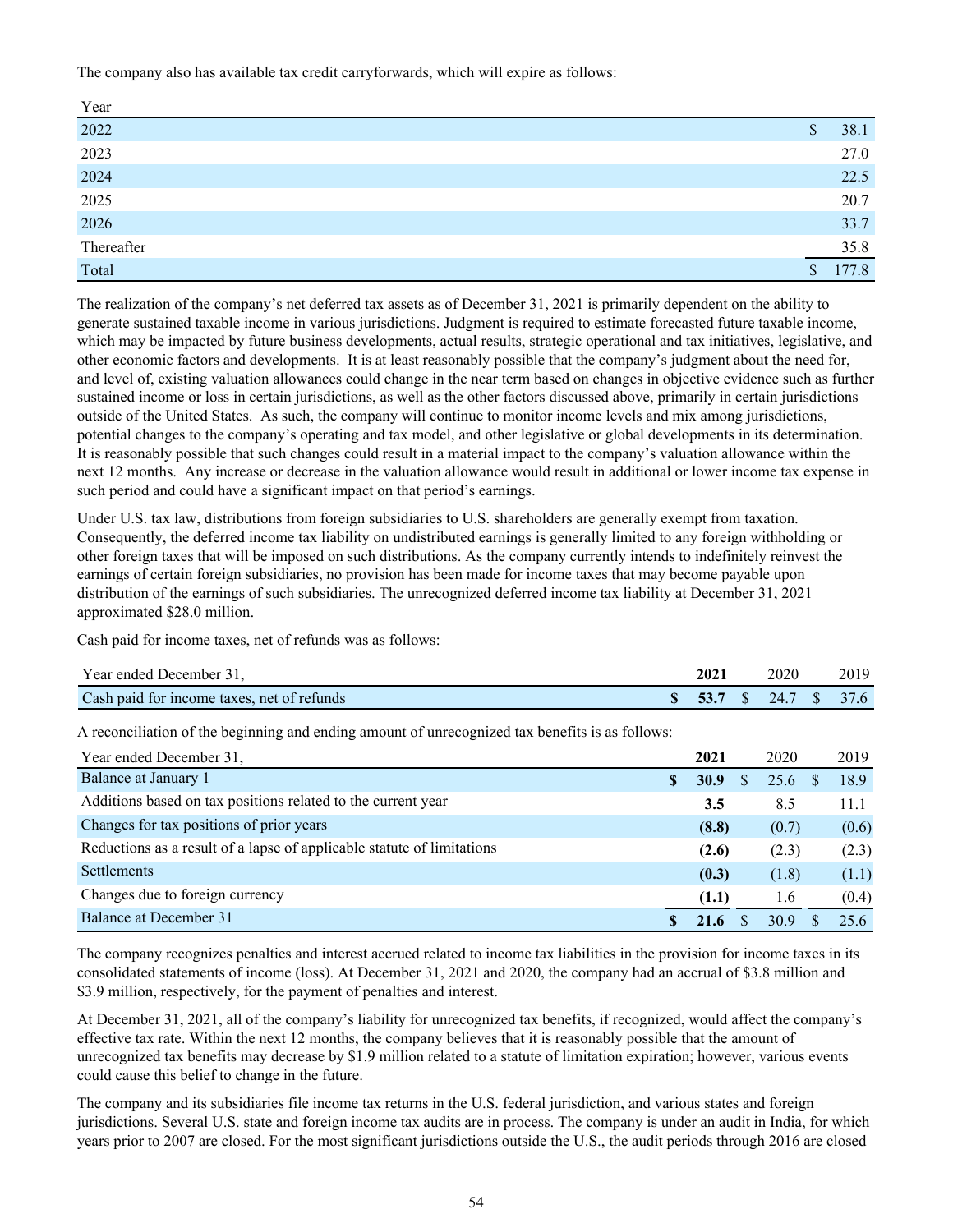The company also has available tax credit carryforwards, which will expire as follows:

| Year | |
|---|---|
| 2022 | $ 38.1 |
| 2023 | 27.0 |
| 2024 | 22.5 |
| 2025 | 20.7 |
| 2026 | 33.7 |
| Thereafter | 35.8 |
| Total | $ 177.8 |

The realization of the company's net deferred tax assets as of December 31, 2021 is primarily dependent on the ability to generate sustained taxable income in various jurisdictions. Judgment is required to estimate forecasted future taxable income, which may be impacted by future business developments, actual results, strategic operational and tax initiatives, legislative, and other economic factors and developments. It is at least reasonably possible that the company's judgment about the need for, and level of, existing valuation allowances could change in the near term based on changes in objective evidence such as further sustained income or loss in certain jurisdictions, as well as the other factors discussed above, primarily in certain jurisdictions outside of the United States. As such, the company will continue to monitor income levels and mix among jurisdictions, potential changes to the company's operating and tax model, and other legislative or global developments in its determination. It is reasonably possible that such changes could result in a material impact to the company's valuation allowance within the next 12 months. Any increase or decrease in the valuation allowance would result in additional or lower income tax expense in such period and could have a significant impact on that period's earnings.

Under U.S. tax law, distributions from foreign subsidiaries to U.S. shareholders are generally exempt from taxation. Consequently, the deferred income tax liability on undistributed earnings is generally limited to any foreign withholding or other foreign taxes that will be imposed on such distributions. As the company currently intends to indefinitely reinvest the earnings of certain foreign subsidiaries, no provision has been made for income taxes that may become payable upon distribution of the earnings of such subsidiaries. The unrecognized deferred income tax liability at December 31, 2021 approximated $28.0 million.

Cash paid for income taxes, net of refunds was as follows:

| Year ended December 31, | **2021** | 2020 | 2019 |
|---|---|---|---|
| Cash paid for income taxes, net of refunds | **$ 53.7** | $ 24.7 | $ 37.6 |

A reconciliation of the beginning and ending amount of unrecognized tax benefits is as follows:

| Year ended December 31, | **2021** | 2020 | 2019 |
|---|---|---|---|
| Balance at January 1 | **$ 30.9** | $ 25.6 | $ 18.9 |
| Additions based on tax positions related to the current year | **3.5** | 8.5 | 11.1 |
| Changes for tax positions of prior years | **(8.8)** | (0.7) | (0.6) |
| Reductions as a result of a lapse of applicable statute of limitations | **(2.6)** | (2.3) | (2.3) |
| Settlements | **(0.3)** | (1.8) | (1.1) |
| Changes due to foreign currency | **(1.1)** | 1.6 | (0.4) |
| Balance at December 31 | **$ 21.6** | $ 30.9 | $ 25.6 |

The company recognizes penalties and interest accrued related to income tax liabilities in the provision for income taxes in its consolidated statements of income (loss). At December 31, 2021 and 2020, the company had an accrual of $3.8 million and $3.9 million, respectively, for the payment of penalties and interest.

At December 31, 2021, all of the company's liability for unrecognized tax benefits, if recognized, would affect the company's effective tax rate. Within the next 12 months, the company believes that it is reasonably possible that the amount of unrecognized tax benefits may decrease by $1.9 million related to a statute of limitation expiration; however, various events could cause this belief to change in the future.

The company and its subsidiaries file income tax returns in the U.S. federal jurisdiction, and various states and foreign jurisdictions. Several U.S. state and foreign income tax audits are in process. The company is under an audit in India, for which years prior to 2007 are closed. For the most significant jurisdictions outside the U.S., the audit periods through 2016 are closed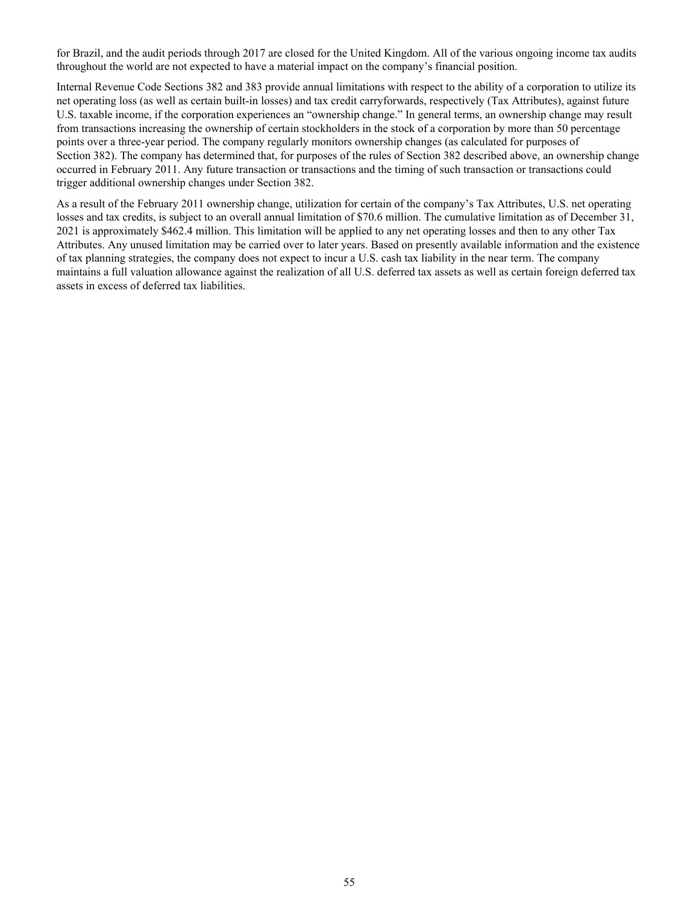for Brazil, and the audit periods through 2017 are closed for the United Kingdom. All of the various ongoing income tax audits throughout the world are not expected to have a material impact on the company's financial position.

Internal Revenue Code Sections 382 and 383 provide annual limitations with respect to the ability of a corporation to utilize its net operating loss (as well as certain built-in losses) and tax credit carryforwards, respectively (Tax Attributes), against future U.S. taxable income, if the corporation experiences an "ownership change." In general terms, an ownership change may result from transactions increasing the ownership of certain stockholders in the stock of a corporation by more than 50 percentage points over a three-year period. The company regularly monitors ownership changes (as calculated for purposes of Section 382). The company has determined that, for purposes of the rules of Section 382 described above, an ownership change occurred in February 2011. Any future transaction or transactions and the timing of such transaction or transactions could trigger additional ownership changes under Section 382.

As a result of the February 2011 ownership change, utilization for certain of the company's Tax Attributes, U.S. net operating losses and tax credits, is subject to an overall annual limitation of $70.6 million. The cumulative limitation as of December 31, 2021 is approximately $462.4 million. This limitation will be applied to any net operating losses and then to any other Tax Attributes. Any unused limitation may be carried over to later years. Based on presently available information and the existence of tax planning strategies, the company does not expect to incur a U.S. cash tax liability in the near term. The company maintains a full valuation allowance against the realization of all U.S. deferred tax assets as well as certain foreign deferred tax assets in excess of deferred tax liabilities.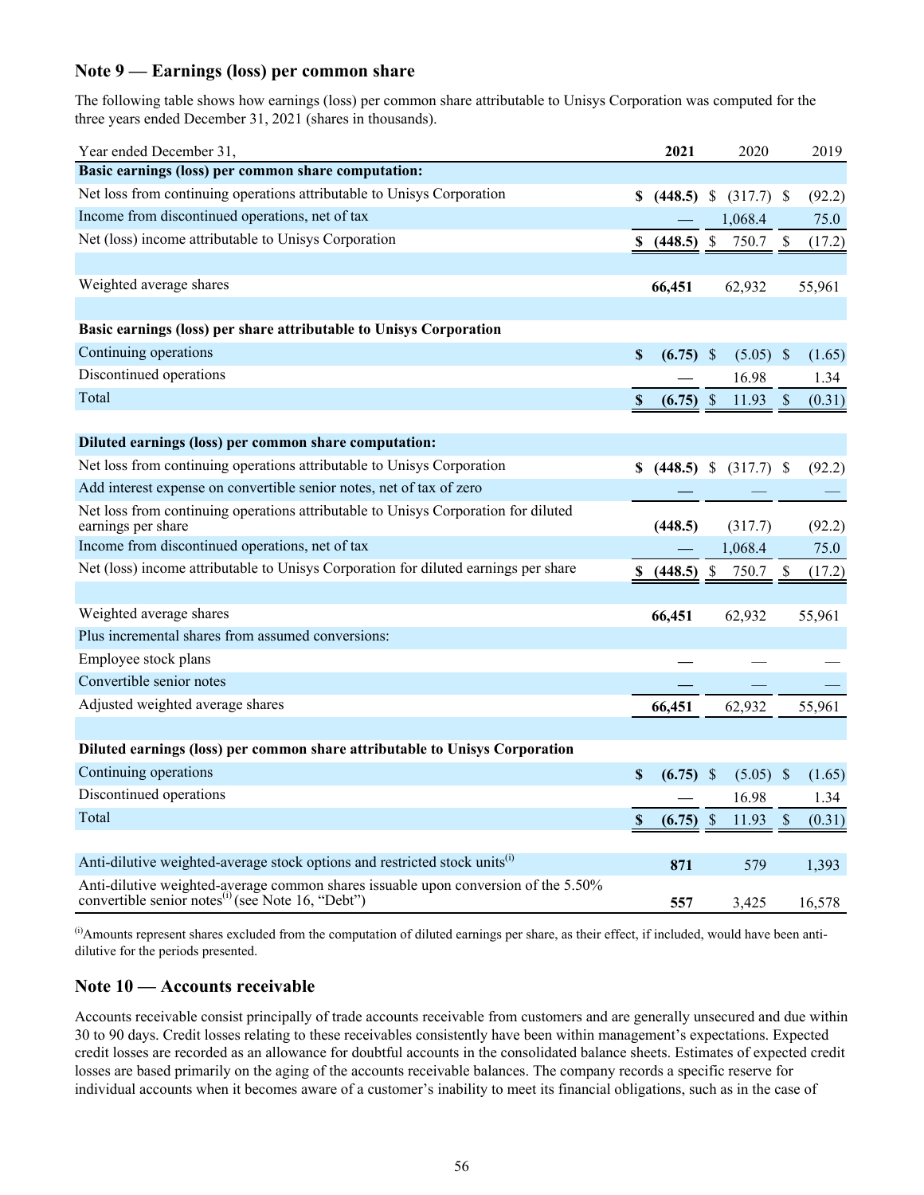## Note 9 — Earnings (loss) per common share

The following table shows how earnings (loss) per common share attributable to Unisys Corporation was computed for the three years ended December 31, 2021 (shares in thousands).

| Year ended December 31, | **2021** | 2020 | 2019 |
|---|---|---|---|
| **Basic earnings (loss) per common share computation:** | | | |
| Net loss from continuing operations attributable to Unisys Corporation | **$ (448.5)** | $ (317.7) | $ (92.2) |
| Income from discontinued operations, net of tax | **—** | 1,068.4 | 75.0 |
| Net (loss) income attributable to Unisys Corporation | **$ (448.5)** | $ 750.7 | $ (17.2) |
| | | | |
| Weighted average shares | **66,451** | 62,932 | 55,961 |
| | | | |
| **Basic earnings (loss) per share attributable to Unisys Corporation** | | | |
| Continuing operations | **$ (6.75)** | $ (5.05) | $ (1.65) |
| Discontinued operations | **—** | 16.98 | 1.34 |
| Total | **$ (6.75)** | $ 11.93 | $ (0.31) |
| | | | |
| **Diluted earnings (loss) per common share computation:** | | | |
| Net loss from continuing operations attributable to Unisys Corporation | **$ (448.5)** | $ (317.7) | $ (92.2) |
| Add interest expense on convertible senior notes, net of tax of zero | **—** | — | — |
| Net loss from continuing operations attributable to Unisys Corporation for diluted earnings per share | **(448.5)** | (317.7) | (92.2) |
| Income from discontinued operations, net of tax | **—** | 1,068.4 | 75.0 |
| Net (loss) income attributable to Unisys Corporation for diluted earnings per share | **$ (448.5)** | $ 750.7 | $ (17.2) |
| | | | |
| Weighted average shares | **66,451** | 62,932 | 55,961 |
| Plus incremental shares from assumed conversions: | | | |
| Employee stock plans | **—** | — | — |
| Convertible senior notes | **—** | — | — |
| Adjusted weighted average shares | **66,451** | 62,932 | 55,961 |
| | | | |
| **Diluted earnings (loss) per common share attributable to Unisys Corporation** | | | |
| Continuing operations | **$ (6.75)** | $ (5.05) | $ (1.65) |
| Discontinued operations | **—** | 16.98 | 1.34 |
| Total | **$ (6.75)** | $ 11.93 | $ (0.31) |
| | | | |
| Anti-dilutive weighted-average stock options and restricted stock units[i] | **871** | 579 | 1,393 |
| Anti-dilutive weighted-average common shares issuable upon conversion of the 5.50% convertible senior notes[i] (see Note 16, "Debt") | **557** | 3,425 | 16,578 |

[i]Amounts represent shares excluded from the computation of diluted earnings per share, as their effect, if included, would have been anti-dilutive for the periods presented.

## Note 10 — Accounts receivable

Accounts receivable consist principally of trade accounts receivable from customers and are generally unsecured and due within 30 to 90 days. Credit losses relating to these receivables consistently have been within management's expectations. Expected credit losses are recorded as an allowance for doubtful accounts in the consolidated balance sheets. Estimates of expected credit losses are based primarily on the aging of the accounts receivable balances. The company records a specific reserve for individual accounts when it becomes aware of a customer's inability to meet its financial obligations, such as in the case of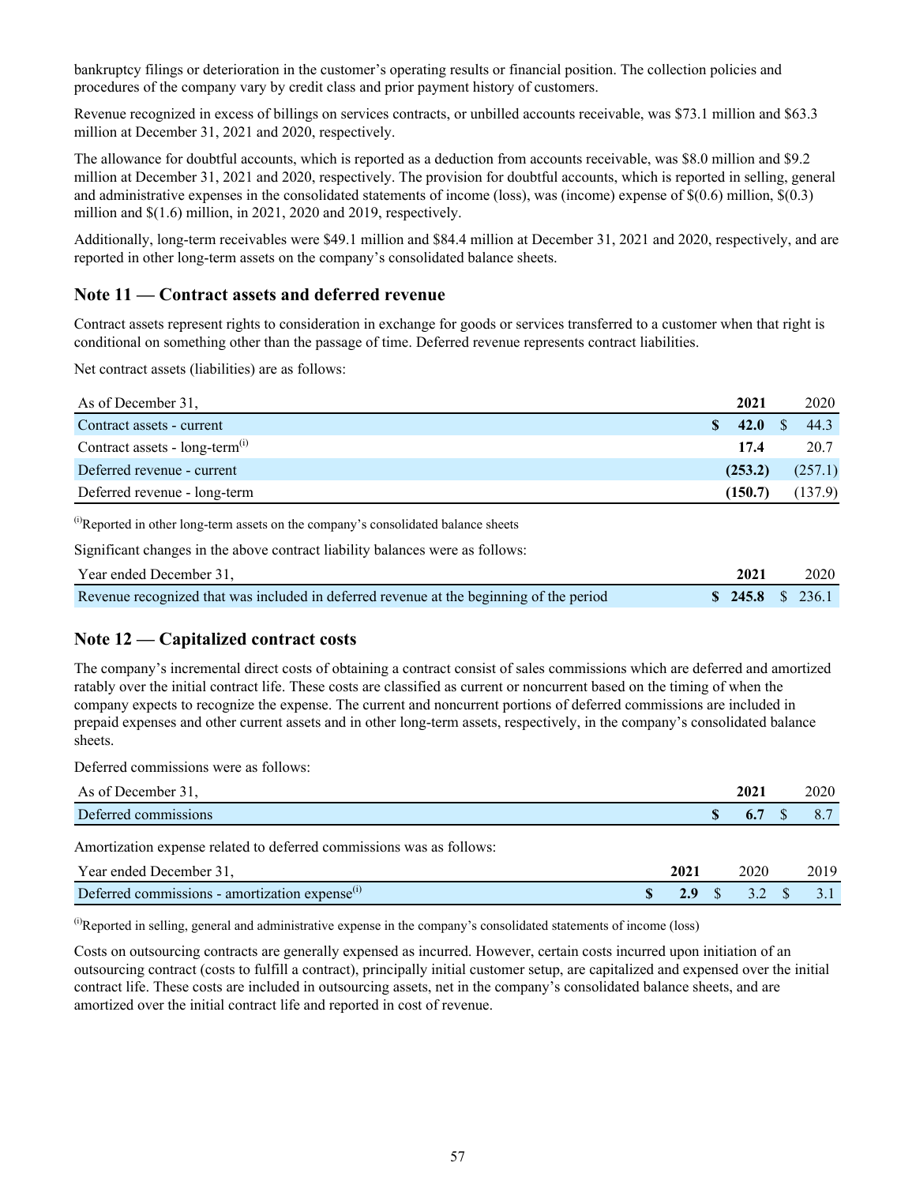bankruptcy filings or deterioration in the customer's operating results or financial position. The collection policies and procedures of the company vary by credit class and prior payment history of customers.

Revenue recognized in excess of billings on services contracts, or unbilled accounts receivable, was $73.1 million and $63.3 million at December 31, 2021 and 2020, respectively.

The allowance for doubtful accounts, which is reported as a deduction from accounts receivable, was $8.0 million and $9.2 million at December 31, 2021 and 2020, respectively. The provision for doubtful accounts, which is reported in selling, general and administrative expenses in the consolidated statements of income (loss), was (income) expense of $(0.6) million, $(0.3) million and $(1.6) million, in 2021, 2020 and 2019, respectively.

Additionally, long-term receivables were $49.1 million and $84.4 million at December 31, 2021 and 2020, respectively, and are reported in other long-term assets on the company's consolidated balance sheets.

## Note 11 — Contract assets and deferred revenue

Contract assets represent rights to consideration in exchange for goods or services transferred to a customer when that right is conditional on something other than the passage of time. Deferred revenue represents contract liabilities.

Net contract assets (liabilities) are as follows:

| As of December 31, | 2021 | 2020 |
|---|---|---|
| Contract assets - current | $ 42.0 | $ 44.3 |
| Contract assets - long-term[(i)] | 17.4 | 20.7 |
| Deferred revenue - current | (253.2) | (257.1) |
| Deferred revenue - long-term | (150.7) | (137.9) |

[(i)]Reported in other long-term assets on the company's consolidated balance sheets

Significant changes in the above contract liability balances were as follows:

| Year ended December 31, | 2021 | 2020 |
|---|---|---|
| Revenue recognized that was included in deferred revenue at the beginning of the period | $ 245.8 | $ 236.1 |

## Note 12 — Capitalized contract costs

The company's incremental direct costs of obtaining a contract consist of sales commissions which are deferred and amortized ratably over the initial contract life. These costs are classified as current or noncurrent based on the timing of when the company expects to recognize the expense. The current and noncurrent portions of deferred commissions are included in prepaid expenses and other current assets and in other long-term assets, respectively, in the company's consolidated balance sheets.

Deferred commissions were as follows:

| As of December 31, | 2021 | 2020 |
|---|---|---|
| Deferred commissions | $ 6.7 | $ 8.7 |

Amortization expense related to deferred commissions was as follows:

| Year ended December 31, | 2021 | 2020 | 2019 |
|---|---|---|---|
| Deferred commissions - amortization expense[(i)] | $ 2.9 | $ 3.2 | $ 3.1 |

[(i)]Reported in selling, general and administrative expense in the company's consolidated statements of income (loss)

Costs on outsourcing contracts are generally expensed as incurred. However, certain costs incurred upon initiation of an outsourcing contract (costs to fulfill a contract), principally initial customer setup, are capitalized and expensed over the initial contract life. These costs are included in outsourcing assets, net in the company's consolidated balance sheets, and are amortized over the initial contract life and reported in cost of revenue.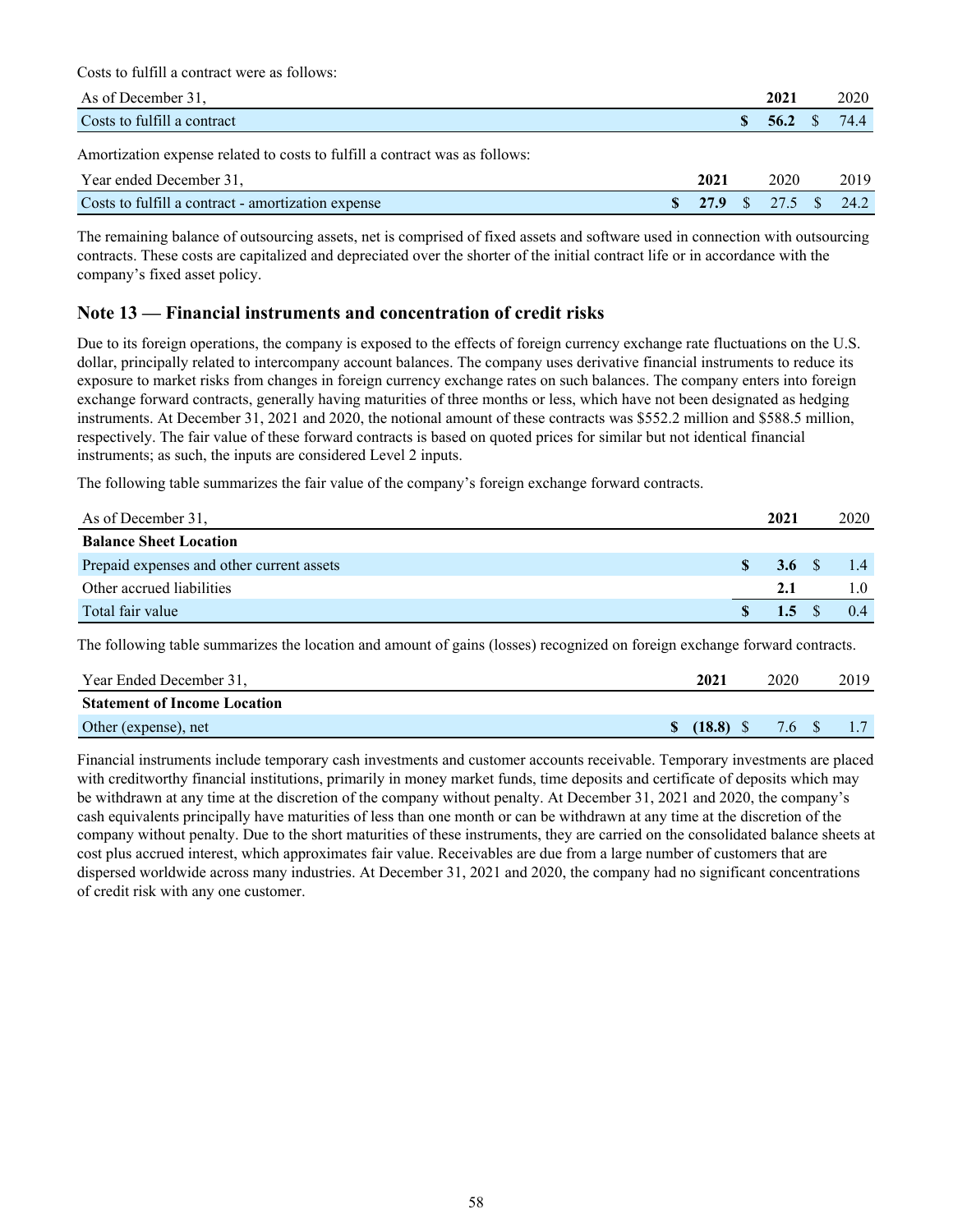Costs to fulfill a contract were as follows:

| As of December 31, | **2021** | 2020 |
|---|---|---|
| Costs to fulfill a contract | **$ 56.2** | $ 74.4 |

Amortization expense related to costs to fulfill a contract was as follows:

| Year ended December 31, | **2021** | 2020 | 2019 |
|---|---|---|---|
| Costs to fulfill a contract - amortization expense | **$ 27.9** | $ 27.5 | $ 24.2 |

The remaining balance of outsourcing assets, net is comprised of fixed assets and software used in connection with outsourcing contracts. These costs are capitalized and depreciated over the shorter of the initial contract life or in accordance with the company's fixed asset policy.

## Note 13 — Financial instruments and concentration of credit risks

Due to its foreign operations, the company is exposed to the effects of foreign currency exchange rate fluctuations on the U.S. dollar, principally related to intercompany account balances. The company uses derivative financial instruments to reduce its exposure to market risks from changes in foreign currency exchange rates on such balances. The company enters into foreign exchange forward contracts, generally having maturities of three months or less, which have not been designated as hedging instruments. At December 31, 2021 and 2020, the notional amount of these contracts was $552.2 million and $588.5 million, respectively. The fair value of these forward contracts is based on quoted prices for similar but not identical financial instruments; as such, the inputs are considered Level 2 inputs.

The following table summarizes the fair value of the company's foreign exchange forward contracts.

| As of December 31, | **2021** | 2020 |
|---|---|---|
| **Balance Sheet Location** | | |
| Prepaid expenses and other current assets | **$ 3.6** | $ 1.4 |
| Other accrued liabilities | **2.1** | 1.0 |
| Total fair value | **$ 1.5** | $ 0.4 |

The following table summarizes the location and amount of gains (losses) recognized on foreign exchange forward contracts.

| Year Ended December 31, | **2021** | 2020 | 2019 |
|---|---|---|---|
| **Statement of Income Location** | | | |
| Other (expense), net | **$ (18.8)** | $ 7.6 | $ 1.7 |

Financial instruments include temporary cash investments and customer accounts receivable. Temporary investments are placed with creditworthy financial institutions, primarily in money market funds, time deposits and certificate of deposits which may be withdrawn at any time at the discretion of the company without penalty. At December 31, 2021 and 2020, the company's cash equivalents principally have maturities of less than one month or can be withdrawn at any time at the discretion of the company without penalty. Due to the short maturities of these instruments, they are carried on the consolidated balance sheets at cost plus accrued interest, which approximates fair value. Receivables are due from a large number of customers that are dispersed worldwide across many industries. At December 31, 2021 and 2020, the company had no significant concentrations of credit risk with any one customer.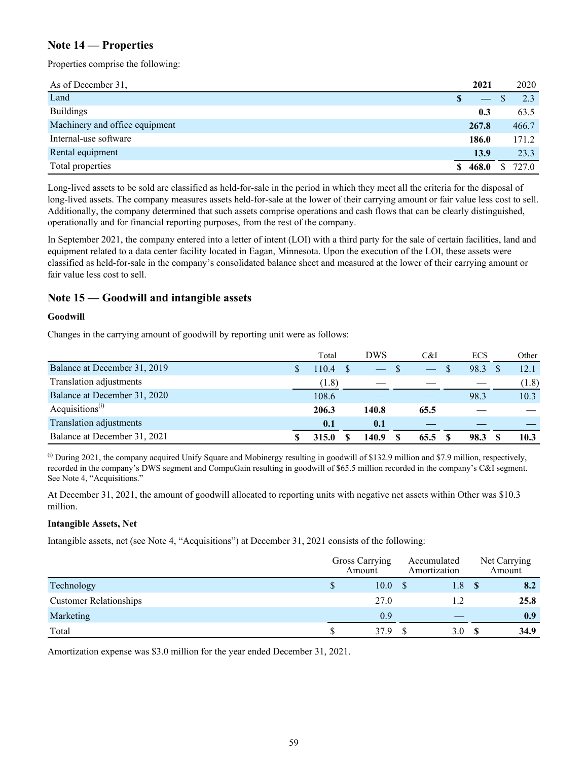## Note 14 — Properties

Properties comprise the following:

| As of December 31, | 2021 | 2020 |
|---|---|---|
| Land | $ — | $ 2.3 |
| Buildings | 0.3 | 63.5 |
| Machinery and office equipment | 267.8 | 466.7 |
| Internal-use software | 186.0 | 171.2 |
| Rental equipment | 13.9 | 23.3 |
| Total properties | $ 468.0 | $ 727.0 |

Long-lived assets to be sold are classified as held-for-sale in the period in which they meet all the criteria for the disposal of long-lived assets. The company measures assets held-for-sale at the lower of their carrying amount or fair value less cost to sell. Additionally, the company determined that such assets comprise operations and cash flows that can be clearly distinguished, operationally and for financial reporting purposes, from the rest of the company.

In September 2021, the company entered into a letter of intent (LOI) with a third party for the sale of certain facilities, land and equipment related to a data center facility located in Eagan, Minnesota. Upon the execution of the LOI, these assets were classified as held-for-sale in the company's consolidated balance sheet and measured at the lower of their carrying amount or fair value less cost to sell.

## Note 15 — Goodwill and intangible assets

### Goodwill

Changes in the carrying amount of goodwill by reporting unit were as follows:

| | Total | DWS | C&I | ECS | Other |
|---|---|---|---|---|---|
| Balance at December 31, 2019 | $ 110.4 | $ — | $ — | $ 98.3 | $ 12.1 |
| Translation adjustments | (1.8) | — | — | — | (1.8) |
| Balance at December 31, 2020 | 108.6 | — | — | 98.3 | 10.3 |
| Acquisitions[i] | 206.3 | 140.8 | 65.5 | — | — |
| Translation adjustments | 0.1 | 0.1 | — | — | — |
| Balance at December 31, 2021 | $ 315.0 | $ 140.9 | $ 65.5 | $ 98.3 | $ 10.3 |

[i] During 2021, the company acquired Unify Square and Mobinergy resulting in goodwill of $132.9 million and $7.9 million, respectively, recorded in the company's DWS segment and CompuGain resulting in goodwill of $65.5 million recorded in the company's C&I segment. See Note 4, "Acquisitions."

At December 31, 2021, the amount of goodwill allocated to reporting units with negative net assets within Other was $10.3 million.

### Intangible Assets, Net

Intangible assets, net (see Note 4, "Acquisitions") at December 31, 2021 consists of the following:

| | Gross Carrying Amount | Accumulated Amortization | Net Carrying Amount |
|---|---|---|---|
| Technology | $ 10.0 | $ 1.8 | $ 8.2 |
| Customer Relationships | 27.0 | 1.2 | 25.8 |
| Marketing | 0.9 | — | 0.9 |
| Total | $ 37.9 | $ 3.0 | $ 34.9 |

Amortization expense was $3.0 million for the year ended December 31, 2021.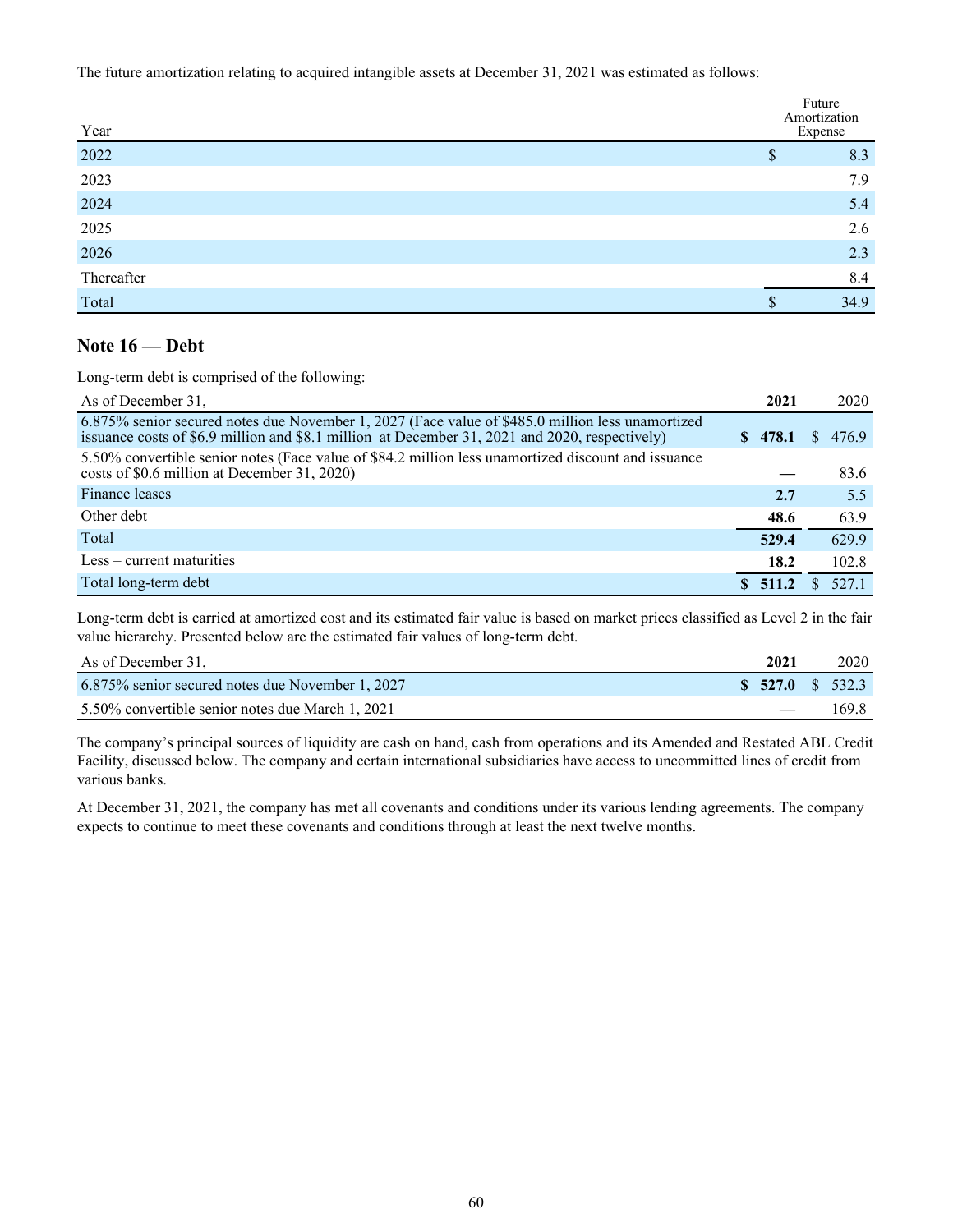The future amortization relating to acquired intangible assets at December 31, 2021 was estimated as follows:

| Year | Future Amortization Expense |
|---|---|
| 2022 | $ 8.3 |
| 2023 | 7.9 |
| 2024 | 5.4 |
| 2025 | 2.6 |
| 2026 | 2.3 |
| Thereafter | 8.4 |
| Total | $ 34.9 |

## Note 16 — Debt

Long-term debt is comprised of the following:

| As of December 31, | **2021** | 2020 |
|---|---|---|
| 6.875% senior secured notes due November 1, 2027 (Face value of $485.0 million less unamortized issuance costs of $6.9 million and $8.1 million at December 31, 2021 and 2020, respectively) | **$ 478.1** | $ 476.9 |
| 5.50% convertible senior notes (Face value of $84.2 million less unamortized discount and issuance costs of $0.6 million at December 31, 2020) | **—** | 83.6 |
| Finance leases | **2.7** | 5.5 |
| Other debt | **48.6** | 63.9 |
| Total | **529.4** | 629.9 |
| Less – current maturities | **18.2** | 102.8 |
| Total long-term debt | **$ 511.2** | $ 527.1 |

Long-term debt is carried at amortized cost and its estimated fair value is based on market prices classified as Level 2 in the fair value hierarchy. Presented below are the estimated fair values of long-term debt.

| As of December 31, | **2021** | 2020 |
|---|---|---|
| 6.875% senior secured notes due November 1, 2027 | **$ 527.0** | $ 532.3 |
| 5.50% convertible senior notes due March 1, 2021 | **—** | 169.8 |

The company's principal sources of liquidity are cash on hand, cash from operations and its Amended and Restated ABL Credit Facility, discussed below. The company and certain international subsidiaries have access to uncommitted lines of credit from various banks.

At December 31, 2021, the company has met all covenants and conditions under its various lending agreements. The company expects to continue to meet these covenants and conditions through at least the next twelve months.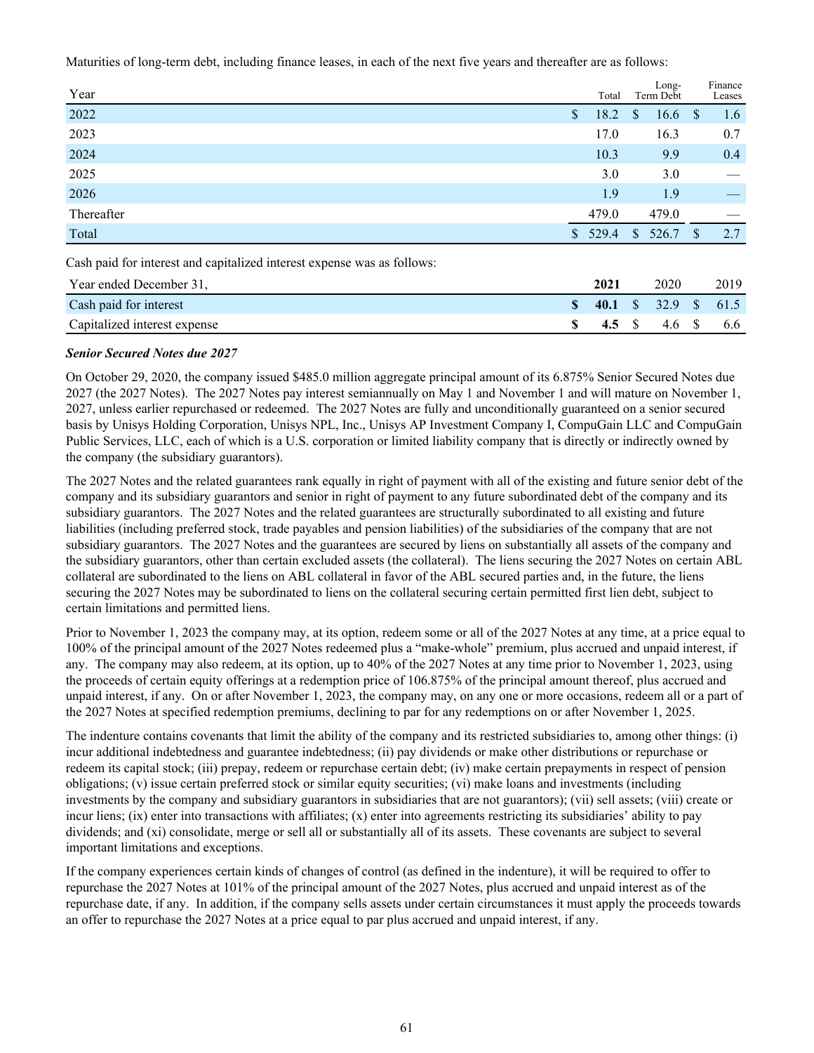Maturities of long-term debt, including finance leases, in each of the next five years and thereafter are as follows:

| Year | Total | Long-Term Debt | Finance Leases |
|---|---|---|---|
| 2022 | $ 18.2 | $ 16.6 | $ 1.6 |
| 2023 | 17.0 | 16.3 | 0.7 |
| 2024 | 10.3 | 9.9 | 0.4 |
| 2025 | 3.0 | 3.0 | — |
| 2026 | 1.9 | 1.9 | — |
| Thereafter | 479.0 | 479.0 | — |
| Total | $ 529.4 | $ 526.7 | $ 2.7 |

Cash paid for interest and capitalized interest expense was as follows:

| Year ended December 31, | **2021** | 2020 | 2019 |
|---|---|---|---|
| Cash paid for interest | **$ 40.1** | $ 32.9 | $ 61.5 |
| Capitalized interest expense | **$ 4.5** | $ 4.6 | $ 6.6 |

***Senior Secured Notes due 2027***

On October 29, 2020, the company issued $485.0 million aggregate principal amount of its 6.875% Senior Secured Notes due 2027 (the 2027 Notes). The 2027 Notes pay interest semiannually on May 1 and November 1 and will mature on November 1, 2027, unless earlier repurchased or redeemed. The 2027 Notes are fully and unconditionally guaranteed on a senior secured basis by Unisys Holding Corporation, Unisys NPL, Inc., Unisys AP Investment Company I, CompuGain LLC and CompuGain Public Services, LLC, each of which is a U.S. corporation or limited liability company that is directly or indirectly owned by the company (the subsidiary guarantors).

The 2027 Notes and the related guarantees rank equally in right of payment with all of the existing and future senior debt of the company and its subsidiary guarantors and senior in right of payment to any future subordinated debt of the company and its subsidiary guarantors. The 2027 Notes and the related guarantees are structurally subordinated to all existing and future liabilities (including preferred stock, trade payables and pension liabilities) of the subsidiaries of the company that are not subsidiary guarantors. The 2027 Notes and the guarantees are secured by liens on substantially all assets of the company and the subsidiary guarantors, other than certain excluded assets (the collateral). The liens securing the 2027 Notes on certain ABL collateral are subordinated to the liens on ABL collateral in favor of the ABL secured parties and, in the future, the liens securing the 2027 Notes may be subordinated to liens on the collateral securing certain permitted first lien debt, subject to certain limitations and permitted liens.

Prior to November 1, 2023 the company may, at its option, redeem some or all of the 2027 Notes at any time, at a price equal to 100% of the principal amount of the 2027 Notes redeemed plus a "make-whole" premium, plus accrued and unpaid interest, if any. The company may also redeem, at its option, up to 40% of the 2027 Notes at any time prior to November 1, 2023, using the proceeds of certain equity offerings at a redemption price of 106.875% of the principal amount thereof, plus accrued and unpaid interest, if any. On or after November 1, 2023, the company may, on any one or more occasions, redeem all or a part of the 2027 Notes at specified redemption premiums, declining to par for any redemptions on or after November 1, 2025.

The indenture contains covenants that limit the ability of the company and its restricted subsidiaries to, among other things: (i) incur additional indebtedness and guarantee indebtedness; (ii) pay dividends or make other distributions or repurchase or redeem its capital stock; (iii) prepay, redeem or repurchase certain debt; (iv) make certain prepayments in respect of pension obligations; (v) issue certain preferred stock or similar equity securities; (vi) make loans and investments (including investments by the company and subsidiary guarantors in subsidiaries that are not guarantors); (vii) sell assets; (viii) create or incur liens; (ix) enter into transactions with affiliates; (x) enter into agreements restricting its subsidiaries' ability to pay dividends; and (xi) consolidate, merge or sell all or substantially all of its assets. These covenants are subject to several important limitations and exceptions.

If the company experiences certain kinds of changes of control (as defined in the indenture), it will be required to offer to repurchase the 2027 Notes at 101% of the principal amount of the 2027 Notes, plus accrued and unpaid interest as of the repurchase date, if any. In addition, if the company sells assets under certain circumstances it must apply the proceeds towards an offer to repurchase the 2027 Notes at a price equal to par plus accrued and unpaid interest, if any.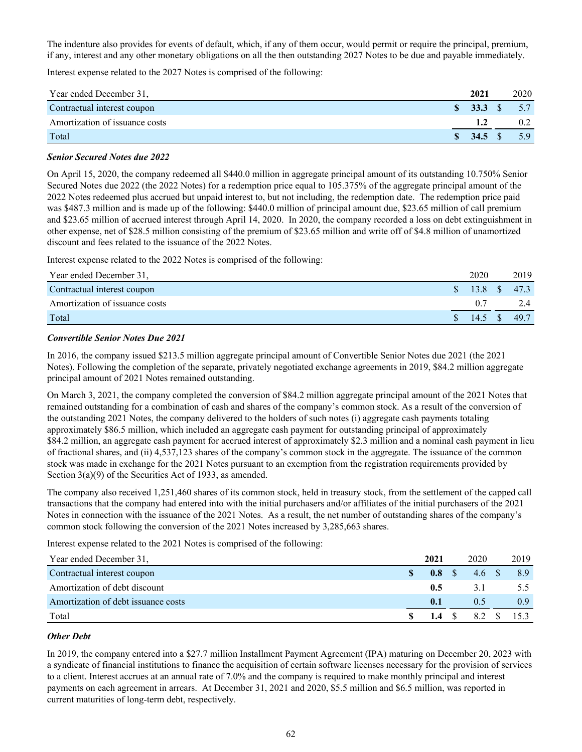The indenture also provides for events of default, which, if any of them occur, would permit or require the principal, premium, if any, interest and any other monetary obligations on all the then outstanding 2027 Notes to be due and payable immediately.

Interest expense related to the 2027 Notes is comprised of the following:

| Year ended December 31, | **2021** | 2020 |
|---|---|---|
| Contractual interest coupon | **$ 33.3** | $ 5.7 |
| Amortization of issuance costs | **1.2** | 0.2 |
| Total | **$ 34.5** | $ 5.9 |

***Senior Secured Notes due 2022***

On April 15, 2020, the company redeemed all $440.0 million in aggregate principal amount of its outstanding 10.750% Senior Secured Notes due 2022 (the 2022 Notes) for a redemption price equal to 105.375% of the aggregate principal amount of the 2022 Notes redeemed plus accrued but unpaid interest to, but not including, the redemption date. The redemption price paid was $487.3 million and is made up of the following: $440.0 million of principal amount due, $23.65 million of call premium and $23.65 million of accrued interest through April 14, 2020. In 2020, the company recorded a loss on debt extinguishment in other expense, net of $28.5 million consisting of the premium of $23.65 million and write off of $4.8 million of unamortized discount and fees related to the issuance of the 2022 Notes.

Interest expense related to the 2022 Notes is comprised of the following:

| Year ended December 31, | 2020 | 2019 |
|---|---|---|
| Contractual interest coupon | $ 13.8 | $ 47.3 |
| Amortization of issuance costs | 0.7 | 2.4 |
| Total | $ 14.5 | $ 49.7 |

***Convertible Senior Notes Due 2021***

In 2016, the company issued $213.5 million aggregate principal amount of Convertible Senior Notes due 2021 (the 2021 Notes). Following the completion of the separate, privately negotiated exchange agreements in 2019, $84.2 million aggregate principal amount of 2021 Notes remained outstanding.

On March 3, 2021, the company completed the conversion of $84.2 million aggregate principal amount of the 2021 Notes that remained outstanding for a combination of cash and shares of the company's common stock. As a result of the conversion of the outstanding 2021 Notes, the company delivered to the holders of such notes (i) aggregate cash payments totaling approximately $86.5 million, which included an aggregate cash payment for outstanding principal of approximately $84.2 million, an aggregate cash payment for accrued interest of approximately $2.3 million and a nominal cash payment in lieu of fractional shares, and (ii) 4,537,123 shares of the company's common stock in the aggregate. The issuance of the common stock was made in exchange for the 2021 Notes pursuant to an exemption from the registration requirements provided by Section 3(a)(9) of the Securities Act of 1933, as amended.

The company also received 1,251,460 shares of its common stock, held in treasury stock, from the settlement of the capped call transactions that the company had entered into with the initial purchasers and/or affiliates of the initial purchasers of the 2021 Notes in connection with the issuance of the 2021 Notes. As a result, the net number of outstanding shares of the company's common stock following the conversion of the 2021 Notes increased by 3,285,663 shares.

Interest expense related to the 2021 Notes is comprised of the following:

| Year ended December 31, | **2021** | 2020 | 2019 |
|---|---|---|---|
| Contractual interest coupon | **$ 0.8** | $ 4.6 | $ 8.9 |
| Amortization of debt discount | **0.5** | 3.1 | 5.5 |
| Amortization of debt issuance costs | **0.1** | 0.5 | 0.9 |
| Total | **$ 1.4** | $ 8.2 | $ 15.3 |

***Other Debt***

In 2019, the company entered into a $27.7 million Installment Payment Agreement (IPA) maturing on December 20, 2023 with a syndicate of financial institutions to finance the acquisition of certain software licenses necessary for the provision of services to a client. Interest accrues at an annual rate of 7.0% and the company is required to make monthly principal and interest payments on each agreement in arrears. At December 31, 2021 and 2020, $5.5 million and $6.5 million, was reported in current maturities of long-term debt, respectively.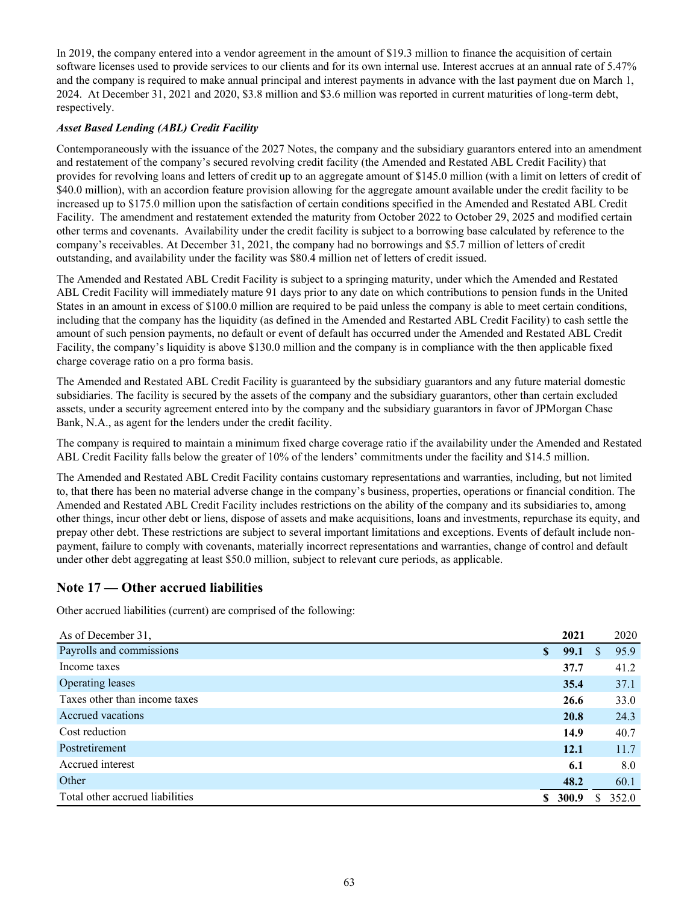In 2019, the company entered into a vendor agreement in the amount of $19.3 million to finance the acquisition of certain software licenses used to provide services to our clients and for its own internal use. Interest accrues at an annual rate of 5.47% and the company is required to make annual principal and interest payments in advance with the last payment due on March 1, 2024. At December 31, 2021 and 2020, $3.8 million and $3.6 million was reported in current maturities of long-term debt, respectively.

***Asset Based Lending (ABL) Credit Facility***

Contemporaneously with the issuance of the 2027 Notes, the company and the subsidiary guarantors entered into an amendment and restatement of the company's secured revolving credit facility (the Amended and Restated ABL Credit Facility) that provides for revolving loans and letters of credit up to an aggregate amount of $145.0 million (with a limit on letters of credit of $40.0 million), with an accordion feature provision allowing for the aggregate amount available under the credit facility to be increased up to $175.0 million upon the satisfaction of certain conditions specified in the Amended and Restated ABL Credit Facility. The amendment and restatement extended the maturity from October 2022 to October 29, 2025 and modified certain other terms and covenants. Availability under the credit facility is subject to a borrowing base calculated by reference to the company's receivables. At December 31, 2021, the company had no borrowings and $5.7 million of letters of credit outstanding, and availability under the facility was $80.4 million net of letters of credit issued.

The Amended and Restated ABL Credit Facility is subject to a springing maturity, under which the Amended and Restated ABL Credit Facility will immediately mature 91 days prior to any date on which contributions to pension funds in the United States in an amount in excess of $100.0 million are required to be paid unless the company is able to meet certain conditions, including that the company has the liquidity (as defined in the Amended and Restarted ABL Credit Facility) to cash settle the amount of such pension payments, no default or event of default has occurred under the Amended and Restated ABL Credit Facility, the company's liquidity is above $130.0 million and the company is in compliance with the then applicable fixed charge coverage ratio on a pro forma basis.

The Amended and Restated ABL Credit Facility is guaranteed by the subsidiary guarantors and any future material domestic subsidiaries. The facility is secured by the assets of the company and the subsidiary guarantors, other than certain excluded assets, under a security agreement entered into by the company and the subsidiary guarantors in favor of JPMorgan Chase Bank, N.A., as agent for the lenders under the credit facility.

The company is required to maintain a minimum fixed charge coverage ratio if the availability under the Amended and Restated ABL Credit Facility falls below the greater of 10% of the lenders' commitments under the facility and $14.5 million.

The Amended and Restated ABL Credit Facility contains customary representations and warranties, including, but not limited to, that there has been no material adverse change in the company's business, properties, operations or financial condition. The Amended and Restated ABL Credit Facility includes restrictions on the ability of the company and its subsidiaries to, among other things, incur other debt or liens, dispose of assets and make acquisitions, loans and investments, repurchase its equity, and prepay other debt. These restrictions are subject to several important limitations and exceptions. Events of default include non-payment, failure to comply with covenants, materially incorrect representations and warranties, change of control and default under other debt aggregating at least $50.0 million, subject to relevant cure periods, as applicable.

## Note 17 — Other accrued liabilities

Other accrued liabilities (current) are comprised of the following:

| As of December 31, | 2021 | 2020 |
|---|---|---|
| Payrolls and commissions | **$ 99.1** | $ 95.9 |
| Income taxes | **37.7** | 41.2 |
| Operating leases | **35.4** | 37.1 |
| Taxes other than income taxes | **26.6** | 33.0 |
| Accrued vacations | **20.8** | 24.3 |
| Cost reduction | **14.9** | 40.7 |
| Postretirement | **12.1** | 11.7 |
| Accrued interest | **6.1** | 8.0 |
| Other | **48.2** | 60.1 |
| Total other accrued liabilities | **$ 300.9** | $ 352.0 |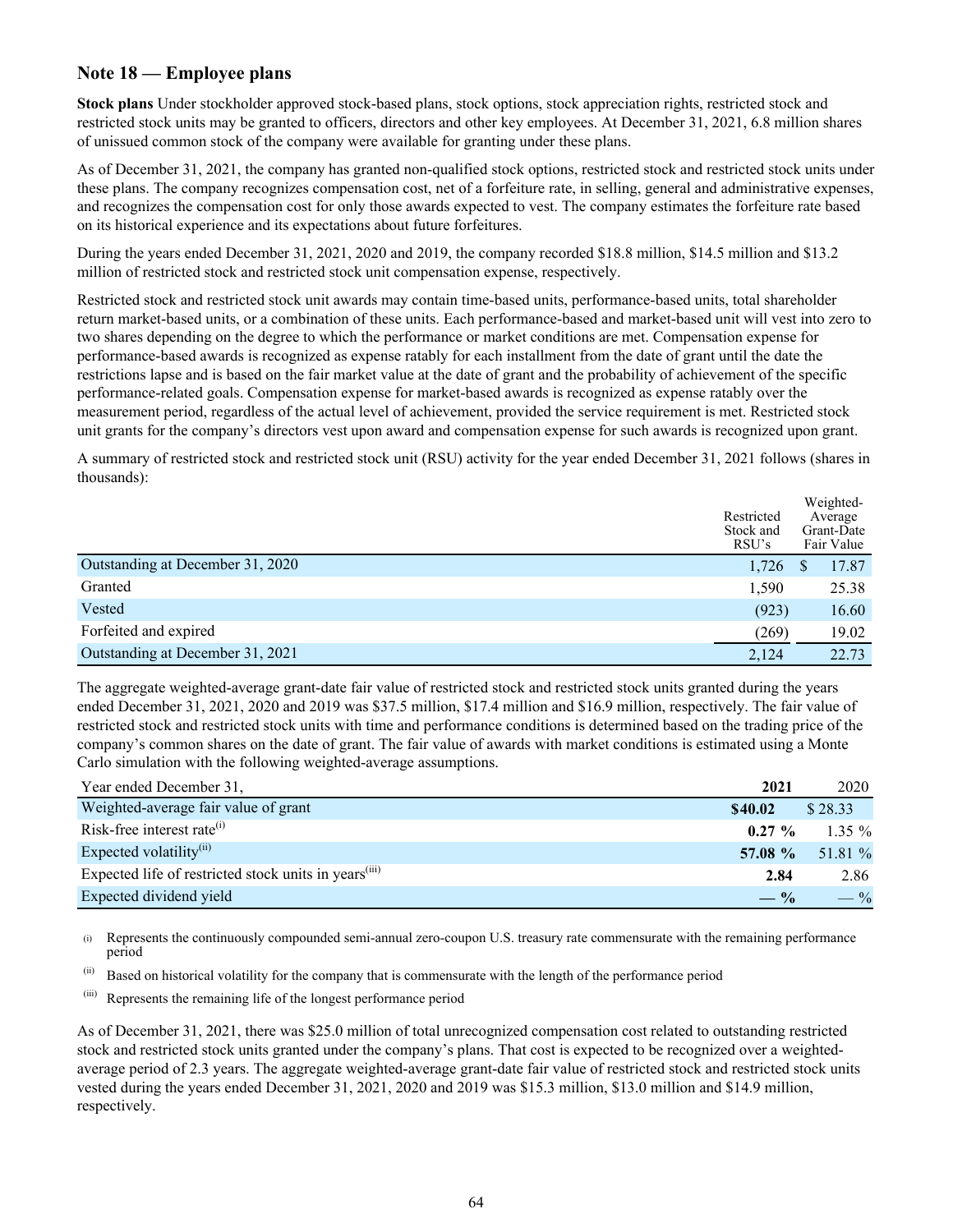## Note 18 — Employee plans

**Stock plans** Under stockholder approved stock-based plans, stock options, stock appreciation rights, restricted stock and restricted stock units may be granted to officers, directors and other key employees. At December 31, 2021, 6.8 million shares of unissued common stock of the company were available for granting under these plans.

As of December 31, 2021, the company has granted non-qualified stock options, restricted stock and restricted stock units under these plans. The company recognizes compensation cost, net of a forfeiture rate, in selling, general and administrative expenses, and recognizes the compensation cost for only those awards expected to vest. The company estimates the forfeiture rate based on its historical experience and its expectations about future forfeitures.

During the years ended December 31, 2021, 2020 and 2019, the company recorded $18.8 million, $14.5 million and $13.2 million of restricted stock and restricted stock unit compensation expense, respectively.

Restricted stock and restricted stock unit awards may contain time-based units, performance-based units, total shareholder return market-based units, or a combination of these units. Each performance-based and market-based unit will vest into zero to two shares depending on the degree to which the performance or market conditions are met. Compensation expense for performance-based awards is recognized as expense ratably for each installment from the date of grant until the date the restrictions lapse and is based on the fair market value at the date of grant and the probability of achievement of the specific performance-related goals. Compensation expense for market-based awards is recognized as expense ratably over the measurement period, regardless of the actual level of achievement, provided the service requirement is met. Restricted stock unit grants for the company's directors vest upon award and compensation expense for such awards is recognized upon grant.

A summary of restricted stock and restricted stock unit (RSU) activity for the year ended December 31, 2021 follows (shares in thousands):

| | Restricted Stock and RSU's | Weighted-Average Grant-Date Fair Value |
|---|---|---|
| Outstanding at December 31, 2020 | 1,726 | $ 17.87 |
| Granted | 1,590 | 25.38 |
| Vested | (923) | 16.60 |
| Forfeited and expired | (269) | 19.02 |
| Outstanding at December 31, 2021 | 2,124 | 22.73 |

The aggregate weighted-average grant-date fair value of restricted stock and restricted stock units granted during the years ended December 31, 2021, 2020 and 2019 was $37.5 million, $17.4 million and $16.9 million, respectively. The fair value of restricted stock and restricted stock units with time and performance conditions is determined based on the trading price of the company's common shares on the date of grant. The fair value of awards with market conditions is estimated using a Monte Carlo simulation with the following weighted-average assumptions.

| Year ended December 31, | **2021** | 2020 |
|---|---|---|
| Weighted-average fair value of grant | **$40.02** | $ 28.33 |
| Risk-free interest rate(i) | **0.27 %** | 1.35 % |
| Expected volatility(ii) | **57.08 %** | 51.81 % |
| Expected life of restricted stock units in years(iii) | **2.84** | 2.86 |
| Expected dividend yield | **— %** | — % |

(i) Represents the continuously compounded semi-annual zero-coupon U.S. treasury rate commensurate with the remaining performance period

(ii) Based on historical volatility for the company that is commensurate with the length of the performance period

(iii) Represents the remaining life of the longest performance period

As of December 31, 2021, there was $25.0 million of total unrecognized compensation cost related to outstanding restricted stock and restricted stock units granted under the company's plans. That cost is expected to be recognized over a weighted-average period of 2.3 years. The aggregate weighted-average grant-date fair value of restricted stock and restricted stock units vested during the years ended December 31, 2021, 2020 and 2019 was $15.3 million, $13.0 million and $14.9 million, respectively.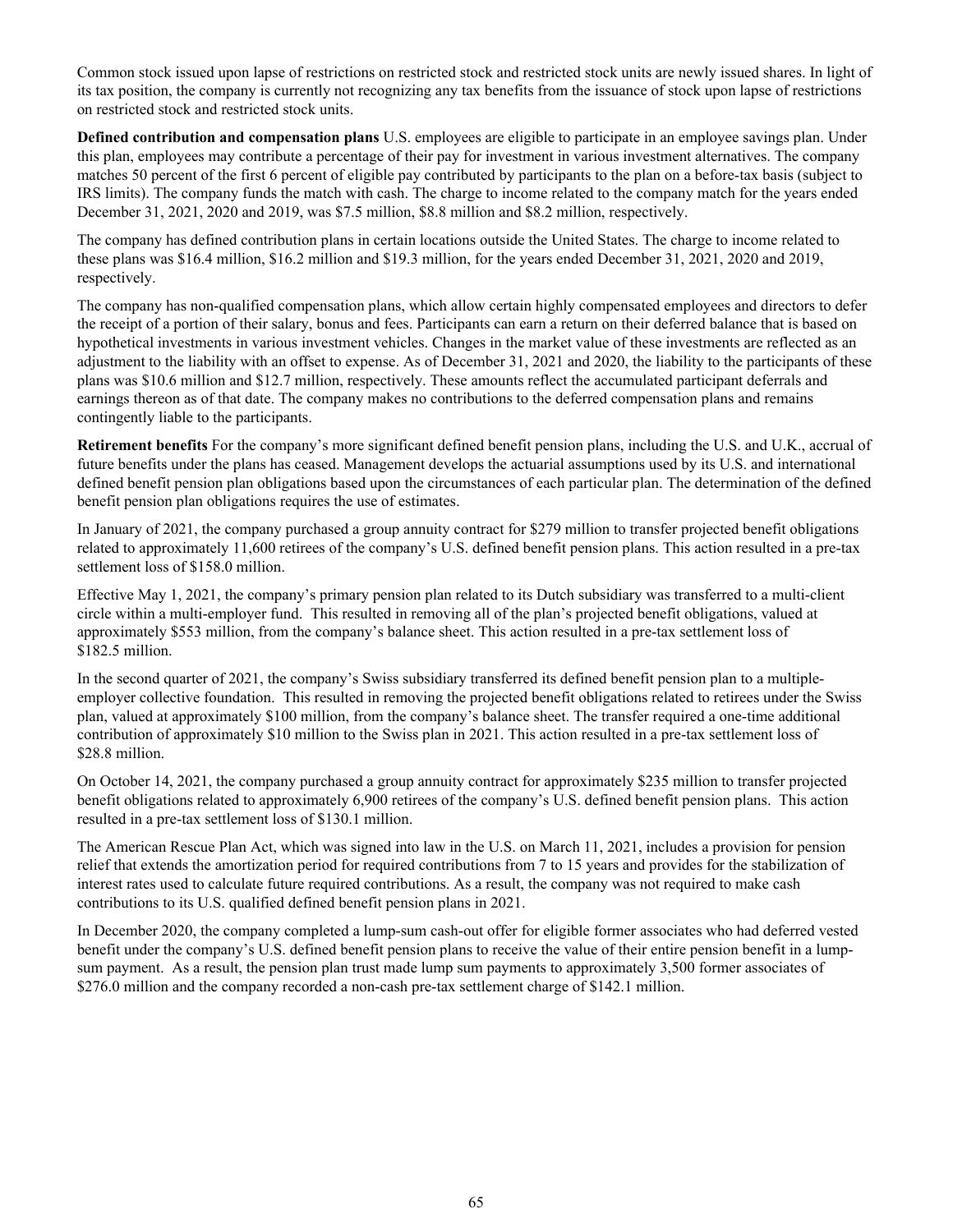Common stock issued upon lapse of restrictions on restricted stock and restricted stock units are newly issued shares. In light of its tax position, the company is currently not recognizing any tax benefits from the issuance of stock upon lapse of restrictions on restricted stock and restricted stock units.

**Defined contribution and compensation plans** U.S. employees are eligible to participate in an employee savings plan. Under this plan, employees may contribute a percentage of their pay for investment in various investment alternatives. The company matches 50 percent of the first 6 percent of eligible pay contributed by participants to the plan on a before-tax basis (subject to IRS limits). The company funds the match with cash. The charge to income related to the company match for the years ended December 31, 2021, 2020 and 2019, was $7.5 million, $8.8 million and $8.2 million, respectively.

The company has defined contribution plans in certain locations outside the United States. The charge to income related to these plans was $16.4 million, $16.2 million and $19.3 million, for the years ended December 31, 2021, 2020 and 2019, respectively.

The company has non-qualified compensation plans, which allow certain highly compensated employees and directors to defer the receipt of a portion of their salary, bonus and fees. Participants can earn a return on their deferred balance that is based on hypothetical investments in various investment vehicles. Changes in the market value of these investments are reflected as an adjustment to the liability with an offset to expense. As of December 31, 2021 and 2020, the liability to the participants of these plans was $10.6 million and $12.7 million, respectively. These amounts reflect the accumulated participant deferrals and earnings thereon as of that date. The company makes no contributions to the deferred compensation plans and remains contingently liable to the participants.

**Retirement benefits** For the company's more significant defined benefit pension plans, including the U.S. and U.K., accrual of future benefits under the plans has ceased. Management develops the actuarial assumptions used by its U.S. and international defined benefit pension plan obligations based upon the circumstances of each particular plan. The determination of the defined benefit pension plan obligations requires the use of estimates.

In January of 2021, the company purchased a group annuity contract for $279 million to transfer projected benefit obligations related to approximately 11,600 retirees of the company's U.S. defined benefit pension plans. This action resulted in a pre-tax settlement loss of $158.0 million.

Effective May 1, 2021, the company's primary pension plan related to its Dutch subsidiary was transferred to a multi-client circle within a multi-employer fund. This resulted in removing all of the plan's projected benefit obligations, valued at approximately $553 million, from the company's balance sheet. This action resulted in a pre-tax settlement loss of $182.5 million.

In the second quarter of 2021, the company's Swiss subsidiary transferred its defined benefit pension plan to a multiple-employer collective foundation. This resulted in removing the projected benefit obligations related to retirees under the Swiss plan, valued at approximately $100 million, from the company's balance sheet. The transfer required a one-time additional contribution of approximately $10 million to the Swiss plan in 2021. This action resulted in a pre-tax settlement loss of $28.8 million.

On October 14, 2021, the company purchased a group annuity contract for approximately $235 million to transfer projected benefit obligations related to approximately 6,900 retirees of the company's U.S. defined benefit pension plans. This action resulted in a pre-tax settlement loss of $130.1 million.

The American Rescue Plan Act, which was signed into law in the U.S. on March 11, 2021, includes a provision for pension relief that extends the amortization period for required contributions from 7 to 15 years and provides for the stabilization of interest rates used to calculate future required contributions. As a result, the company was not required to make cash contributions to its U.S. qualified defined benefit pension plans in 2021.

In December 2020, the company completed a lump-sum cash-out offer for eligible former associates who had deferred vested benefit under the company's U.S. defined benefit pension plans to receive the value of their entire pension benefit in a lump-sum payment. As a result, the pension plan trust made lump sum payments to approximately 3,500 former associates of $276.0 million and the company recorded a non-cash pre-tax settlement charge of $142.1 million.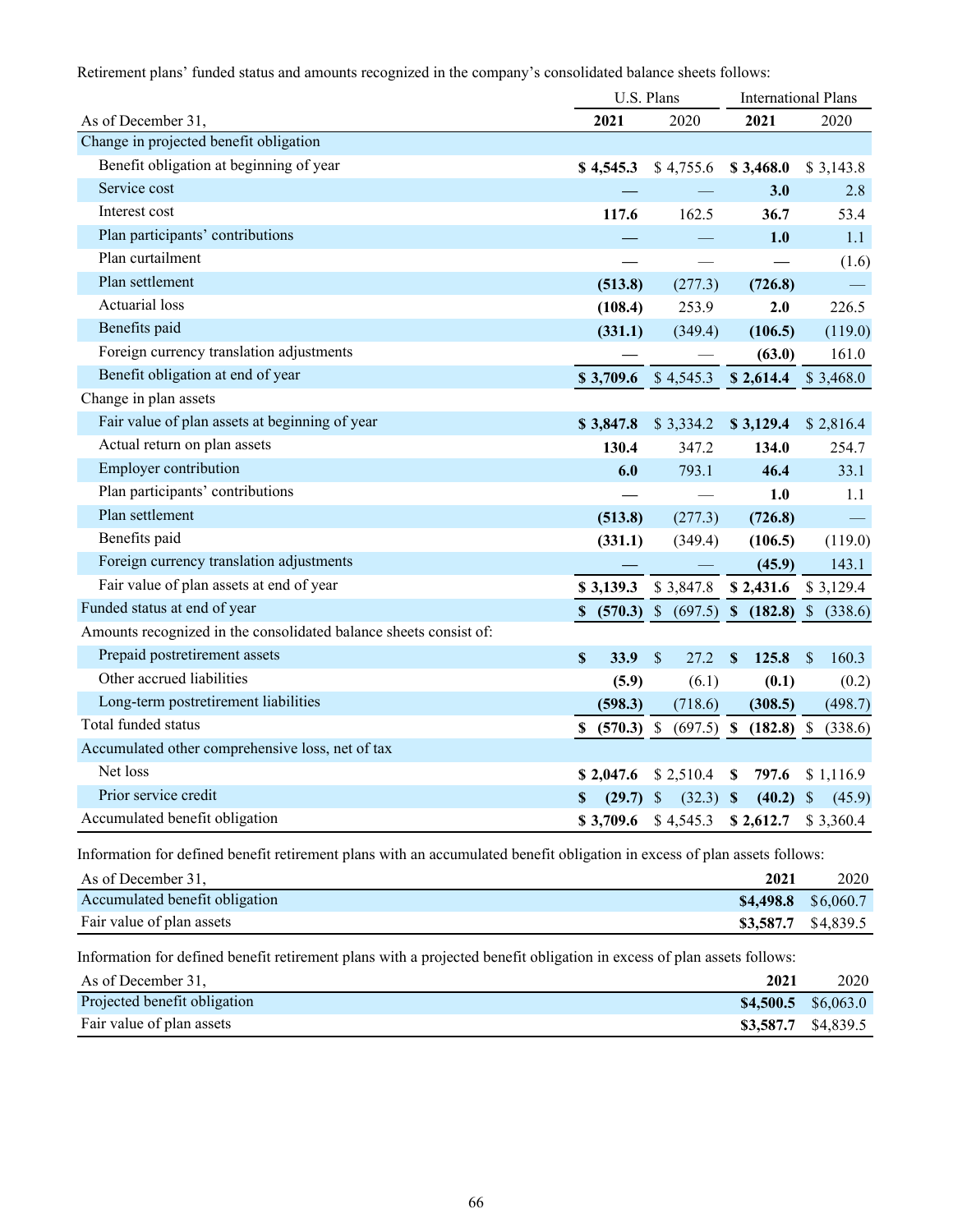Retirement plans' funded status and amounts recognized in the company's consolidated balance sheets follows:

| | U.S. Plans | | International Plans | |
|---|---|---|---|---|
| As of December 31, | **2021** | 2020 | **2021** | 2020 |
| Change in projected benefit obligation | | | | |
| Benefit obligation at beginning of year | **$ 4,545.3** | $ 4,755.6 | **$ 3,468.0** | $ 3,143.8 |
| Service cost | **—** | — | **3.0** | 2.8 |
| Interest cost | **117.6** | 162.5 | **36.7** | 53.4 |
| Plan participants' contributions | **—** | — | **1.0** | 1.1 |
| Plan curtailment | **—** | — | **—** | (1.6) |
| Plan settlement | **(513.8)** | (277.3) | **(726.8)** | — |
| Actuarial loss | **(108.4)** | 253.9 | **2.0** | 226.5 |
| Benefits paid | **(331.1)** | (349.4) | **(106.5)** | (119.0) |
| Foreign currency translation adjustments | **—** | — | **(63.0)** | 161.0 |
| Benefit obligation at end of year | **$ 3,709.6** | $ 4,545.3 | **$ 2,614.4** | $ 3,468.0 |
| Change in plan assets | | | | |
| Fair value of plan assets at beginning of year | **$ 3,847.8** | $ 3,334.2 | **$ 3,129.4** | $ 2,816.4 |
| Actual return on plan assets | **130.4** | 347.2 | **134.0** | 254.7 |
| Employer contribution | **6.0** | 793.1 | **46.4** | 33.1 |
| Plan participants' contributions | **—** | — | **1.0** | 1.1 |
| Plan settlement | **(513.8)** | (277.3) | **(726.8)** | — |
| Benefits paid | **(331.1)** | (349.4) | **(106.5)** | (119.0) |
| Foreign currency translation adjustments | **—** | — | **(45.9)** | 143.1 |
| Fair value of plan assets at end of year | **$ 3,139.3** | $ 3,847.8 | **$ 2,431.6** | $ 3,129.4 |
| Funded status at end of year | **$ (570.3)** | $ (697.5) | **$ (182.8)** | $ (338.6) |
| Amounts recognized in the consolidated balance sheets consist of: | | | | |
| Prepaid postretirement assets | **$ 33.9** | $ 27.2 | **$ 125.8** | $ 160.3 |
| Other accrued liabilities | **(5.9)** | (6.1) | **(0.1)** | (0.2) |
| Long-term postretirement liabilities | **(598.3)** | (718.6) | **(308.5)** | (498.7) |
| Total funded status | **$ (570.3)** | $ (697.5) | **$ (182.8)** | $ (338.6) |
| Accumulated other comprehensive loss, net of tax | | | | |
| Net loss | **$ 2,047.6** | $ 2,510.4 | **$ 797.6** | $ 1,116.9 |
| Prior service credit | **$ (29.7)** | $ (32.3) | **$ (40.2)** | $ (45.9) |
| Accumulated benefit obligation | **$ 3,709.6** | $ 4,545.3 | **$ 2,612.7** | $ 3,360.4 |

Information for defined benefit retirement plans with an accumulated benefit obligation in excess of plan assets follows:

| As of December 31, | **2021** | 2020 |
|---|---|---|
| Accumulated benefit obligation | **$4,498.8** | $6,060.7 |
| Fair value of plan assets | **$3,587.7** | $4,839.5 |

Information for defined benefit retirement plans with a projected benefit obligation in excess of plan assets follows:

| As of December 31, | **2021** | 2020 |
|---|---|---|
| Projected benefit obligation | **$4,500.5** | $6,063.0 |
| Fair value of plan assets | **$3,587.7** | $4,839.5 |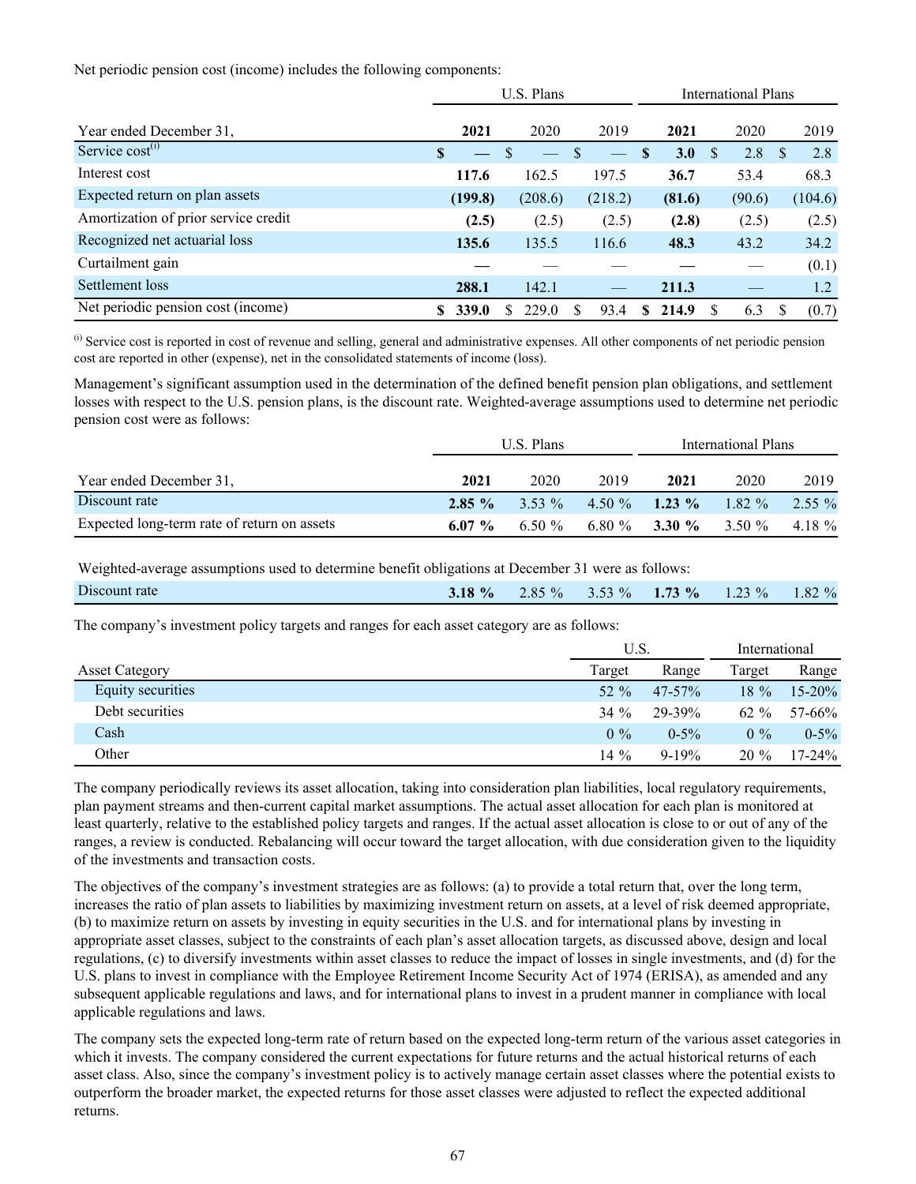Net periodic pension cost (income) includes the following components:

| | U.S. Plans | | | International Plans | | |
|---|---|---|---|---|---|---|
| Year ended December 31, | **2021** | 2020 | 2019 | **2021** | 2020 | 2019 |
| Service cost[(i)] | **$ —** | $ — | $ — | **$ 3.0** | $ 2.8 | $ 2.8 |
| Interest cost | **117.6** | 162.5 | 197.5 | **36.7** | 53.4 | 68.3 |
| Expected return on plan assets | **(199.8)** | (208.6) | (218.2) | **(81.6)** | (90.6) | (104.6) |
| Amortization of prior service credit | **(2.5)** | (2.5) | (2.5) | **(2.8)** | (2.5) | (2.5) |
| Recognized net actuarial loss | **135.6** | 135.5 | 116.6 | **48.3** | 43.2 | 34.2 |
| Curtailment gain | **—** | — | — | **—** | — | (0.1) |
| Settlement loss | **288.1** | 142.1 | — | **211.3** | — | 1.2 |
| Net periodic pension cost (income) | **$ 339.0** | $ 229.0 | $ 93.4 | **$ 214.9** | $ 6.3 | $ (0.7) |

[(i)] Service cost is reported in cost of revenue and selling, general and administrative expenses. All other components of net periodic pension cost are reported in other (expense), net in the consolidated statements of income (loss).

Management's significant assumption used in the determination of the defined benefit pension plan obligations, and settlement losses with respect to the U.S. pension plans, is the discount rate. Weighted-average assumptions used to determine net periodic pension cost were as follows:

| | U.S. Plans | | | International Plans | | |
|---|---|---|---|---|---|---|
| Year ended December 31, | **2021** | 2020 | 2019 | **2021** | 2020 | 2019 |
| Discount rate | **2.85 %** | 3.53 % | 4.50 % | **1.23 %** | 1.82 % | 2.55 % |
| Expected long-term rate of return on assets | **6.07 %** | 6.50 % | 6.80 % | **3.30 %** | 3.50 % | 4.18 % |

Weighted-average assumptions used to determine benefit obligations at December 31 were as follows:

| | | | | | | |
|---|---|---|---|---|---|---|
| Discount rate | **3.18 %** | 2.85 % | 3.53 % | **1.73 %** | 1.23 % | 1.82 % |

The company's investment policy targets and ranges for each asset category are as follows:

| | U.S. | | International | |
|---|---|---|---|---|
| Asset Category | Target | Range | Target | Range |
| Equity securities | 52 % | 47-57% | 18 % | 15-20% |
| Debt securities | 34 % | 29-39% | 62 % | 57-66% |
| Cash | 0 % | 0-5% | 0 % | 0-5% |
| Other | 14 % | 9-19% | 20 % | 17-24% |

The company periodically reviews its asset allocation, taking into consideration plan liabilities, local regulatory requirements, plan payment streams and then-current capital market assumptions. The actual asset allocation for each plan is monitored at least quarterly, relative to the established policy targets and ranges. If the actual asset allocation is close to or out of any of the ranges, a review is conducted. Rebalancing will occur toward the target allocation, with due consideration given to the liquidity of the investments and transaction costs.

The objectives of the company's investment strategies are as follows: (a) to provide a total return that, over the long term, increases the ratio of plan assets to liabilities by maximizing investment return on assets, at a level of risk deemed appropriate, (b) to maximize return on assets by investing in equity securities in the U.S. and for international plans by investing in appropriate asset classes, subject to the constraints of each plan's asset allocation targets, as discussed above, design and local regulations, (c) to diversify investments within asset classes to reduce the impact of losses in single investments, and (d) for the U.S. plans to invest in compliance with the Employee Retirement Income Security Act of 1974 (ERISA), as amended and any subsequent applicable regulations and laws, and for international plans to invest in a prudent manner in compliance with local applicable regulations and laws.

The company sets the expected long-term rate of return based on the expected long-term return of the various asset categories in which it invests. The company considered the current expectations for future returns and the actual historical returns of each asset class. Also, since the company's investment policy is to actively manage certain asset classes where the potential exists to outperform the broader market, the expected returns for those asset classes were adjusted to reflect the expected additional returns.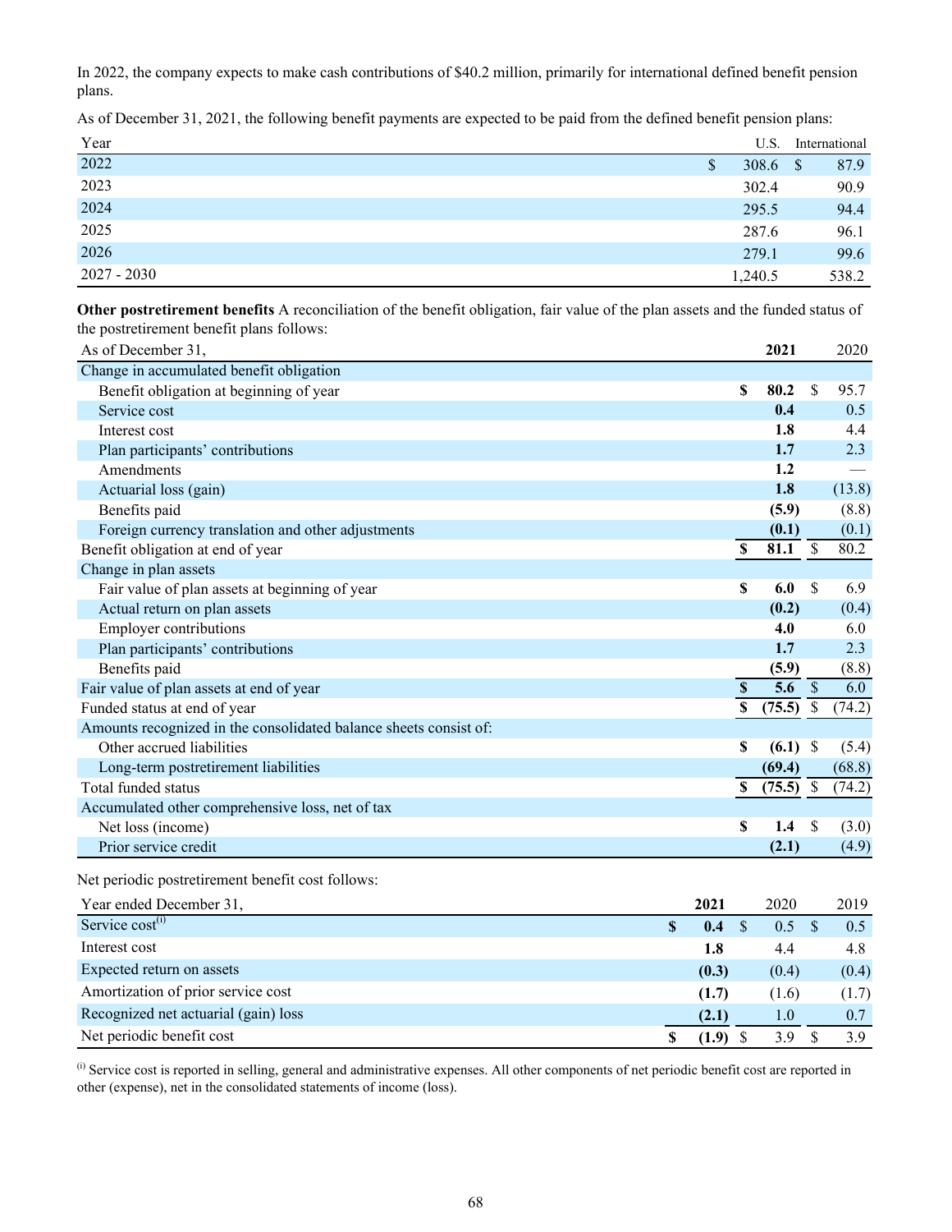In 2022, the company expects to make cash contributions of $40.2 million, primarily for international defined benefit pension plans.

As of December 31, 2021, the following benefit payments are expected to be paid from the defined benefit pension plans:

| Year | U.S. | International |
|---|---|---|
| 2022 | $ 308.6 | $ 87.9 |
| 2023 | 302.4 | 90.9 |
| 2024 | 295.5 | 94.4 |
| 2025 | 287.6 | 96.1 |
| 2026 | 279.1 | 99.6 |
| 2027 - 2030 | 1,240.5 | 538.2 |

**Other postretirement benefits** A reconciliation of the benefit obligation, fair value of the plan assets and the funded status of the postretirement benefit plans follows:

| As of December 31, | **2021** | 2020 |
|---|---|---|
| Change in accumulated benefit obligation | | |
| Benefit obligation at beginning of year | **$ 80.2** | $ 95.7 |
| Service cost | **0.4** | 0.5 |
| Interest cost | **1.8** | 4.4 |
| Plan participants' contributions | **1.7** | 2.3 |
| Amendments | **1.2** | — |
| Actuarial loss (gain) | **1.8** | (13.8) |
| Benefits paid | **(5.9)** | (8.8) |
| Foreign currency translation and other adjustments | **(0.1)** | (0.1) |
| Benefit obligation at end of year | **$ 81.1** | $ 80.2 |
| Change in plan assets | | |
| Fair value of plan assets at beginning of year | **$ 6.0** | $ 6.9 |
| Actual return on plan assets | **(0.2)** | (0.4) |
| Employer contributions | **4.0** | 6.0 |
| Plan participants' contributions | **1.7** | 2.3 |
| Benefits paid | **(5.9)** | (8.8) |
| Fair value of plan assets at end of year | **$ 5.6** | $ 6.0 |
| Funded status at end of year | **$ (75.5)** | $ (74.2) |
| Amounts recognized in the consolidated balance sheets consist of: | | |
| Other accrued liabilities | **$ (6.1)** | $ (5.4) |
| Long-term postretirement liabilities | **(69.4)** | (68.8) |
| Total funded status | **$ (75.5)** | $ (74.2) |
| Accumulated other comprehensive loss, net of tax | | |
| Net loss (income) | **$ 1.4** | $ (3.0) |
| Prior service credit | **(2.1)** | (4.9) |

Net periodic postretirement benefit cost follows:

| Year ended December 31, | **2021** | 2020 | 2019 |
|---|---|---|---|
| Service cost[(i)] | **$ 0.4** | $ 0.5 | $ 0.5 |
| Interest cost | **1.8** | 4.4 | 4.8 |
| Expected return on assets | **(0.3)** | (0.4) | (0.4) |
| Amortization of prior service cost | **(1.7)** | (1.6) | (1.7) |
| Recognized net actuarial (gain) loss | **(2.1)** | 1.0 | 0.7 |
| Net periodic benefit cost | **$ (1.9)** | $ 3.9 | $ 3.9 |

[(i)] Service cost is reported in selling, general and administrative expenses. All other components of net periodic benefit cost are reported in other (expense), net in the consolidated statements of income (loss).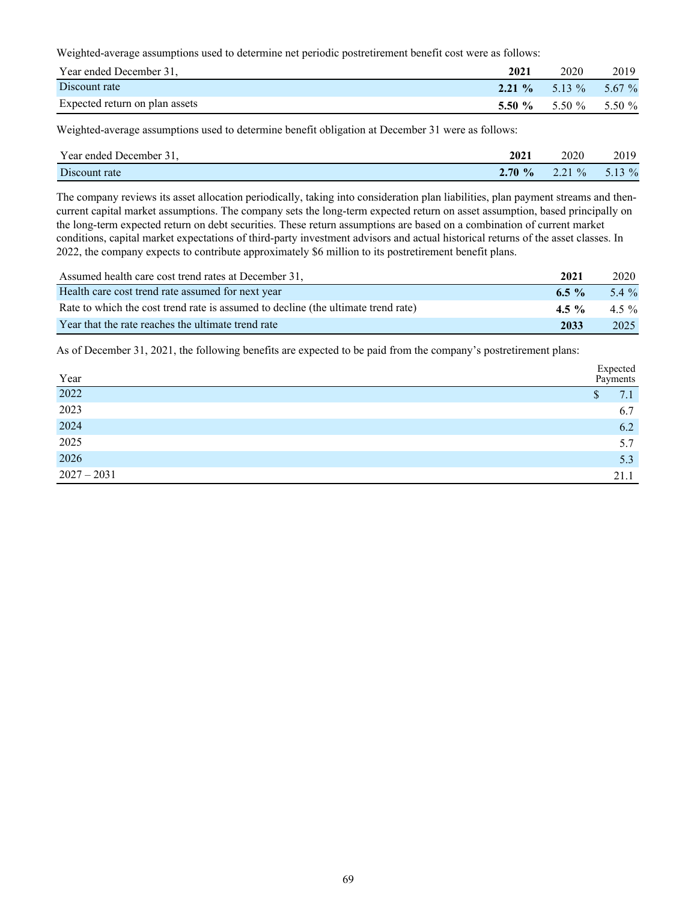Weighted-average assumptions used to determine net periodic postretirement benefit cost were as follows:

| Year ended December 31, | **2021** | 2020 | 2019 |
|---|---|---|---|
| Discount rate | **2.21 %** | 5.13 % | 5.67 % |
| Expected return on plan assets | **5.50 %** | 5.50 % | 5.50 % |

Weighted-average assumptions used to determine benefit obligation at December 31 were as follows:

| Year ended December 31, | **2021** | 2020 | 2019 |
|---|---|---|---|
| Discount rate | **2.70 %** | 2.21 % | 5.13 % |

The company reviews its asset allocation periodically, taking into consideration plan liabilities, plan payment streams and then-current capital market assumptions. The company sets the long-term expected return on asset assumption, based principally on the long-term expected return on debt securities. These return assumptions are based on a combination of current market conditions, capital market expectations of third-party investment advisors and actual historical returns of the asset classes. In 2022, the company expects to contribute approximately $6 million to its postretirement benefit plans.

| Assumed health care cost trend rates at December 31, | **2021** | 2020 |
|---|---|---|
| Health care cost trend rate assumed for next year | **6.5 %** | 5.4 % |
| Rate to which the cost trend rate is assumed to decline (the ultimate trend rate) | **4.5 %** | 4.5 % |
| Year that the rate reaches the ultimate trend rate | **2033** | 2025 |

As of December 31, 2021, the following benefits are expected to be paid from the company's postretirement plans:

| Year | Expected Payments |
|---|---|
| 2022 | $ 7.1 |
| 2023 | 6.7 |
| 2024 | 6.2 |
| 2025 | 5.7 |
| 2026 | 5.3 |
| 2027 – 2031 | 21.1 |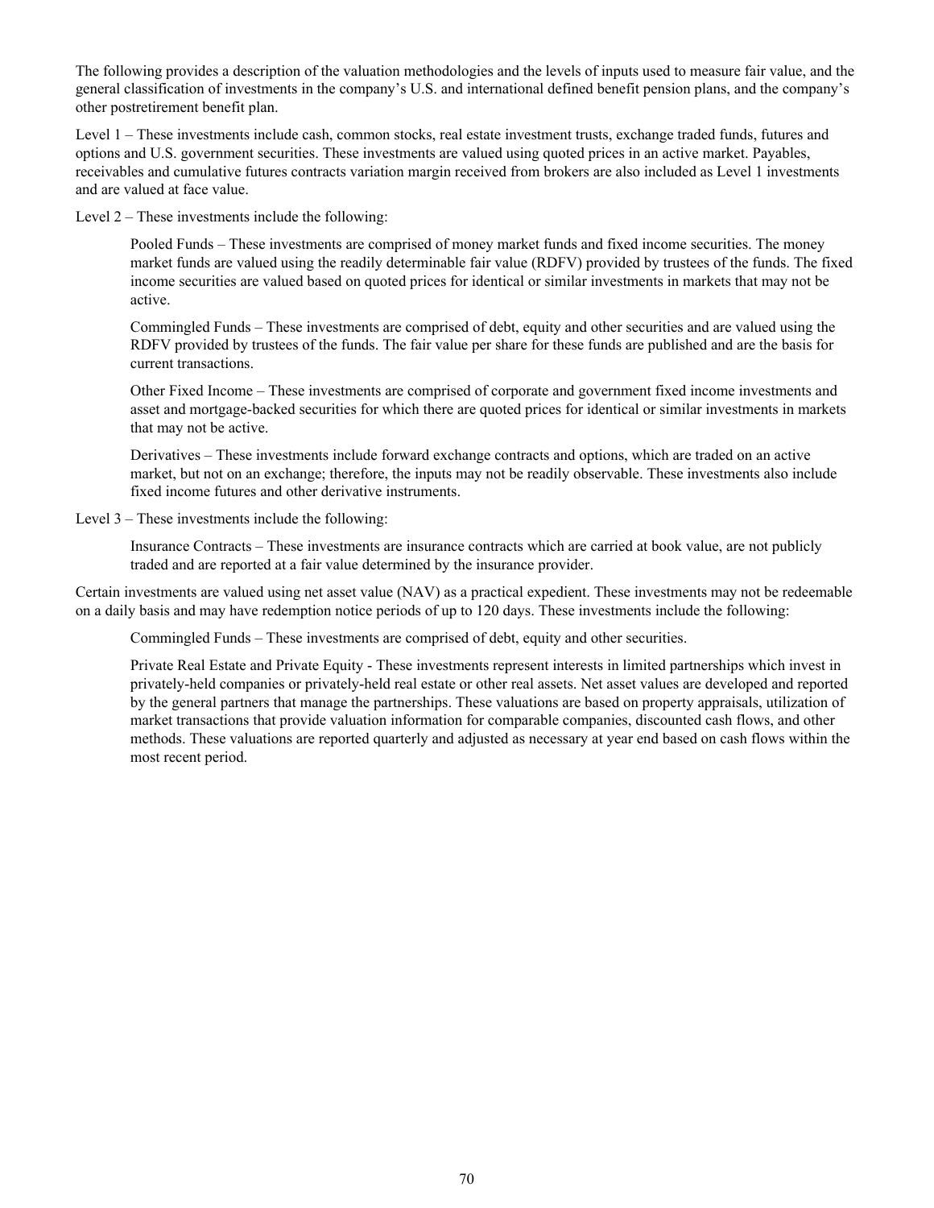The following provides a description of the valuation methodologies and the levels of inputs used to measure fair value, and the general classification of investments in the company's U.S. and international defined benefit pension plans, and the company's other postretirement benefit plan.

Level 1 – These investments include cash, common stocks, real estate investment trusts, exchange traded funds, futures and options and U.S. government securities. These investments are valued using quoted prices in an active market. Payables, receivables and cumulative futures contracts variation margin received from brokers are also included as Level 1 investments and are valued at face value.

Level 2 – These investments include the following:

> Pooled Funds – These investments are comprised of money market funds and fixed income securities. The money market funds are valued using the readily determinable fair value (RDFV) provided by trustees of the funds. The fixed income securities are valued based on quoted prices for identical or similar investments in markets that may not be active.
>
> Commingled Funds – These investments are comprised of debt, equity and other securities and are valued using the RDFV provided by trustees of the funds. The fair value per share for these funds are published and are the basis for current transactions.
>
> Other Fixed Income – These investments are comprised of corporate and government fixed income investments and asset and mortgage-backed securities for which there are quoted prices for identical or similar investments in markets that may not be active.
>
> Derivatives – These investments include forward exchange contracts and options, which are traded on an active market, but not on an exchange; therefore, the inputs may not be readily observable. These investments also include fixed income futures and other derivative instruments.

Level 3 – These investments include the following:

> Insurance Contracts – These investments are insurance contracts which are carried at book value, are not publicly traded and are reported at a fair value determined by the insurance provider.

Certain investments are valued using net asset value (NAV) as a practical expedient. These investments may not be redeemable on a daily basis and may have redemption notice periods of up to 120 days. These investments include the following:

> Commingled Funds – These investments are comprised of debt, equity and other securities.
>
> Private Real Estate and Private Equity - These investments represent interests in limited partnerships which invest in privately-held companies or privately-held real estate or other real assets. Net asset values are developed and reported by the general partners that manage the partnerships. These valuations are based on property appraisals, utilization of market transactions that provide valuation information for comparable companies, discounted cash flows, and other methods. These valuations are reported quarterly and adjusted as necessary at year end based on cash flows within the most recent period.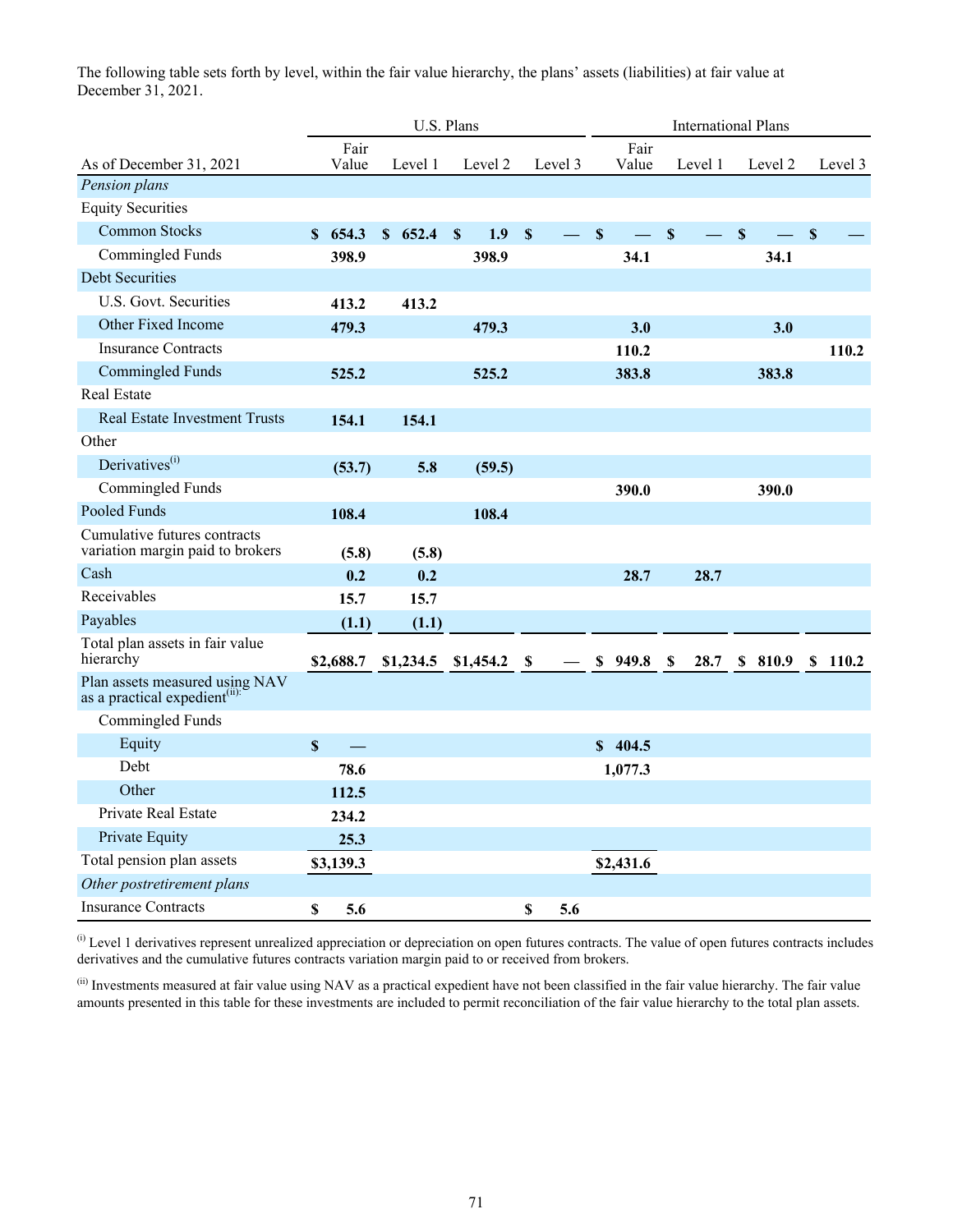The following table sets forth by level, within the fair value hierarchy, the plans' assets (liabilities) at fair value at December 31, 2021.

| | U.S. Plans | | | | International Plans | | | |
|---|---|---|---|---|---|---|---|---|
| As of December 31, 2021 | Fair Value | Level 1 | Level 2 | Level 3 | Fair Value | Level 1 | Level 2 | Level 3 |
| *Pension plans* | | | | | | | | |
| Equity Securities | | | | | | | | |
| Common Stocks | $ 654.3 | $ 652.4 | $ 1.9 | $ — | $ — | $ — | $ — | $ — |
| Commingled Funds | 398.9 | | 398.9 | | 34.1 | | 34.1 | |
| Debt Securities | | | | | | | | |
| U.S. Govt. Securities | 413.2 | 413.2 | | | | | | |
| Other Fixed Income | 479.3 | | 479.3 | | 3.0 | | 3.0 | |
| Insurance Contracts | | | | | 110.2 | | | 110.2 |
| Commingled Funds | 525.2 | | 525.2 | | 383.8 | | 383.8 | |
| Real Estate | | | | | | | | |
| Real Estate Investment Trusts | 154.1 | 154.1 | | | | | | |
| Other | | | | | | | | |
| Derivatives[i] | (53.7) | 5.8 | (59.5) | | | | | |
| Commingled Funds | | | | | 390.0 | | 390.0 | |
| Pooled Funds | 108.4 | | 108.4 | | | | | |
| Cumulative futures contracts variation margin paid to brokers | (5.8) | (5.8) | | | | | | |
| Cash | 0.2 | 0.2 | | | 28.7 | 28.7 | | |
| Receivables | 15.7 | 15.7 | | | | | | |
| Payables | (1.1) | (1.1) | | | | | | |
| Total plan assets in fair value hierarchy | $2,688.7 | $1,234.5 | $1,454.2 | $ — | $ 949.8 | $ 28.7 | $ 810.9 | $ 110.2 |
| Plan assets measured using NAV as a practical expedient[ii]: | | | | | | | | |
| Commingled Funds | | | | | | | | |
| Equity | $ — | | | | $ 404.5 | | | |
| Debt | 78.6 | | | | 1,077.3 | | | |
| Other | 112.5 | | | | | | | |
| Private Real Estate | 234.2 | | | | | | | |
| Private Equity | 25.3 | | | | | | | |
| Total pension plan assets | $3,139.3 | | | | $2,431.6 | | | |
| *Other postretirement plans* | | | | | | | | |
| Insurance Contracts | $ 5.6 | | | $ 5.6 | | | | |

[i] Level 1 derivatives represent unrealized appreciation or depreciation on open futures contracts. The value of open futures contracts includes derivatives and the cumulative futures contracts variation margin paid to or received from brokers.

[ii] Investments measured at fair value using NAV as a practical expedient have not been classified in the fair value hierarchy. The fair value amounts presented in this table for these investments are included to permit reconciliation of the fair value hierarchy to the total plan assets.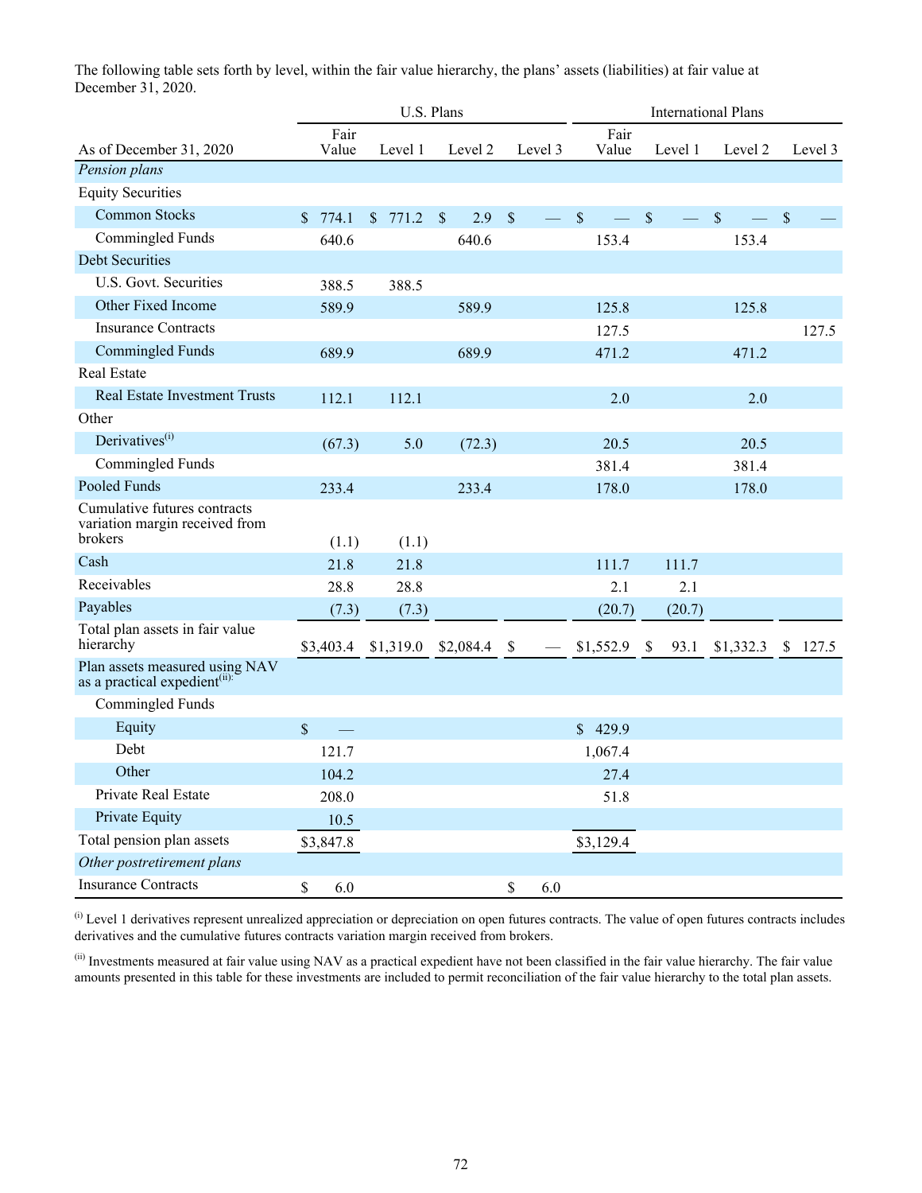The following table sets forth by level, within the fair value hierarchy, the plans' assets (liabilities) at fair value at December 31, 2020.

| | U.S. Plans | | | | International Plans | | | |
|---|---|---|---|---|---|---|---|---|
| As of December 31, 2020 | Fair Value | Level 1 | Level 2 | Level 3 | Fair Value | Level 1 | Level 2 | Level 3 |
| *Pension plans* | | | | | | | | |
| Equity Securities | | | | | | | | |
| Common Stocks | $ 774.1 | $ 771.2 | $ 2.9 | $ — | $ — | $ — | $ — | $ — |
| Commingled Funds | 640.6 | | 640.6 | | 153.4 | | 153.4 | |
| Debt Securities | | | | | | | | |
| U.S. Govt. Securities | 388.5 | 388.5 | | | | | | |
| Other Fixed Income | 589.9 | | 589.9 | | 125.8 | | 125.8 | |
| Insurance Contracts | | | | | 127.5 | | | 127.5 |
| Commingled Funds | 689.9 | | 689.9 | | 471.2 | | 471.2 | |
| Real Estate | | | | | | | | |
| Real Estate Investment Trusts | 112.1 | 112.1 | | | 2.0 | | 2.0 | |
| Other | | | | | | | | |
| Derivatives[(i)] | (67.3) | 5.0 | (72.3) | | 20.5 | | 20.5 | |
| Commingled Funds | | | | | 381.4 | | 381.4 | |
| Pooled Funds | 233.4 | | 233.4 | | 178.0 | | 178.0 | |
| Cumulative futures contracts variation margin received from brokers | (1.1) | (1.1) | | | | | | |
| Cash | 21.8 | 21.8 | | | 111.7 | 111.7 | | |
| Receivables | 28.8 | 28.8 | | | 2.1 | 2.1 | | |
| Payables | (7.3) | (7.3) | | | (20.7) | (20.7) | | |
| Total plan assets in fair value hierarchy | $3,403.4 | $1,319.0 | $2,084.4 | $ — | $1,552.9 | $ 93.1 | $1,332.3 | $ 127.5 |
| Plan assets measured using NAV as a practical expedient[(ii)]: | | | | | | | | |
| Commingled Funds | | | | | | | | |
| Equity | $ — | | | | $ 429.9 | | | |
| Debt | 121.7 | | | | 1,067.4 | | | |
| Other | 104.2 | | | | 27.4 | | | |
| Private Real Estate | 208.0 | | | | 51.8 | | | |
| Private Equity | 10.5 | | | | | | | |
| Total pension plan assets | $3,847.8 | | | | $3,129.4 | | | |
| *Other postretirement plans* | | | | | | | | |
| Insurance Contracts | $ 6.0 | | | $ 6.0 | | | | |

[(i)] Level 1 derivatives represent unrealized appreciation or depreciation on open futures contracts. The value of open futures contracts includes derivatives and the cumulative futures contracts variation margin received from brokers.

[(ii)] Investments measured at fair value using NAV as a practical expedient have not been classified in the fair value hierarchy. The fair value amounts presented in this table for these investments are included to permit reconciliation of the fair value hierarchy to the total plan assets.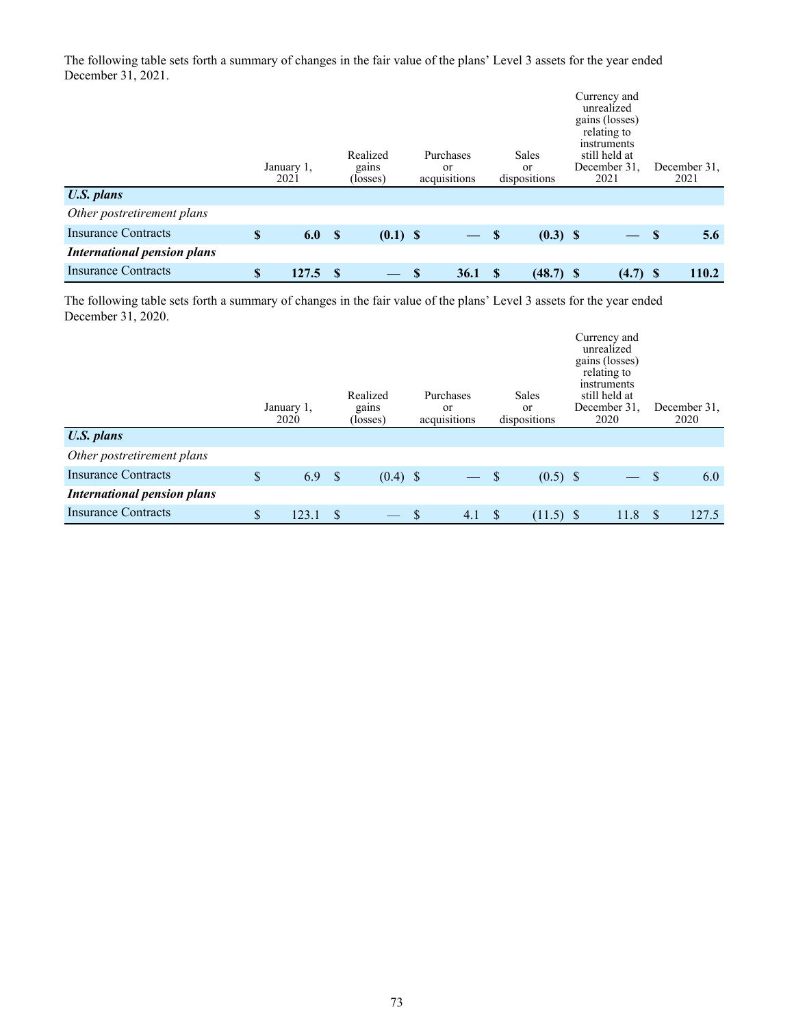The following table sets forth a summary of changes in the fair value of the plans' Level 3 assets for the year ended December 31, 2021.

| | January 1, 2021 | Realized gains (losses) | Purchases or acquisitions | Sales or dispositions | Currency and unrealized gains (losses) relating to instruments still held at December 31, 2021 | December 31, 2021 |
|---|---|---|---|---|---|---|
| ***U.S. plans*** | | | | | | |
| *Other postretirement plans* | | | | | | |
| Insurance Contracts | **$ 6.0** | **$ (0.1)** | **$ —** | **$ (0.3)** | **$ —** | **$ 5.6** |
| ***International pension plans*** | | | | | | |
| Insurance Contracts | **$ 127.5** | **$ —** | **$ 36.1** | **$ (48.7)** | **$ (4.7)** | **$ 110.2** |

The following table sets forth a summary of changes in the fair value of the plans' Level 3 assets for the year ended December 31, 2020.

| | January 1, 2020 | Realized gains (losses) | Purchases or acquisitions | Sales or dispositions | Currency and unrealized gains (losses) relating to instruments still held at December 31, 2020 | December 31, 2020 |
|---|---|---|---|---|---|---|
| ***U.S. plans*** | | | | | | |
| *Other postretirement plans* | | | | | | |
| Insurance Contracts | $ 6.9 | $ (0.4) | $ — | $ (0.5) | $ — | $ 6.0 |
| ***International pension plans*** | | | | | | |
| Insurance Contracts | $ 123.1 | $ — | $ 4.1 | $ (11.5) | $ 11.8 | $ 127.5 |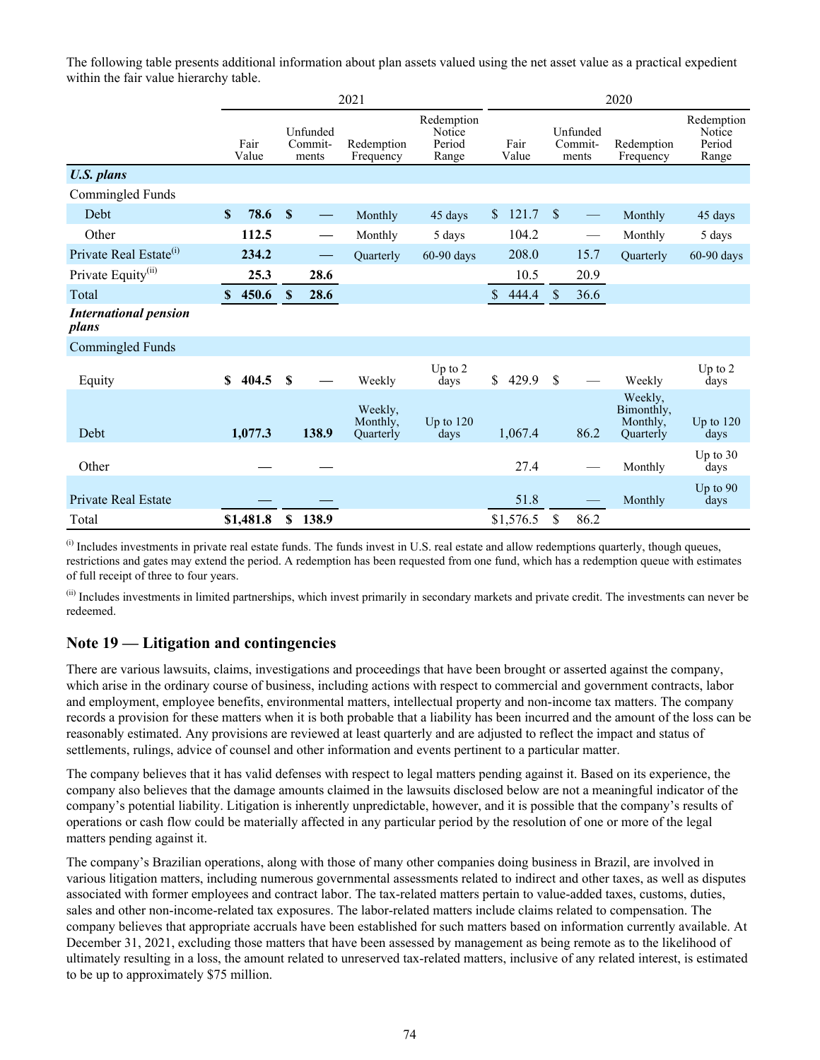The following table presents additional information about plan assets valued using the net asset value as a practical expedient within the fair value hierarchy table.

| | 2021 | | | | 2020 | | | |
|---|---|---|---|---|---|---|---|---|
| | Fair Value | Unfunded Commit-ments | Redemption Frequency | Redemption Notice Period Range | Fair Value | Unfunded Commit-ments | Redemption Frequency | Redemption Notice Period Range |
| ***U.S. plans*** | | | | | | | | |
| Commingled Funds | | | | | | | | |
| Debt | **$ 78.6** | **$ —** | Monthly | 45 days | $ 121.7 | $ — | Monthly | 45 days |
| Other | **112.5** | **—** | Monthly | 5 days | 104.2 | — | Monthly | 5 days |
| Private Real Estate[(i)] | **234.2** | **—** | Quarterly | 60-90 days | 208.0 | 15.7 | Quarterly | 60-90 days |
| Private Equity[(ii)] | **25.3** | **28.6** | | | 10.5 | 20.9 | | |
| Total | **$ 450.6** | **$ 28.6** | | | $ 444.4 | $ 36.6 | | |
| ***International pension plans*** | | | | | | | | |
| Commingled Funds | | | | | | | | |
| Equity | **$ 404.5** | **$ —** | Weekly | Up to 2 days | $ 429.9 | $ — | Weekly | Up to 2 days |
| Debt | **1,077.3** | **138.9** | Weekly, Monthly, Quarterly | Up to 120 days | 1,067.4 | 86.2 | Weekly, Bimonthly, Monthly, Quarterly | Up to 120 days |
| Other | **—** | **—** | | | 27.4 | — | Monthly | Up to 30 days |
| Private Real Estate | **—** | **—** | | | 51.8 | — | Monthly | Up to 90 days |
| Total | **$1,481.8** | **$ 138.9** | | | $1,576.5 | $ 86.2 | | |

(i) Includes investments in private real estate funds. The funds invest in U.S. real estate and allow redemptions quarterly, though queues, restrictions and gates may extend the period. A redemption has been requested from one fund, which has a redemption queue with estimates of full receipt of three to four years.

(ii) Includes investments in limited partnerships, which invest primarily in secondary markets and private credit. The investments can never be redeemed.

## Note 19 — Litigation and contingencies

There are various lawsuits, claims, investigations and proceedings that have been brought or asserted against the company, which arise in the ordinary course of business, including actions with respect to commercial and government contracts, labor and employment, employee benefits, environmental matters, intellectual property and non-income tax matters. The company records a provision for these matters when it is both probable that a liability has been incurred and the amount of the loss can be reasonably estimated. Any provisions are reviewed at least quarterly and are adjusted to reflect the impact and status of settlements, rulings, advice of counsel and other information and events pertinent to a particular matter.

The company believes that it has valid defenses with respect to legal matters pending against it. Based on its experience, the company also believes that the damage amounts claimed in the lawsuits disclosed below are not a meaningful indicator of the company's potential liability. Litigation is inherently unpredictable, however, and it is possible that the company's results of operations or cash flow could be materially affected in any particular period by the resolution of one or more of the legal matters pending against it.

The company's Brazilian operations, along with those of many other companies doing business in Brazil, are involved in various litigation matters, including numerous governmental assessments related to indirect and other taxes, as well as disputes associated with former employees and contract labor. The tax-related matters pertain to value-added taxes, customs, duties, sales and other non-income-related tax exposures. The labor-related matters include claims related to compensation. The company believes that appropriate accruals have been established for such matters based on information currently available. At December 31, 2021, excluding those matters that have been assessed by management as being remote as to the likelihood of ultimately resulting in a loss, the amount related to unreserved tax-related matters, inclusive of any related interest, is estimated to be up to approximately $75 million.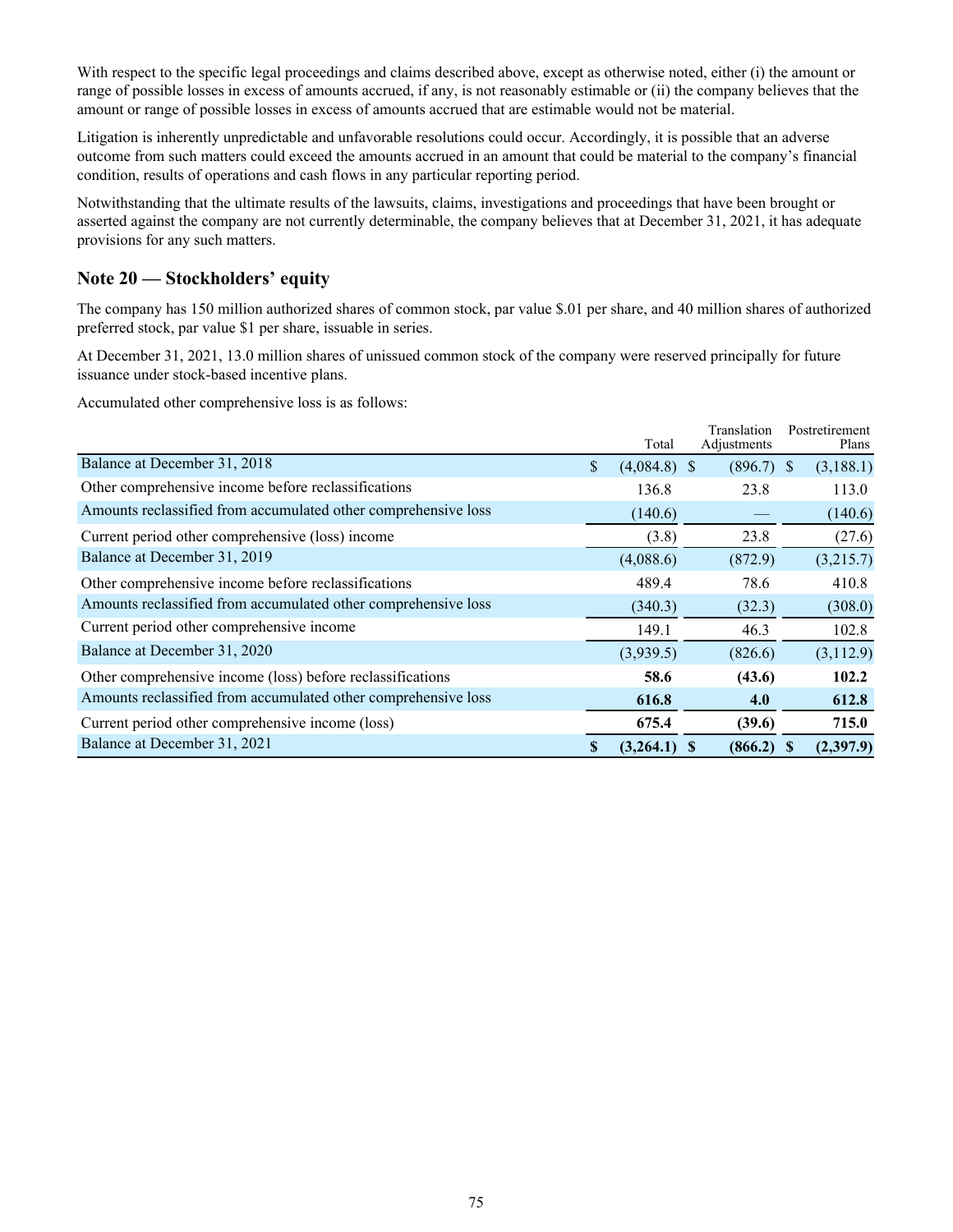With respect to the specific legal proceedings and claims described above, except as otherwise noted, either (i) the amount or range of possible losses in excess of amounts accrued, if any, is not reasonably estimable or (ii) the company believes that the amount or range of possible losses in excess of amounts accrued that are estimable would not be material.

Litigation is inherently unpredictable and unfavorable resolutions could occur. Accordingly, it is possible that an adverse outcome from such matters could exceed the amounts accrued in an amount that could be material to the company's financial condition, results of operations and cash flows in any particular reporting period.

Notwithstanding that the ultimate results of the lawsuits, claims, investigations and proceedings that have been brought or asserted against the company are not currently determinable, the company believes that at December 31, 2021, it has adequate provisions for any such matters.

## Note 20 — Stockholders' equity

The company has 150 million authorized shares of common stock, par value $.01 per share, and 40 million shares of authorized preferred stock, par value $1 per share, issuable in series.

At December 31, 2021, 13.0 million shares of unissued common stock of the company were reserved principally for future issuance under stock-based incentive plans.

Accumulated other comprehensive loss is as follows:

| | Total | Translation Adjustments | Postretirement Plans |
|---|---|---|---|
| Balance at December 31, 2018 | $ (4,084.8) | $ (896.7) | $ (3,188.1) |
| Other comprehensive income before reclassifications | 136.8 | 23.8 | 113.0 |
| Amounts reclassified from accumulated other comprehensive loss | (140.6) | — | (140.6) |
| Current period other comprehensive (loss) income | (3.8) | 23.8 | (27.6) |
| Balance at December 31, 2019 | (4,088.6) | (872.9) | (3,215.7) |
| Other comprehensive income before reclassifications | 489.4 | 78.6 | 410.8 |
| Amounts reclassified from accumulated other comprehensive loss | (340.3) | (32.3) | (308.0) |
| Current period other comprehensive income | 149.1 | 46.3 | 102.8 |
| Balance at December 31, 2020 | (3,939.5) | (826.6) | (3,112.9) |
| Other comprehensive income (loss) before reclassifications | **58.6** | **(43.6)** | **102.2** |
| Amounts reclassified from accumulated other comprehensive loss | **616.8** | **4.0** | **612.8** |
| Current period other comprehensive income (loss) | **675.4** | **(39.6)** | **715.0** |
| Balance at December 31, 2021 | **$ (3,264.1)** | **$ (866.2)** | **$ (2,397.9)** |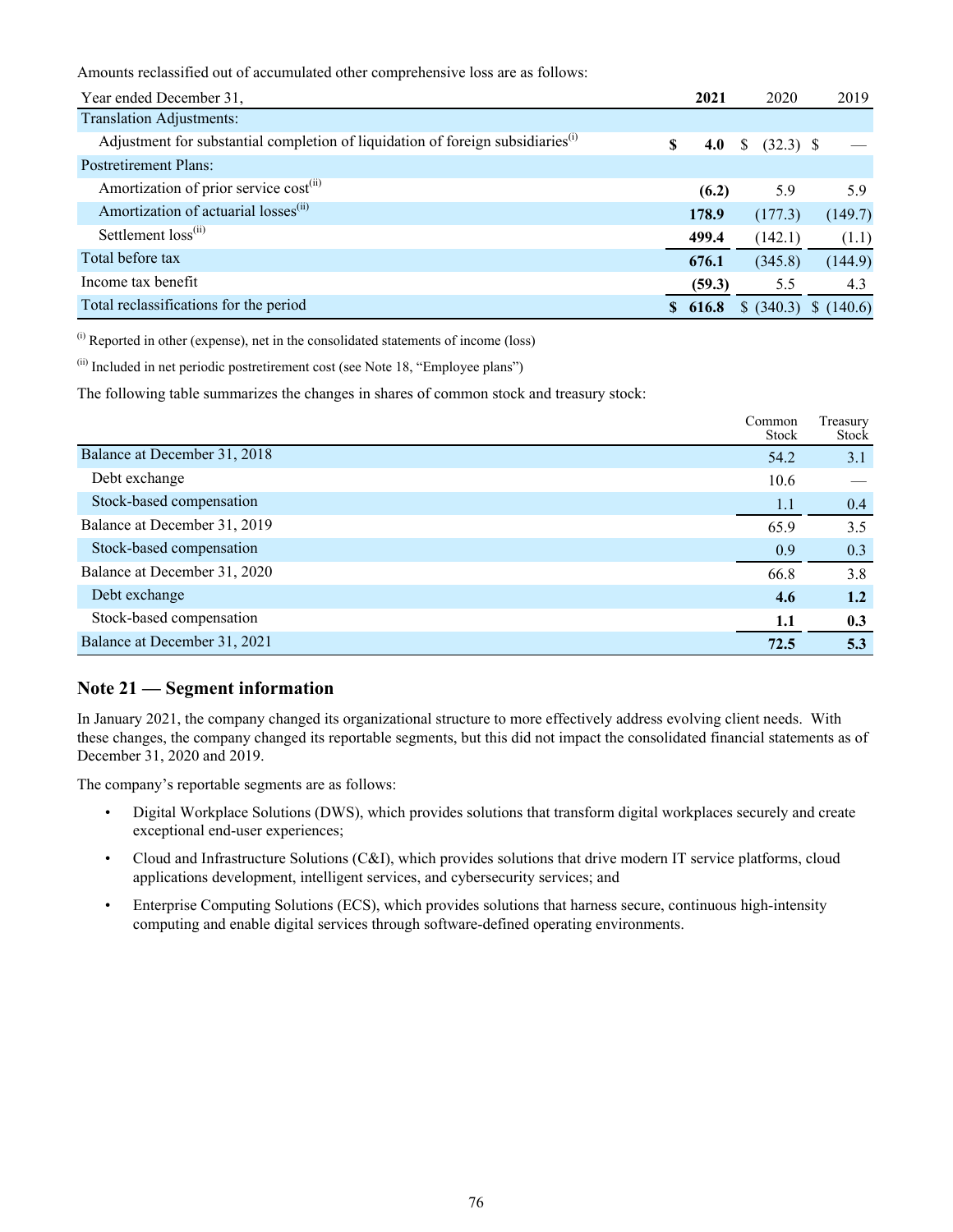Amounts reclassified out of accumulated other comprehensive loss are as follows:

| Year ended December 31, | 2021 | 2020 | 2019 |
|---|---|---|---|
| Translation Adjustments: | | | |
| Adjustment for substantial completion of liquidation of foreign subsidiaries[(i)] | **$ 4.0** | $ (32.3) | $ — |
| Postretirement Plans: | | | |
| Amortization of prior service cost[(ii)] | **(6.2)** | 5.9 | 5.9 |
| Amortization of actuarial losses[(ii)] | **178.9** | (177.3) | (149.7) |
| Settlement loss[(ii)] | **499.4** | (142.1) | (1.1) |
| Total before tax | **676.1** | (345.8) | (144.9) |
| Income tax benefit | **(59.3)** | 5.5 | 4.3 |
| Total reclassifications for the period | **$ 616.8** | $ (340.3) | $ (140.6) |

[(i)] Reported in other (expense), net in the consolidated statements of income (loss)

[(ii)] Included in net periodic postretirement cost (see Note 18, "Employee plans")

The following table summarizes the changes in shares of common stock and treasury stock:

| | Common Stock | Treasury Stock |
|---|---|---|
| Balance at December 31, 2018 | 54.2 | 3.1 |
| Debt exchange | 10.6 | — |
| Stock-based compensation | 1.1 | 0.4 |
| Balance at December 31, 2019 | 65.9 | 3.5 |
| Stock-based compensation | 0.9 | 0.3 |
| Balance at December 31, 2020 | 66.8 | 3.8 |
| Debt exchange | **4.6** | **1.2** |
| Stock-based compensation | **1.1** | **0.3** |
| Balance at December 31, 2021 | **72.5** | **5.3** |

## Note 21 — Segment information

In January 2021, the company changed its organizational structure to more effectively address evolving client needs. With these changes, the company changed its reportable segments, but this did not impact the consolidated financial statements as of December 31, 2020 and 2019.

The company's reportable segments are as follows:

- Digital Workplace Solutions (DWS), which provides solutions that transform digital workplaces securely and create exceptional end-user experiences;
- Cloud and Infrastructure Solutions (C&I), which provides solutions that drive modern IT service platforms, cloud applications development, intelligent services, and cybersecurity services; and
- Enterprise Computing Solutions (ECS), which provides solutions that harness secure, continuous high-intensity computing and enable digital services through software-defined operating environments.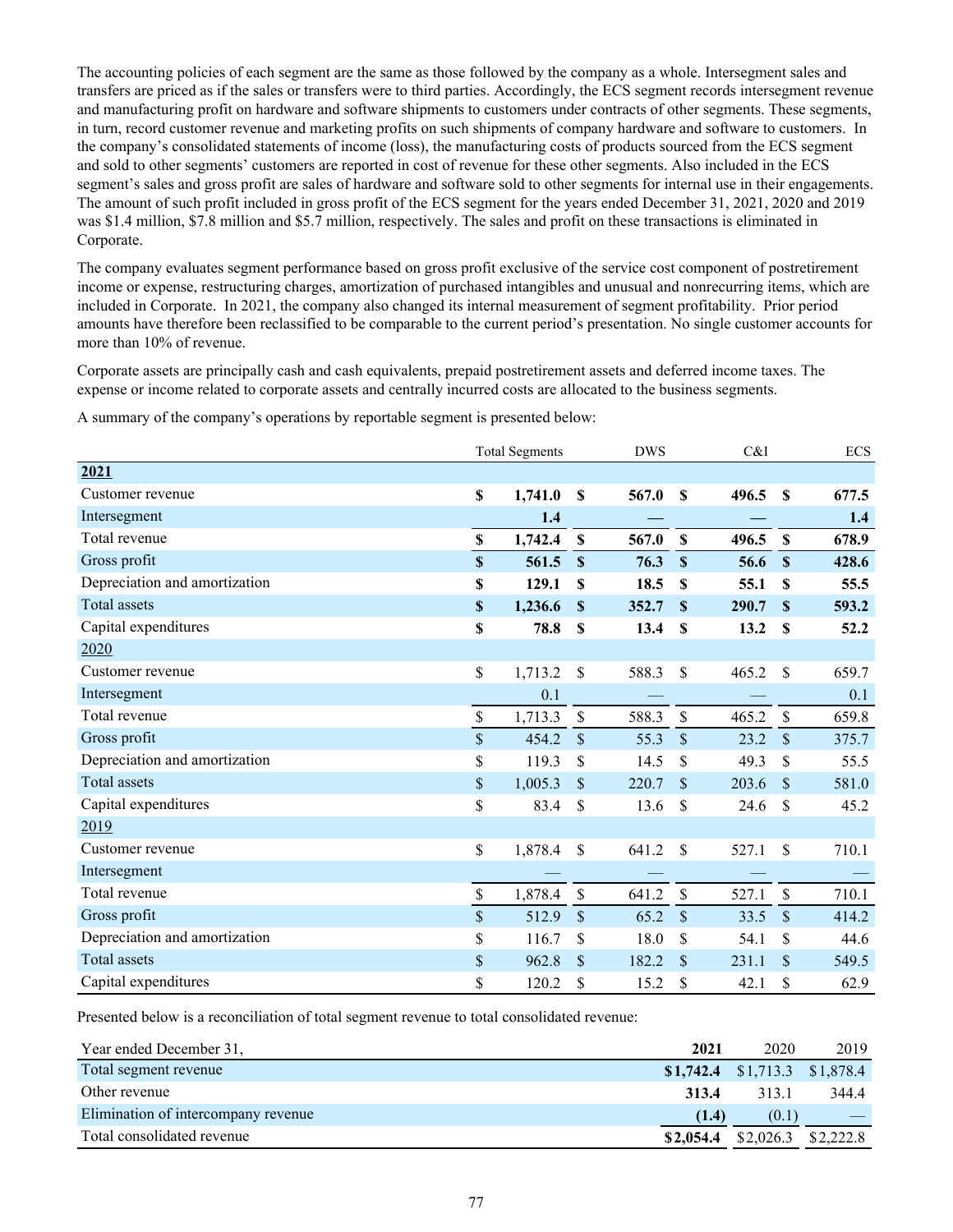The accounting policies of each segment are the same as those followed by the company as a whole. Intersegment sales and transfers are priced as if the sales or transfers were to third parties. Accordingly, the ECS segment records intersegment revenue and manufacturing profit on hardware and software shipments to customers under contracts of other segments. These segments, in turn, record customer revenue and marketing profits on such shipments of company hardware and software to customers. In the company's consolidated statements of income (loss), the manufacturing costs of products sourced from the ECS segment and sold to other segments' customers are reported in cost of revenue for these other segments. Also included in the ECS segment's sales and gross profit are sales of hardware and software sold to other segments for internal use in their engagements. The amount of such profit included in gross profit of the ECS segment for the years ended December 31, 2021, 2020 and 2019 was $1.4 million, $7.8 million and $5.7 million, respectively. The sales and profit on these transactions is eliminated in Corporate.

The company evaluates segment performance based on gross profit exclusive of the service cost component of postretirement income or expense, restructuring charges, amortization of purchased intangibles and unusual and nonrecurring items, which are included in Corporate. In 2021, the company also changed its internal measurement of segment profitability. Prior period amounts have therefore been reclassified to be comparable to the current period's presentation. No single customer accounts for more than 10% of revenue.

Corporate assets are principally cash and cash equivalents, prepaid postretirement assets and deferred income taxes. The expense or income related to corporate assets and centrally incurred costs are allocated to the business segments.

A summary of the company's operations by reportable segment is presented below:

| | Total Segments | DWS | C&I | ECS |
|---|---|---|---|---|
| **2021** | | | | |
| Customer revenue | **$ 1,741.0** | **$ 567.0** | **$ 496.5** | **$ 677.5** |
| Intersegment | **1.4** | **—** | **—** | **1.4** |
| Total revenue | **$ 1,742.4** | **$ 567.0** | **$ 496.5** | **$ 678.9** |
| Gross profit | **$ 561.5** | **$ 76.3** | **$ 56.6** | **$ 428.6** |
| Depreciation and amortization | **$ 129.1** | **$ 18.5** | **$ 55.1** | **$ 55.5** |
| Total assets | **$ 1,236.6** | **$ 352.7** | **$ 290.7** | **$ 593.2** |
| Capital expenditures | **$ 78.8** | **$ 13.4** | **$ 13.2** | **$ 52.2** |
| 2020 | | | | |
| Customer revenue | $ 1,713.2 | $ 588.3 | $ 465.2 | $ 659.7 |
| Intersegment | 0.1 | — | — | 0.1 |
| Total revenue | $ 1,713.3 | $ 588.3 | $ 465.2 | $ 659.8 |
| Gross profit | $ 454.2 | $ 55.3 | $ 23.2 | $ 375.7 |
| Depreciation and amortization | $ 119.3 | $ 14.5 | $ 49.3 | $ 55.5 |
| Total assets | $ 1,005.3 | $ 220.7 | $ 203.6 | $ 581.0 |
| Capital expenditures | $ 83.4 | $ 13.6 | $ 24.6 | $ 45.2 |
| 2019 | | | | |
| Customer revenue | $ 1,878.4 | $ 641.2 | $ 527.1 | $ 710.1 |
| Intersegment | — | — | — | — |
| Total revenue | $ 1,878.4 | $ 641.2 | $ 527.1 | $ 710.1 |
| Gross profit | $ 512.9 | $ 65.2 | $ 33.5 | $ 414.2 |
| Depreciation and amortization | $ 116.7 | $ 18.0 | $ 54.1 | $ 44.6 |
| Total assets | $ 962.8 | $ 182.2 | $ 231.1 | $ 549.5 |
| Capital expenditures | $ 120.2 | $ 15.2 | $ 42.1 | $ 62.9 |

Presented below is a reconciliation of total segment revenue to total consolidated revenue:

| Year ended December 31, | **2021** | 2020 | 2019 |
|---|---|---|---|
| Total segment revenue | **$1,742.4** | $1,713.3 | $1,878.4 |
| Other revenue | **313.4** | 313.1 | 344.4 |
| Elimination of intercompany revenue | **(1.4)** | (0.1) | — |
| Total consolidated revenue | **$2,054.4** | $2,026.3 | $2,222.8 |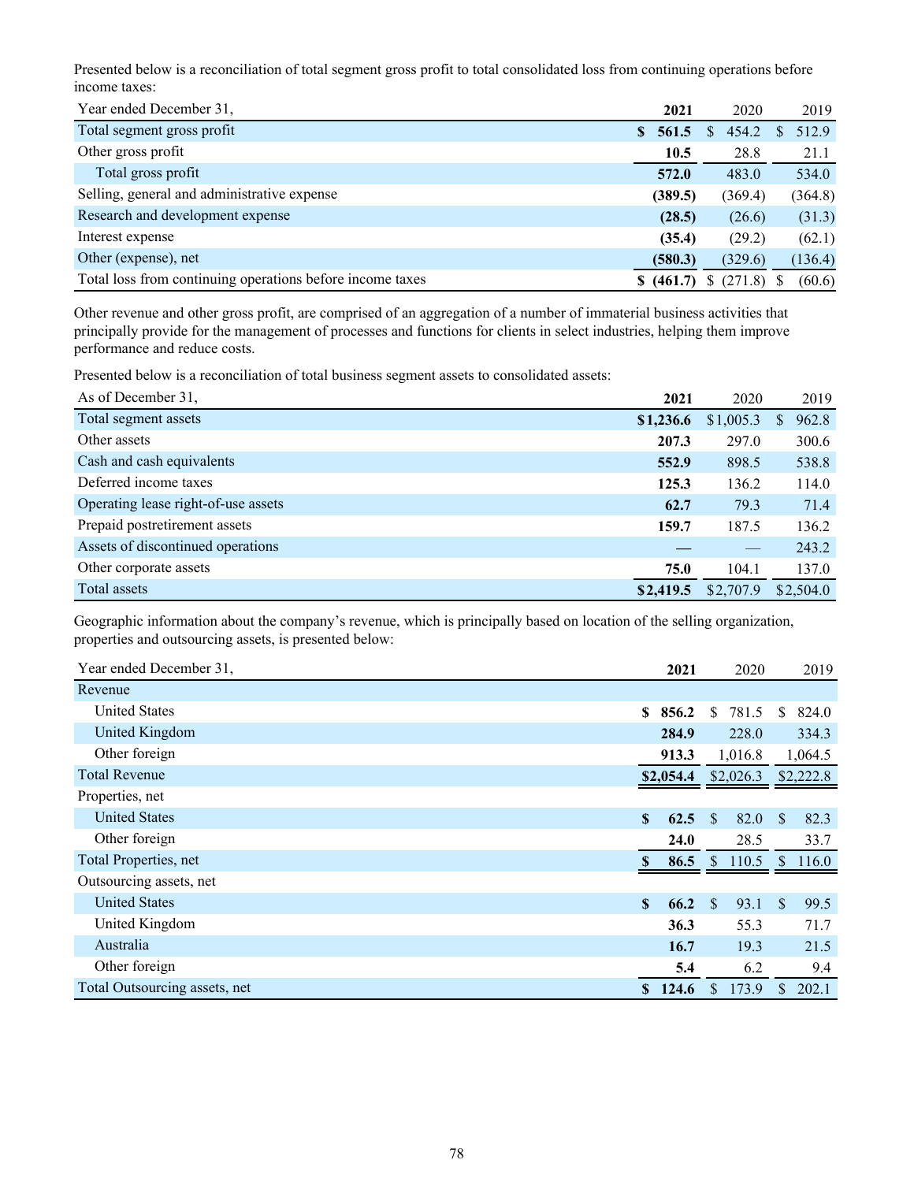Presented below is a reconciliation of total segment gross profit to total consolidated loss from continuing operations before income taxes:

| Year ended December 31, | 2021 | 2020 | 2019 |
|---|---|---|---|
| Total segment gross profit | **$ 561.5** | $ 454.2 | $ 512.9 |
| Other gross profit | **10.5** | 28.8 | 21.1 |
| Total gross profit | **572.0** | 483.0 | 534.0 |
| Selling, general and administrative expense | **(389.5)** | (369.4) | (364.8) |
| Research and development expense | **(28.5)** | (26.6) | (31.3) |
| Interest expense | **(35.4)** | (29.2) | (62.1) |
| Other (expense), net | **(580.3)** | (329.6) | (136.4) |
| Total loss from continuing operations before income taxes | **$ (461.7)** | $ (271.8) | $ (60.6) |

Other revenue and other gross profit, are comprised of an aggregation of a number of immaterial business activities that principally provide for the management of processes and functions for clients in select industries, helping them improve performance and reduce costs.

Presented below is a reconciliation of total business segment assets to consolidated assets:

| As of December 31, | 2021 | 2020 | 2019 |
|---|---|---|---|
| Total segment assets | **$1,236.6** | $1,005.3 | $ 962.8 |
| Other assets | **207.3** | 297.0 | 300.6 |
| Cash and cash equivalents | **552.9** | 898.5 | 538.8 |
| Deferred income taxes | **125.3** | 136.2 | 114.0 |
| Operating lease right-of-use assets | **62.7** | 79.3 | 71.4 |
| Prepaid postretirement assets | **159.7** | 187.5 | 136.2 |
| Assets of discontinued operations | **—** | — | 243.2 |
| Other corporate assets | **75.0** | 104.1 | 137.0 |
| Total assets | **$2,419.5** | $2,707.9 | $2,504.0 |

Geographic information about the company's revenue, which is principally based on location of the selling organization, properties and outsourcing assets, is presented below:

| Year ended December 31, | 2021 | 2020 | 2019 |
|---|---|---|---|
| Revenue | | | |
| United States | **$ 856.2** | $ 781.5 | $ 824.0 |
| United Kingdom | **284.9** | 228.0 | 334.3 |
| Other foreign | **913.3** | 1,016.8 | 1,064.5 |
| Total Revenue | **$2,054.4** | $2,026.3 | $2,222.8 |
| Properties, net | | | |
| United States | **$ 62.5** | $ 82.0 | $ 82.3 |
| Other foreign | **24.0** | 28.5 | 33.7 |
| Total Properties, net | **$ 86.5** | $ 110.5 | $ 116.0 |
| Outsourcing assets, net | | | |
| United States | **$ 66.2** | $ 93.1 | $ 99.5 |
| United Kingdom | **36.3** | 55.3 | 71.7 |
| Australia | **16.7** | 19.3 | 21.5 |
| Other foreign | **5.4** | 6.2 | 9.4 |
| Total Outsourcing assets, net | **$ 124.6** | $ 173.9 | $ 202.1 |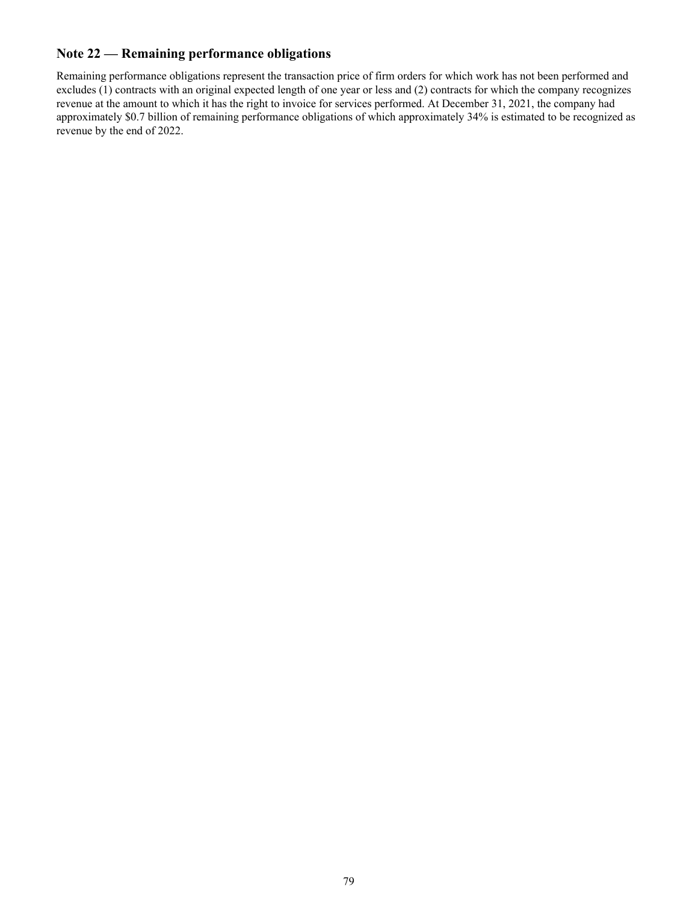## Note 22 — Remaining performance obligations

Remaining performance obligations represent the transaction price of firm orders for which work has not been performed and excludes (1) contracts with an original expected length of one year or less and (2) contracts for which the company recognizes revenue at the amount to which it has the right to invoice for services performed. At December 31, 2021, the company had approximately $0.7 billion of remaining performance obligations of which approximately 34% is estimated to be recognized as revenue by the end of 2022.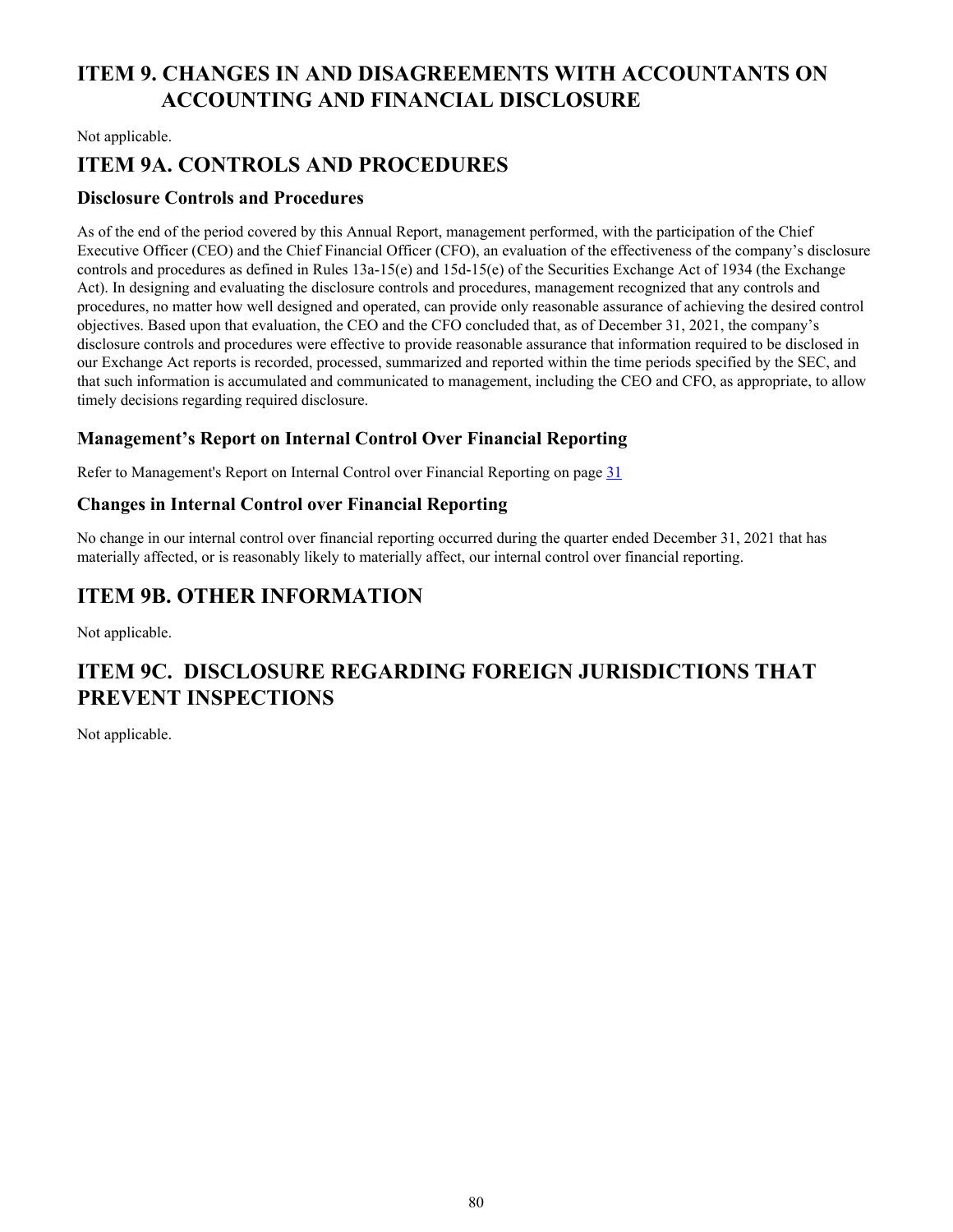# ITEM 9. CHANGES IN AND DISAGREEMENTS WITH ACCOUNTANTS ON ACCOUNTING AND FINANCIAL DISCLOSURE

Not applicable.

# ITEM 9A. CONTROLS AND PROCEDURES

## Disclosure Controls and Procedures

As of the end of the period covered by this Annual Report, management performed, with the participation of the Chief Executive Officer (CEO) and the Chief Financial Officer (CFO), an evaluation of the effectiveness of the company's disclosure controls and procedures as defined in Rules 13a-15(e) and 15d-15(e) of the Securities Exchange Act of 1934 (the Exchange Act). In designing and evaluating the disclosure controls and procedures, management recognized that any controls and procedures, no matter how well designed and operated, can provide only reasonable assurance of achieving the desired control objectives. Based upon that evaluation, the CEO and the CFO concluded that, as of December 31, 2021, the company's disclosure controls and procedures were effective to provide reasonable assurance that information required to be disclosed in our Exchange Act reports is recorded, processed, summarized and reported within the time periods specified by the SEC, and that such information is accumulated and communicated to management, including the CEO and CFO, as appropriate, to allow timely decisions regarding required disclosure.

## Management's Report on Internal Control Over Financial Reporting

Refer to Management's Report on Internal Control over Financial Reporting on page 31

## Changes in Internal Control over Financial Reporting

No change in our internal control over financial reporting occurred during the quarter ended December 31, 2021 that has materially affected, or is reasonably likely to materially affect, our internal control over financial reporting.

# ITEM 9B. OTHER INFORMATION

Not applicable.

# ITEM 9C. DISCLOSURE REGARDING FOREIGN JURISDICTIONS THAT PREVENT INSPECTIONS

Not applicable.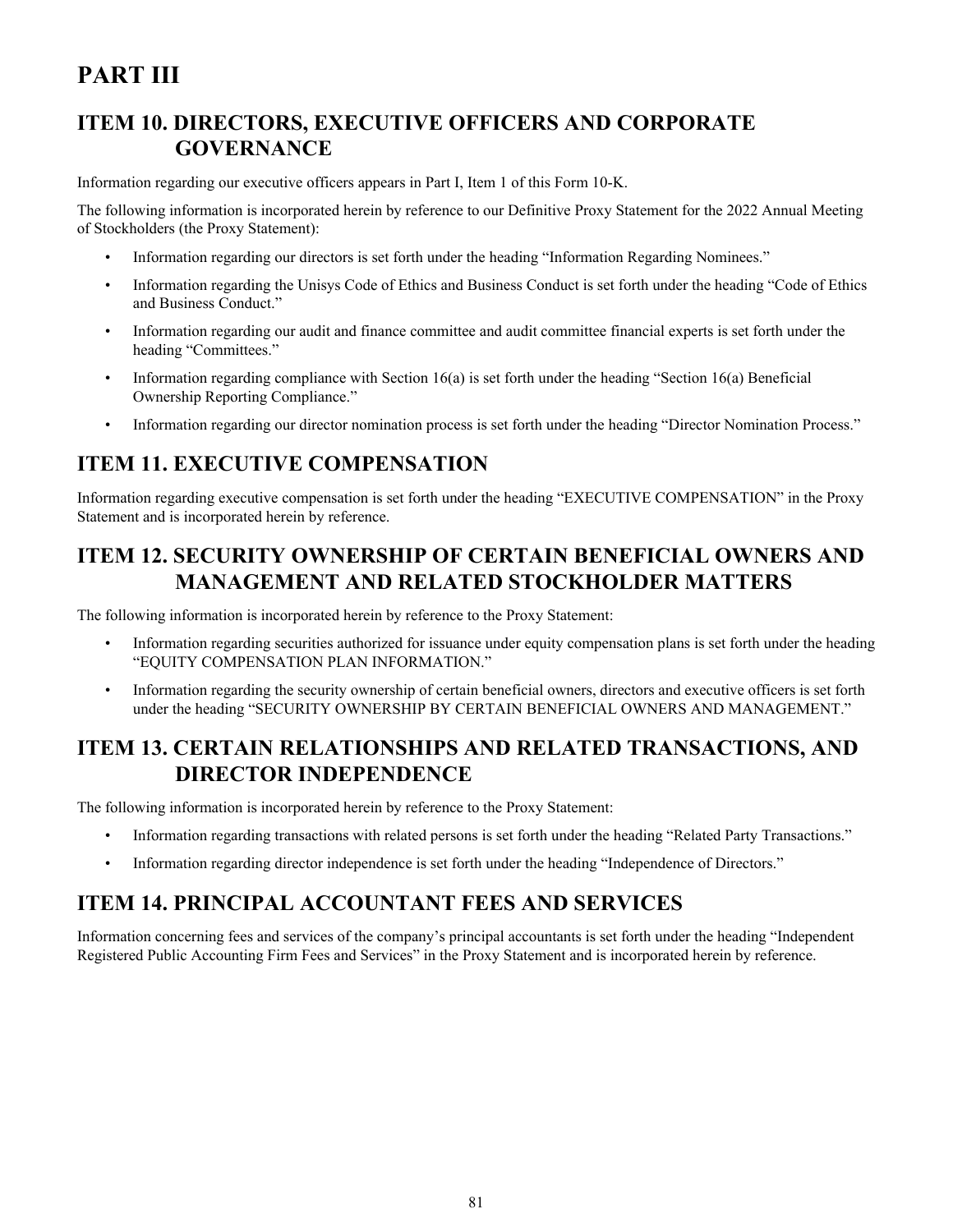# PART III

## ITEM 10. DIRECTORS, EXECUTIVE OFFICERS AND CORPORATE GOVERNANCE

Information regarding our executive officers appears in Part I, Item 1 of this Form 10-K.

The following information is incorporated herein by reference to our Definitive Proxy Statement for the 2022 Annual Meeting of Stockholders (the Proxy Statement):

- Information regarding our directors is set forth under the heading "Information Regarding Nominees."
- Information regarding the Unisys Code of Ethics and Business Conduct is set forth under the heading "Code of Ethics and Business Conduct."
- Information regarding our audit and finance committee and audit committee financial experts is set forth under the heading "Committees."
- Information regarding compliance with Section 16(a) is set forth under the heading "Section 16(a) Beneficial Ownership Reporting Compliance."
- Information regarding our director nomination process is set forth under the heading "Director Nomination Process."

## ITEM 11. EXECUTIVE COMPENSATION

Information regarding executive compensation is set forth under the heading "EXECUTIVE COMPENSATION" in the Proxy Statement and is incorporated herein by reference.

## ITEM 12. SECURITY OWNERSHIP OF CERTAIN BENEFICIAL OWNERS AND MANAGEMENT AND RELATED STOCKHOLDER MATTERS

The following information is incorporated herein by reference to the Proxy Statement:

- Information regarding securities authorized for issuance under equity compensation plans is set forth under the heading "EQUITY COMPENSATION PLAN INFORMATION."
- Information regarding the security ownership of certain beneficial owners, directors and executive officers is set forth under the heading "SECURITY OWNERSHIP BY CERTAIN BENEFICIAL OWNERS AND MANAGEMENT."

## ITEM 13. CERTAIN RELATIONSHIPS AND RELATED TRANSACTIONS, AND DIRECTOR INDEPENDENCE

The following information is incorporated herein by reference to the Proxy Statement:

- Information regarding transactions with related persons is set forth under the heading "Related Party Transactions."
- Information regarding director independence is set forth under the heading "Independence of Directors."

## ITEM 14. PRINCIPAL ACCOUNTANT FEES AND SERVICES

Information concerning fees and services of the company's principal accountants is set forth under the heading "Independent Registered Public Accounting Firm Fees and Services" in the Proxy Statement and is incorporated herein by reference.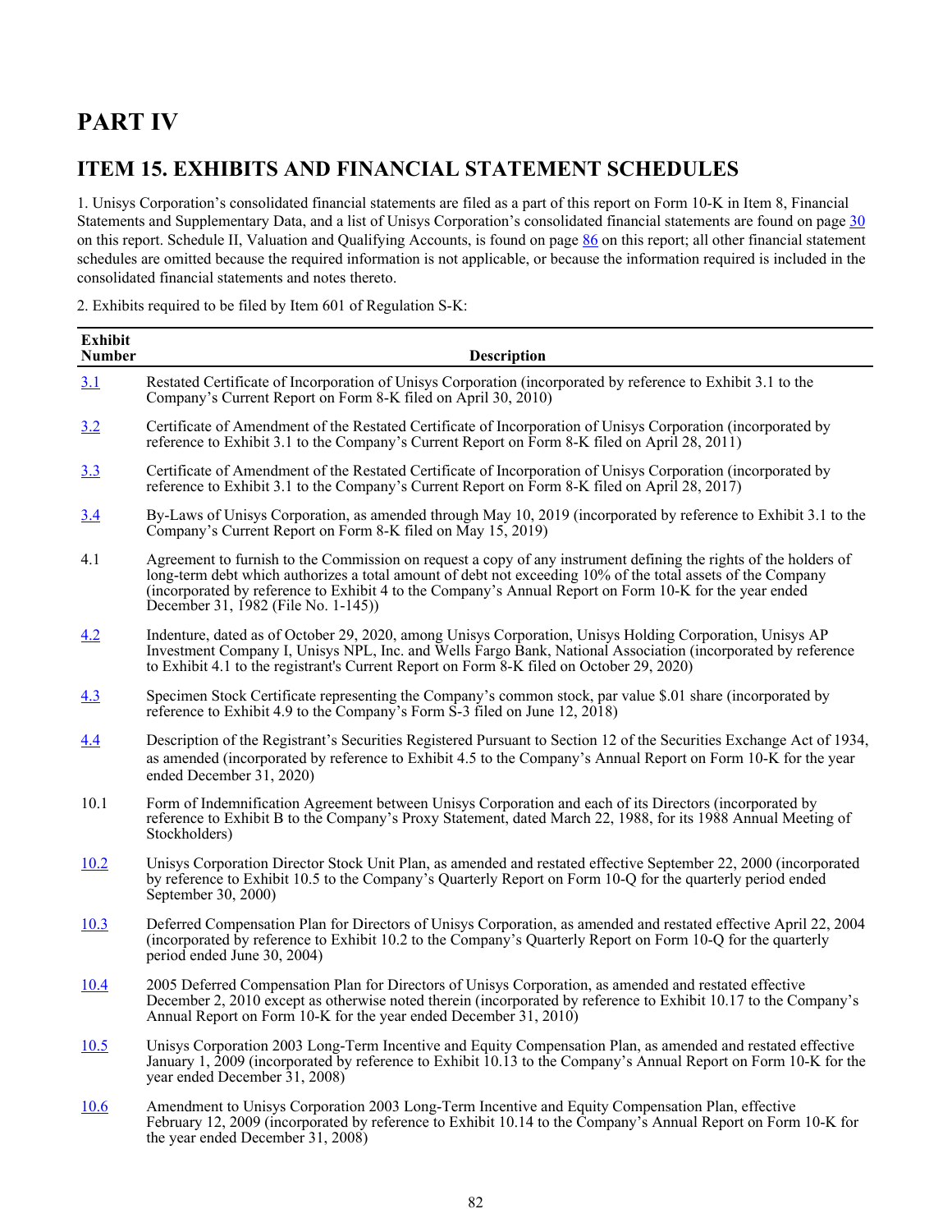# PART IV

## ITEM 15. EXHIBITS AND FINANCIAL STATEMENT SCHEDULES

1. Unisys Corporation's consolidated financial statements are filed as a part of this report on Form 10-K in Item 8, Financial Statements and Supplementary Data, and a list of Unisys Corporation's consolidated financial statements are found on page 30 on this report. Schedule II, Valuation and Qualifying Accounts, is found on page 86 on this report; all other financial statement schedules are omitted because the required information is not applicable, or because the information required is included in the consolidated financial statements and notes thereto.

2. Exhibits required to be filed by Item 601 of Regulation S-K:

| Exhibit Number | Description |
|---|---|
| 3.1 | Restated Certificate of Incorporation of Unisys Corporation (incorporated by reference to Exhibit 3.1 to the Company's Current Report on Form 8-K filed on April 30, 2010) |
| 3.2 | Certificate of Amendment of the Restated Certificate of Incorporation of Unisys Corporation (incorporated by reference to Exhibit 3.1 to the Company's Current Report on Form 8-K filed on April 28, 2011) |
| 3.3 | Certificate of Amendment of the Restated Certificate of Incorporation of Unisys Corporation (incorporated by reference to Exhibit 3.1 to the Company's Current Report on Form 8-K filed on April 28, 2017) |
| 3.4 | By-Laws of Unisys Corporation, as amended through May 10, 2019 (incorporated by reference to Exhibit 3.1 to the Company's Current Report on Form 8-K filed on May 15, 2019) |
| 4.1 | Agreement to furnish to the Commission on request a copy of any instrument defining the rights of the holders of long-term debt which authorizes a total amount of debt not exceeding 10% of the total assets of the Company (incorporated by reference to Exhibit 4 to the Company's Annual Report on Form 10-K for the year ended December 31, 1982 (File No. 1-145)) |
| 4.2 | Indenture, dated as of October 29, 2020, among Unisys Corporation, Unisys Holding Corporation, Unisys AP Investment Company I, Unisys NPL, Inc. and Wells Fargo Bank, National Association (incorporated by reference to Exhibit 4.1 to the registrant's Current Report on Form 8-K filed on October 29, 2020) |
| 4.3 | Specimen Stock Certificate representing the Company's common stock, par value $.01 share (incorporated by reference to Exhibit 4.9 to the Company's Form S-3 filed on June 12, 2018) |
| 4.4 | Description of the Registrant's Securities Registered Pursuant to Section 12 of the Securities Exchange Act of 1934, as amended (incorporated by reference to Exhibit 4.5 to the Company's Annual Report on Form 10-K for the year ended December 31, 2020) |
| 10.1 | Form of Indemnification Agreement between Unisys Corporation and each of its Directors (incorporated by reference to Exhibit B to the Company's Proxy Statement, dated March 22, 1988, for its 1988 Annual Meeting of Stockholders) |
| 10.2 | Unisys Corporation Director Stock Unit Plan, as amended and restated effective September 22, 2000 (incorporated by reference to Exhibit 10.5 to the Company's Quarterly Report on Form 10-Q for the quarterly period ended September 30, 2000) |
| 10.3 | Deferred Compensation Plan for Directors of Unisys Corporation, as amended and restated effective April 22, 2004 (incorporated by reference to Exhibit 10.2 to the Company's Quarterly Report on Form 10-Q for the quarterly period ended June 30, 2004) |
| 10.4 | 2005 Deferred Compensation Plan for Directors of Unisys Corporation, as amended and restated effective December 2, 2010 except as otherwise noted therein (incorporated by reference to Exhibit 10.17 to the Company's Annual Report on Form 10-K for the year ended December 31, 2010) |
| 10.5 | Unisys Corporation 2003 Long-Term Incentive and Equity Compensation Plan, as amended and restated effective January 1, 2009 (incorporated by reference to Exhibit 10.13 to the Company's Annual Report on Form 10-K for the year ended December 31, 2008) |
| 10.6 | Amendment to Unisys Corporation 2003 Long-Term Incentive and Equity Compensation Plan, effective February 12, 2009 (incorporated by reference to Exhibit 10.14 to the Company's Annual Report on Form 10-K for the year ended December 31, 2008) |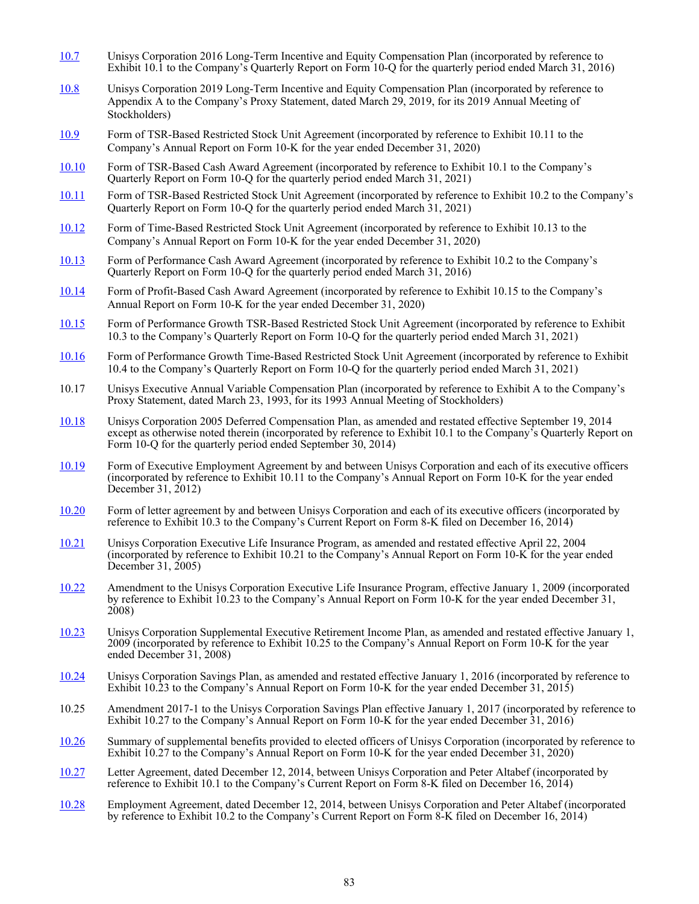| | |
|---|---|
| 10.7 | Unisys Corporation 2016 Long-Term Incentive and Equity Compensation Plan (incorporated by reference to Exhibit 10.1 to the Company's Quarterly Report on Form 10-Q for the quarterly period ended March 31, 2016) |
| 10.8 | Unisys Corporation 2019 Long-Term Incentive and Equity Compensation Plan (incorporated by reference to Appendix A to the Company's Proxy Statement, dated March 29, 2019, for its 2019 Annual Meeting of Stockholders) |
| 10.9 | Form of TSR-Based Restricted Stock Unit Agreement (incorporated by reference to Exhibit 10.11 to the Company's Annual Report on Form 10-K for the year ended December 31, 2020) |
| 10.10 | Form of TSR-Based Cash Award Agreement (incorporated by reference to Exhibit 10.1 to the Company's Quarterly Report on Form 10-Q for the quarterly period ended March 31, 2021) |
| 10.11 | Form of TSR-Based Restricted Stock Unit Agreement (incorporated by reference to Exhibit 10.2 to the Company's Quarterly Report on Form 10-Q for the quarterly period ended March 31, 2021) |
| 10.12 | Form of Time-Based Restricted Stock Unit Agreement (incorporated by reference to Exhibit 10.13 to the Company's Annual Report on Form 10-K for the year ended December 31, 2020) |
| 10.13 | Form of Performance Cash Award Agreement (incorporated by reference to Exhibit 10.2 to the Company's Quarterly Report on Form 10-Q for the quarterly period ended March 31, 2016) |
| 10.14 | Form of Profit-Based Cash Award Agreement (incorporated by reference to Exhibit 10.15 to the Company's Annual Report on Form 10-K for the year ended December 31, 2020) |
| 10.15 | Form of Performance Growth TSR-Based Restricted Stock Unit Agreement (incorporated by reference to Exhibit 10.3 to the Company's Quarterly Report on Form 10-Q for the quarterly period ended March 31, 2021) |
| 10.16 | Form of Performance Growth Time-Based Restricted Stock Unit Agreement (incorporated by reference to Exhibit 10.4 to the Company's Quarterly Report on Form 10-Q for the quarterly period ended March 31, 2021) |
| 10.17 | Unisys Executive Annual Variable Compensation Plan (incorporated by reference to Exhibit A to the Company's Proxy Statement, dated March 23, 1993, for its 1993 Annual Meeting of Stockholders) |
| 10.18 | Unisys Corporation 2005 Deferred Compensation Plan, as amended and restated effective September 19, 2014 except as otherwise noted therein (incorporated by reference to Exhibit 10.1 to the Company's Quarterly Report on Form 10-Q for the quarterly period ended September 30, 2014) |
| 10.19 | Form of Executive Employment Agreement by and between Unisys Corporation and each of its executive officers (incorporated by reference to Exhibit 10.11 to the Company's Annual Report on Form 10-K for the year ended December 31, 2012) |
| 10.20 | Form of letter agreement by and between Unisys Corporation and each of its executive officers (incorporated by reference to Exhibit 10.3 to the Company's Current Report on Form 8-K filed on December 16, 2014) |
| 10.21 | Unisys Corporation Executive Life Insurance Program, as amended and restated effective April 22, 2004 (incorporated by reference to Exhibit 10.21 to the Company's Annual Report on Form 10-K for the year ended December 31, 2005) |
| 10.22 | Amendment to the Unisys Corporation Executive Life Insurance Program, effective January 1, 2009 (incorporated by reference to Exhibit 10.23 to the Company's Annual Report on Form 10-K for the year ended December 31, 2008) |
| 10.23 | Unisys Corporation Supplemental Executive Retirement Income Plan, as amended and restated effective January 1, 2009 (incorporated by reference to Exhibit 10.25 to the Company's Annual Report on Form 10-K for the year ended December 31, 2008) |
| 10.24 | Unisys Corporation Savings Plan, as amended and restated effective January 1, 2016 (incorporated by reference to Exhibit 10.23 to the Company's Annual Report on Form 10-K for the year ended December 31, 2015) |
| 10.25 | Amendment 2017-1 to the Unisys Corporation Savings Plan effective January 1, 2017 (incorporated by reference to Exhibit 10.27 to the Company's Annual Report on Form 10-K for the year ended December 31, 2016) |
| 10.26 | Summary of supplemental benefits provided to elected officers of Unisys Corporation (incorporated by reference to Exhibit 10.27 to the Company's Annual Report on Form 10-K for the year ended December 31, 2020) |
| 10.27 | Letter Agreement, dated December 12, 2014, between Unisys Corporation and Peter Altabef (incorporated by reference to Exhibit 10.1 to the Company's Current Report on Form 8-K filed on December 16, 2014) |
| 10.28 | Employment Agreement, dated December 12, 2014, between Unisys Corporation and Peter Altabef (incorporated by reference to Exhibit 10.2 to the Company's Current Report on Form 8-K filed on December 16, 2014) |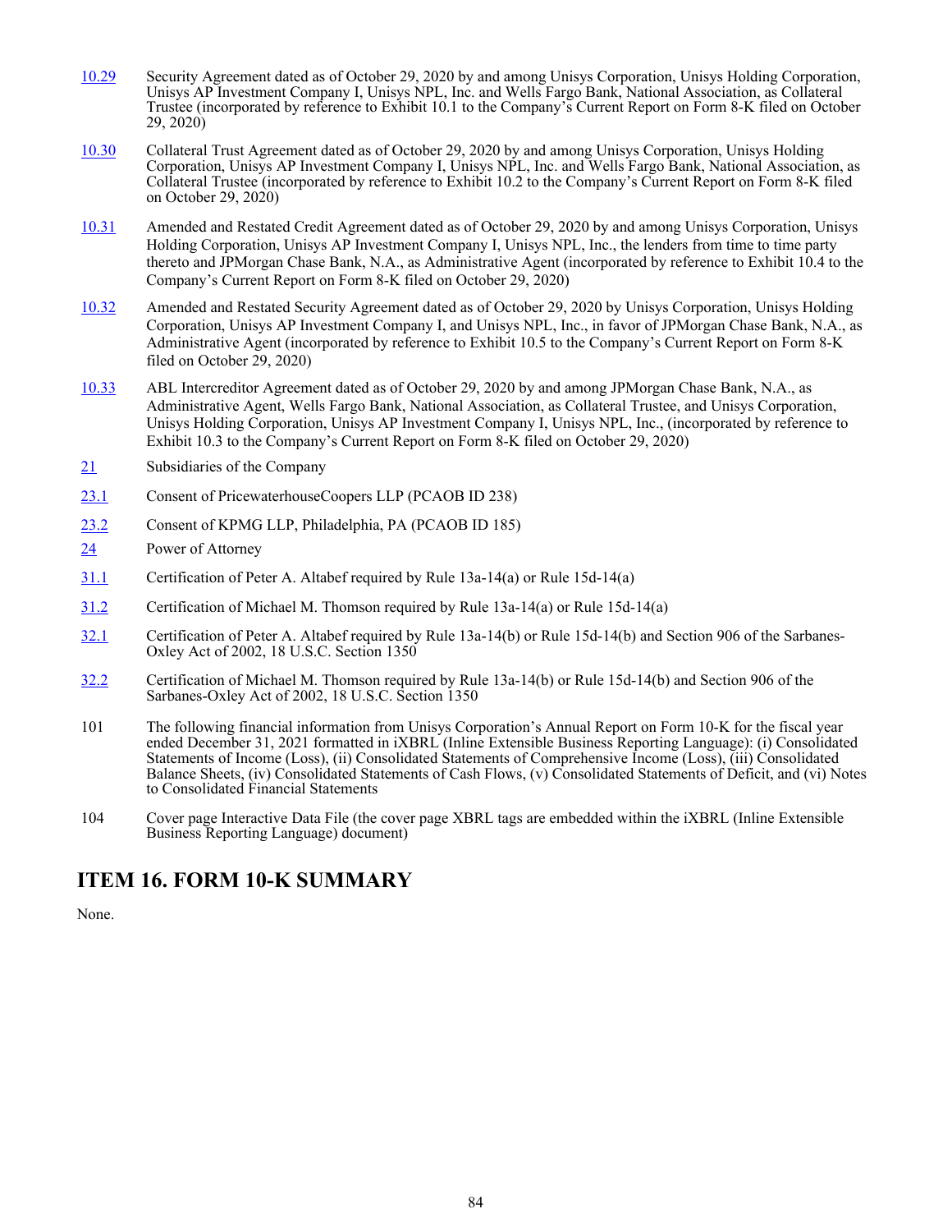| | |
|---|---|
| 10.29 | Security Agreement dated as of October 29, 2020 by and among Unisys Corporation, Unisys Holding Corporation, Unisys AP Investment Company I, Unisys NPL, Inc. and Wells Fargo Bank, National Association, as Collateral Trustee (incorporated by reference to Exhibit 10.1 to the Company's Current Report on Form 8-K filed on October 29, 2020) |
| 10.30 | Collateral Trust Agreement dated as of October 29, 2020 by and among Unisys Corporation, Unisys Holding Corporation, Unisys AP Investment Company I, Unisys NPL, Inc. and Wells Fargo Bank, National Association, as Collateral Trustee (incorporated by reference to Exhibit 10.2 to the Company's Current Report on Form 8-K filed on October 29, 2020) |
| 10.31 | Amended and Restated Credit Agreement dated as of October 29, 2020 by and among Unisys Corporation, Unisys Holding Corporation, Unisys AP Investment Company I, Unisys NPL, Inc., the lenders from time to time party thereto and JPMorgan Chase Bank, N.A., as Administrative Agent (incorporated by reference to Exhibit 10.4 to the Company's Current Report on Form 8-K filed on October 29, 2020) |
| 10.32 | Amended and Restated Security Agreement dated as of October 29, 2020 by Unisys Corporation, Unisys Holding Corporation, Unisys AP Investment Company I, and Unisys NPL, Inc., in favor of JPMorgan Chase Bank, N.A., as Administrative Agent (incorporated by reference to Exhibit 10.5 to the Company's Current Report on Form 8-K filed on October 29, 2020) |
| 10.33 | ABL Intercreditor Agreement dated as of October 29, 2020 by and among JPMorgan Chase Bank, N.A., as Administrative Agent, Wells Fargo Bank, National Association, as Collateral Trustee, and Unisys Corporation, Unisys Holding Corporation, Unisys AP Investment Company I, Unisys NPL, Inc., (incorporated by reference to Exhibit 10.3 to the Company's Current Report on Form 8-K filed on October 29, 2020) |
| 21 | Subsidiaries of the Company |
| 23.1 | Consent of PricewaterhouseCoopers LLP (PCAOB ID 238) |
| 23.2 | Consent of KPMG LLP, Philadelphia, PA (PCAOB ID 185) |
| 24 | Power of Attorney |
| 31.1 | Certification of Peter A. Altabef required by Rule 13a-14(a) or Rule 15d-14(a) |
| 31.2 | Certification of Michael M. Thomson required by Rule 13a-14(a) or Rule 15d-14(a) |
| 32.1 | Certification of Peter A. Altabef required by Rule 13a-14(b) or Rule 15d-14(b) and Section 906 of the Sarbanes-Oxley Act of 2002, 18 U.S.C. Section 1350 |
| 32.2 | Certification of Michael M. Thomson required by Rule 13a-14(b) or Rule 15d-14(b) and Section 906 of the Sarbanes-Oxley Act of 2002, 18 U.S.C. Section 1350 |
| 101 | The following financial information from Unisys Corporation's Annual Report on Form 10-K for the fiscal year ended December 31, 2021 formatted in iXBRL (Inline Extensible Business Reporting Language): (i) Consolidated Statements of Income (Loss), (ii) Consolidated Statements of Comprehensive Income (Loss), (iii) Consolidated Balance Sheets, (iv) Consolidated Statements of Cash Flows, (v) Consolidated Statements of Deficit, and (vi) Notes to Consolidated Financial Statements |
| 104 | Cover page Interactive Data File (the cover page XBRL tags are embedded within the iXBRL (Inline Extensible Business Reporting Language) document) |

## ITEM 16. FORM 10-K SUMMARY

None.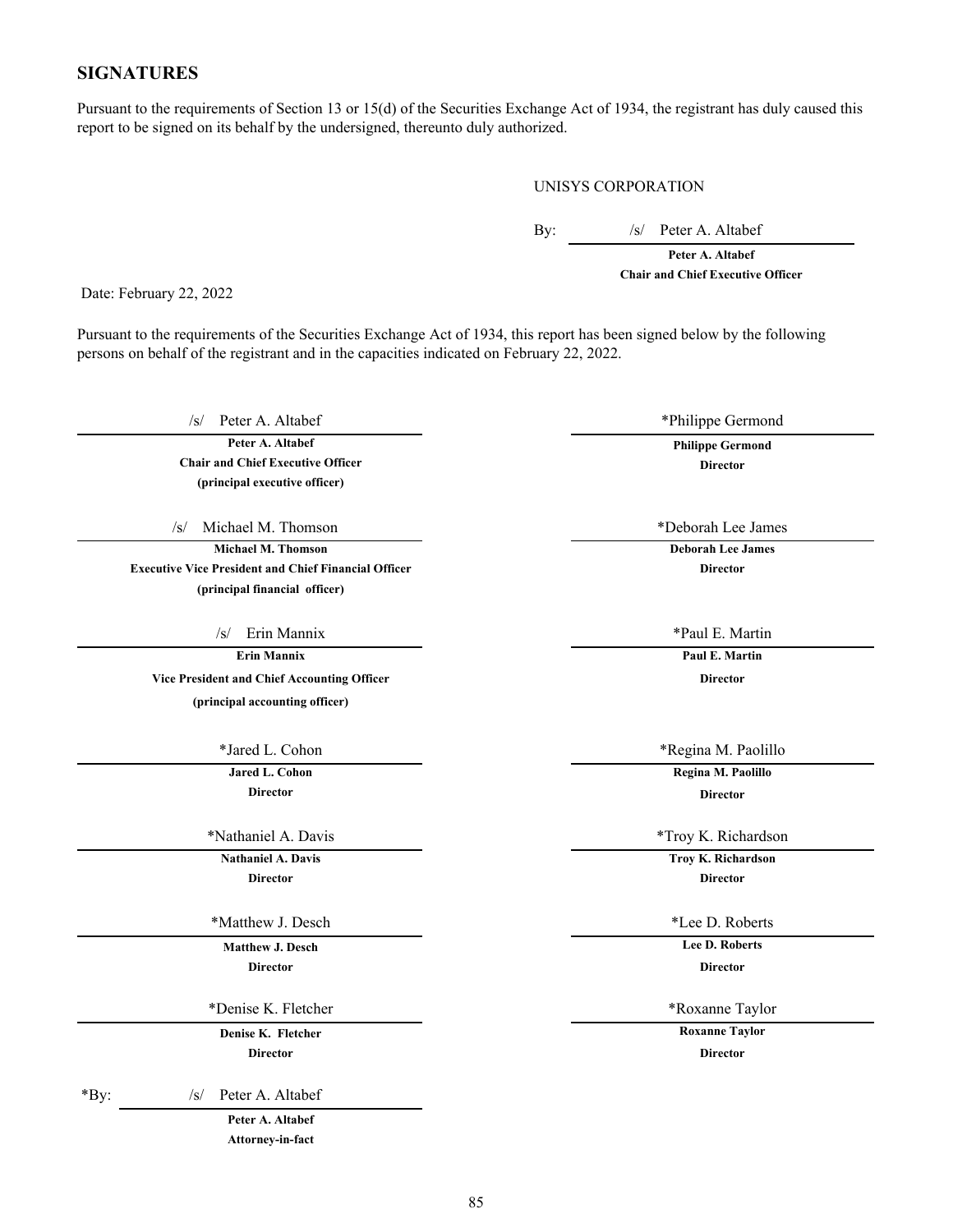## SIGNATURES

Pursuant to the requirements of Section 13 or 15(d) of the Securities Exchange Act of 1934, the registrant has duly caused this report to be signed on its behalf by the undersigned, thereunto duly authorized.

UNISYS CORPORATION

By: /s/ Peter A. Altabef

**Peter A. Altabef**
**Chair and Chief Executive Officer**

Date: February 22, 2022

Pursuant to the requirements of the Securities Exchange Act of 1934, this report has been signed below by the following persons on behalf of the registrant and in the capacities indicated on February 22, 2022.

| | |
|---|---|
| /s/ Peter A. Altabef<br>**Peter A. Altabef**<br>**Chair and Chief Executive Officer**<br>**(principal executive officer)** | *Philippe Germond<br>**Philippe Germond**<br>**Director** |
| /s/ Michael M. Thomson<br>**Michael M. Thomson**<br>**Executive Vice President and Chief Financial Officer**<br>**(principal financial officer)** | *Deborah Lee James<br>**Deborah Lee James**<br>**Director** |
| /s/ Erin Mannix<br>**Erin Mannix**<br>**Vice President and Chief Accounting Officer**<br>**(principal accounting officer)** | *Paul E. Martin<br>**Paul E. Martin**<br>**Director** |
| *Jared L. Cohon<br>**Jared L. Cohon**<br>**Director** | *Regina M. Paolillo<br>**Regina M. Paolillo**<br>**Director** |
| *Nathaniel A. Davis<br>**Nathaniel A. Davis**<br>**Director** | *Troy K. Richardson<br>**Troy K. Richardson**<br>**Director** |
| *Matthew J. Desch<br>**Matthew J. Desch**<br>**Director** | *Lee D. Roberts<br>**Lee D. Roberts**<br>**Director** |
| *Denise K. Fletcher<br>**Denise K. Fletcher**<br>**Director** | *Roxanne Taylor<br>**Roxanne Taylor**<br>**Director** |

*By: /s/ Peter A. Altabef

**Peter A. Altabef**
**Attorney-in-fact**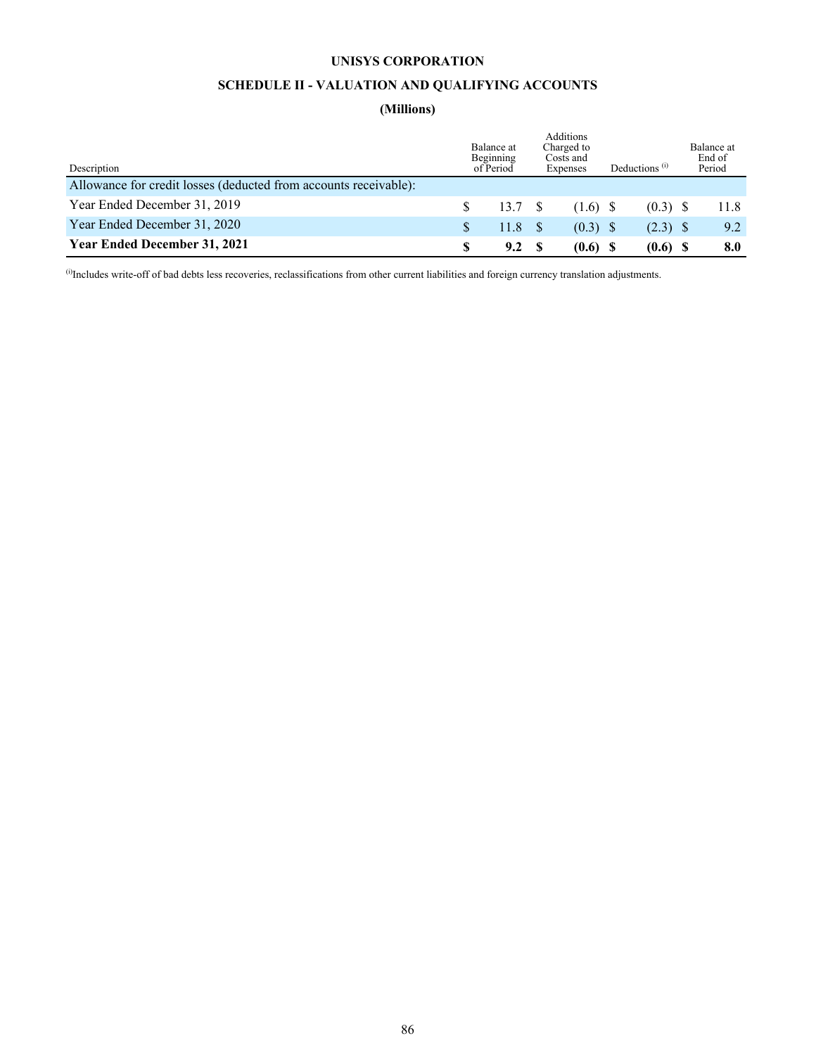**UNISYS CORPORATION**

**SCHEDULE II - VALUATION AND QUALIFYING ACCOUNTS**

**(Millions)**

| Description | Balance at Beginning of Period | Additions Charged to Costs and Expenses | Deductions [(i)] | Balance at End of Period |
|---|---|---|---|---|
| Allowance for credit losses (deducted from accounts receivable): | | | | |
| Year Ended December 31, 2019 | $ 13.7 | $ (1.6) | $ (0.3) | $ 11.8 |
| Year Ended December 31, 2020 | $ 11.8 | $ (0.3) | $ (2.3) | $ 9.2 |
| **Year Ended December 31, 2021** | **$ 9.2** | **$ (0.6)** | **$ (0.6)** | **$ 8.0** |

[(i)]Includes write-off of bad debts less recoveries, reclassifications from other current liabilities and foreign currency translation adjustments.